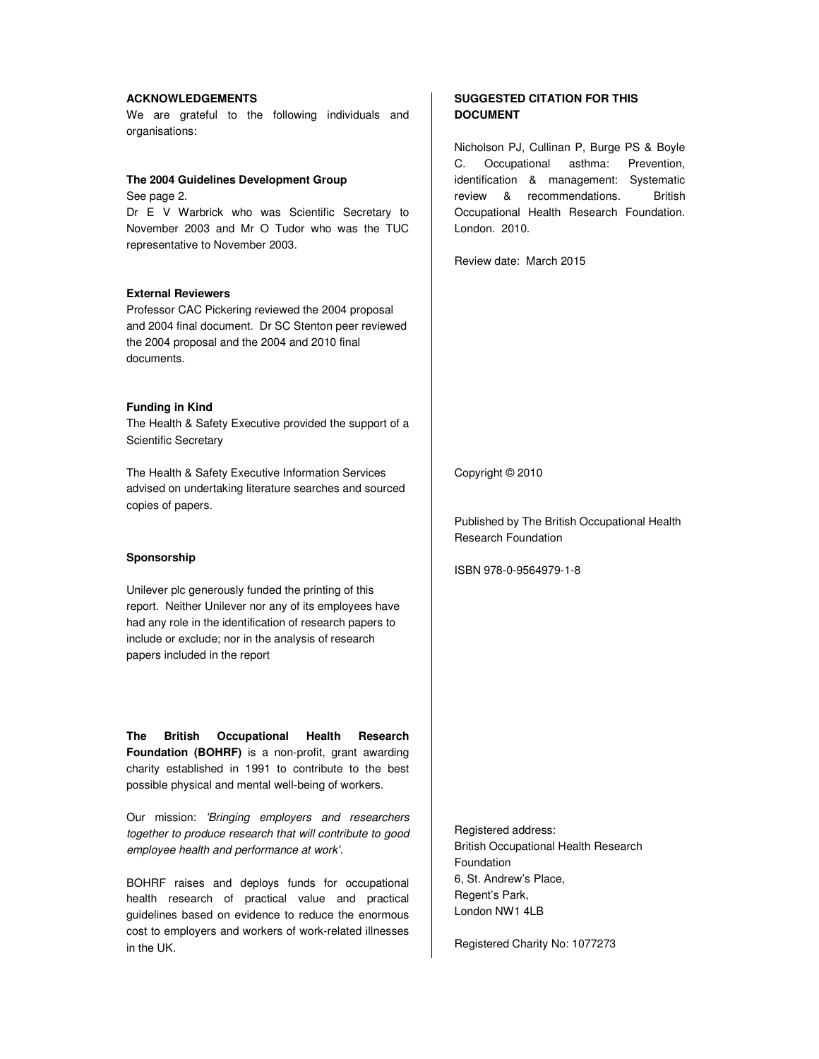## ACKNOWLEDGEMENTS

We are grateful to the following individuals and organisations:

### The 2004 Guidelines Development Group

See page 2.

Dr E V Warbrick who was Scientific Secretary to November 2003 and Mr O Tudor who was the TUC representative to November 2003.

### External Reviewers

Professor CAC Pickering reviewed the 2004 proposal and 2004 final document. Dr SC Stenton peer reviewed the 2004 proposal and the 2004 and 2010 final documents.

### Funding in Kind

The Health & Safety Executive provided the support of a Scientific Secretary

The Health & Safety Executive Information Services advised on undertaking literature searches and sourced copies of papers.

### Sponsorship

Unilever plc generously funded the printing of this report. Neither Unilever nor any of its employees have had any role in the identification of research papers to include or exclude; nor in the analysis of research papers included in the report

**The British Occupational Health Research Foundation (BOHRF)** is a non-profit, grant awarding charity established in 1991 to contribute to the best possible physical and mental well-being of workers.

Our mission: *'Bringing employers and researchers together to produce research that will contribute to good employee health and performance at work'.*

BOHRF raises and deploys funds for occupational health research of practical value and practical guidelines based on evidence to reduce the enormous cost to employers and workers of work-related illnesses in the UK.

## SUGGESTED CITATION FOR THIS DOCUMENT

Nicholson PJ, Cullinan P, Burge PS & Boyle C. Occupational asthma: Prevention, identification & management: Systematic review & recommendations. British Occupational Health Research Foundation. London. 2010.

Review date: March 2015

Copyright © 2010

Published by The British Occupational Health Research Foundation

ISBN 978-0-9564979-1-8

Registered address:
British Occupational Health Research Foundation
6, St. Andrew's Place,
Regent's Park,
London NW1 4LB

Registered Charity No: 1077273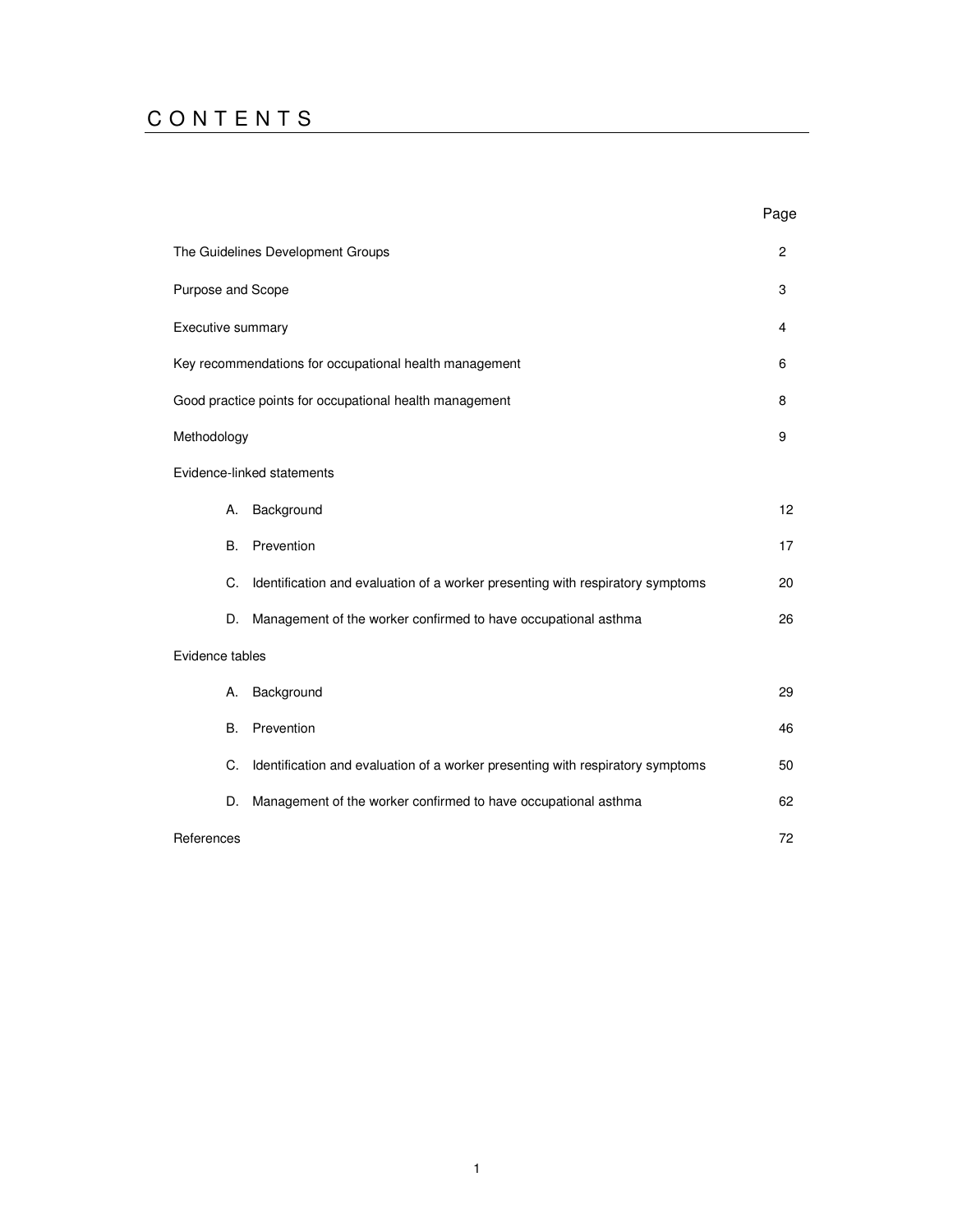# CONTENTS

| | Page |
|---|---|
| The Guidelines Development Groups | 2 |
| Purpose and Scope | 3 |
| Executive summary | 4 |
| Key recommendations for occupational health management | 6 |
| Good practice points for occupational health management | 8 |
| Methodology | 9 |
| Evidence-linked statements | |
| A. Background | 12 |
| B. Prevention | 17 |
| C. Identification and evaluation of a worker presenting with respiratory symptoms | 20 |
| D. Management of the worker confirmed to have occupational asthma | 26 |
| Evidence tables | |
| A. Background | 29 |
| B. Prevention | 46 |
| C. Identification and evaluation of a worker presenting with respiratory symptoms | 50 |
| D. Management of the worker confirmed to have occupational asthma | 62 |
| References | 72 |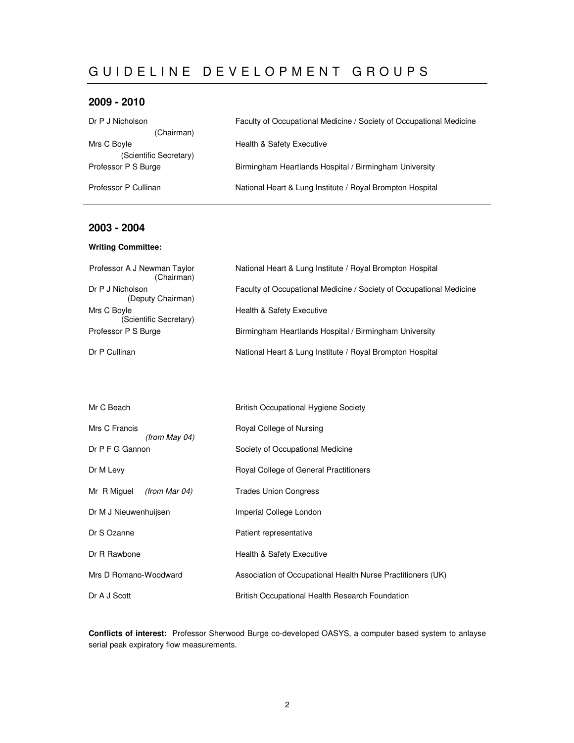# GUIDELINE DEVELOPMENT GROUPS

## 2009 - 2010

| | |
|---|---|
| Dr P J Nicholson (Chairman) | Faculty of Occupational Medicine / Society of Occupational Medicine |
| Mrs C Boyle (Scientific Secretary) | Health & Safety Executive |
| Professor P S Burge | Birmingham Heartlands Hospital / Birmingham University |
| Professor P Cullinan | National Heart & Lung Institute / Royal Brompton Hospital |

## 2003 - 2004

**Writing Committee:**

| | |
|---|---|
| Professor A J Newman Taylor (Chairman) | National Heart & Lung Institute / Royal Brompton Hospital |
| Dr P J Nicholson (Deputy Chairman) | Faculty of Occupational Medicine / Society of Occupational Medicine |
| Mrs C Boyle (Scientific Secretary) | Health & Safety Executive |
| Professor P S Burge | Birmingham Heartlands Hospital / Birmingham University |
| Dr P Cullinan | National Heart & Lung Institute / Royal Brompton Hospital |

| | |
|---|---|
| Mr C Beach | British Occupational Hygiene Society |
| Mrs C Francis *(from May 04)* | Royal College of Nursing |
| Dr P F G Gannon | Society of Occupational Medicine |
| Dr M Levy | Royal College of General Practitioners |
| Mr R Miguel *(from Mar 04)* | Trades Union Congress |
| Dr M J Nieuwenhuijsen | Imperial College London |
| Dr S Ozanne | Patient representative |
| Dr R Rawbone | Health & Safety Executive |
| Mrs D Romano-Woodward | Association of Occupational Health Nurse Practitioners (UK) |
| Dr A J Scott | British Occupational Health Research Foundation |

**Conflicts of interest:** Professor Sherwood Burge co-developed OASYS, a computer based system to anlayse serial peak expiratory flow measurements.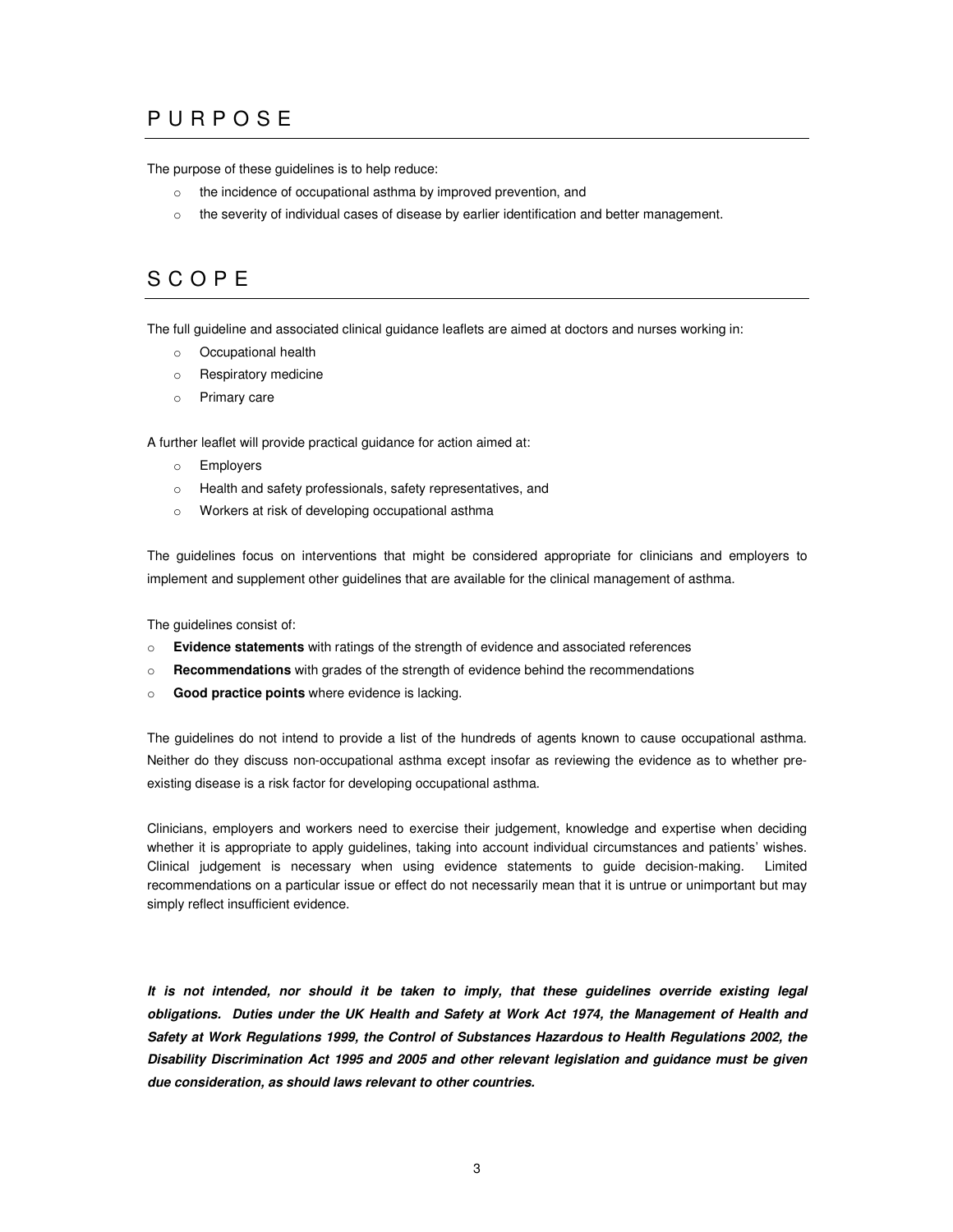# PURPOSE

The purpose of these guidelines is to help reduce:

- the incidence of occupational asthma by improved prevention, and
- the severity of individual cases of disease by earlier identification and better management.

# SCOPE

The full guideline and associated clinical guidance leaflets are aimed at doctors and nurses working in:

- Occupational health
- Respiratory medicine
- Primary care

A further leaflet will provide practical guidance for action aimed at:

- Employers
- Health and safety professionals, safety representatives, and
- Workers at risk of developing occupational asthma

The guidelines focus on interventions that might be considered appropriate for clinicians and employers to implement and supplement other guidelines that are available for the clinical management of asthma.

The guidelines consist of:

- **Evidence statements** with ratings of the strength of evidence and associated references
- **Recommendations** with grades of the strength of evidence behind the recommendations
- **Good practice points** where evidence is lacking.

The guidelines do not intend to provide a list of the hundreds of agents known to cause occupational asthma. Neither do they discuss non-occupational asthma except insofar as reviewing the evidence as to whether pre-existing disease is a risk factor for developing occupational asthma.

Clinicians, employers and workers need to exercise their judgement, knowledge and expertise when deciding whether it is appropriate to apply guidelines, taking into account individual circumstances and patients' wishes. Clinical judgement is necessary when using evidence statements to guide decision-making. Limited recommendations on a particular issue or effect do not necessarily mean that it is untrue or unimportant but may simply reflect insufficient evidence.

***It is not intended, nor should it be taken to imply, that these guidelines override existing legal obligations. Duties under the UK Health and Safety at Work Act 1974, the Management of Health and Safety at Work Regulations 1999, the Control of Substances Hazardous to Health Regulations 2002, the Disability Discrimination Act 1995 and 2005 and other relevant legislation and guidance must be given due consideration, as should laws relevant to other countries.***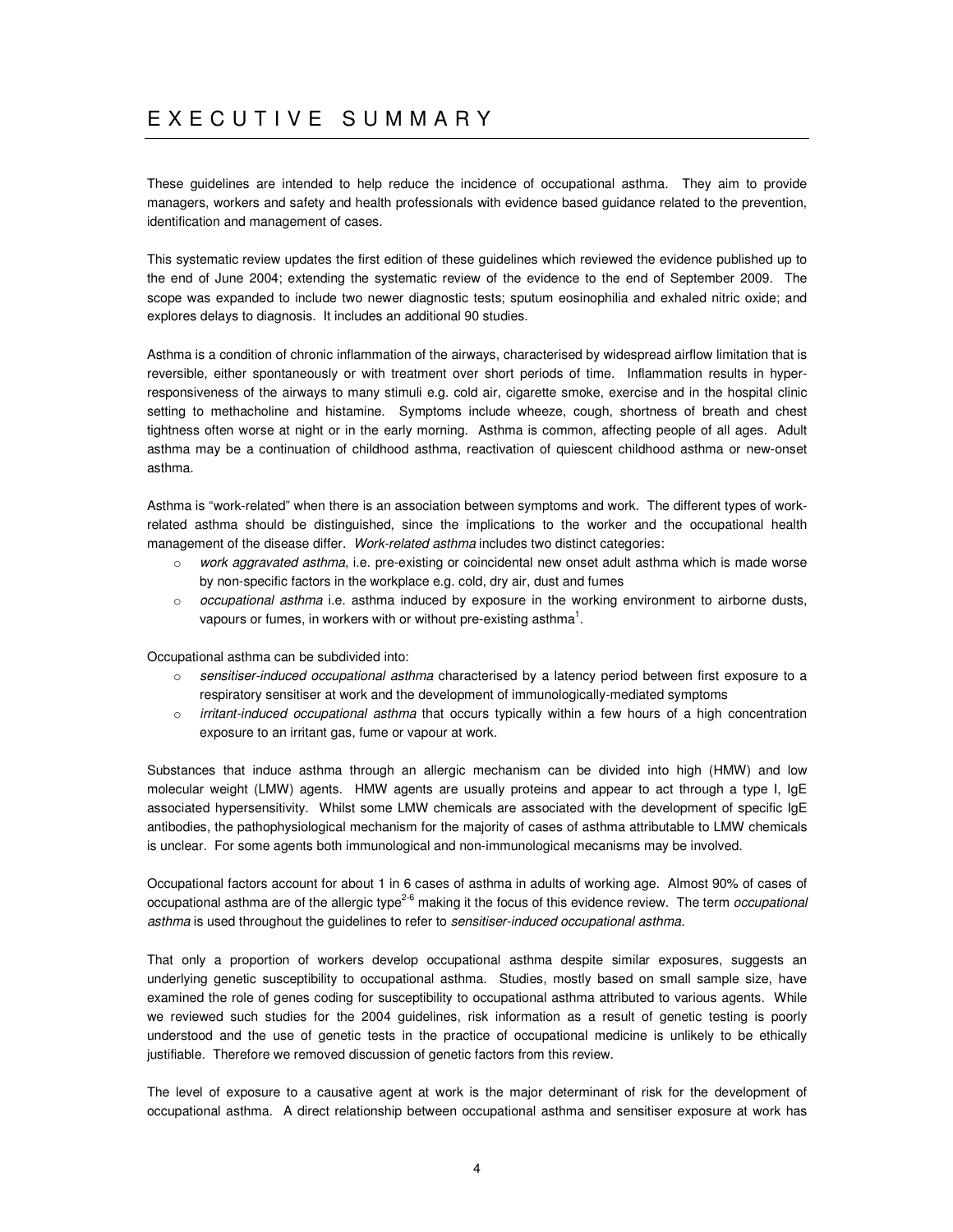# EXECUTIVE SUMMARY

These guidelines are intended to help reduce the incidence of occupational asthma. They aim to provide managers, workers and safety and health professionals with evidence based guidance related to the prevention, identification and management of cases.

This systematic review updates the first edition of these guidelines which reviewed the evidence published up to the end of June 2004; extending the systematic review of the evidence to the end of September 2009. The scope was expanded to include two newer diagnostic tests; sputum eosinophilia and exhaled nitric oxide; and explores delays to diagnosis. It includes an additional 90 studies.

Asthma is a condition of chronic inflammation of the airways, characterised by widespread airflow limitation that is reversible, either spontaneously or with treatment over short periods of time. Inflammation results in hyper-responsiveness of the airways to many stimuli e.g. cold air, cigarette smoke, exercise and in the hospital clinic setting to methacholine and histamine. Symptoms include wheeze, cough, shortness of breath and chest tightness often worse at night or in the early morning. Asthma is common, affecting people of all ages. Adult asthma may be a continuation of childhood asthma, reactivation of quiescent childhood asthma or new-onset asthma.

Asthma is "work-related" when there is an association between symptoms and work. The different types of work-related asthma should be distinguished, since the implications to the worker and the occupational health management of the disease differ. *Work-related asthma* includes two distinct categories:

- *work aggravated asthma*, i.e. pre-existing or coincidental new onset adult asthma which is made worse by non-specific factors in the workplace e.g. cold, dry air, dust and fumes
- *occupational asthma* i.e. asthma induced by exposure in the working environment to airborne dusts, vapours or fumes, in workers with or without pre-existing asthma[1].

Occupational asthma can be subdivided into:

- *sensitiser-induced occupational asthma* characterised by a latency period between first exposure to a respiratory sensitiser at work and the development of immunologically-mediated symptoms
- *irritant-induced occupational asthma* that occurs typically within a few hours of a high concentration exposure to an irritant gas, fume or vapour at work.

Substances that induce asthma through an allergic mechanism can be divided into high (HMW) and low molecular weight (LMW) agents. HMW agents are usually proteins and appear to act through a type I, IgE associated hypersensitivity. Whilst some LMW chemicals are associated with the development of specific IgE antibodies, the pathophysiological mechanism for the majority of cases of asthma attributable to LMW chemicals is unclear. For some agents both immunological and non-immunological mecanisms may be involved.

Occupational factors account for about 1 in 6 cases of asthma in adults of working age. Almost 90% of cases of occupational asthma are of the allergic type[2-6] making it the focus of this evidence review. The term *occupational asthma* is used throughout the guidelines to refer to *sensitiser-induced occupational asthma*.

That only a proportion of workers develop occupational asthma despite similar exposures, suggests an underlying genetic susceptibility to occupational asthma. Studies, mostly based on small sample size, have examined the role of genes coding for susceptibility to occupational asthma attributed to various agents. While we reviewed such studies for the 2004 guidelines, risk information as a result of genetic testing is poorly understood and the use of genetic tests in the practice of occupational medicine is unlikely to be ethically justifiable. Therefore we removed discussion of genetic factors from this review.

The level of exposure to a causative agent at work is the major determinant of risk for the development of occupational asthma. A direct relationship between occupational asthma and sensitiser exposure at work has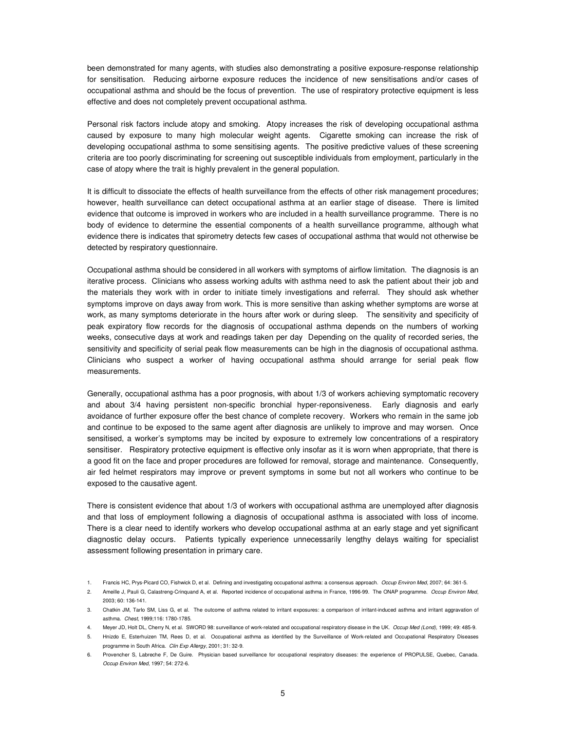been demonstrated for many agents, with studies also demonstrating a positive exposure-response relationship for sensitisation. Reducing airborne exposure reduces the incidence of new sensitisations and/or cases of occupational asthma and should be the focus of prevention. The use of respiratory protective equipment is less effective and does not completely prevent occupational asthma.

Personal risk factors include atopy and smoking. Atopy increases the risk of developing occupational asthma caused by exposure to many high molecular weight agents. Cigarette smoking can increase the risk of developing occupational asthma to some sensitising agents. The positive predictive values of these screening criteria are too poorly discriminating for screening out susceptible individuals from employment, particularly in the case of atopy where the trait is highly prevalent in the general population.

It is difficult to dissociate the effects of health surveillance from the effects of other risk management procedures; however, health surveillance can detect occupational asthma at an earlier stage of disease. There is limited evidence that outcome is improved in workers who are included in a health surveillance programme. There is no body of evidence to determine the essential components of a health surveillance programme, although what evidence there is indicates that spirometry detects few cases of occupational asthma that would not otherwise be detected by respiratory questionnaire.

Occupational asthma should be considered in all workers with symptoms of airflow limitation. The diagnosis is an iterative process. Clinicians who assess working adults with asthma need to ask the patient about their job and the materials they work with in order to initiate timely investigations and referral. They should ask whether symptoms improve on days away from work. This is more sensitive than asking whether symptoms are worse at work, as many symptoms deteriorate in the hours after work or during sleep. The sensitivity and specificity of peak expiratory flow records for the diagnosis of occupational asthma depends on the numbers of working weeks, consecutive days at work and readings taken per day Depending on the quality of recorded series, the sensitivity and specificity of serial peak flow measurements can be high in the diagnosis of occupational asthma. Clinicians who suspect a worker of having occupational asthma should arrange for serial peak flow measurements.

Generally, occupational asthma has a poor prognosis, with about 1/3 of workers achieving symptomatic recovery and about 3/4 having persistent non-specific bronchial hyper-reponsiveness. Early diagnosis and early avoidance of further exposure offer the best chance of complete recovery. Workers who remain in the same job and continue to be exposed to the same agent after diagnosis are unlikely to improve and may worsen. Once sensitised, a worker's symptoms may be incited by exposure to extremely low concentrations of a respiratory sensitiser. Respiratory protective equipment is effective only insofar as it is worn when appropriate, that there is a good fit on the face and proper procedures are followed for removal, storage and maintenance. Consequently, air fed helmet respirators may improve or prevent symptoms in some but not all workers who continue to be exposed to the causative agent.

There is consistent evidence that about 1/3 of workers with occupational asthma are unemployed after diagnosis and that loss of employment following a diagnosis of occupational asthma is associated with loss of income. There is a clear need to identify workers who develop occupational asthma at an early stage and yet significant diagnostic delay occurs. Patients typically experience unnecessarily lengthy delays waiting for specialist assessment following presentation in primary care.

1. Francis HC, Prys-Picard CO, Fishwick D, et al. Defining and investigating occupational asthma: a consensus approach. *Occup Environ Med*, 2007; 64: 361-5.
2. Ameille J, Pauli G, Calastreng-Crinquand A, et al. Reported incidence of occupational asthma in France, 1996-99. The ONAP programme. *Occup Environ Med*, 2003; 60: 136-141.
3. Chatkin JM, Tarlo SM, Liss G, et al. The outcome of asthma related to irritant exposures: a comparison of irritant-induced asthma and irritant aggravation of asthma. *Chest*, 1999;116: 1780-1785.
4. Meyer JD, Holt DL, Cherry N, et al. SWORD 98: surveillance of work-related and occupational respiratory disease in the UK. *Occup Med (Lond)*, 1999; 49: 485-9.
5. Hnizdo E, Esterhuizen TM, Rees D, et al. Occupational asthma as identified by the Surveillance of Work-related and Occupational Respiratory Diseases programme in South Africa. *Clin Exp Allergy*, 2001; 31: 32-9.
6. Provencher S, Labreche F, De Guire. Physician based surveillance for occupational respiratory diseases: the experience of PROPULSE, Quebec, Canada. *Occup Environ Med*, 1997; 54: 272-6.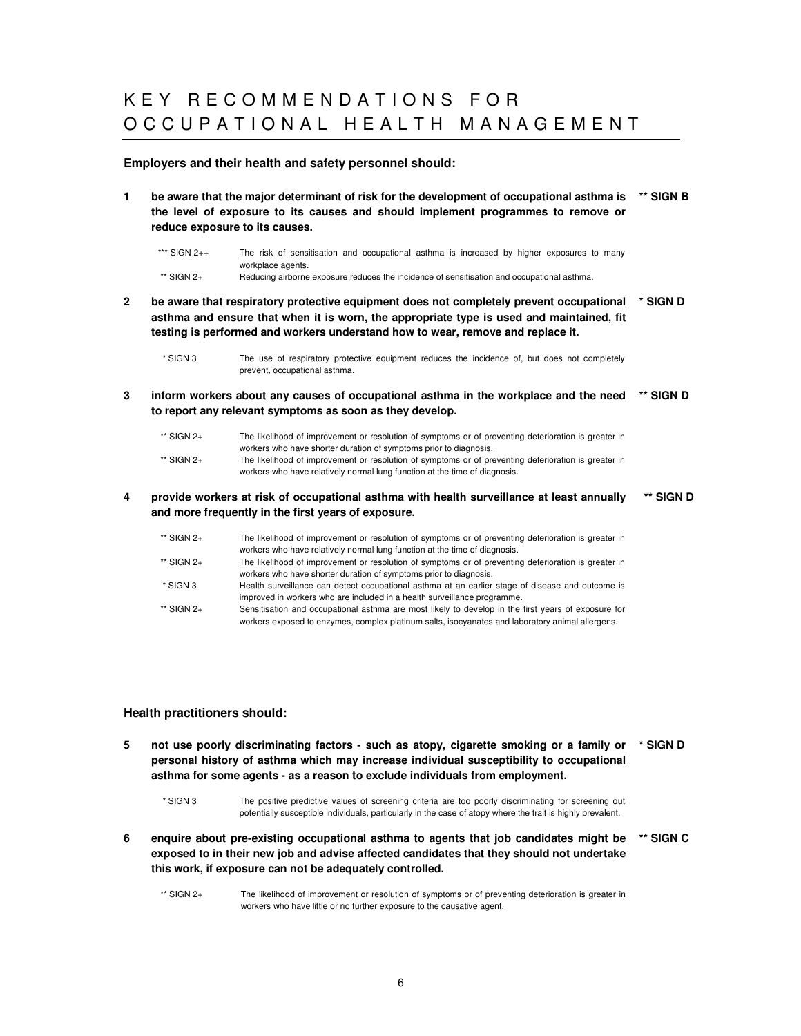# KEY RECOMMENDATIONS FOR OCCUPATIONAL HEALTH MANAGEMENT

**Employers and their health and safety personnel should:**

**1 be aware that the major determinant of risk for the development of occupational asthma is the level of exposure to its causes and should implement programmes to remove or reduce exposure to its causes.** **\*\* SIGN B**

| | |
|---|---|
| *** SIGN 2++ | The risk of sensitisation and occupational asthma is increased by higher exposures to many workplace agents. |
| ** SIGN 2+ | Reducing airborne exposure reduces the incidence of sensitisation and occupational asthma. |

**2 be aware that respiratory protective equipment does not completely prevent occupational asthma and ensure that when it is worn, the appropriate type is used and maintained, fit testing is performed and workers understand how to wear, remove and replace it.** **\* SIGN D**

| | |
|---|---|
| * SIGN 3 | The use of respiratory protective equipment reduces the incidence of, but does not completely prevent, occupational asthma. |

**3 inform workers about any causes of occupational asthma in the workplace and the need to report any relevant symptoms as soon as they develop.** **\*\* SIGN D**

| | |
|---|---|
| ** SIGN 2+ | The likelihood of improvement or resolution of symptoms or of preventing deterioration is greater in workers who have shorter duration of symptoms prior to diagnosis. |
| ** SIGN 2+ | The likelihood of improvement or resolution of symptoms or of preventing deterioration is greater in workers who have relatively normal lung function at the time of diagnosis. |

**4 provide workers at risk of occupational asthma with health surveillance at least annually and more frequently in the first years of exposure.** **\*\* SIGN D**

| | |
|---|---|
| ** SIGN 2+ | The likelihood of improvement or resolution of symptoms or of preventing deterioration is greater in workers who have relatively normal lung function at the time of diagnosis. |
| ** SIGN 2+ | The likelihood of improvement or resolution of symptoms or of preventing deterioration is greater in workers who have shorter duration of symptoms prior to diagnosis. |
| * SIGN 3 | Health surveillance can detect occupational asthma at an earlier stage of disease and outcome is improved in workers who are included in a health surveillance programme. |
| ** SIGN 2+ | Sensitisation and occupational asthma are most likely to develop in the first years of exposure for workers exposed to enzymes, complex platinum salts, isocyanates and laboratory animal allergens. |

**Health practitioners should:**

**5 not use poorly discriminating factors - such as atopy, cigarette smoking or a family or personal history of asthma which may increase individual susceptibility to occupational asthma for some agents - as a reason to exclude individuals from employment.** **\* SIGN D**

| | |
|---|---|
| * SIGN 3 | The positive predictive values of screening criteria are too poorly discriminating for screening out potentially susceptible individuals, particularly in the case of atopy where the trait is highly prevalent. |

**6 enquire about pre-existing occupational asthma to agents that job candidates might be exposed to in their new job and advise affected candidates that they should not undertake this work, if exposure can not be adequately controlled.** **\*\* SIGN C**

| | |
|---|---|
| ** SIGN 2+ | The likelihood of improvement or resolution of symptoms or of preventing deterioration is greater in workers who have little or no further exposure to the causative agent. |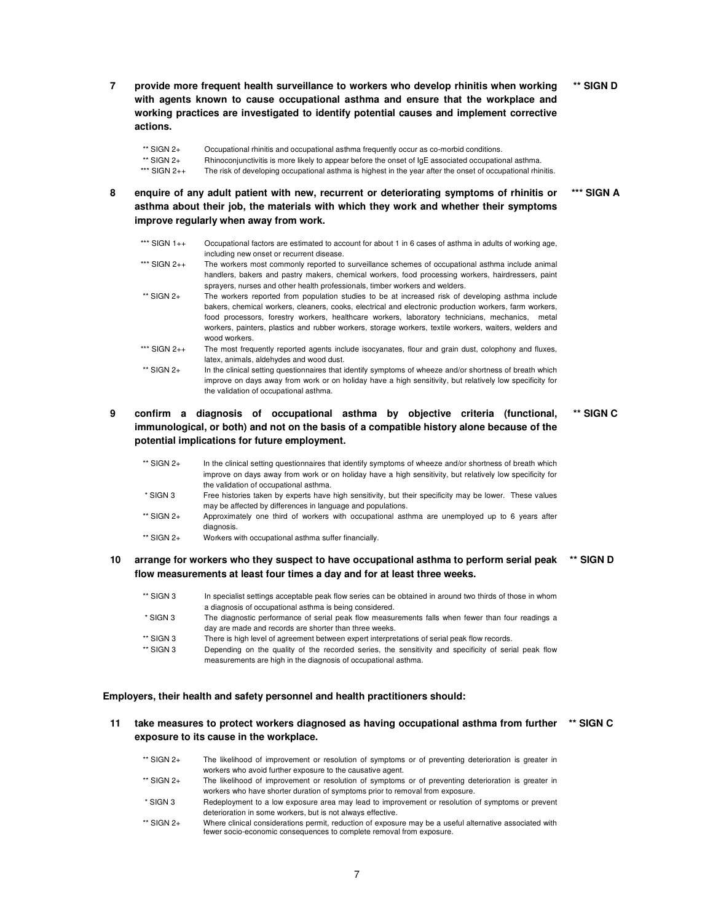**7 provide more frequent health surveillance to workers who develop rhinitis when working with agents known to cause occupational asthma and ensure that the workplace and working practices are investigated to identify potential causes and implement corrective actions.** **\*\* SIGN D**

| | |
|---|---|
| \*\* SIGN 2+ | Occupational rhinitis and occupational asthma frequently occur as co-morbid conditions. |
| \*\* SIGN 2+ | Rhinoconjunctivitis is more likely to appear before the onset of IgE associated occupational asthma. |
| \*\*\* SIGN 2++ | The risk of developing occupational asthma is highest in the year after the onset of occupational rhinitis. |

**8 enquire of any adult patient with new, recurrent or deteriorating symptoms of rhinitis or asthma about their job, the materials with which they work and whether their symptoms improve regularly when away from work.** **\*\*\* SIGN A**

| | |
|---|---|
| \*\*\* SIGN 1++ | Occupational factors are estimated to account for about 1 in 6 cases of asthma in adults of working age, including new onset or recurrent disease. |
| \*\*\* SIGN 2++ | The workers most commonly reported to surveillance schemes of occupational asthma include animal handlers, bakers and pastry makers, chemical workers, food processing workers, hairdressers, paint sprayers, nurses and other health professionals, timber workers and welders. |
| \*\* SIGN 2+ | The workers reported from population studies to be at increased risk of developing asthma include bakers, chemical workers, cleaners, cooks, electrical and electronic production workers, farm workers, food processors, forestry workers, healthcare workers, laboratory technicians, mechanics, metal workers, painters, plastics and rubber workers, storage workers, textile workers, waiters, welders and wood workers. |
| \*\*\* SIGN 2++ | The most frequently reported agents include isocyanates, flour and grain dust, colophony and fluxes, latex, animals, aldehydes and wood dust. |
| \*\* SIGN 2+ | In the clinical setting questionnaires that identify symptoms of wheeze and/or shortness of breath which improve on days away from work or on holiday have a high sensitivity, but relatively low specificity for the validation of occupational asthma. |

**9 confirm a diagnosis of occupational asthma by objective criteria (functional, immunological, or both) and not on the basis of a compatible history alone because of the potential implications for future employment.** **\*\* SIGN C**

| | |
|---|---|
| \*\* SIGN 2+ | In the clinical setting questionnaires that identify symptoms of wheeze and/or shortness of breath which improve on days away from work or on holiday have a high sensitivity, but relatively low specificity for the validation of occupational asthma. |
| \* SIGN 3 | Free histories taken by experts have high sensitivity, but their specificity may be lower. These values may be affected by differences in language and populations. |
| \*\* SIGN 2+ | Approximately one third of workers with occupational asthma are unemployed up to 6 years after diagnosis. |
| \*\* SIGN 2+ | Workers with occupational asthma suffer financially. |

**10 arrange for workers who they suspect to have occupational asthma to perform serial peak flow measurements at least four times a day and for at least three weeks.** **\*\* SIGN D**

| | |
|---|---|
| \*\* SIGN 3 | In specialist settings acceptable peak flow series can be obtained in around two thirds of those in whom a diagnosis of occupational asthma is being considered. |
| \* SIGN 3 | The diagnostic performance of serial peak flow measurements falls when fewer than four readings a day are made and records are shorter than three weeks. |
| \*\* SIGN 3 | There is high level of agreement between expert interpretations of serial peak flow records. |
| \*\* SIGN 3 | Depending on the quality of the recorded series, the sensitivity and specificity of serial peak flow measurements are high in the diagnosis of occupational asthma. |

**Employers, their health and safety personnel and health practitioners should:**

**11 take measures to protect workers diagnosed as having occupational asthma from further exposure to its cause in the workplace.** **\*\* SIGN C**

| | |
|---|---|
| \*\* SIGN 2+ | The likelihood of improvement or resolution of symptoms or of preventing deterioration is greater in workers who avoid further exposure to the causative agent. |
| \*\* SIGN 2+ | The likelihood of improvement or resolution of symptoms or of preventing deterioration is greater in workers who have shorter duration of symptoms prior to removal from exposure. |
| \* SIGN 3 | Redeployment to a low exposure area may lead to improvement or resolution of symptoms or prevent deterioration in some workers, but is not always effective. |
| \*\* SIGN 2+ | Where clinical considerations permit, reduction of exposure may be a useful alternative associated with fewer socio-economic consequences to complete removal from exposure. |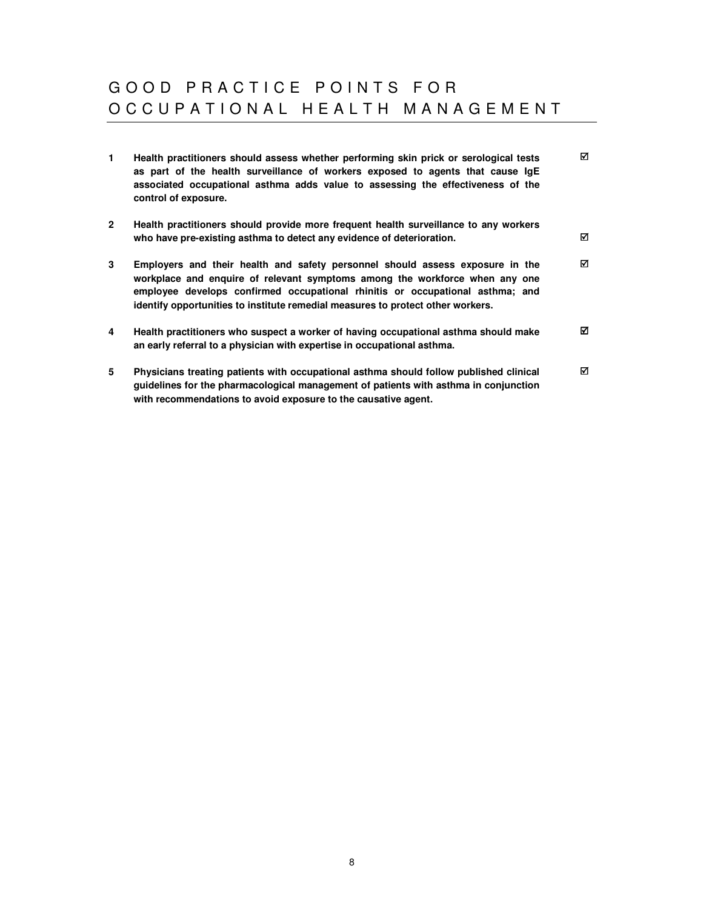# GOOD PRACTICE POINTS FOR OCCUPATIONAL HEALTH MANAGEMENT

1. **Health practitioners should assess whether performing skin prick or serological tests as part of the health surveillance of workers exposed to agents that cause IgE associated occupational asthma adds value to assessing the effectiveness of the control of exposure.** ☑

2. **Health practitioners should provide more frequent health surveillance to any workers who have pre-existing asthma to detect any evidence of deterioration.** ☑

3. **Employers and their health and safety personnel should assess exposure in the workplace and enquire of relevant symptoms among the workforce when any one employee develops confirmed occupational rhinitis or occupational asthma; and identify opportunities to institute remedial measures to protect other workers.** ☑

4. **Health practitioners who suspect a worker of having occupational asthma should make an early referral to a physician with expertise in occupational asthma.** ☑

5. **Physicians treating patients with occupational asthma should follow published clinical guidelines for the pharmacological management of patients with asthma in conjunction with recommendations to avoid exposure to the causative agent.** ☑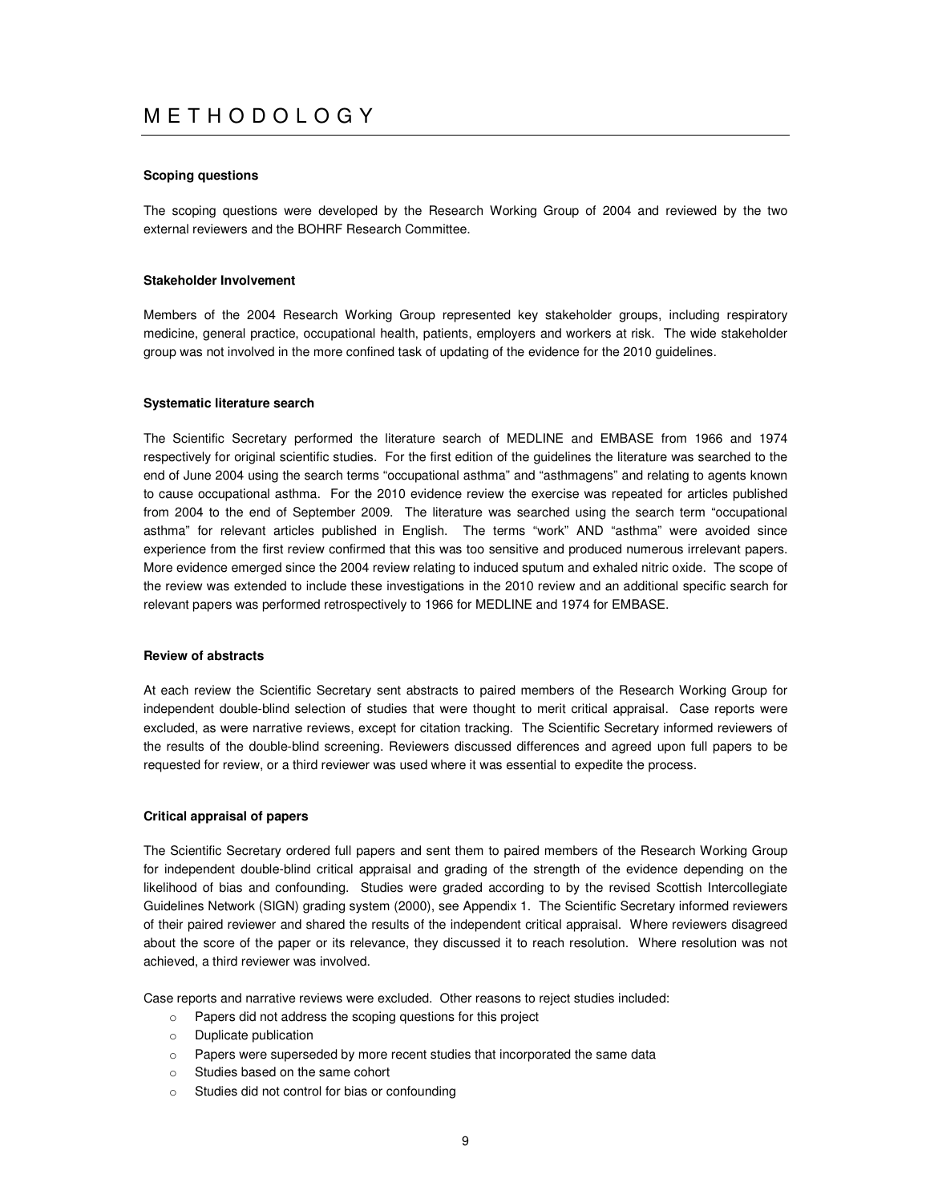# METHODOLOGY

**Scoping questions**

The scoping questions were developed by the Research Working Group of 2004 and reviewed by the two external reviewers and the BOHRF Research Committee.

**Stakeholder Involvement**

Members of the 2004 Research Working Group represented key stakeholder groups, including respiratory medicine, general practice, occupational health, patients, employers and workers at risk. The wide stakeholder group was not involved in the more confined task of updating of the evidence for the 2010 guidelines.

**Systematic literature search**

The Scientific Secretary performed the literature search of MEDLINE and EMBASE from 1966 and 1974 respectively for original scientific studies. For the first edition of the guidelines the literature was searched to the end of June 2004 using the search terms "occupational asthma" and "asthmagens" and relating to agents known to cause occupational asthma. For the 2010 evidence review the exercise was repeated for articles published from 2004 to the end of September 2009. The literature was searched using the search term "occupational asthma" for relevant articles published in English. The terms "work" AND "asthma" were avoided since experience from the first review confirmed that this was too sensitive and produced numerous irrelevant papers. More evidence emerged since the 2004 review relating to induced sputum and exhaled nitric oxide. The scope of the review was extended to include these investigations in the 2010 review and an additional specific search for relevant papers was performed retrospectively to 1966 for MEDLINE and 1974 for EMBASE.

**Review of abstracts**

At each review the Scientific Secretary sent abstracts to paired members of the Research Working Group for independent double-blind selection of studies that were thought to merit critical appraisal. Case reports were excluded, as were narrative reviews, except for citation tracking. The Scientific Secretary informed reviewers of the results of the double-blind screening. Reviewers discussed differences and agreed upon full papers to be requested for review, or a third reviewer was used where it was essential to expedite the process.

**Critical appraisal of papers**

The Scientific Secretary ordered full papers and sent them to paired members of the Research Working Group for independent double-blind critical appraisal and grading of the strength of the evidence depending on the likelihood of bias and confounding. Studies were graded according to by the revised Scottish Intercollegiate Guidelines Network (SIGN) grading system (2000), see Appendix 1. The Scientific Secretary informed reviewers of their paired reviewer and shared the results of the independent critical appraisal. Where reviewers disagreed about the score of the paper or its relevance, they discussed it to reach resolution. Where resolution was not achieved, a third reviewer was involved.

Case reports and narrative reviews were excluded. Other reasons to reject studies included:

- Papers did not address the scoping questions for this project
- Duplicate publication
- Papers were superseded by more recent studies that incorporated the same data
- Studies based on the same cohort
- Studies did not control for bias or confounding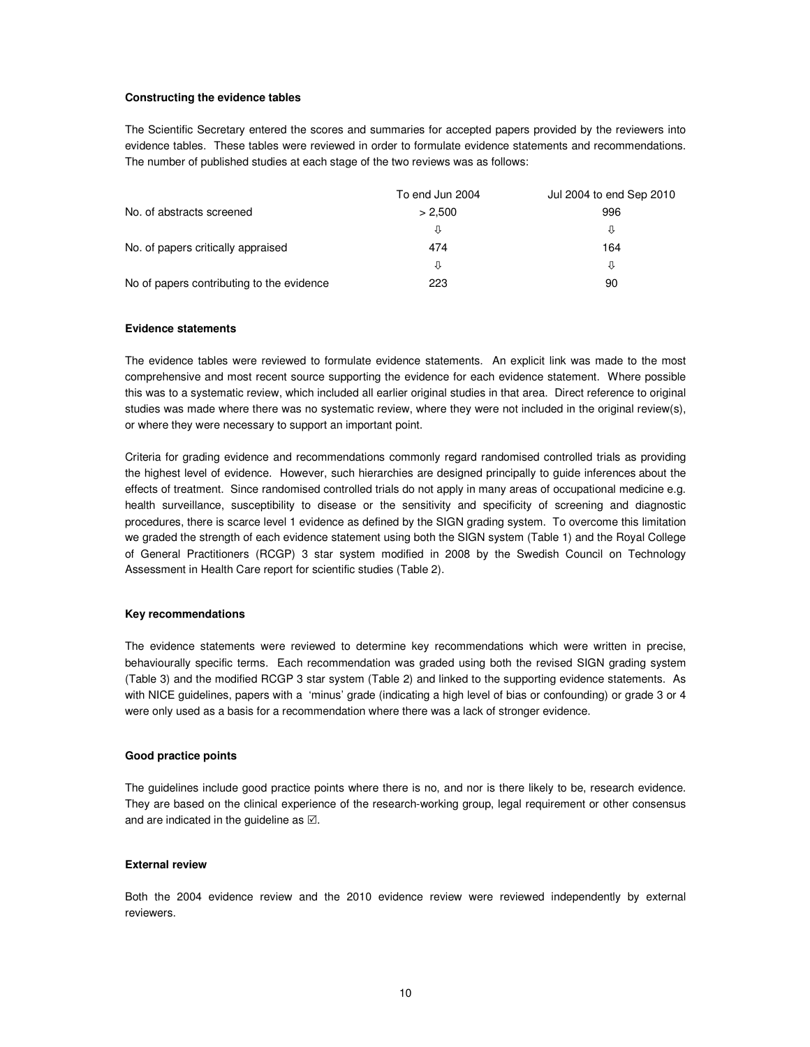### Constructing the evidence tables

The Scientific Secretary entered the scores and summaries for accepted papers provided by the reviewers into evidence tables. These tables were reviewed in order to formulate evidence statements and recommendations. The number of published studies at each stage of the two reviews was as follows:

| | To end Jun 2004 | Jul 2004 to end Sep 2010 |
|---|---|---|
| No. of abstracts screened | > 2,500 | 996 |
| | ⇩ | ⇩ |
| No. of papers critically appraised | 474 | 164 |
| | ⇩ | ⇩ |
| No of papers contributing to the evidence | 223 | 90 |

### Evidence statements

The evidence tables were reviewed to formulate evidence statements. An explicit link was made to the most comprehensive and most recent source supporting the evidence for each evidence statement. Where possible this was to a systematic review, which included all earlier original studies in that area. Direct reference to original studies was made where there was no systematic review, where they were not included in the original review(s), or where they were necessary to support an important point.

Criteria for grading evidence and recommendations commonly regard randomised controlled trials as providing the highest level of evidence. However, such hierarchies are designed principally to guide inferences about the effects of treatment. Since randomised controlled trials do not apply in many areas of occupational medicine e.g. health surveillance, susceptibility to disease or the sensitivity and specificity of screening and diagnostic procedures, there is scarce level 1 evidence as defined by the SIGN grading system. To overcome this limitation we graded the strength of each evidence statement using both the SIGN system (Table 1) and the Royal College of General Practitioners (RCGP) 3 star system modified in 2008 by the Swedish Council on Technology Assessment in Health Care report for scientific studies (Table 2).

### Key recommendations

The evidence statements were reviewed to determine key recommendations which were written in precise, behaviourally specific terms. Each recommendation was graded using both the revised SIGN grading system (Table 3) and the modified RCGP 3 star system (Table 2) and linked to the supporting evidence statements. As with NICE guidelines, papers with a 'minus' grade (indicating a high level of bias or confounding) or grade 3 or 4 were only used as a basis for a recommendation where there was a lack of stronger evidence.

### Good practice points

The guidelines include good practice points where there is no, and nor is there likely to be, research evidence. They are based on the clinical experience of the research-working group, legal requirement or other consensus and are indicated in the guideline as ☑.

### External review

Both the 2004 evidence review and the 2010 evidence review were reviewed independently by external reviewers.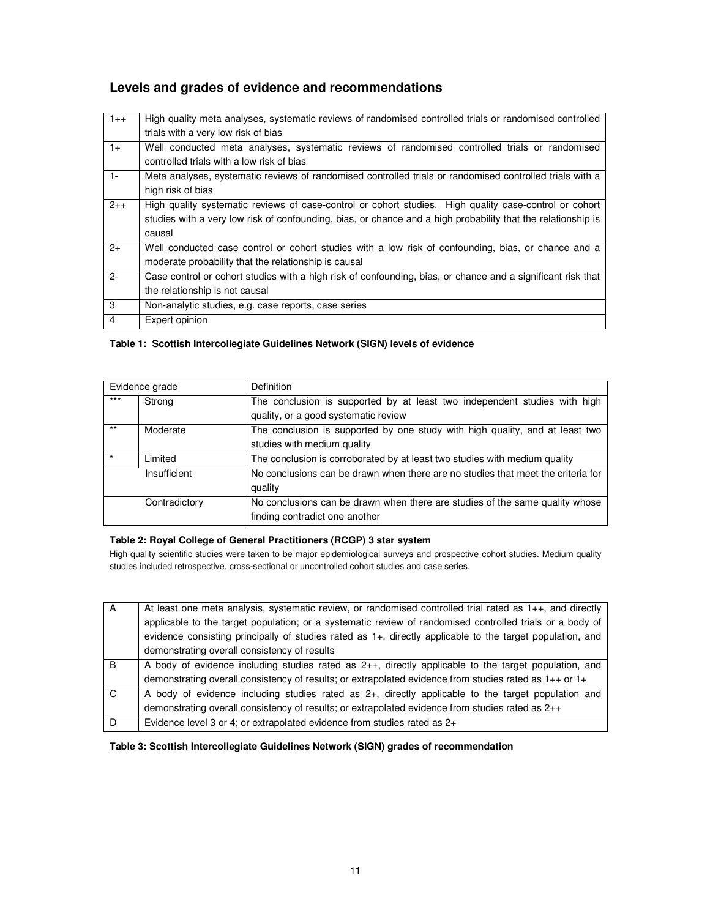## Levels and grades of evidence and recommendations

| | |
|---|---|
| 1++ | High quality meta analyses, systematic reviews of randomised controlled trials or randomised controlled trials with a very low risk of bias |
| 1+ | Well conducted meta analyses, systematic reviews of randomised controlled trials or randomised controlled trials with a low risk of bias |
| 1- | Meta analyses, systematic reviews of randomised controlled trials or randomised controlled trials with a high risk of bias |
| 2++ | High quality systematic reviews of case-control or cohort studies. High quality case-control or cohort studies with a very low risk of confounding, bias, or chance and a high probability that the relationship is causal |
| 2+ | Well conducted case control or cohort studies with a low risk of confounding, bias, or chance and a moderate probability that the relationship is causal |
| 2- | Case control or cohort studies with a high risk of confounding, bias, or chance and a significant risk that the relationship is not causal |
| 3 | Non-analytic studies, e.g. case reports, case series |
| 4 | Expert opinion |

**Table 1: Scottish Intercollegiate Guidelines Network (SIGN) levels of evidence**

| Evidence grade | | Definition |
|---|---|---|
| *** | Strong | The conclusion is supported by at least two independent studies with high quality, or a good systematic review |
| ** | Moderate | The conclusion is supported by one study with high quality, and at least two studies with medium quality |
| * | Limited | The conclusion is corroborated by at least two studies with medium quality |
| | Insufficient | No conclusions can be drawn when there are no studies that meet the criteria for quality |
| | Contradictory | No conclusions can be drawn when there are studies of the same quality whose finding contradict one another |

**Table 2: Royal College of General Practitioners (RCGP) 3 star system**

High quality scientific studies were taken to be major epidemiological surveys and prospective cohort studies. Medium quality studies included retrospective, cross-sectional or uncontrolled cohort studies and case series.

| | |
|---|---|
| A | At least one meta analysis, systematic review, or randomised controlled trial rated as 1++, and directly applicable to the target population; or a systematic review of randomised controlled trials or a body of evidence consisting principally of studies rated as 1+, directly applicable to the target population, and demonstrating overall consistency of results |
| B | A body of evidence including studies rated as 2++, directly applicable to the target population, and demonstrating overall consistency of results; or extrapolated evidence from studies rated as 1++ or 1+ |
| C | A body of evidence including studies rated as 2+, directly applicable to the target population and demonstrating overall consistency of results; or extrapolated evidence from studies rated as 2++ |
| D | Evidence level 3 or 4; or extrapolated evidence from studies rated as 2+ |

**Table 3: Scottish Intercollegiate Guidelines Network (SIGN) grades of recommendation**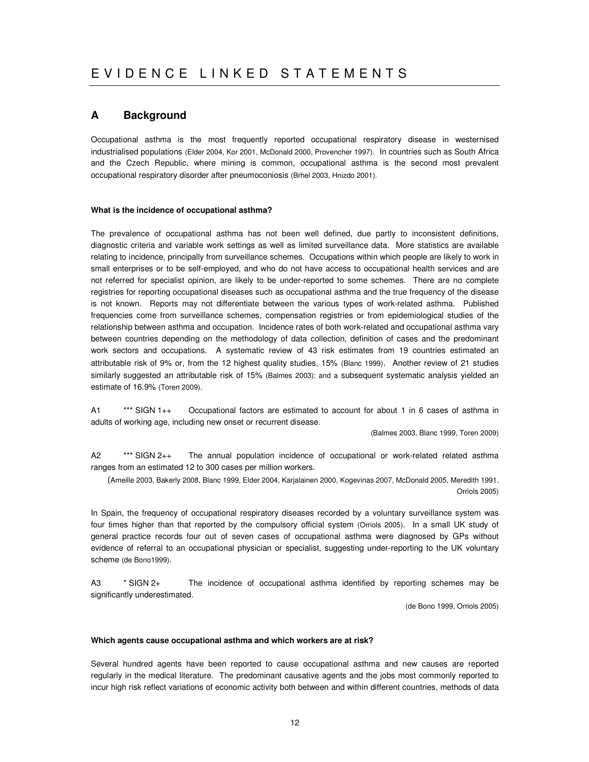# EVIDENCE LINKED STATEMENTS

## A Background

Occupational asthma is the most frequently reported occupational respiratory disease in westernised industrialised populations (Elder 2004, Kor 2001, McDonald 2000, Provencher 1997). In countries such as South Africa and the Czech Republic, where mining is common, occupational asthma is the second most prevalent occupational respiratory disorder after pneumoconiosis (Brhel 2003, Hnizdo 2001).

**What is the incidence of occupational asthma?**

The prevalence of occupational asthma has not been well defined, due partly to inconsistent definitions, diagnostic criteria and variable work settings as well as limited surveillance data. More statistics are available relating to incidence, principally from surveillance schemes. Occupations within which people are likely to work in small enterprises or to be self-employed, and who do not have access to occupational health services and are not referred for specialist opinion, are likely to be under-reported to some schemes. There are no complete registries for reporting occupational diseases such as occupational asthma and the true frequency of the disease is not known. Reports may not differentiate between the various types of work-related asthma. Published frequencies come from surveillance schemes, compensation registries or from epidemiological studies of the relationship between asthma and occupation. Incidence rates of both work-related and occupational asthma vary between countries depending on the methodology of data collection, definition of cases and the predominant work sectors and occupations. A systematic review of 43 risk estimates from 19 countries estimated an attributable risk of 9% or, from the 12 highest quality studies, 15% (Blanc 1999). Another review of 21 studies similarly suggested an attributable risk of 15% (Balmes 2003); and a subsequent systematic analysis yielded an estimate of 16.9% (Toren 2009).

A1 *** SIGN 1++ Occupational factors are estimated to account for about 1 in 6 cases of asthma in adults of working age, including new onset or recurrent disease.

(Balmes 2003, Blanc 1999, Toren 2009)

A2 *** SIGN 2++ The annual population incidence of occupational or work-related related asthma ranges from an estimated 12 to 300 cases per million workers.

(Ameille 2003, Bakerly 2008, Blanc 1999, Elder 2004, Karjalainen 2000, Kogevinas 2007, McDonald 2005, Meredith 1991, Orriols 2005)

In Spain, the frequency of occupational respiratory diseases recorded by a voluntary surveillance system was four times higher than that reported by the compulsory official system (Orriols 2005). In a small UK study of general practice records four out of seven cases of occupational asthma were diagnosed by GPs without evidence of referral to an occupational physician or specialist, suggesting under-reporting to the UK voluntary scheme (de Bono1999).

A3 * SIGN 2+ The incidence of occupational asthma identified by reporting schemes may be significantly underestimated.

(de Bono 1999, Orriols 2005)

**Which agents cause occupational asthma and which workers are at risk?**

Several hundred agents have been reported to cause occupational asthma and new causes are reported regularly in the medical literature. The predominant causative agents and the jobs most commonly reported to incur high risk reflect variations of economic activity both between and within different countries, methods of data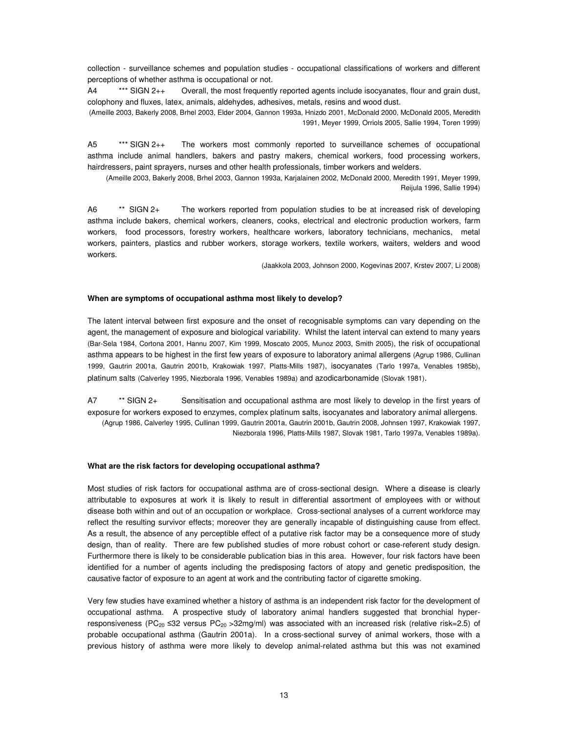collection - surveillance schemes and population studies - occupational classifications of workers and different perceptions of whether asthma is occupational or not.

A4 *** SIGN 2++ Overall, the most frequently reported agents include isocyanates, flour and grain dust, colophony and fluxes, latex, animals, aldehydes, adhesives, metals, resins and wood dust.

(Ameille 2003, Bakerly 2008, Brhel 2003, Elder 2004, Gannon 1993a, Hnizdo 2001, McDonald 2000, McDonald 2005, Meredith 1991, Meyer 1999, Orriols 2005, Sallie 1994, Toren 1999)

A5 *** SIGN 2++ The workers most commonly reported to surveillance schemes of occupational asthma include animal handlers, bakers and pastry makers, chemical workers, food processing workers, hairdressers, paint sprayers, nurses and other health professionals, timber workers and welders.

(Ameille 2003, Bakerly 2008, Brhel 2003, Gannon 1993a, Karjalainen 2002, McDonald 2000, Meredith 1991, Meyer 1999, Reijula 1996, Sallie 1994)

A6 ** SIGN 2+ The workers reported from population studies to be at increased risk of developing asthma include bakers, chemical workers, cleaners, cooks, electrical and electronic production workers, farm workers, food processors, forestry workers, healthcare workers, laboratory technicians, mechanics, metal workers, painters, plastics and rubber workers, storage workers, textile workers, waiters, welders and wood workers.

(Jaakkola 2003, Johnson 2000, Kogevinas 2007, Krstev 2007, Li 2008)

**When are symptoms of occupational asthma most likely to develop?**

The latent interval between first exposure and the onset of recognisable symptoms can vary depending on the agent, the management of exposure and biological variability. Whilst the latent interval can extend to many years (Bar-Sela 1984, Cortona 2001, Hannu 2007, Kim 1999, Moscato 2005, Munoz 2003, Smith 2005), the risk of occupational asthma appears to be highest in the first few years of exposure to laboratory animal allergens (Agrup 1986, Cullinan 1999, Gautrin 2001a, Gautrin 2001b, Krakowiak 1997, Platts-Mills 1987), isocyanates (Tarlo 1997a, Venables 1985b), platinum salts (Calverley 1995, Niezborala 1996, Venables 1989a) and azodicarbonamide (Slovak 1981).

A7 ** SIGN 2+ Sensitisation and occupational asthma are most likely to develop in the first years of exposure for workers exposed to enzymes, complex platinum salts, isocyanates and laboratory animal allergens.

(Agrup 1986, Calverley 1995, Cullinan 1999, Gautrin 2001a, Gautrin 2001b, Gautrin 2008, Johnsen 1997, Krakowiak 1997, Niezborala 1996, Platts-Mills 1987, Slovak 1981, Tarlo 1997a, Venables 1989a).

**What are the risk factors for developing occupational asthma?**

Most studies of risk factors for occupational asthma are of cross-sectional design. Where a disease is clearly attributable to exposures at work it is likely to result in differential assortment of employees with or without disease both within and out of an occupation or workplace. Cross-sectional analyses of a current workforce may reflect the resulting survivor effects; moreover they are generally incapable of distinguishing cause from effect. As a result, the absence of any perceptible effect of a putative risk factor may be a consequence more of study design, than of reality. There are few published studies of more robust cohort or case-referent study design. Furthermore there is likely to be considerable publication bias in this area. However, four risk factors have been identified for a number of agents including the predisposing factors of atopy and genetic predisposition, the causative factor of exposure to an agent at work and the contributing factor of cigarette smoking.

Very few studies have examined whether a history of asthma is an independent risk factor for the development of occupational asthma. A prospective study of laboratory animal handlers suggested that bronchial hyper-responsiveness ($PC_{20}$ ≤32 versus $PC_{20}$ >32mg/ml) was associated with an increased risk (relative risk=2.5) of probable occupational asthma (Gautrin 2001a). In a cross-sectional survey of animal workers, those with a previous history of asthma were more likely to develop animal-related asthma but this was not examined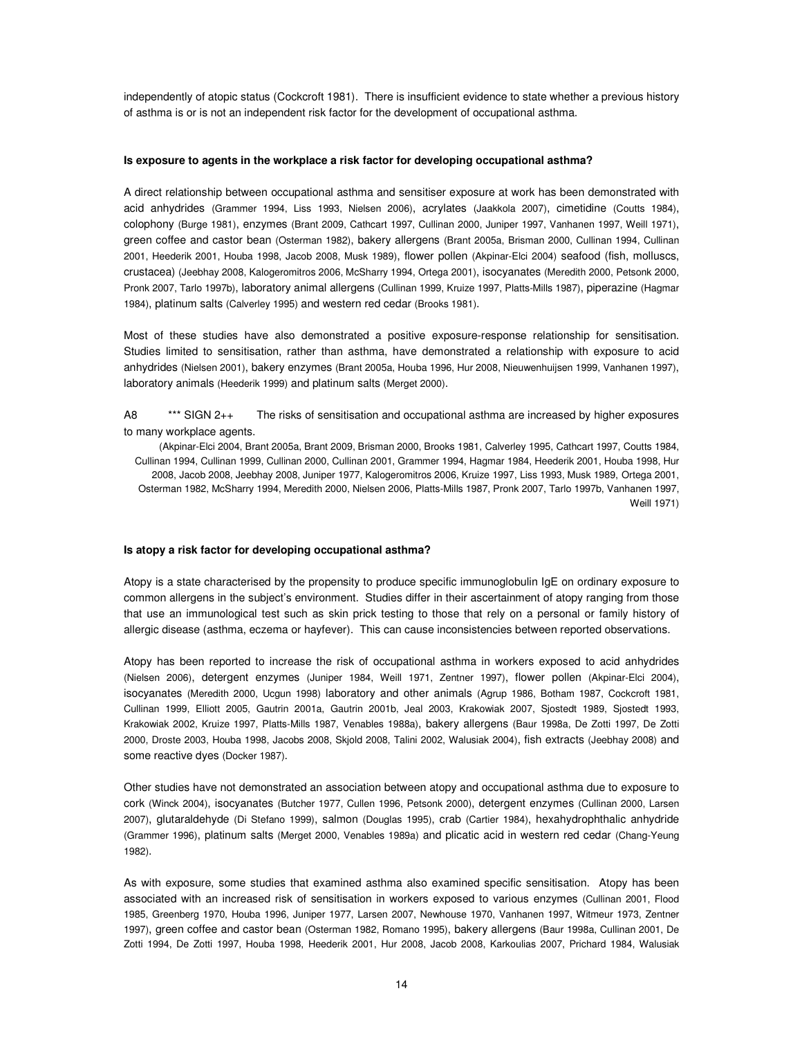independently of atopic status (Cockcroft 1981). There is insufficient evidence to state whether a previous history of asthma is or is not an independent risk factor for the development of occupational asthma.

**Is exposure to agents in the workplace a risk factor for developing occupational asthma?**

A direct relationship between occupational asthma and sensitiser exposure at work has been demonstrated with acid anhydrides (Grammer 1994, Liss 1993, Nielsen 2006), acrylates (Jaakkola 2007), cimetidine (Coutts 1984), colophony (Burge 1981), enzymes (Brant 2009, Cathcart 1997, Cullinan 2000, Juniper 1997, Vanhanen 1997, Weill 1971), green coffee and castor bean (Osterman 1982), bakery allergens (Brant 2005a, Brisman 2000, Cullinan 1994, Cullinan 2001, Heederik 2001, Houba 1998, Jacob 2008, Musk 1989), flower pollen (Akpinar-Elci 2004) seafood (fish, molluscs, crustacea) (Jeebhay 2008, Kalogeromitros 2006, McSharry 1994, Ortega 2001), isocyanates (Meredith 2000, Petsonk 2000, Pronk 2007, Tarlo 1997b), laboratory animal allergens (Cullinan 1999, Kruize 1997, Platts-Mills 1987), piperazine (Hagmar 1984), platinum salts (Calverley 1995) and western red cedar (Brooks 1981).

Most of these studies have also demonstrated a positive exposure-response relationship for sensitisation. Studies limited to sensitisation, rather than asthma, have demonstrated a relationship with exposure to acid anhydrides (Nielsen 2001), bakery enzymes (Brant 2005a, Houba 1996, Hur 2008, Nieuwenhuijsen 1999, Vanhanen 1997), laboratory animals (Heederik 1999) and platinum salts (Merget 2000).

A8 *** SIGN 2++ The risks of sensitisation and occupational asthma are increased by higher exposures to many workplace agents.

(Akpinar-Elci 2004, Brant 2005a, Brant 2009, Brisman 2000, Brooks 1981, Calverley 1995, Cathcart 1997, Coutts 1984, Cullinan 1994, Cullinan 1999, Cullinan 2000, Cullinan 2001, Grammer 1994, Hagmar 1984, Heederik 2001, Houba 1998, Hur 2008, Jacob 2008, Jeebhay 2008, Juniper 1977, Kalogeromitros 2006, Kruize 1997, Liss 1993, Musk 1989, Ortega 2001, Osterman 1982, McSharry 1994, Meredith 2000, Nielsen 2006, Platts-Mills 1987, Pronk 2007, Tarlo 1997b, Vanhanen 1997, Weill 1971)

**Is atopy a risk factor for developing occupational asthma?**

Atopy is a state characterised by the propensity to produce specific immunoglobulin IgE on ordinary exposure to common allergens in the subject's environment. Studies differ in their ascertainment of atopy ranging from those that use an immunological test such as skin prick testing to those that rely on a personal or family history of allergic disease (asthma, eczema or hayfever). This can cause inconsistencies between reported observations.

Atopy has been reported to increase the risk of occupational asthma in workers exposed to acid anhydrides (Nielsen 2006), detergent enzymes (Juniper 1984, Weill 1971, Zentner 1997), flower pollen (Akpinar-Elci 2004), isocyanates (Meredith 2000, Ucgun 1998) laboratory and other animals (Agrup 1986, Botham 1987, Cockcroft 1981, Cullinan 1999, Elliott 2005, Gautrin 2001a, Gautrin 2001b, Jeal 2003, Krakowiak 2007, Sjostedt 1989, Sjostedt 1993, Krakowiak 2002, Kruize 1997, Platts-Mills 1987, Venables 1988a), bakery allergens (Baur 1998a, De Zotti 1997, De Zotti 2000, Droste 2003, Houba 1998, Jacobs 2008, Skjold 2008, Talini 2002, Walusiak 2004), fish extracts (Jeebhay 2008) and some reactive dyes (Docker 1987).

Other studies have not demonstrated an association between atopy and occupational asthma due to exposure to cork (Winck 2004), isocyanates (Butcher 1977, Cullen 1996, Petsonk 2000), detergent enzymes (Cullinan 2000, Larsen 2007), glutaraldehyde (Di Stefano 1999), salmon (Douglas 1995), crab (Cartier 1984), hexahydrophthalic anhydride (Grammer 1996), platinum salts (Merget 2000, Venables 1989a) and plicatic acid in western red cedar (Chang-Yeung 1982).

As with exposure, some studies that examined asthma also examined specific sensitisation. Atopy has been associated with an increased risk of sensitisation in workers exposed to various enzymes (Cullinan 2001, Flood 1985, Greenberg 1970, Houba 1996, Juniper 1977, Larsen 2007, Newhouse 1970, Vanhanen 1997, Witmeur 1973, Zentner 1997), green coffee and castor bean (Osterman 1982, Romano 1995), bakery allergens (Baur 1998a, Cullinan 2001, De Zotti 1994, De Zotti 1997, Houba 1998, Heederik 2001, Hur 2008, Jacob 2008, Karkoulias 2007, Prichard 1984, Walusiak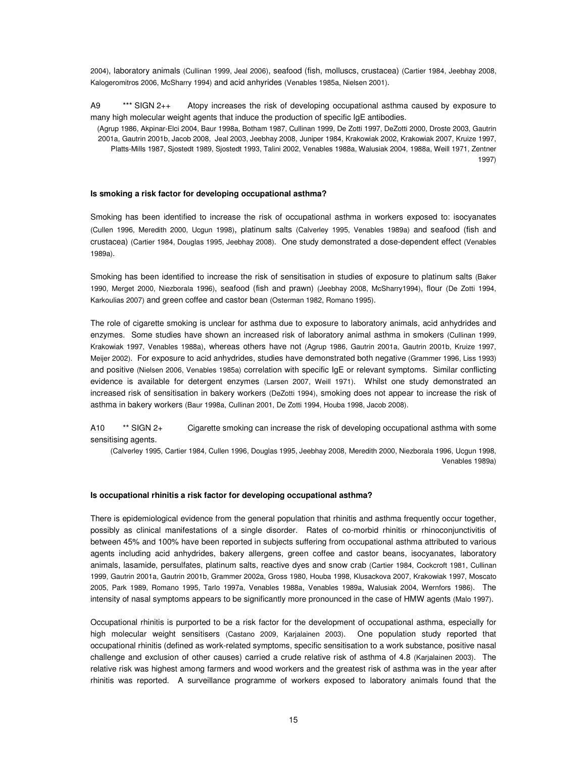2004), laboratory animals (Cullinan 1999, Jeal 2006), seafood (fish, molluscs, crustacea) (Cartier 1984, Jeebhay 2008, Kalogeromitros 2006, McSharry 1994) and acid anhydrides (Venables 1985a, Nielsen 2001).

A9 *** SIGN 2++ Atopy increases the risk of developing occupational asthma caused by exposure to many high molecular weight agents that induce the production of specific IgE antibodies.

(Agrup 1986, Akpinar-Elci 2004, Baur 1998a, Botham 1987, Cullinan 1999, De Zotti 1997, DeZotti 2000, Droste 2003, Gautrin 2001a, Gautrin 2001b, Jacob 2008, Jeal 2003, Jeebhay 2008, Juniper 1984, Krakowiak 2002, Krakowiak 2007, Kruize 1997, Platts-Mills 1987, Sjostedt 1989, Sjostedt 1993, Talini 2002, Venables 1988a, Walusiak 2004, 1988a, Weill 1971, Zentner 1997)

#### Is smoking a risk factor for developing occupational asthma?

Smoking has been identified to increase the risk of occupational asthma in workers exposed to: isocyanates (Cullen 1996, Meredith 2000, Ucgun 1998), platinum salts (Calverley 1995, Venables 1989a) and seafood (fish and crustacea) (Cartier 1984, Douglas 1995, Jeebhay 2008). One study demonstrated a dose-dependent effect (Venables 1989a).

Smoking has been identified to increase the risk of sensitisation in studies of exposure to platinum salts (Baker 1990, Merget 2000, Niezborala 1996), seafood (fish and prawn) (Jeebhay 2008, McSharry1994), flour (De Zotti 1994, Karkoulias 2007) and green coffee and castor bean (Osterman 1982, Romano 1995).

The role of cigarette smoking is unclear for asthma due to exposure to laboratory animals, acid anhydrides and enzymes. Some studies have shown an increased risk of laboratory animal asthma in smokers (Cullinan 1999, Krakowiak 1997, Venables 1988a), whereas others have not (Agrup 1986, Gautrin 2001a, Gautrin 2001b, Kruize 1997, Meijer 2002). For exposure to acid anhydrides, studies have demonstrated both negative (Grammer 1996, Liss 1993) and positive (Nielsen 2006, Venables 1985a) correlation with specific IgE or relevant symptoms. Similar conflicting evidence is available for detergent enzymes (Larsen 2007, Weill 1971). Whilst one study demonstrated an increased risk of sensitisation in bakery workers (DeZotti 1994), smoking does not appear to increase the risk of asthma in bakery workers (Baur 1998a, Cullinan 2001, De Zotti 1994, Houba 1998, Jacob 2008).

A10 ** SIGN 2+ Cigarette smoking can increase the risk of developing occupational asthma with some sensitising agents.

(Calverley 1995, Cartier 1984, Cullen 1996, Douglas 1995, Jeebhay 2008, Meredith 2000, Niezborala 1996, Ucgun 1998, Venables 1989a)

#### Is occupational rhinitis a risk factor for developing occupational asthma?

There is epidemiological evidence from the general population that rhinitis and asthma frequently occur together, possibly as clinical manifestations of a single disorder. Rates of co-morbid rhinitis or rhinoconjunctivitis of between 45% and 100% have been reported in subjects suffering from occupational asthma attributed to various agents including acid anhydrides, bakery allergens, green coffee and castor beans, isocyanates, laboratory animals, lasamide, persulfates, platinum salts, reactive dyes and snow crab (Cartier 1984, Cockcroft 1981, Cullinan 1999, Gautrin 2001a, Gautrin 2001b, Grammer 2002a, Gross 1980, Houba 1998, Klusackova 2007, Krakowiak 1997, Moscato 2005, Park 1989, Romano 1995, Tarlo 1997a, Venables 1988a, Venables 1989a, Walusiak 2004, Wernfors 1986). The intensity of nasal symptoms appears to be significantly more pronounced in the case of HMW agents (Malo 1997).

Occupational rhinitis is purported to be a risk factor for the development of occupational asthma, especially for high molecular weight sensitisers (Castano 2009, Karjalainen 2003). One population study reported that occupational rhinitis (defined as work-related symptoms, specific sensitisation to a work substance, positive nasal challenge and exclusion of other causes) carried a crude relative risk of asthma of 4.8 (Karjalainen 2003). The relative risk was highest among farmers and wood workers and the greatest risk of asthma was in the year after rhinitis was reported. A surveillance programme of workers exposed to laboratory animals found that the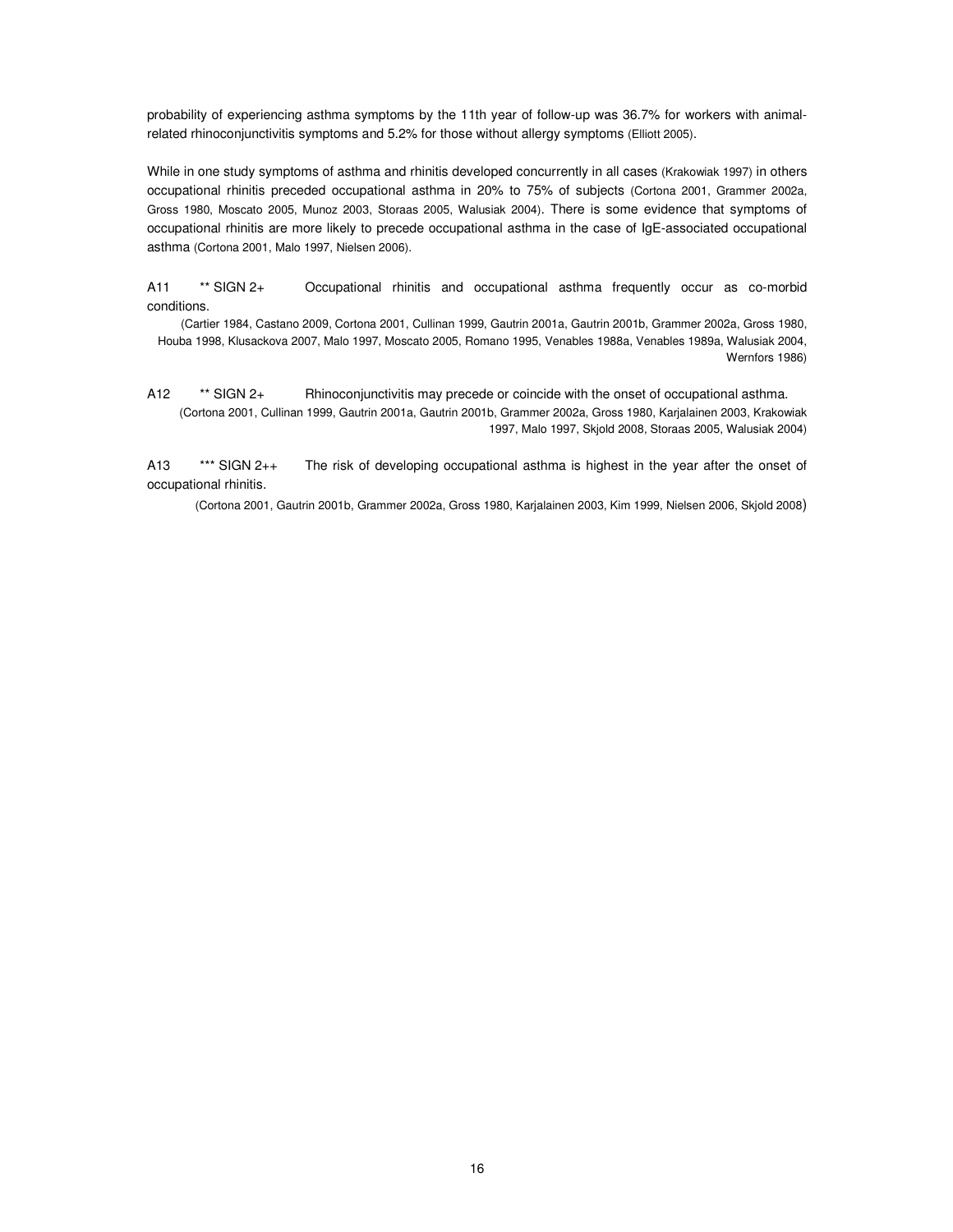probability of experiencing asthma symptoms by the 11th year of follow-up was 36.7% for workers with animal-related rhinoconjunctivitis symptoms and 5.2% for those without allergy symptoms (Elliott 2005).

While in one study symptoms of asthma and rhinitis developed concurrently in all cases (Krakowiak 1997) in others occupational rhinitis preceded occupational asthma in 20% to 75% of subjects (Cortona 2001, Grammer 2002a, Gross 1980, Moscato 2005, Munoz 2003, Storaas 2005, Walusiak 2004). There is some evidence that symptoms of occupational rhinitis are more likely to precede occupational asthma in the case of IgE-associated occupational asthma (Cortona 2001, Malo 1997, Nielsen 2006).

A11 ** SIGN 2+ Occupational rhinitis and occupational asthma frequently occur as co-morbid conditions.

(Cartier 1984, Castano 2009, Cortona 2001, Cullinan 1999, Gautrin 2001a, Gautrin 2001b, Grammer 2002a, Gross 1980, Houba 1998, Klusackova 2007, Malo 1997, Moscato 2005, Romano 1995, Venables 1988a, Venables 1989a, Walusiak 2004, Wernfors 1986)

A12 ** SIGN 2+ Rhinoconjunctivitis may precede or coincide with the onset of occupational asthma.

(Cortona 2001, Cullinan 1999, Gautrin 2001a, Gautrin 2001b, Grammer 2002a, Gross 1980, Karjalainen 2003, Krakowiak 1997, Malo 1997, Skjold 2008, Storaas 2005, Walusiak 2004)

A13 *** SIGN 2++ The risk of developing occupational asthma is highest in the year after the onset of occupational rhinitis.

(Cortona 2001, Gautrin 2001b, Grammer 2002a, Gross 1980, Karjalainen 2003, Kim 1999, Nielsen 2006, Skjold 2008)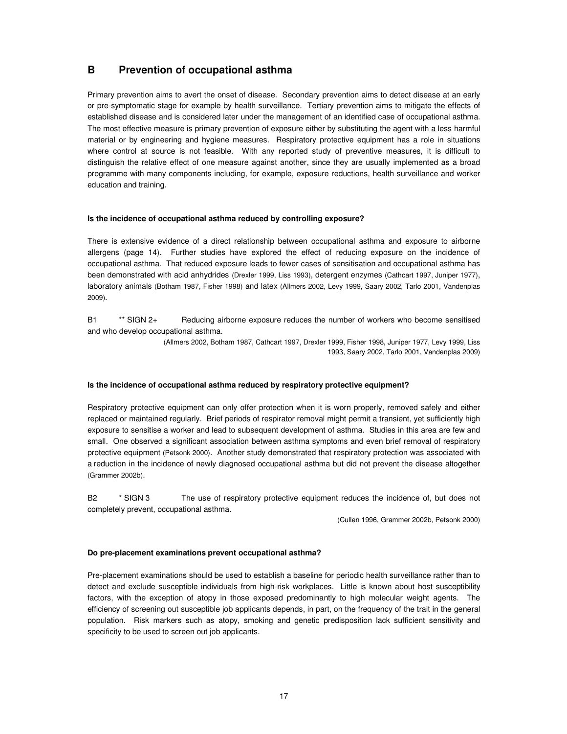## B Prevention of occupational asthma

Primary prevention aims to avert the onset of disease. Secondary prevention aims to detect disease at an early or pre-symptomatic stage for example by health surveillance. Tertiary prevention aims to mitigate the effects of established disease and is considered later under the management of an identified case of occupational asthma. The most effective measure is primary prevention of exposure either by substituting the agent with a less harmful material or by engineering and hygiene measures. Respiratory protective equipment has a role in situations where control at source is not feasible. With any reported study of preventive measures, it is difficult to distinguish the relative effect of one measure against another, since they are usually implemented as a broad programme with many components including, for example, exposure reductions, health surveillance and worker education and training.

**Is the incidence of occupational asthma reduced by controlling exposure?**

There is extensive evidence of a direct relationship between occupational asthma and exposure to airborne allergens (page 14). Further studies have explored the effect of reducing exposure on the incidence of occupational asthma. That reduced exposure leads to fewer cases of sensitisation and occupational asthma has been demonstrated with acid anhydrides (Drexler 1999, Liss 1993), detergent enzymes (Cathcart 1997, Juniper 1977), laboratory animals (Botham 1987, Fisher 1998) and latex (Allmers 2002, Levy 1999, Saary 2002, Tarlo 2001, Vandenplas 2009).

B1 ** SIGN 2+ Reducing airborne exposure reduces the number of workers who become sensitised and who develop occupational asthma.

(Allmers 2002, Botham 1987, Cathcart 1997, Drexler 1999, Fisher 1998, Juniper 1977, Levy 1999, Liss 1993, Saary 2002, Tarlo 2001, Vandenplas 2009)

**Is the incidence of occupational asthma reduced by respiratory protective equipment?**

Respiratory protective equipment can only offer protection when it is worn properly, removed safely and either replaced or maintained regularly. Brief periods of respirator removal might permit a transient, yet sufficiently high exposure to sensitise a worker and lead to subsequent development of asthma. Studies in this area are few and small. One observed a significant association between asthma symptoms and even brief removal of respiratory protective equipment (Petsonk 2000). Another study demonstrated that respiratory protection was associated with a reduction in the incidence of newly diagnosed occupational asthma but did not prevent the disease altogether (Grammer 2002b).

B2 * SIGN 3 The use of respiratory protective equipment reduces the incidence of, but does not completely prevent, occupational asthma.

(Cullen 1996, Grammer 2002b, Petsonk 2000)

**Do pre-placement examinations prevent occupational asthma?**

Pre-placement examinations should be used to establish a baseline for periodic health surveillance rather than to detect and exclude susceptible individuals from high-risk workplaces. Little is known about host susceptibility factors, with the exception of atopy in those exposed predominantly to high molecular weight agents. The efficiency of screening out susceptible job applicants depends, in part, on the frequency of the trait in the general population. Risk markers such as atopy, smoking and genetic predisposition lack sufficient sensitivity and specificity to be used to screen out job applicants.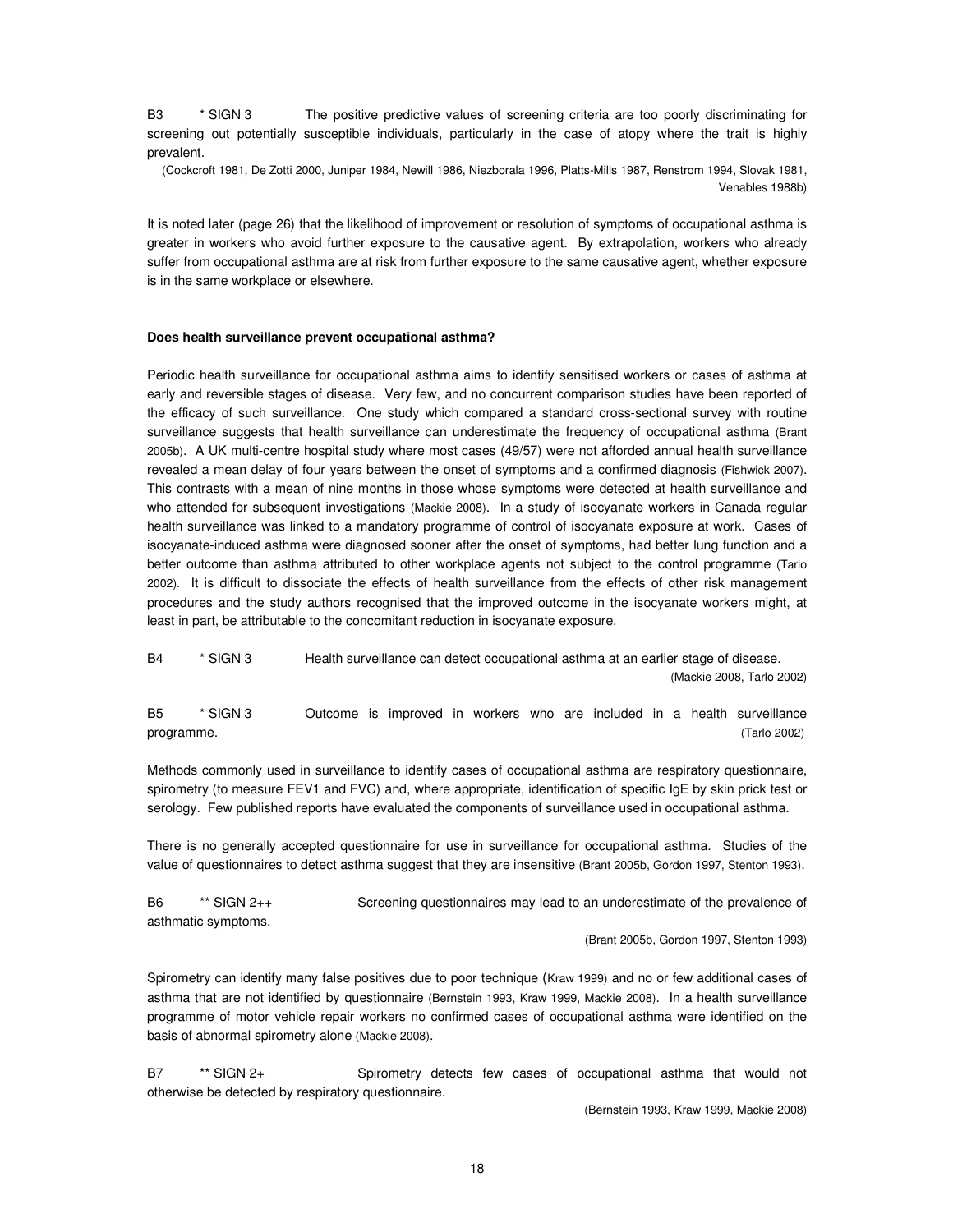B3 * SIGN 3 The positive predictive values of screening criteria are too poorly discriminating for screening out potentially susceptible individuals, particularly in the case of atopy where the trait is highly prevalent.

(Cockcroft 1981, De Zotti 2000, Juniper 1984, Newill 1986, Niezborala 1996, Platts-Mills 1987, Renstrom 1994, Slovak 1981, Venables 1988b)

It is noted later (page 26) that the likelihood of improvement or resolution of symptoms of occupational asthma is greater in workers who avoid further exposure to the causative agent. By extrapolation, workers who already suffer from occupational asthma are at risk from further exposure to the same causative agent, whether exposure is in the same workplace or elsewhere.

**Does health surveillance prevent occupational asthma?**

Periodic health surveillance for occupational asthma aims to identify sensitised workers or cases of asthma at early and reversible stages of disease. Very few, and no concurrent comparison studies have been reported of the efficacy of such surveillance. One study which compared a standard cross-sectional survey with routine surveillance suggests that health surveillance can underestimate the frequency of occupational asthma (Brant 2005b). A UK multi-centre hospital study where most cases (49/57) were not afforded annual health surveillance revealed a mean delay of four years between the onset of symptoms and a confirmed diagnosis (Fishwick 2007). This contrasts with a mean of nine months in those whose symptoms were detected at health surveillance and who attended for subsequent investigations (Mackie 2008). In a study of isocyanate workers in Canada regular health surveillance was linked to a mandatory programme of control of isocyanate exposure at work. Cases of isocyanate-induced asthma were diagnosed sooner after the onset of symptoms, had better lung function and a better outcome than asthma attributed to other workplace agents not subject to the control programme (Tarlo 2002). It is difficult to dissociate the effects of health surveillance from the effects of other risk management procedures and the study authors recognised that the improved outcome in the isocyanate workers might, at least in part, be attributable to the concomitant reduction in isocyanate exposure.

B4 * SIGN 3 Health surveillance can detect occupational asthma at an earlier stage of disease.

(Mackie 2008, Tarlo 2002)

B5 * SIGN 3 Outcome is improved in workers who are included in a health surveillance programme.

(Tarlo 2002)

Methods commonly used in surveillance to identify cases of occupational asthma are respiratory questionnaire, spirometry (to measure FEV1 and FVC) and, where appropriate, identification of specific IgE by skin prick test or serology. Few published reports have evaluated the components of surveillance used in occupational asthma.

There is no generally accepted questionnaire for use in surveillance for occupational asthma. Studies of the value of questionnaires to detect asthma suggest that they are insensitive (Brant 2005b, Gordon 1997, Stenton 1993).

B6 ** SIGN 2++ Screening questionnaires may lead to an underestimate of the prevalence of asthmatic symptoms.

(Brant 2005b, Gordon 1997, Stenton 1993)

Spirometry can identify many false positives due to poor technique (Kraw 1999) and no or few additional cases of asthma that are not identified by questionnaire (Bernstein 1993, Kraw 1999, Mackie 2008). In a health surveillance programme of motor vehicle repair workers no confirmed cases of occupational asthma were identified on the basis of abnormal spirometry alone (Mackie 2008).

B7 ** SIGN 2+ Spirometry detects few cases of occupational asthma that would not otherwise be detected by respiratory questionnaire.

(Bernstein 1993, Kraw 1999, Mackie 2008)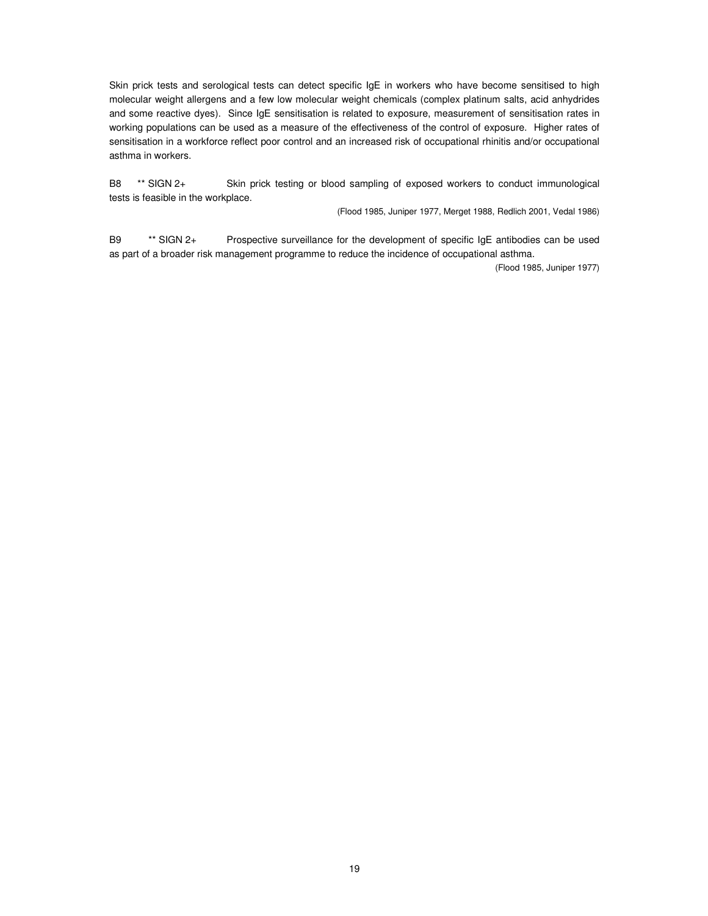Skin prick tests and serological tests can detect specific IgE in workers who have become sensitised to high molecular weight allergens and a few low molecular weight chemicals (complex platinum salts, acid anhydrides and some reactive dyes). Since IgE sensitisation is related to exposure, measurement of sensitisation rates in working populations can be used as a measure of the effectiveness of the control of exposure. Higher rates of sensitisation in a workforce reflect poor control and an increased risk of occupational rhinitis and/or occupational asthma in workers.

B8 ** SIGN 2+ Skin prick testing or blood sampling of exposed workers to conduct immunological tests is feasible in the workplace.

(Flood 1985, Juniper 1977, Merget 1988, Redlich 2001, Vedal 1986)

B9 ** SIGN 2+ Prospective surveillance for the development of specific IgE antibodies can be used as part of a broader risk management programme to reduce the incidence of occupational asthma.

(Flood 1985, Juniper 1977)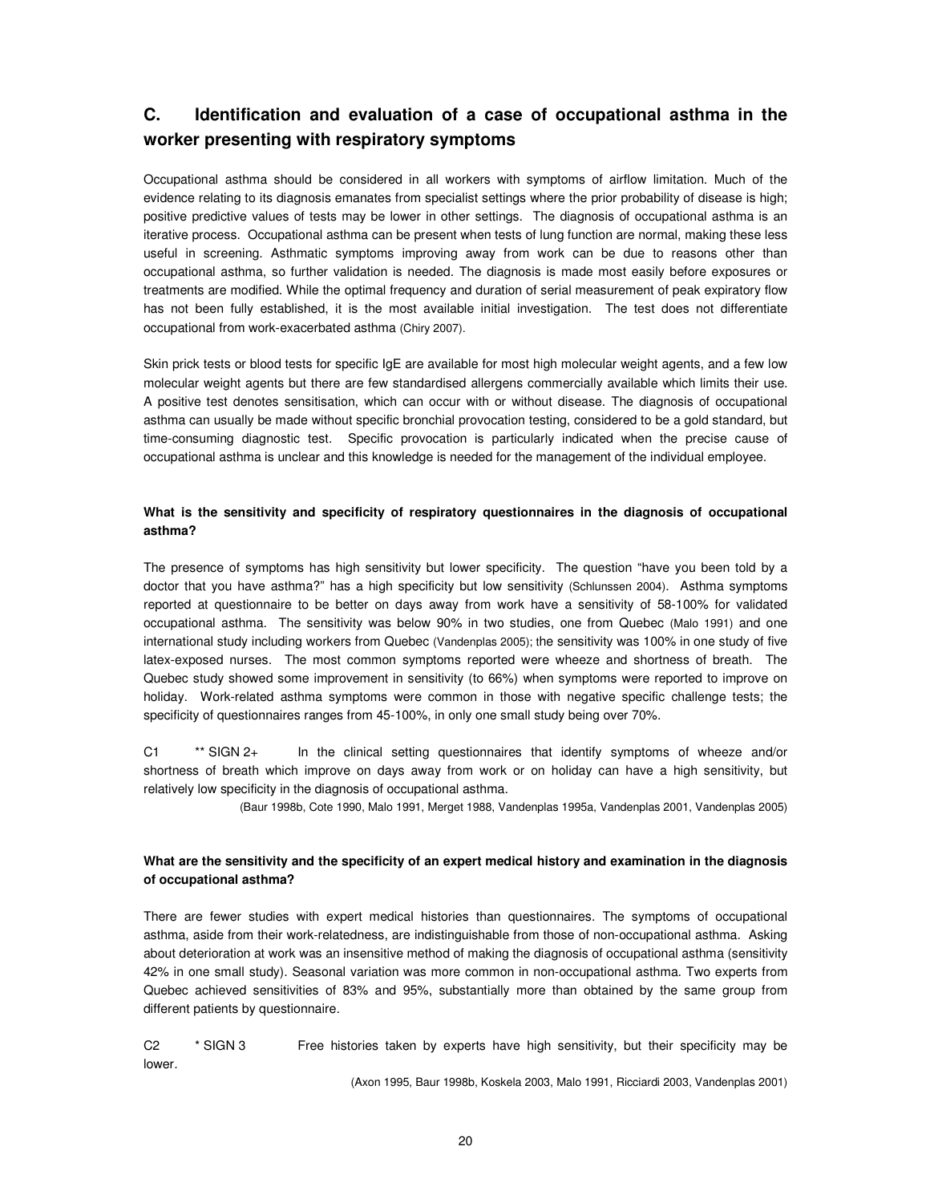## C. Identification and evaluation of a case of occupational asthma in the worker presenting with respiratory symptoms

Occupational asthma should be considered in all workers with symptoms of airflow limitation. Much of the evidence relating to its diagnosis emanates from specialist settings where the prior probability of disease is high; positive predictive values of tests may be lower in other settings. The diagnosis of occupational asthma is an iterative process. Occupational asthma can be present when tests of lung function are normal, making these less useful in screening. Asthmatic symptoms improving away from work can be due to reasons other than occupational asthma, so further validation is needed. The diagnosis is made most easily before exposures or treatments are modified. While the optimal frequency and duration of serial measurement of peak expiratory flow has not been fully established, it is the most available initial investigation. The test does not differentiate occupational from work-exacerbated asthma (Chiry 2007).

Skin prick tests or blood tests for specific IgE are available for most high molecular weight agents, and a few low molecular weight agents but there are few standardised allergens commercially available which limits their use. A positive test denotes sensitisation, which can occur with or without disease. The diagnosis of occupational asthma can usually be made without specific bronchial provocation testing, considered to be a gold standard, but time-consuming diagnostic test. Specific provocation is particularly indicated when the precise cause of occupational asthma is unclear and this knowledge is needed for the management of the individual employee.

**What is the sensitivity and specificity of respiratory questionnaires in the diagnosis of occupational asthma?**

The presence of symptoms has high sensitivity but lower specificity. The question "have you been told by a doctor that you have asthma?" has a high specificity but low sensitivity (Schlunssen 2004). Asthma symptoms reported at questionnaire to be better on days away from work have a sensitivity of 58-100% for validated occupational asthma. The sensitivity was below 90% in two studies, one from Quebec (Malo 1991) and one international study including workers from Quebec (Vandenplas 2005); the sensitivity was 100% in one study of five latex-exposed nurses. The most common symptoms reported were wheeze and shortness of breath. The Quebec study showed some improvement in sensitivity (to 66%) when symptoms were reported to improve on holiday. Work-related asthma symptoms were common in those with negative specific challenge tests; the specificity of questionnaires ranges from 45-100%, in only one small study being over 70%.

C1 ** SIGN 2+ In the clinical setting questionnaires that identify symptoms of wheeze and/or shortness of breath which improve on days away from work or on holiday can have a high sensitivity, but relatively low specificity in the diagnosis of occupational asthma.

(Baur 1998b, Cote 1990, Malo 1991, Merget 1988, Vandenplas 1995a, Vandenplas 2001, Vandenplas 2005)

**What are the sensitivity and the specificity of an expert medical history and examination in the diagnosis of occupational asthma?**

There are fewer studies with expert medical histories than questionnaires. The symptoms of occupational asthma, aside from their work-relatedness, are indistinguishable from those of non-occupational asthma. Asking about deterioration at work was an insensitive method of making the diagnosis of occupational asthma (sensitivity 42% in one small study). Seasonal variation was more common in non-occupational asthma. Two experts from Quebec achieved sensitivities of 83% and 95%, substantially more than obtained by the same group from different patients by questionnaire.

C2 * SIGN 3 Free histories taken by experts have high sensitivity, but their specificity may be lower.

(Axon 1995, Baur 1998b, Koskela 2003, Malo 1991, Ricciardi 2003, Vandenplas 2001)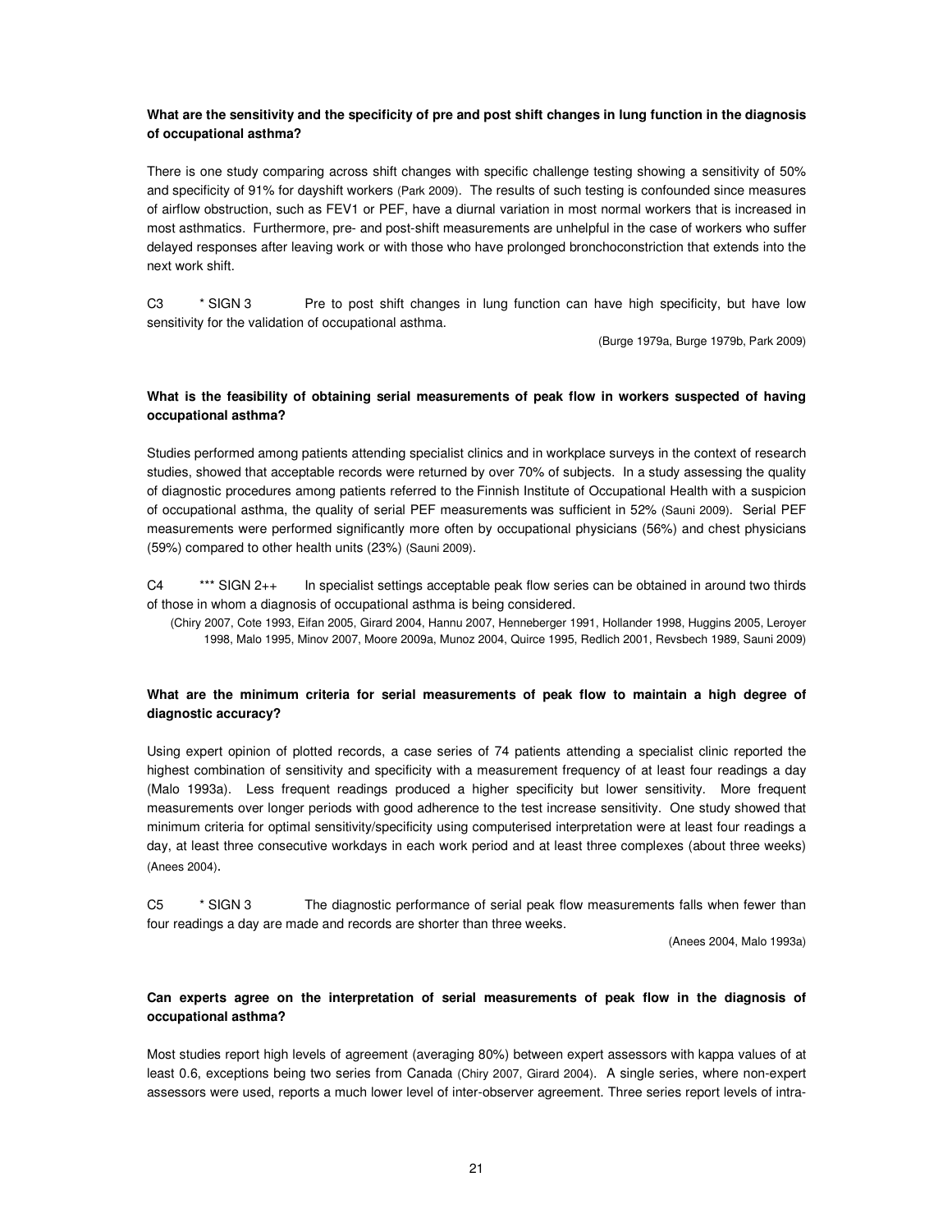**What are the sensitivity and the specificity of pre and post shift changes in lung function in the diagnosis of occupational asthma?**

There is one study comparing across shift changes with specific challenge testing showing a sensitivity of 50% and specificity of 91% for dayshift workers (Park 2009). The results of such testing is confounded since measures of airflow obstruction, such as FEV1 or PEF, have a diurnal variation in most normal workers that is increased in most asthmatics. Furthermore, pre- and post-shift measurements are unhelpful in the case of workers who suffer delayed responses after leaving work or with those who have prolonged bronchoconstriction that extends into the next work shift.

C3 * SIGN 3 Pre to post shift changes in lung function can have high specificity, but have low sensitivity for the validation of occupational asthma.

(Burge 1979a, Burge 1979b, Park 2009)

**What is the feasibility of obtaining serial measurements of peak flow in workers suspected of having occupational asthma?**

Studies performed among patients attending specialist clinics and in workplace surveys in the context of research studies, showed that acceptable records were returned by over 70% of subjects. In a study assessing the quality of diagnostic procedures among patients referred to the Finnish Institute of Occupational Health with a suspicion of occupational asthma, the quality of serial PEF measurements was sufficient in 52% (Sauni 2009). Serial PEF measurements were performed significantly more often by occupational physicians (56%) and chest physicians (59%) compared to other health units (23%) (Sauni 2009).

C4 *** SIGN 2++ In specialist settings acceptable peak flow series can be obtained in around two thirds of those in whom a diagnosis of occupational asthma is being considered.

(Chiry 2007, Cote 1993, Eifan 2005, Girard 2004, Hannu 2007, Henneberger 1991, Hollander 1998, Huggins 2005, Leroyer 1998, Malo 1995, Minov 2007, Moore 2009a, Munoz 2004, Quirce 1995, Redlich 2001, Revsbech 1989, Sauni 2009)

**What are the minimum criteria for serial measurements of peak flow to maintain a high degree of diagnostic accuracy?**

Using expert opinion of plotted records, a case series of 74 patients attending a specialist clinic reported the highest combination of sensitivity and specificity with a measurement frequency of at least four readings a day (Malo 1993a). Less frequent readings produced a higher specificity but lower sensitivity. More frequent measurements over longer periods with good adherence to the test increase sensitivity. One study showed that minimum criteria for optimal sensitivity/specificity using computerised interpretation were at least four readings a day, at least three consecutive workdays in each work period and at least three complexes (about three weeks) (Anees 2004).

C5 * SIGN 3 The diagnostic performance of serial peak flow measurements falls when fewer than four readings a day are made and records are shorter than three weeks.

(Anees 2004, Malo 1993a)

**Can experts agree on the interpretation of serial measurements of peak flow in the diagnosis of occupational asthma?**

Most studies report high levels of agreement (averaging 80%) between expert assessors with kappa values of at least 0.6, exceptions being two series from Canada (Chiry 2007, Girard 2004). A single series, where non-expert assessors were used, reports a much lower level of inter-observer agreement. Three series report levels of intra-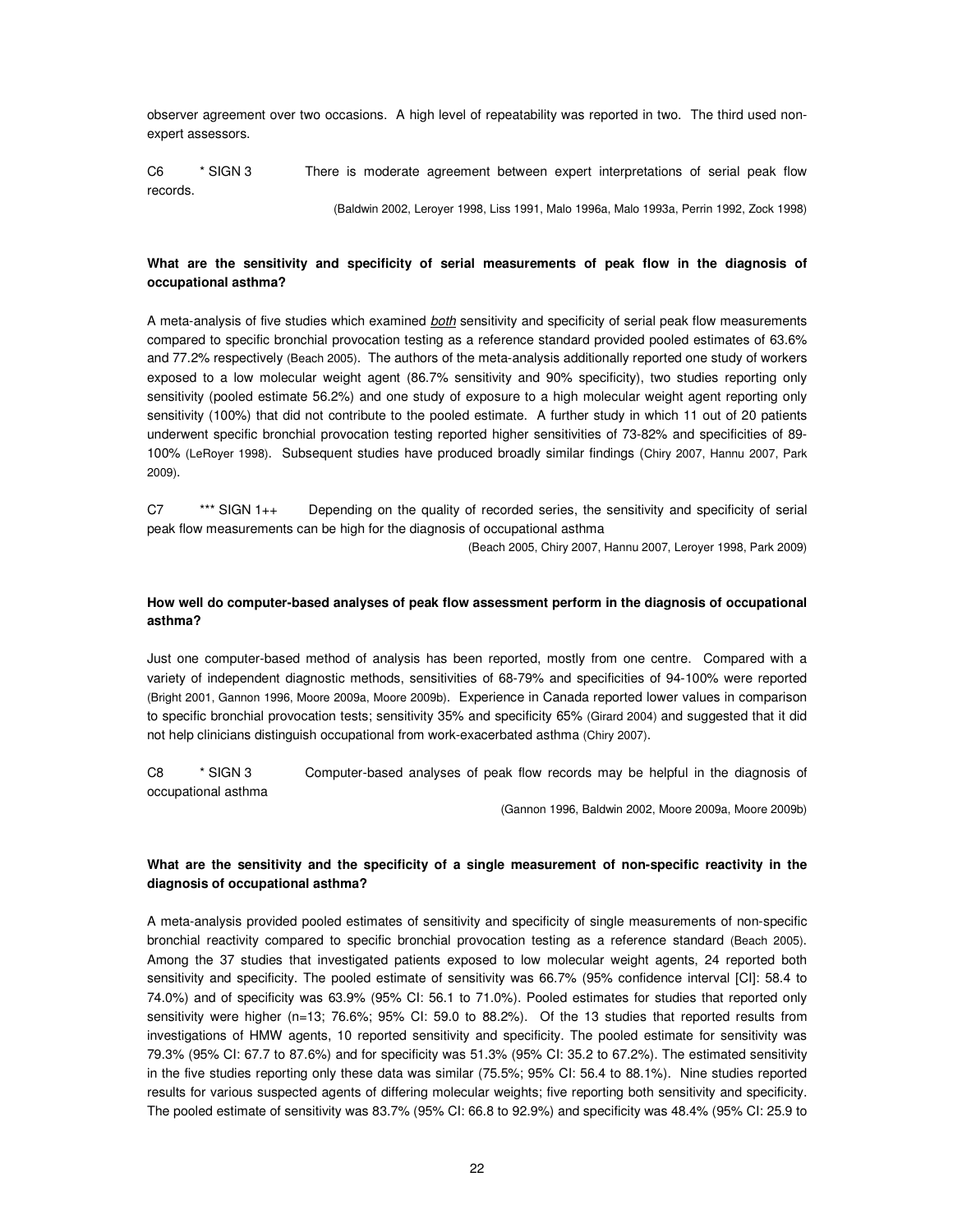observer agreement over two occasions. A high level of repeatability was reported in two. The third used non-expert assessors.

C6 * SIGN 3 There is moderate agreement between expert interpretations of serial peak flow records.

(Baldwin 2002, Leroyer 1998, Liss 1991, Malo 1996a, Malo 1993a, Perrin 1992, Zock 1998)

**What are the sensitivity and specificity of serial measurements of peak flow in the diagnosis of occupational asthma?**

A meta-analysis of five studies which examined *both* sensitivity and specificity of serial peak flow measurements compared to specific bronchial provocation testing as a reference standard provided pooled estimates of 63.6% and 77.2% respectively (Beach 2005). The authors of the meta-analysis additionally reported one study of workers exposed to a low molecular weight agent (86.7% sensitivity and 90% specificity), two studies reporting only sensitivity (pooled estimate 56.2%) and one study of exposure to a high molecular weight agent reporting only sensitivity (100%) that did not contribute to the pooled estimate. A further study in which 11 out of 20 patients underwent specific bronchial provocation testing reported higher sensitivities of 73-82% and specificities of 89-100% (LeRoyer 1998). Subsequent studies have produced broadly similar findings (Chiry 2007, Hannu 2007, Park 2009).

C7 *** SIGN 1++ Depending on the quality of recorded series, the sensitivity and specificity of serial peak flow measurements can be high for the diagnosis of occupational asthma

(Beach 2005, Chiry 2007, Hannu 2007, Leroyer 1998, Park 2009)

**How well do computer-based analyses of peak flow assessment perform in the diagnosis of occupational asthma?**

Just one computer-based method of analysis has been reported, mostly from one centre. Compared with a variety of independent diagnostic methods, sensitivities of 68-79% and specificities of 94-100% were reported (Bright 2001, Gannon 1996, Moore 2009a, Moore 2009b). Experience in Canada reported lower values in comparison to specific bronchial provocation tests; sensitivity 35% and specificity 65% (Girard 2004) and suggested that it did not help clinicians distinguish occupational from work-exacerbated asthma (Chiry 2007).

C8 * SIGN 3 Computer-based analyses of peak flow records may be helpful in the diagnosis of occupational asthma

(Gannon 1996, Baldwin 2002, Moore 2009a, Moore 2009b)

**What are the sensitivity and the specificity of a single measurement of non-specific reactivity in the diagnosis of occupational asthma?**

A meta-analysis provided pooled estimates of sensitivity and specificity of single measurements of non-specific bronchial reactivity compared to specific bronchial provocation testing as a reference standard (Beach 2005). Among the 37 studies that investigated patients exposed to low molecular weight agents, 24 reported both sensitivity and specificity. The pooled estimate of sensitivity was 66.7% (95% confidence interval [CI]: 58.4 to 74.0%) and of specificity was 63.9% (95% CI: 56.1 to 71.0%). Pooled estimates for studies that reported only sensitivity were higher (n=13; 76.6%; 95% CI: 59.0 to 88.2%). Of the 13 studies that reported results from investigations of HMW agents, 10 reported sensitivity and specificity. The pooled estimate for sensitivity was 79.3% (95% CI: 67.7 to 87.6%) and for specificity was 51.3% (95% CI: 35.2 to 67.2%). The estimated sensitivity in the five studies reporting only these data was similar (75.5%; 95% CI: 56.4 to 88.1%). Nine studies reported results for various suspected agents of differing molecular weights; five reporting both sensitivity and specificity. The pooled estimate of sensitivity was 83.7% (95% CI: 66.8 to 92.9%) and specificity was 48.4% (95% CI: 25.9 to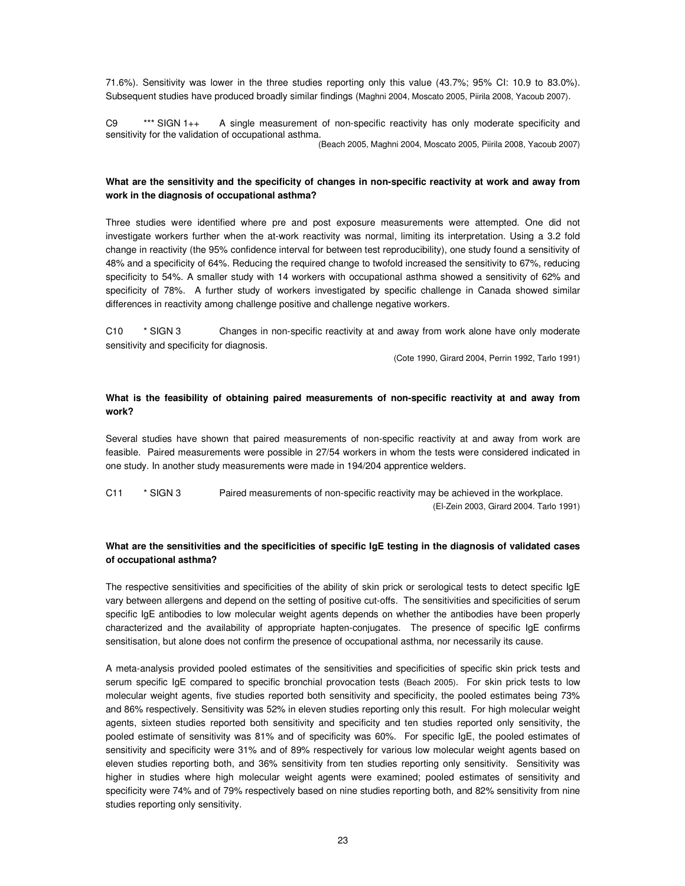71.6%). Sensitivity was lower in the three studies reporting only this value (43.7%; 95% CI: 10.9 to 83.0%). Subsequent studies have produced broadly similar findings (Maghni 2004, Moscato 2005, Piirila 2008, Yacoub 2007).

C9 *** SIGN 1++ A single measurement of non-specific reactivity has only moderate specificity and sensitivity for the validation of occupational asthma.

(Beach 2005, Maghni 2004, Moscato 2005, Piirila 2008, Yacoub 2007)

**What are the sensitivity and the specificity of changes in non-specific reactivity at work and away from work in the diagnosis of occupational asthma?**

Three studies were identified where pre and post exposure measurements were attempted. One did not investigate workers further when the at-work reactivity was normal, limiting its interpretation. Using a 3.2 fold change in reactivity (the 95% confidence interval for between test reproducibility), one study found a sensitivity of 48% and a specificity of 64%. Reducing the required change to twofold increased the sensitivity to 67%, reducing specificity to 54%. A smaller study with 14 workers with occupational asthma showed a sensitivity of 62% and specificity of 78%. A further study of workers investigated by specific challenge in Canada showed similar differences in reactivity among challenge positive and challenge negative workers.

C10 * SIGN 3 Changes in non-specific reactivity at and away from work alone have only moderate sensitivity and specificity for diagnosis.

(Cote 1990, Girard 2004, Perrin 1992, Tarlo 1991)

**What is the feasibility of obtaining paired measurements of non-specific reactivity at and away from work?**

Several studies have shown that paired measurements of non-specific reactivity at and away from work are feasible. Paired measurements were possible in 27/54 workers in whom the tests were considered indicated in one study. In another study measurements were made in 194/204 apprentice welders.

C11 * SIGN 3 Paired measurements of non-specific reactivity may be achieved in the workplace.

(El-Zein 2003, Girard 2004. Tarlo 1991)

**What are the sensitivities and the specificities of specific IgE testing in the diagnosis of validated cases of occupational asthma?**

The respective sensitivities and specificities of the ability of skin prick or serological tests to detect specific IgE vary between allergens and depend on the setting of positive cut-offs. The sensitivities and specificities of serum specific IgE antibodies to low molecular weight agents depends on whether the antibodies have been properly characterized and the availability of appropriate hapten-conjugates. The presence of specific IgE confirms sensitisation, but alone does not confirm the presence of occupational asthma, nor necessarily its cause.

A meta-analysis provided pooled estimates of the sensitivities and specificities of specific skin prick tests and serum specific IgE compared to specific bronchial provocation tests (Beach 2005). For skin prick tests to low molecular weight agents, five studies reported both sensitivity and specificity, the pooled estimates being 73% and 86% respectively. Sensitivity was 52% in eleven studies reporting only this result. For high molecular weight agents, sixteen studies reported both sensitivity and specificity and ten studies reported only sensitivity, the pooled estimate of sensitivity was 81% and of specificity was 60%. For specific IgE, the pooled estimates of sensitivity and specificity were 31% and of 89% respectively for various low molecular weight agents based on eleven studies reporting both, and 36% sensitivity from ten studies reporting only sensitivity. Sensitivity was higher in studies where high molecular weight agents were examined; pooled estimates of sensitivity and specificity were 74% and of 79% respectively based on nine studies reporting both, and 82% sensitivity from nine studies reporting only sensitivity.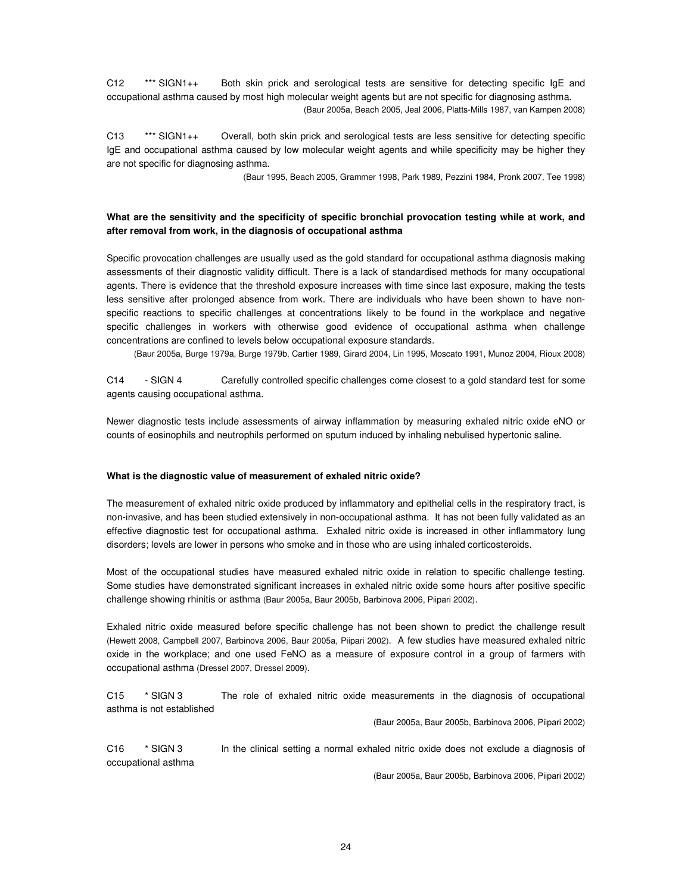C12 *** SIGN1++ Both skin prick and serological tests are sensitive for detecting specific IgE and occupational asthma caused by most high molecular weight agents but are not specific for diagnosing asthma.

(Baur 2005a, Beach 2005, Jeal 2006, Platts-Mills 1987, van Kampen 2008)

C13 *** SIGN1++ Overall, both skin prick and serological tests are less sensitive for detecting specific IgE and occupational asthma caused by low molecular weight agents and while specificity may be higher they are not specific for diagnosing asthma.

(Baur 1995, Beach 2005, Grammer 1998, Park 1989, Pezzini 1984, Pronk 2007, Tee 1998)

**What are the sensitivity and the specificity of specific bronchial provocation testing while at work, and after removal from work, in the diagnosis of occupational asthma**

Specific provocation challenges are usually used as the gold standard for occupational asthma diagnosis making assessments of their diagnostic validity difficult. There is a lack of standardised methods for many occupational agents. There is evidence that the threshold exposure increases with time since last exposure, making the tests less sensitive after prolonged absence from work. There are individuals who have been shown to have non-specific reactions to specific challenges at concentrations likely to be found in the workplace and negative specific challenges in workers with otherwise good evidence of occupational asthma when challenge concentrations are confined to levels below occupational exposure standards.

(Baur 2005a, Burge 1979a, Burge 1979b, Cartier 1989, Girard 2004, Lin 1995, Moscato 1991, Munoz 2004, Rioux 2008)

C14 - SIGN 4 Carefully controlled specific challenges come closest to a gold standard test for some agents causing occupational asthma.

Newer diagnostic tests include assessments of airway inflammation by measuring exhaled nitric oxide eNO or counts of eosinophils and neutrophils performed on sputum induced by inhaling nebulised hypertonic saline.

**What is the diagnostic value of measurement of exhaled nitric oxide?**

The measurement of exhaled nitric oxide produced by inflammatory and epithelial cells in the respiratory tract, is non-invasive, and has been studied extensively in non-occupational asthma. It has not been fully validated as an effective diagnostic test for occupational asthma. Exhaled nitric oxide is increased in other inflammatory lung disorders; levels are lower in persons who smoke and in those who are using inhaled corticosteroids.

Most of the occupational studies have measured exhaled nitric oxide in relation to specific challenge testing. Some studies have demonstrated significant increases in exhaled nitric oxide some hours after positive specific challenge showing rhinitis or asthma (Baur 2005a, Baur 2005b, Barbinova 2006, Piipari 2002).

Exhaled nitric oxide measured before specific challenge has not been shown to predict the challenge result (Hewett 2008, Campbell 2007, Barbinova 2006, Baur 2005a, Piipari 2002). A few studies have measured exhaled nitric oxide in the workplace; and one used FeNO as a measure of exposure control in a group of farmers with occupational asthma (Dressel 2007, Dressel 2009).

C15 * SIGN 3 The role of exhaled nitric oxide measurements in the diagnosis of occupational asthma is not established

(Baur 2005a, Baur 2005b, Barbinova 2006, Piipari 2002)

C16 * SIGN 3 In the clinical setting a normal exhaled nitric oxide does not exclude a diagnosis of occupational asthma

(Baur 2005a, Baur 2005b, Barbinova 2006, Piipari 2002)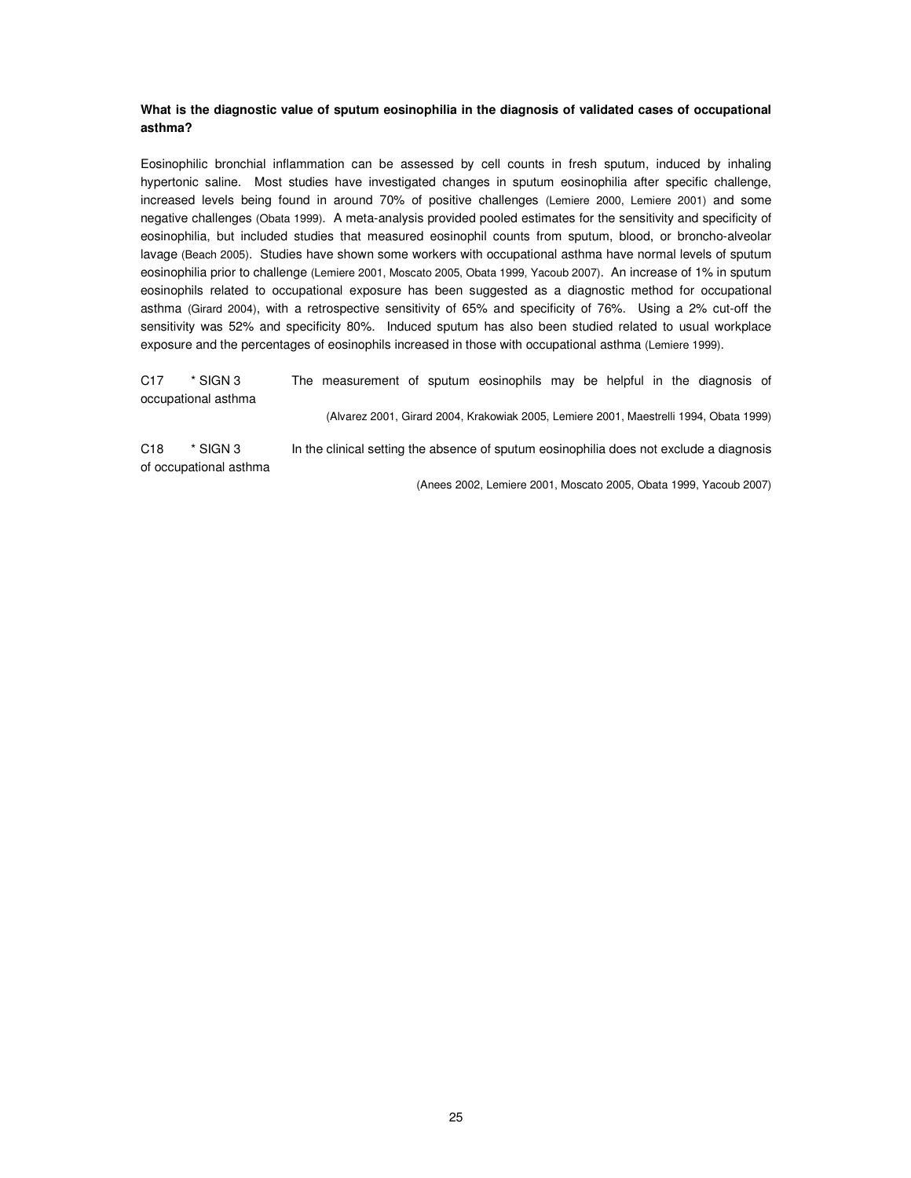**What is the diagnostic value of sputum eosinophilia in the diagnosis of validated cases of occupational asthma?**

Eosinophilic bronchial inflammation can be assessed by cell counts in fresh sputum, induced by inhaling hypertonic saline. Most studies have investigated changes in sputum eosinophilia after specific challenge, increased levels being found in around 70% of positive challenges (Lemiere 2000, Lemiere 2001) and some negative challenges (Obata 1999). A meta-analysis provided pooled estimates for the sensitivity and specificity of eosinophilia, but included studies that measured eosinophil counts from sputum, blood, or broncho-alveolar lavage (Beach 2005). Studies have shown some workers with occupational asthma have normal levels of sputum eosinophilia prior to challenge (Lemiere 2001, Moscato 2005, Obata 1999, Yacoub 2007). An increase of 1% in sputum eosinophils related to occupational exposure has been suggested as a diagnostic method for occupational asthma (Girard 2004), with a retrospective sensitivity of 65% and specificity of 76%. Using a 2% cut-off the sensitivity was 52% and specificity 80%. Induced sputum has also been studied related to usual workplace exposure and the percentages of eosinophils increased in those with occupational asthma (Lemiere 1999).

C17 * SIGN 3 The measurement of sputum eosinophils may be helpful in the diagnosis of occupational asthma

(Alvarez 2001, Girard 2004, Krakowiak 2005, Lemiere 2001, Maestrelli 1994, Obata 1999)

C18 * SIGN 3 In the clinical setting the absence of sputum eosinophilia does not exclude a diagnosis of occupational asthma

(Anees 2002, Lemiere 2001, Moscato 2005, Obata 1999, Yacoub 2007)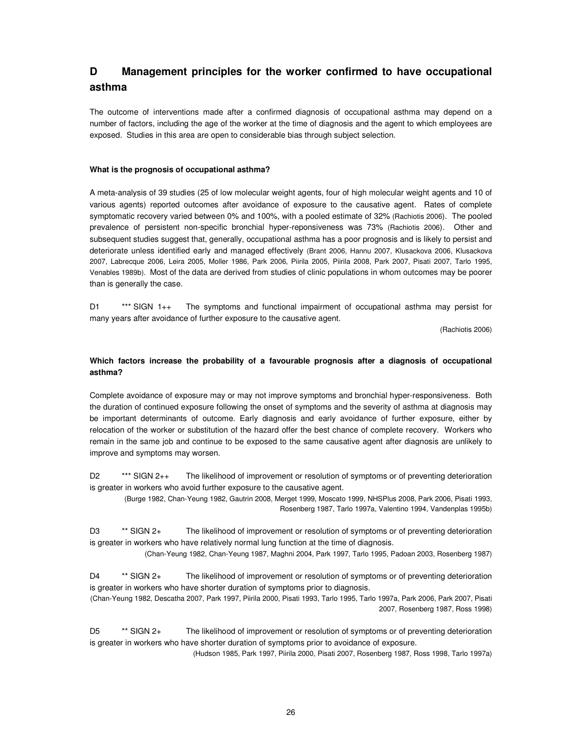## D Management principles for the worker confirmed to have occupational asthma

The outcome of interventions made after a confirmed diagnosis of occupational asthma may depend on a number of factors, including the age of the worker at the time of diagnosis and the agent to which employees are exposed. Studies in this area are open to considerable bias through subject selection.

**What is the prognosis of occupational asthma?**

A meta-analysis of 39 studies (25 of low molecular weight agents, four of high molecular weight agents and 10 of various agents) reported outcomes after avoidance of exposure to the causative agent. Rates of complete symptomatic recovery varied between 0% and 100%, with a pooled estimate of 32% (Rachiotis 2006). The pooled prevalence of persistent non-specific bronchial hyper-reponsiveness was 73% (Rachiotis 2006). Other and subsequent studies suggest that, generally, occupational asthma has a poor prognosis and is likely to persist and deteriorate unless identified early and managed effectively (Brant 2006, Hannu 2007, Klusackova 2006, Klusackova 2007, Labrecque 2006, Leira 2005, Moller 1986, Park 2006, Piirila 2005, Piirila 2008, Park 2007, Pisati 2007, Tarlo 1995, Venables 1989b). Most of the data are derived from studies of clinic populations in whom outcomes may be poorer than is generally the case.

D1 *** SIGN 1++ The symptoms and functional impairment of occupational asthma may persist for many years after avoidance of further exposure to the causative agent.

(Rachiotis 2006)

**Which factors increase the probability of a favourable prognosis after a diagnosis of occupational asthma?**

Complete avoidance of exposure may or may not improve symptoms and bronchial hyper-responsiveness. Both the duration of continued exposure following the onset of symptoms and the severity of asthma at diagnosis may be important determinants of outcome. Early diagnosis and early avoidance of further exposure, either by relocation of the worker or substitution of the hazard offer the best chance of complete recovery. Workers who remain in the same job and continue to be exposed to the same causative agent after diagnosis are unlikely to improve and symptoms may worsen.

D2 *** SIGN 2++ The likelihood of improvement or resolution of symptoms or of preventing deterioration is greater in workers who avoid further exposure to the causative agent.

(Burge 1982, Chan-Yeung 1982, Gautrin 2008, Merget 1999, Moscato 1999, NHSPlus 2008, Park 2006, Pisati 1993, Rosenberg 1987, Tarlo 1997a, Valentino 1994, Vandenplas 1995b)

D3 ** SIGN 2+ The likelihood of improvement or resolution of symptoms or of preventing deterioration is greater in workers who have relatively normal lung function at the time of diagnosis.

(Chan-Yeung 1982, Chan-Yeung 1987, Maghni 2004, Park 1997, Tarlo 1995, Padoan 2003, Rosenberg 1987)

D4 ** SIGN 2+ The likelihood of improvement or resolution of symptoms or of preventing deterioration is greater in workers who have shorter duration of symptoms prior to diagnosis.

(Chan-Yeung 1982, Descatha 2007, Park 1997, Piirila 2000, Pisati 1993, Tarlo 1995, Tarlo 1997a, Park 2006, Park 2007, Pisati 2007, Rosenberg 1987, Ross 1998)

D5 ** SIGN 2+ The likelihood of improvement or resolution of symptoms or of preventing deterioration is greater in workers who have shorter duration of symptoms prior to avoidance of exposure.

(Hudson 1985, Park 1997, Piirila 2000, Pisati 2007, Rosenberg 1987, Ross 1998, Tarlo 1997a)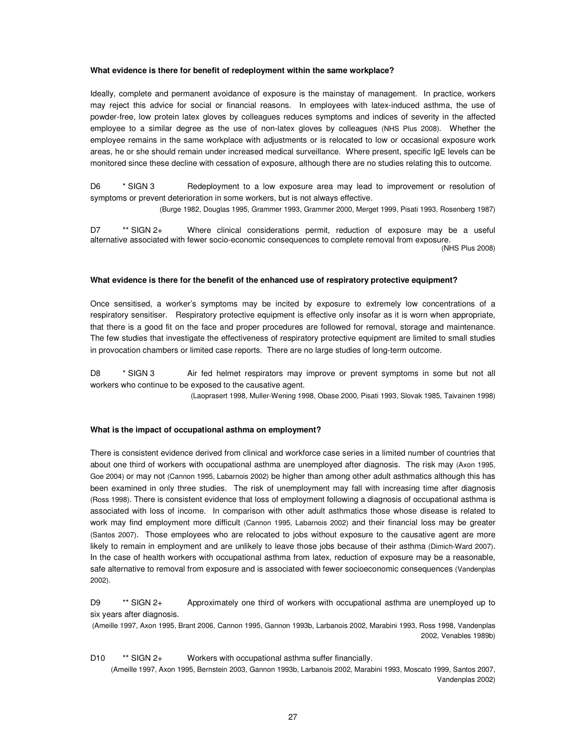**What evidence is there for benefit of redeployment within the same workplace?**

Ideally, complete and permanent avoidance of exposure is the mainstay of management. In practice, workers may reject this advice for social or financial reasons. In employees with latex-induced asthma, the use of powder-free, low protein latex gloves by colleagues reduces symptoms and indices of severity in the affected employee to a similar degree as the use of non-latex gloves by colleagues (NHS Plus 2008). Whether the employee remains in the same workplace with adjustments or is relocated to low or occasional exposure work areas, he or she should remain under increased medical surveillance. Where present, specific IgE levels can be monitored since these decline with cessation of exposure, although there are no studies relating this to outcome.

D6 * SIGN 3 Redeployment to a low exposure area may lead to improvement or resolution of symptoms or prevent deterioration in some workers, but is not always effective.

(Burge 1982, Douglas 1995, Grammer 1993, Grammer 2000, Merget 1999, Pisati 1993, Rosenberg 1987)

D7 ** SIGN 2+ Where clinical considerations permit, reduction of exposure may be a useful alternative associated with fewer socio-economic consequences to complete removal from exposure.

(NHS Plus 2008)

**What evidence is there for the benefit of the enhanced use of respiratory protective equipment?**

Once sensitised, a worker's symptoms may be incited by exposure to extremely low concentrations of a respiratory sensitiser. Respiratory protective equipment is effective only insofar as it is worn when appropriate, that there is a good fit on the face and proper procedures are followed for removal, storage and maintenance. The few studies that investigate the effectiveness of respiratory protective equipment are limited to small studies in provocation chambers or limited case reports. There are no large studies of long-term outcome.

D8 * SIGN 3 Air fed helmet respirators may improve or prevent symptoms in some but not all workers who continue to be exposed to the causative agent.

(Laoprasert 1998, Muller-Wening 1998, Obase 2000, Pisati 1993, Slovak 1985, Taivainen 1998)

**What is the impact of occupational asthma on employment?**

There is consistent evidence derived from clinical and workforce case series in a limited number of countries that about one third of workers with occupational asthma are unemployed after diagnosis. The risk may (Axon 1995, Goe 2004) or may not (Cannon 1995, Labarnois 2002) be higher than among other adult asthmatics although this has been examined in only three studies. The risk of unemployment may fall with increasing time after diagnosis (Ross 1998). There is consistent evidence that loss of employment following a diagnosis of occupational asthma is associated with loss of income. In comparison with other adult asthmatics those whose disease is related to work may find employment more difficult (Cannon 1995, Labarnois 2002) and their financial loss may be greater (Santos 2007). Those employees who are relocated to jobs without exposure to the causative agent are more likely to remain in employment and are unlikely to leave those jobs because of their asthma (Dimich-Ward 2007). In the case of health workers with occupational asthma from latex, reduction of exposure may be a reasonable, safe alternative to removal from exposure and is associated with fewer socioeconomic consequences (Vandenplas 2002).

D9 ** SIGN 2+ Approximately one third of workers with occupational asthma are unemployed up to six years after diagnosis.

(Ameille 1997, Axon 1995, Brant 2006, Cannon 1995, Gannon 1993b, Larbanois 2002, Marabini 1993, Ross 1998, Vandenplas 2002, Venables 1989b)

D10 ** SIGN 2+ Workers with occupational asthma suffer financially.

(Ameille 1997, Axon 1995, Bernstein 2003, Gannon 1993b, Larbanois 2002, Marabini 1993, Moscato 1999, Santos 2007, Vandenplas 2002)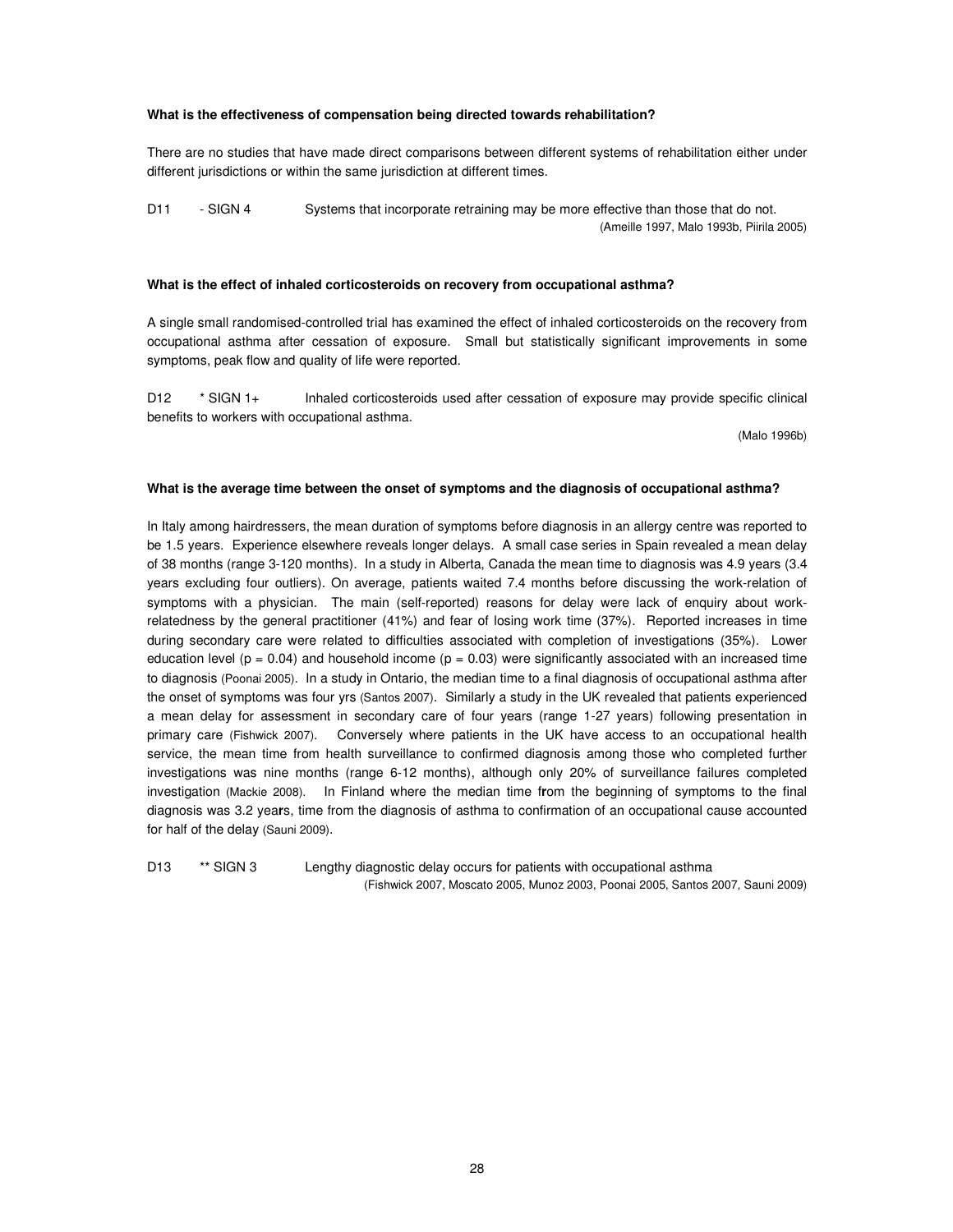**What is the effectiveness of compensation being directed towards rehabilitation?**

There are no studies that have made direct comparisons between different systems of rehabilitation either under different jurisdictions or within the same jurisdiction at different times.

D11 - SIGN 4 Systems that incorporate retraining may be more effective than those that do not.
(Ameille 1997, Malo 1993b, Piirila 2005)

**What is the effect of inhaled corticosteroids on recovery from occupational asthma?**

A single small randomised-controlled trial has examined the effect of inhaled corticosteroids on the recovery from occupational asthma after cessation of exposure. Small but statistically significant improvements in some symptoms, peak flow and quality of life were reported.

D12 * SIGN 1+ Inhaled corticosteroids used after cessation of exposure may provide specific clinical benefits to workers with occupational asthma.
(Malo 1996b)

**What is the average time between the onset of symptoms and the diagnosis of occupational asthma?**

In Italy among hairdressers, the mean duration of symptoms before diagnosis in an allergy centre was reported to be 1.5 years. Experience elsewhere reveals longer delays. A small case series in Spain revealed a mean delay of 38 months (range 3-120 months). In a study in Alberta, Canada the mean time to diagnosis was 4.9 years (3.4 years excluding four outliers). On average, patients waited 7.4 months before discussing the work-relation of symptoms with a physician. The main (self-reported) reasons for delay were lack of enquiry about work-relatedness by the general practitioner (41%) and fear of losing work time (37%). Reported increases in time during secondary care were related to difficulties associated with completion of investigations (35%). Lower education level ($p = 0.04$) and household income ($p = 0.03$) were significantly associated with an increased time to diagnosis (Poonai 2005). In a study in Ontario, the median time to a final diagnosis of occupational asthma after the onset of symptoms was four yrs (Santos 2007). Similarly a study in the UK revealed that patients experienced a mean delay for assessment in secondary care of four years (range 1-27 years) following presentation in primary care (Fishwick 2007). Conversely where patients in the UK have access to an occupational health service, the mean time from health surveillance to confirmed diagnosis among those who completed further investigations was nine months (range 6-12 months), although only 20% of surveillance failures completed investigation (Mackie 2008). In Finland where the median time from the beginning of symptoms to the final diagnosis was 3.2 years, time from the diagnosis of asthma to confirmation of an occupational cause accounted for half of the delay (Sauni 2009).

D13 ** SIGN 3 Lengthy diagnostic delay occurs for patients with occupational asthma
(Fishwick 2007, Moscato 2005, Munoz 2003, Poonai 2005, Santos 2007, Sauni 2009)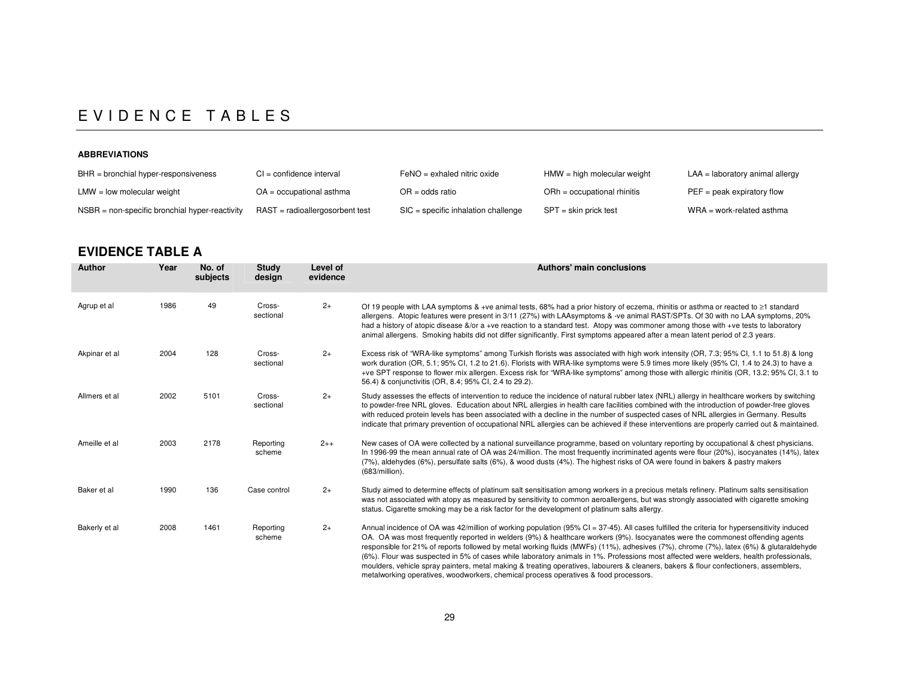# EVIDENCE TABLES

**ABBREVIATIONS**

| | | | | |
|---|---|---|---|---|
| BHR = bronchial hyper-responsiveness | CI = confidence interval | FeNO = exhaled nitric oxide | HMW = high molecular weight | LAA = laboratory animal allergy |
| LMW = low molecular weight | OA = occupational asthma | OR = odds ratio | ORh = occupational rhinitis | PEF = peak expiratory flow |
| NSBR = non-specific bronchial hyper-reactivity | RAST = radioallergosorbent test | SIC = specific inhalation challenge | SPT = skin prick test | WRA = work-related asthma |

## EVIDENCE TABLE A

| Author | Year | No. of subjects | Study design | Level of evidence | Authors' main conclusions |
|---|---|---|---|---|---|
| Agrup et al | 1986 | 49 | Cross-sectional | 2+ | Of 19 people with LAA symptoms & +ve animal tests, 68% had a prior history of eczema, rhinitis or asthma or reacted to ≥1 standard allergens. Atopic features were present in 3/11 (27%) with LAAsymptoms & -ve animal RAST/SPTs. Of 30 with no LAA symptoms, 20% had a history of atopic disease &/or a +ve reaction to a standard test. Atopy was commoner among those with +ve tests to laboratory animal allergens. Smoking habits did not differ significantly. First symptoms appeared after a mean latent period of 2.3 years. |
| Akpinar et al | 2004 | 128 | Cross-sectional | 2+ | Excess risk of "WRA-like symptoms" among Turkish florists was associated with high work intensity (OR, 7.3; 95% CI, 1.1 to 51.8) & long work duration (OR, 5.1; 95% CI, 1.2 to 21.6). Florists with WRA-like symptoms were 5.9 times more likely (95% CI, 1.4 to 24.3) to have a +ve SPT response to flower mix allergen. Excess risk for "WRA-like symptoms" among those with allergic rhinitis (OR, 13.2; 95% CI, 3.1 to 56.4) & conjunctivitis (OR, 8.4; 95% CI, 2.4 to 29.2). |
| Allmers et al | 2002 | 5101 | Cross-sectional | 2+ | Study assesses the effects of intervention to reduce the incidence of natural rubber latex (NRL) allergy in healthcare workers by switching to powder-free NRL gloves. Education about NRL allergies in health care facilities combined with the introduction of powder-free gloves with reduced protein levels has been associated with a decline in the number of suspected cases of NRL allergies in Germany. Results indicate that primary prevention of occupational NRL allergies can be achieved if these interventions are properly carried out & maintained. |
| Ameille et al | 2003 | 2178 | Reporting scheme | 2++ | New cases of OA were collected by a national surveillance programme, based on voluntary reporting by occupational & chest physicians. In 1996-99 the mean annual rate of OA was 24/million. The most frequently incriminated agents were flour (20%), isocyanates (14%), latex (7%), aldehydes (6%), persulfate salts (6%), & wood dusts (4%). The highest risks of OA were found in bakers & pastry makers (683/million). |
| Baker et al | 1990 | 136 | Case control | 2+ | Study aimed to determine effects of platinum salt sensitisation among workers in a precious metals refinery. Platinum salts sensitisation was not associated with atopy as measured by sensitivity to common aeroallergens, but was strongly associated with cigarette smoking status. Cigarette smoking may be a risk factor for the development of platinum salts allergy. |
| Bakerly et al | 2008 | 1461 | Reporting scheme | 2+ | Annual incidence of OA was 42/million of working population (95% CI = 37-45). All cases fulfilled the criteria for hypersensitivity induced OA. OA was most frequently reported in welders (9%) & healthcare workers (9%). Isocyanates were the commonest offending agents responsible for 21% of reports followed by metal working fluids (MWFs) (11%), adhesives (7%), chrome (7%), latex (6%) & glutaraldehyde (6%). Flour was suspected in 5% of cases while laboratory animals in 1%. Professions most affected were welders, health professionals, moulders, vehicle spray painters, metal making & treating operatives, labourers & cleaners, bakers & flour confectioners, assemblers, metalworking operatives, woodworkers, chemical process operatives & food processors. |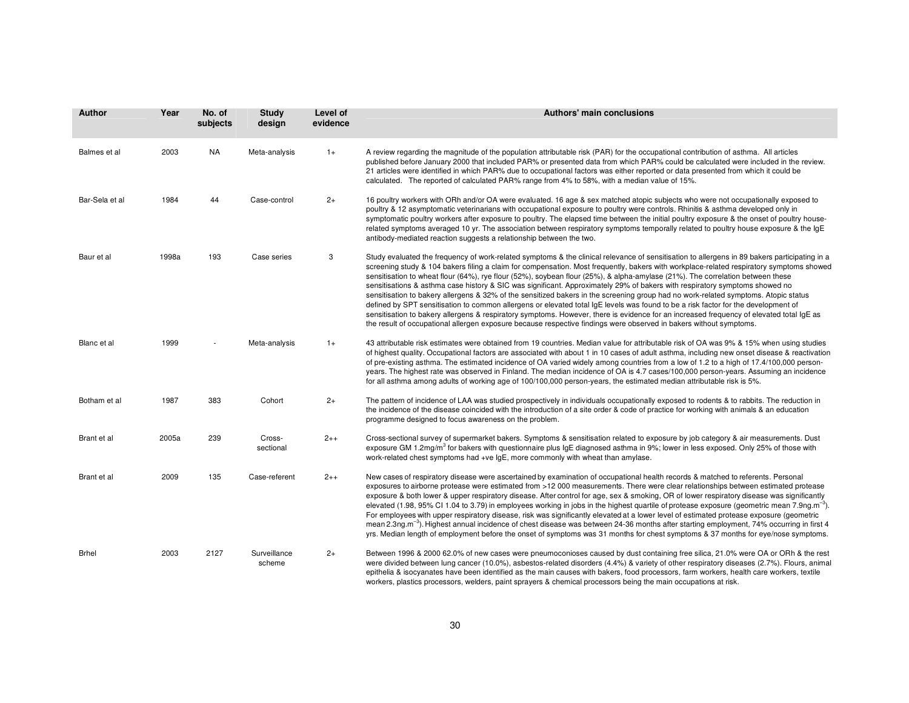| Author | Year | No. of subjects | Study design | Level of evidence | Authors' main conclusions |
|---|---|---|---|---|---|
| Balmes et al | 2003 | NA | Meta-analysis | 1+ | A review regarding the magnitude of the population attributable risk (PAR) for the occupational contribution of asthma. All articles published before January 2000 that included PAR% or presented data from which PAR% could be calculated were included in the review. 21 articles were identified in which PAR% due to occupational factors was either reported or data presented from which it could be calculated. The reported of calculated PAR% range from 4% to 58%, with a median value of 15%. |
| Bar-Sela et al | 1984 | 44 | Case-control | 2+ | 16 poultry workers with ORh and/or OA were evaluated. 16 age & sex matched atopic subjects who were not occupationally exposed to poultry & 12 asymptomatic veterinarians with occupational exposure to poultry were controls. Rhinitis & asthma developed only in symptomatic poultry workers after exposure to poultry. The elapsed time between the initial poultry exposure & the onset of poultry house-related symptoms averaged 10 yr. The association between respiratory symptoms temporally related to poultry house exposure & the IgE antibody-mediated reaction suggests a relationship between the two. |
| Baur et al | 1998a | 193 | Case series | 3 | Study evaluated the frequency of work-related symptoms & the clinical relevance of sensitisation to allergens in 89 bakers participating in a screening study & 104 bakers filing a claim for compensation. Most frequently, bakers with workplace-related respiratory symptoms showed sensitisation to wheat flour (64%), rye flour (52%), soybean flour (25%), & alpha-amylase (21%). The correlation between these sensitisations & asthma case history & SIC was significant. Approximately 29% of bakers with respiratory symptoms showed no sensitisation to bakery allergens & 32% of the sensitized bakers in the screening group had no work-related symptoms. Atopic status defined by SPT sensitisation to common allergens or elevated total IgE levels was found to be a risk factor for the development of sensitisation to bakery allergens & respiratory symptoms. However, there is evidence for an increased frequency of elevated total IgE as the result of occupational allergen exposure because respective findings were observed in bakers without symptoms. |
| Blanc et al | 1999 | - | Meta-analysis | 1+ | 43 attributable risk estimates were obtained from 19 countries. Median value for attributable risk of OA was 9% & 15% when using studies of highest quality. Occupational factors are associated with about 1 in 10 cases of adult asthma, including new onset disease & reactivation of pre-existing asthma. The estimated incidence of OA varied widely among countries from a low of 1.2 to a high of 17.4/100,000 person-years. The highest rate was observed in Finland. The median incidence of OA is 4.7 cases/100,000 person-years. Assuming an incidence for all asthma among adults of working age of 100/100,000 person-years, the estimated median attributable risk is 5%. |
| Botham et al | 1987 | 383 | Cohort | 2+ | The pattern of incidence of LAA was studied prospectively in individuals occupationally exposed to rodents & to rabbits. The reduction in the incidence of the disease coincided with the introduction of a site order & code of practice for working with animals & an education programme designed to focus awareness on the problem. |
| Brant et al | 2005a | 239 | Cross-sectional | 2++ | Cross-sectional survey of supermarket bakers. Symptoms & sensitisation related to exposure by job category & air measurements. Dust exposure GM 1.2mg/m$^3$ for bakers with questionnaire plus IgE diagnosed asthma in 9%; lower in less exposed. Only 25% of those with work-related chest symptoms had +ve IgE, more commonly with wheat than amylase. |
| Brant et al | 2009 | 135 | Case-referent | 2++ | New cases of respiratory disease were ascertained by examination of occupational health records & matched to referents. Personal exposures to airborne protease were estimated from >12 000 measurements. There were clear relationships between estimated protease exposure & both lower & upper respiratory disease. After control for age, sex & smoking, OR of lower respiratory disease was significantly elevated (1.98, 95% CI 1.04 to 3.79) in employees working in jobs in the highest quartile of protease exposure (geometric mean 7.9ng.m$^{-3}$). For employees with upper respiratory disease, risk was significantly elevated at a lower level of estimated protease exposure (geometric mean 2.3ng.m$^{-3}$). Highest annual incidence of chest disease was between 24-36 months after starting employment, 74% occurring in first 4 yrs. Median length of employment before the onset of symptoms was 31 months for chest symptoms & 37 months for eye/nose symptoms. |
| Brhel | 2003 | 2127 | Surveillance scheme | 2+ | Between 1996 & 2000 62.0% of new cases were pneumoconioses caused by dust containing free silica, 21.0% were OA or ORh & the rest were divided between lung cancer (10.0%), asbestos-related disorders (4.4%) & variety of other respiratory diseases (2.7%). Flours, animal epithelia & isocyanates have been identified as the main causes with bakers, food processors, farm workers, health care workers, textile workers, plastics processors, welders, paint sprayers & chemical processors being the main occupations at risk. |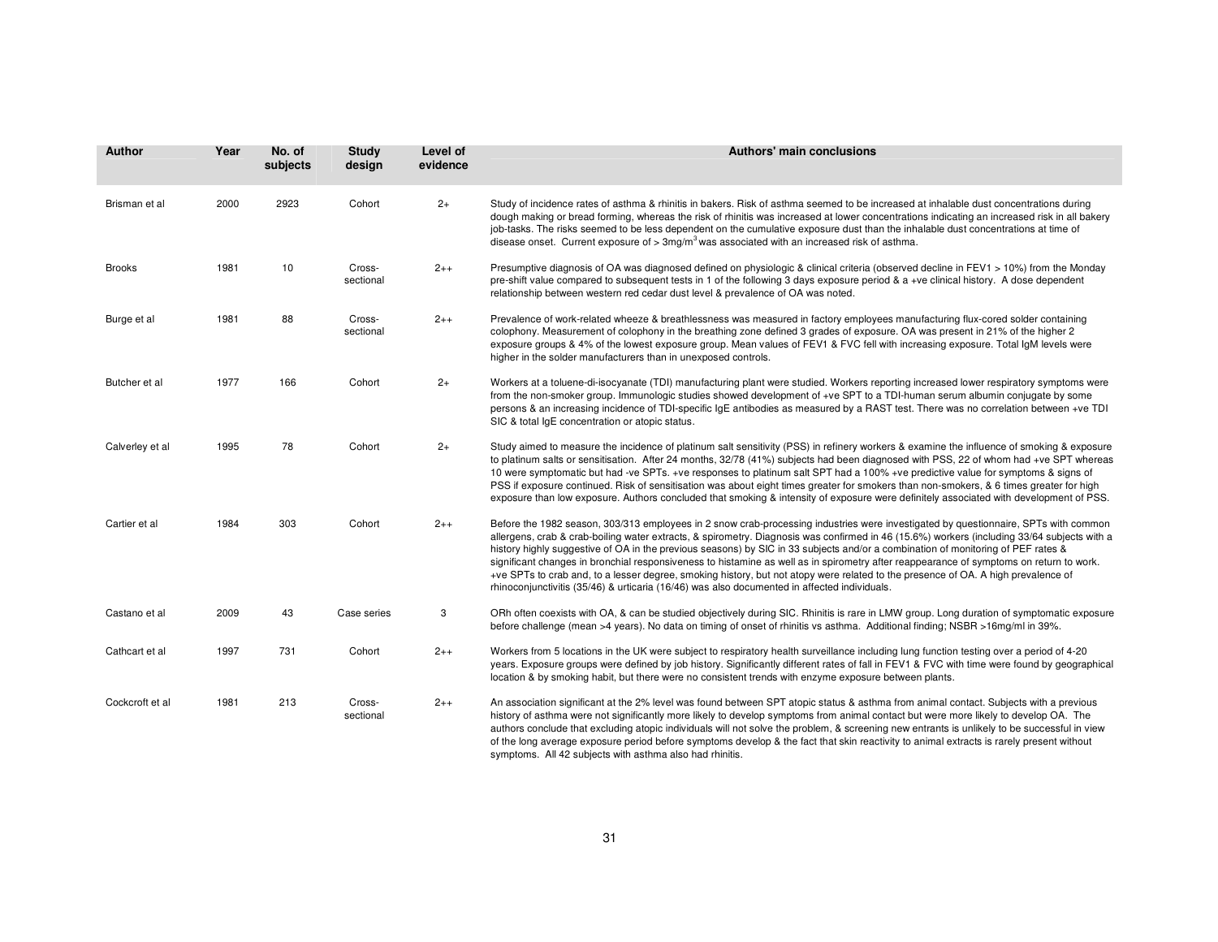| Author | Year | No. of subjects | Study design | Level of evidence | Authors' main conclusions |
|---|---|---|---|---|---|
| Brisman et al | 2000 | 2923 | Cohort | 2+ | Study of incidence rates of asthma & rhinitis in bakers. Risk of asthma seemed to be increased at inhalable dust concentrations during dough making or bread forming, whereas the risk of rhinitis was increased at lower concentrations indicating an increased risk in all bakery job-tasks. The risks seemed to be less dependent on the cumulative exposure dust than the inhalable dust concentrations at time of disease onset. Current exposure of > 3mg/m$^3$ was associated with an increased risk of asthma. |
| Brooks | 1981 | 10 | Cross-sectional | 2++ | Presumptive diagnosis of OA was diagnosed defined on physiologic & clinical criteria (observed decline in FEV1 > 10%) from the Monday pre-shift value compared to subsequent tests in 1 of the following 3 days exposure period & a +ve clinical history. A dose dependent relationship between western red cedar dust level & prevalence of OA was noted. |
| Burge et al | 1981 | 88 | Cross-sectional | 2++ | Prevalence of work-related wheeze & breathlessness was measured in factory employees manufacturing flux-cored solder containing colophony. Measurement of colophony in the breathing zone defined 3 grades of exposure. OA was present in 21% of the higher 2 exposure groups & 4% of the lowest exposure group. Mean values of FEV1 & FVC fell with increasing exposure. Total IgM levels were higher in the solder manufacturers than in unexposed controls. |
| Butcher et al | 1977 | 166 | Cohort | 2+ | Workers at a toluene-di-isocyanate (TDI) manufacturing plant were studied. Workers reporting increased lower respiratory symptoms were from the non-smoker group. Immunologic studies showed development of +ve SPT to a TDI-human serum albumin conjugate by some persons & an increasing incidence of TDI-specific IgE antibodies as measured by a RAST test. There was no correlation between +ve TDI SIC & total IgE concentration or atopic status. |
| Calverley et al | 1995 | 78 | Cohort | 2+ | Study aimed to measure the incidence of platinum salt sensitivity (PSS) in refinery workers & examine the influence of smoking & exposure to platinum salts or sensitisation. After 24 months, 32/78 (41%) subjects had been diagnosed with PSS, 22 of whom had +ve SPT whereas 10 were symptomatic but had -ve SPTs. +ve responses to platinum salt SPT had a 100% +ve predictive value for symptoms & signs of PSS if exposure continued. Risk of sensitisation was about eight times greater for smokers than non-smokers, & 6 times greater for high exposure than low exposure. Authors concluded that smoking & intensity of exposure were definitely associated with development of PSS. |
| Cartier et al | 1984 | 303 | Cohort | 2++ | Before the 1982 season, 303/313 employees in 2 snow crab-processing industries were investigated by questionnaire, SPTs with common allergens, crab & crab-boiling water extracts, & spirometry. Diagnosis was confirmed in 46 (15.6%) workers (including 33/64 subjects with a history highly suggestive of OA in the previous seasons) by SIC in 33 subjects and/or a combination of monitoring of PEF rates & significant changes in bronchial responsiveness to histamine as well as in spirometry after reappearance of symptoms on return to work. +ve SPTs to crab and, to a lesser degree, smoking history, but not atopy were related to the presence of OA. A high prevalence of rhinoconjunctivitis (35/46) & urticaria (16/46) was also documented in affected individuals. |
| Castano et al | 2009 | 43 | Case series | 3 | ORh often coexists with OA, & can be studied objectively during SIC. Rhinitis is rare in LMW group. Long duration of symptomatic exposure before challenge (mean >4 years). No data on timing of onset of rhinitis vs asthma. Additional finding; NSBR >16mg/ml in 39%. |
| Cathcart et al | 1997 | 731 | Cohort | 2++ | Workers from 5 locations in the UK were subject to respiratory health surveillance including lung function testing over a period of 4-20 years. Exposure groups were defined by job history. Significantly different rates of fall in FEV1 & FVC with time were found by geographical location & by smoking habit, but there were no consistent trends with enzyme exposure between plants. |
| Cockcroft et al | 1981 | 213 | Cross-sectional | 2++ | An association significant at the 2% level was found between SPT atopic status & asthma from animal contact. Subjects with a previous history of asthma were not significantly more likely to develop symptoms from animal contact but were more likely to develop OA. The authors conclude that excluding atopic individuals will not solve the problem, & screening new entrants is unlikely to be successful in view of the long average exposure period before symptoms develop & the fact that skin reactivity to animal extracts is rarely present without symptoms. All 42 subjects with asthma also had rhinitis. |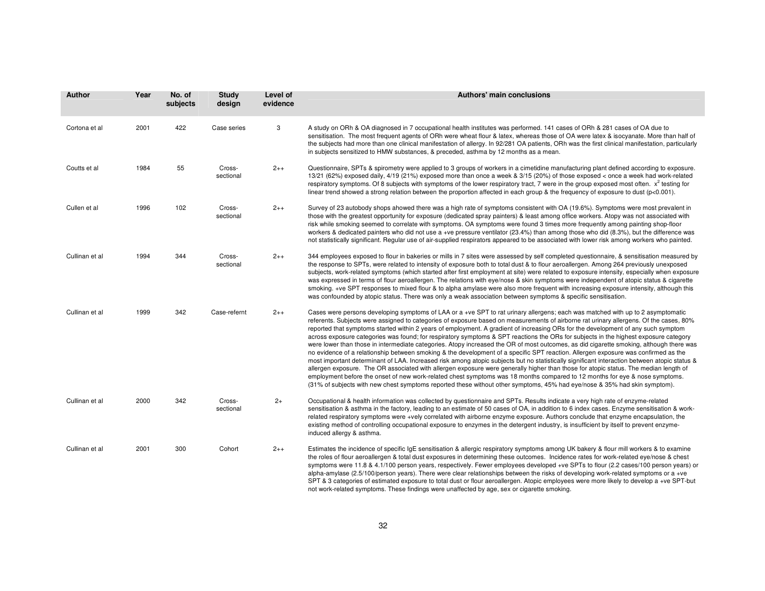| Author | Year | No. of subjects | Study design | Level of evidence | Authors' main conclusions |
|---|---|---|---|---|---|
| Cortona et al | 2001 | 422 | Case series | 3 | A study on ORh & OA diagnosed in 7 occupational health institutes was performed. 141 cases of ORh & 281 cases of OA due to sensitisation. The most frequent agents of ORh were wheat flour & latex, whereas those of OA were latex & isocyanate. More than half of the subjects had more than one clinical manifestation of allergy. In 92/281 OA patients, ORh was the first clinical manifestation, particularly in subjects sensitized to HMW substances, & preceded, asthma by 12 months as a mean. |
| Coutts et al | 1984 | 55 | Cross-sectional | 2++ | Questionnaire, SPTs & spirometry were applied to 3 groups of workers in a cimetidine manufacturing plant defined according to exposure. 13/21 (62%) exposed daily, 4/19 (21%) exposed more than once a week & 3/15 (20%) of those exposed < once a week had work-related respiratory symptoms. Of 8 subjects with symptoms of the lower respiratory tract, 7 were in the group exposed most often. $x^2$ testing for linear trend showed a strong relation between the proportion affected in each group & the frequency of exposure to dust ($p<0.001$). |
| Cullen et al | 1996 | 102 | Cross-sectional | 2++ | Survey of 23 autobody shops ahowed there was a high rate of symptoms consistent with OA (19.6%). Symptoms were most prevalent in those with the greatest opportunity for exposure (dedicated spray painters) & least among office workers. Atopy was not associated with risk while smoking seemed to correlate with symptoms. OA symptoms were found 3 times more frequently among painting shop-floor workers & dedicated painters who did not use a +ve pressure ventilator (23.4%) than among those who did (8.3%), but the difference was not statistically significant. Regular use of air-supplied respirators appeared to be associated with lower risk among workers who painted. |
| Cullinan et al | 1994 | 344 | Cross-sectional | 2++ | 344 employees exposed to flour in bakeries or mills in 7 sites were assessed by self completed questionnaire, & sensitisation measured by the response to SPTs, were related to intensity of exposure both to total dust & to flour aeroallergen. Among 264 previously unexposed subjects, work-related symptoms (which started after first employment at site) were related to exposure intensity, especially when exposure was expressed in terms of flour aeroallergen. The relations with eye/nose & skin symptoms were independent of atopic status & cigarette smoking. +ve SPT responses to mixed flour & to alpha amylase were also more frequent with increasing exposure intensity, although this was confounded by atopic status. There was only a weak association between symptoms & specific sensitisation. |
| Cullinan et al | 1999 | 342 | Case-refernt | 2++ | Cases were persons developing symptoms of LAA or a +ve SPT to rat urinary allergens; each was matched with up to 2 asymptomatic referents. Subjects were assigned to categories of exposure based on measurements of airborne rat urinary allergens. Of the cases, 80% reported that symptoms started within 2 years of employment. A gradient of increasing ORs for the development of any such symptom across exposure categories was found; for respiratory symptoms & SPT reactions the ORs for subjects in the highest exposure category were lower than those in intermediate categories. Atopy increased the OR of most outcomes, as did cigarette smoking, although there was no evidence of a relationship between smoking & the development of a specific SPT reaction. Allergen exposure was confirmed as the most important determinant of LAA. Increased risk among atopic subjects but no statistically significant interaction between atopic status & allergen exposure. The OR associated with allergen exposure were generally higher than those for atopic status. The median length of employment before the onset of new work-related chest symptoms was 18 months compared to 12 months for eye & nose symptoms. (31% of subjects with new chest symptoms reported these without other symptoms, 45% had eye/nose & 35% had skin symptom). |
| Cullinan et al | 2000 | 342 | Cross-sectional | 2+ | Occupational & health information was collected by questionnaire and SPTs. Results indicate a very high rate of enzyme-related sensitisation & asthma in the factory, leading to an estimate of 50 cases of OA, in addition to 6 index cases. Enzyme sensitisation & work-related respiratory symptoms were +vely correlated with airborne enzyme exposure. Authors conclude that enzyme encapsulation, the existing method of controlling occupational exposure to enzymes in the detergent industry, is insufficient by itself to prevent enzyme-induced allergy & asthma. |
| Cullinan et al | 2001 | 300 | Cohort | 2++ | Estimates the incidence of specific IgE sensitisation & allergic respiratory symptoms among UK bakery & flour mill workers & to examine the roles of flour aeroallergen & total dust exposures in determining these outcomes. Incidence rates for work-related eye/nose & chest symptoms were 11.8 & 4.1/100 person years, respectively. Fewer employees developed +ve SPTs to flour (2.2 cases/100 person years) or alpha-amylase (2.5/100/person years). There were clear relationships between the risks of developing work-related symptoms or a +ve SPT & 3 categories of estimated exposure to total dust or flour aeroallergen. Atopic employees were more likely to develop a +ve SPT-but not work-related symptoms. These findings were unaffected by age, sex or cigarette smoking. |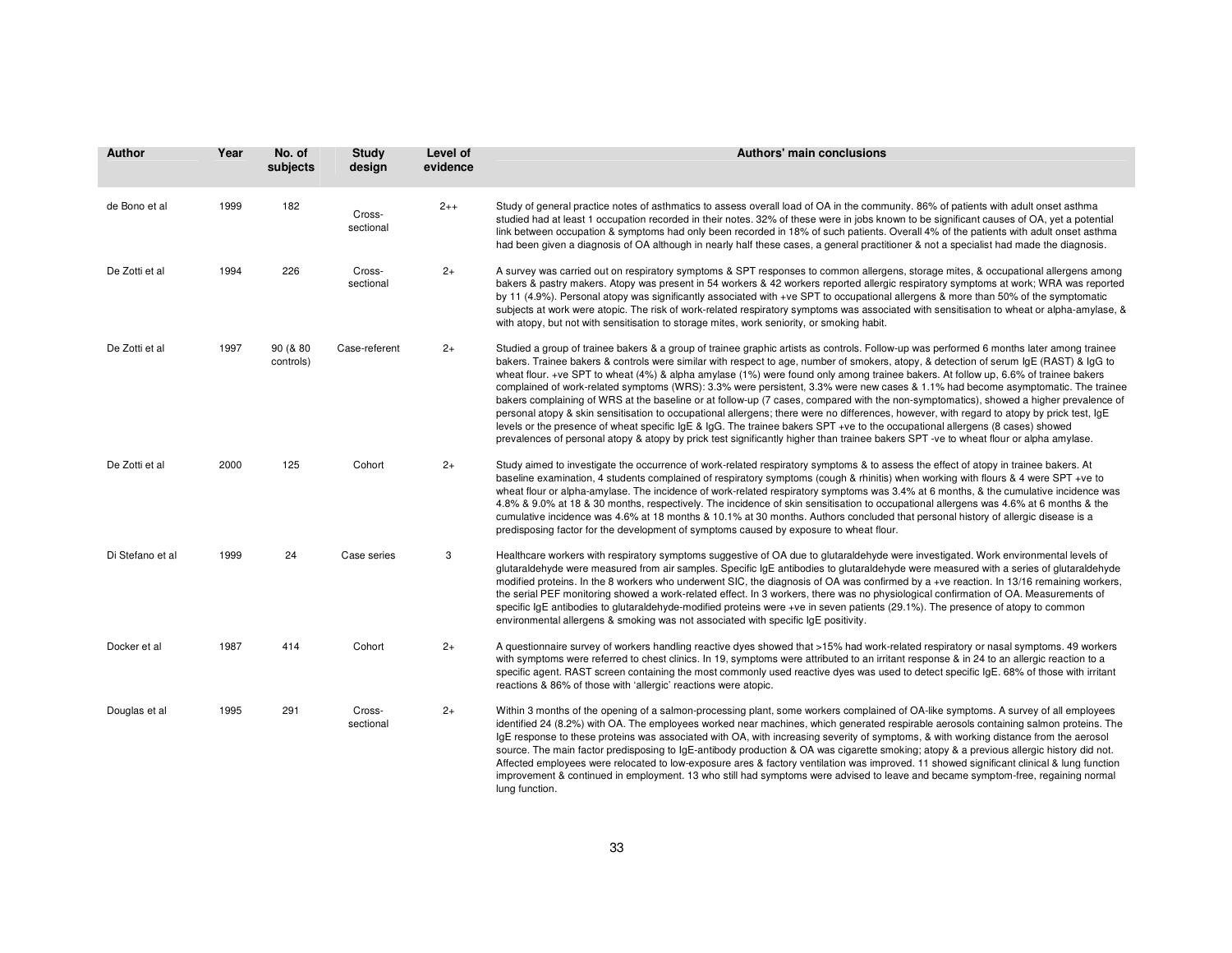| Author | Year | No. of subjects | Study design | Level of evidence | Authors' main conclusions |
|---|---|---|---|---|---|
| de Bono et al | 1999 | 182 | Cross-sectional | 2++ | Study of general practice notes of asthmatics to assess overall load of OA in the community. 86% of patients with adult onset asthma studied had at least 1 occupation recorded in their notes. 32% of these were in jobs known to be significant causes of OA, yet a potential link between occupation & symptoms had only been recorded in 18% of such patients. Overall 4% of the patients with adult onset asthma had been given a diagnosis of OA although in nearly half these cases, a general practitioner & not a specialist had made the diagnosis. |
| De Zotti et al | 1994 | 226 | Cross-sectional | 2+ | A survey was carried out on respiratory symptoms & SPT responses to common allergens, storage mites, & occupational allergens among bakers & pastry makers. Atopy was present in 54 workers & 42 workers reported allergic respiratory symptoms at work; WRA was reported by 11 (4.9%). Personal atopy was significantly associated with +ve SPT to occupational allergens & more than 50% of the symptomatic subjects at work were atopic. The risk of work-related respiratory symptoms was associated with sensitisation to wheat or alpha-amylase, & with atopy, but not with sensitisation to storage mites, work seniority, or smoking habit. |
| De Zotti et al | 1997 | 90 (& 80 controls) | Case-referent | 2+ | Studied a group of trainee bakers & a group of trainee graphic artists as controls. Follow-up was performed 6 months later among trainee bakers. Trainee bakers & controls were similar with respect to age, number of smokers, atopy, & detection of serum IgE (RAST) & IgG to wheat flour. +ve SPT to wheat (4%) & alpha amylase (1%) were found only among trainee bakers. At follow up, 6.6% of trainee bakers complained of work-related symptoms (WRS): 3.3% were persistent, 3.3% were new cases & 1.1% had become asymptomatic. The trainee bakers complaining of WRS at the baseline or at follow-up (7 cases, compared with the non-symptomatics), showed a higher prevalence of personal atopy & skin sensitisation to occupational allergens; there were no differences, however, with regard to atopy by prick test, IgE levels or the presence of wheat specific IgE & IgG. The trainee bakers SPT +ve to the occupational allergens (8 cases) showed prevalences of personal atopy & atopy by prick test significantly higher than trainee bakers SPT -ve to wheat flour or alpha amylase. |
| De Zotti et al | 2000 | 125 | Cohort | 2+ | Study aimed to investigate the occurrence of work-related respiratory symptoms & to assess the effect of atopy in trainee bakers. At baseline examination, 4 students complained of respiratory symptoms (cough & rhinitis) when working with flours & 4 were SPT +ve to wheat flour or alpha-amylase. The incidence of work-related respiratory symptoms was 3.4% at 6 months, & the cumulative incidence was 4.8% & 9.0% at 18 & 30 months, respectively. The incidence of skin sensitisation to occupational allergens was 4.6% at 6 months & the cumulative incidence was 4.6% at 18 months & 10.1% at 30 months. Authors concluded that personal history of allergic disease is a predisposing factor for the development of symptoms caused by exposure to wheat flour. |
| Di Stefano et al | 1999 | 24 | Case series | 3 | Healthcare workers with respiratory symptoms suggestive of OA due to glutaraldehyde were investigated. Work environmental levels of glutaraldehyde were measured from air samples. Specific IgE antibodies to glutaraldehyde were measured with a series of glutaraldehyde modified proteins. In the 8 workers who underwent SIC, the diagnosis of OA was confirmed by a +ve reaction. In 13/16 remaining workers, the serial PEF monitoring showed a work-related effect. In 3 workers, there was no physiological confirmation of OA. Measurements of specific IgE antibodies to glutaraldehyde-modified proteins were +ve in seven patients (29.1%). The presence of atopy to common environmental allergens & smoking was not associated with specific IgE positivity. |
| Docker et al | 1987 | 414 | Cohort | 2+ | A questionnaire survey of workers handling reactive dyes showed that >15% had work-related respiratory or nasal symptoms. 49 workers with symptoms were referred to chest clinics. In 19, symptoms were attributed to an irritant response & in 24 to an allergic reaction to a specific agent. RAST screen containing the most commonly used reactive dyes was used to detect specific IgE. 68% of those with irritant reactions & 86% of those with 'allergic' reactions were atopic. |
| Douglas et al | 1995 | 291 | Cross-sectional | 2+ | Within 3 months of the opening of a salmon-processing plant, some workers complained of OA-like symptoms. A survey of all employees identified 24 (8.2%) with OA. The employees worked near machines, which generated respirable aerosols containing salmon proteins. The IgE response to these proteins was associated with OA, with increasing severity of symptoms, & with working distance from the aerosol source. The main factor predisposing to IgE-antibody production & OA was cigarette smoking; atopy & a previous allergic history did not. Affected employees were relocated to low-exposure ares & factory ventilation was improved. 11 showed significant clinical & lung function improvement & continued in employment. 13 who still had symptoms were advised to leave and became symptom-free, regaining normal lung function. |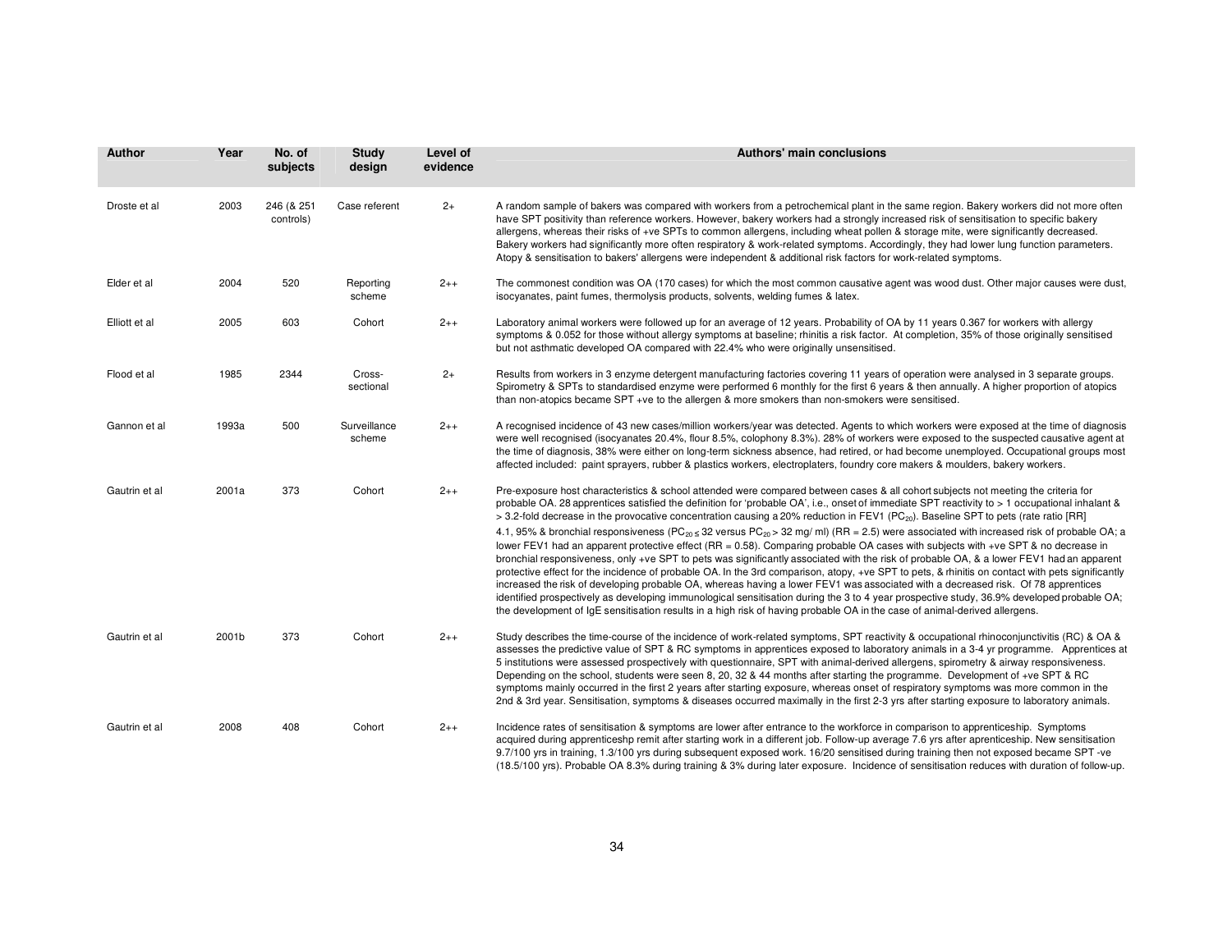| Author | Year | No. of subjects | Study design | Level of evidence | Authors' main conclusions |
|---|---|---|---|---|---|
| Droste et al | 2003 | 246 (& 251 controls) | Case referent | 2+ | A random sample of bakers was compared with workers from a petrochemical plant in the same region. Bakery workers did not more often have SPT positivity than reference workers. However, bakery workers had a strongly increased risk of sensitisation to specific bakery allergens, whereas their risks of +ve SPTs to common allergens, including wheat pollen & storage mite, were significantly decreased. Bakery workers had significantly more often respiratory & work-related symptoms. Accordingly, they had lower lung function parameters. Atopy & sensitisation to bakers' allergens were independent & additional risk factors for work-related symptoms. |
| Elder et al | 2004 | 520 | Reporting scheme | 2++ | The commonest condition was OA (170 cases) for which the most common causative agent was wood dust. Other major causes were dust, isocyanates, paint fumes, thermolysis products, solvents, welding fumes & latex. |
| Elliott et al | 2005 | 603 | Cohort | 2++ | Laboratory animal workers were followed up for an average of 12 years. Probability of OA by 11 years 0.367 for workers with allergy symptoms & 0.052 for those without allergy symptoms at baseline; rhinitis a risk factor. At completion, 35% of those originally sensitised but not asthmatic developed OA compared with 22.4% who were originally unsensitised. |
| Flood et al | 1985 | 2344 | Cross-sectional | 2+ | Results from workers in 3 enzyme detergent manufacturing factories covering 11 years of operation were analysed in 3 separate groups. Spirometry & SPTs to standardised enzyme were performed 6 monthly for the first 6 years & then annually. A higher proportion of atopics than non-atopics became SPT +ve to the allergen & more smokers than non-smokers were sensitised. |
| Gannon et al | 1993a | 500 | Surveillance scheme | 2++ | A recognised incidence of 43 new cases/million workers/year was detected. Agents to which workers were exposed at the time of diagnosis were well recognised (isocyanates 20.4%, flour 8.5%, colophony 8.3%). 28% of workers were exposed to the suspected causative agent at the time of diagnosis, 38% were either on long-term sickness absence, had retired, or had become unemployed. Occupational groups most affected included: paint sprayers, rubber & plastics workers, electroplaters, foundry core makers & moulders, bakery workers. |
| Gautrin et al | 2001a | 373 | Cohort | 2++ | Pre-exposure host characteristics & school attended were compared between cases & all cohort subjects not meeting the criteria for probable OA. 28 apprentices satisfied the definition for 'probable OA', i.e., onset of immediate SPT reactivity to > 1 occupational inhalant & > 3.2-fold decrease in the provocative concentration causing a 20% reduction in FEV1 ($PC_{20}$). Baseline SPT to pets (rate ratio [RR] 4.1, 95% & bronchial responsiveness ($PC_{20} \leq 32$ versus $PC_{20} > 32$ mg/ ml) (RR = 2.5) were associated with increased risk of probable OA; a lower FEV1 had an apparent protective effect (RR = 0.58). Comparing probable OA cases with subjects with +ve SPT & no decrease in bronchial responsiveness, only +ve SPT to pets was significantly associated with the risk of probable OA, & a lower FEV1 had an apparent protective effect for the incidence of probable OA. In the 3rd comparison, atopy, +ve SPT to pets, & rhinitis on contact with pets significantly increased the risk of developing probable OA, whereas having a lower FEV1 was associated with a decreased risk. Of 78 apprentices identified prospectively as developing immunological sensitisation during the 3 to 4 year prospective study, 36.9% developed probable OA; the development of IgE sensitisation results in a high risk of having probable OA in the case of animal-derived allergens. |
| Gautrin et al | 2001b | 373 | Cohort | 2++ | Study describes the time-course of the incidence of work-related symptoms, SPT reactivity & occupational rhinoconjunctivitis (RC) & OA & assesses the predictive value of SPT & RC symptoms in apprentices exposed to laboratory animals in a 3-4 yr programme. Apprentices at 5 institutions were assessed prospectively with questionnaire, SPT with animal-derived allergens, spirometry & airway responsiveness. Depending on the school, students were seen 8, 20, 32 & 44 months after starting the programme. Development of +ve SPT & RC symptoms mainly occurred in the first 2 years after starting exposure, whereas onset of respiratory symptoms was more common in the 2nd & 3rd year. Sensitisation, symptoms & diseases occurred maximally in the first 2-3 yrs after starting exposure to laboratory animals. |
| Gautrin et al | 2008 | 408 | Cohort | 2++ | Incidence rates of sensitisation & symptoms are lower after entrance to the workforce in comparison to apprenticeship. Symptoms acquired during apprenticeshp remit after starting work in a different job. Follow-up average 7.6 yrs after aprenticeship. New sensitisation 9.7/100 yrs in training, 1.3/100 yrs during subsequent exposed work. 16/20 sensitised during training then not exposed became SPT -ve (18.5/100 yrs). Probable OA 8.3% during training & 3% during later exposure. Incidence of sensitisation reduces with duration of follow-up. |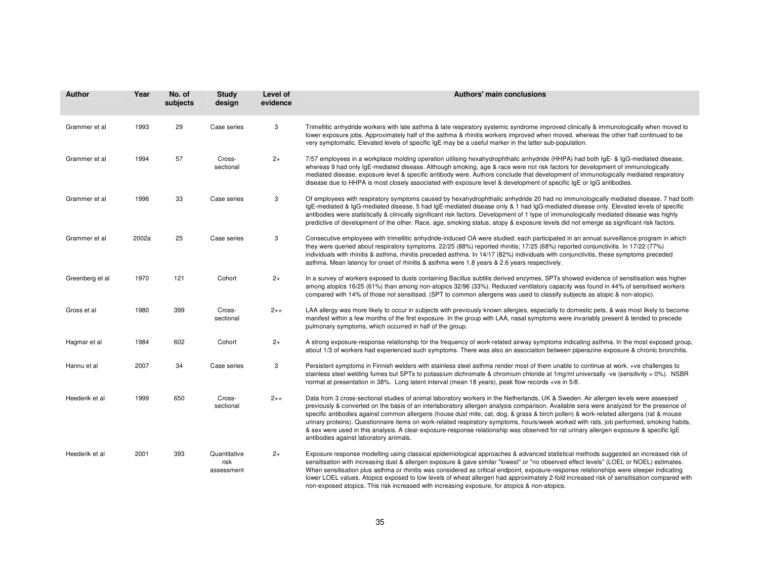| Author | Year | No. of subjects | Study design | Level of evidence | Authors' main conclusions |
|---|---|---|---|---|---|
| Grammer et al | 1993 | 29 | Case series | 3 | Trimellitic anhydride workers with late asthma & late respiratory systemic syndrome improved clinically & immunologically when moved to lower exposure jobs. Approximately half of the asthma & rhinitis workers improved when moved, whereas the other half continued to be very symptomatic. Elevated levels of specific IgE may be a useful marker in the latter sub-population. |
| Grammer et al | 1994 | 57 | Cross-sectional | 2+ | 7/57 employees in a workplace molding operation utilising hexahydrophthalic anhydride (HHPA) had both IgE- & IgG-mediated disease, whereas 9 had only IgE-mediated disease. Although smoking, age & race were not risk factors for development of immunologically mediated disease, exposure level & specific antibody were. Authors conclude that development of immunologically mediated respiratory disease due to HHPA is most closely associated with exposure level & development of specific IgE or IgG antibodies. |
| Grammer et al | 1996 | 33 | Case series | 3 | Of employees with respiratory symptoms caused by hexahydrophthalic anhydride 20 had no immunologically mediated disease, 7 had both IgE-mediated & IgG-mediated disease, 5 had IgE-mediated disease only & 1 had IgG-mediated disease only. Elevated levels of specific antibodies were statistically & clinically significant risk factors. Development of 1 type of immunologically mediated disease was highly predictive of development of the other. Race, age, smoking status, atopy & exposure levels did not emerge as significant risk factors. |
| Grammer et al | 2002a | 25 | Case series | 3 | Consecutive employees with trimellitic anhydride-induced OA were studied; each participated in an annual surveillance program in which they were queried about respiratory symptoms. 22/25 (88%) reported rhinitis; 17/25 (68%) reported conjunctivitis. In 17/22 (77%) individuals with rhinitis & asthma, rhinitis preceded asthma. In 14/17 (82%) individuals with conjunctivitis, these symptoms preceded asthma. Mean latency for onset of rhinitis & asthma were 1.8 years & 2.6 years respectively. |
| Greenberg et al | 1970 | 121 | Cohort | 2+ | In a survey of workers exposed to dusts containing Bacillus subtilis derived enzymes, SPTs showed evidence of sensitisation was higher among atopics 16/25 (61%) than among non-atopics 32/96 (33%). Reduced ventilatory capacity was found in 44% of sensitised workers compared with 14% of those not sensitised. (SPT to common allergens was used to classify subjects as atopic & non-atopic). |
| Gross et al | 1980 | 399 | Cross-sectional | 2++ | LAA allergy was more likely to occur in subjects with previously known allergies, especially to domestic pets, & was most likely to become manifest within a few months of the first exposure. In the group with LAA, nasal symptoms were invariably present & tended to precede pulmonary symptoms, which occurred in half of the group. |
| Hagmar et al | 1984 | 602 | Cohort | 2+ | A strong exposure-response relationship for the frequency of work-related airway symptoms indicating asthma. In the most exposed group, about 1/3 of workers had experienced such symptoms. There was also an association between piperazine exposure & chronic bronchitis. |
| Hannu et al | 2007 | 34 | Case series | 3 | Persistent symptoms in Finnish welders with stainless steel asthma render most of them unable to continue at work. +ve challenges to stainless steel welding fumes but SPTs to potassium dichromate & chromium chloride at 1mg/ml universally -ve (sensitivity = 0%). NSBR normal at presentation in 38%. Long latent interval (mean 18 years), peak flow records +ve in 5/8. |
| Heederik et al | 1999 | 650 | Cross-sectional | 2++ | Data from 3 cross-sectional studies of animal laboratory workers in the Netherlands, UK & Sweden. Air allergen levels were assessed previously & converted on the basis of an interlaboratory allergen analysis comparison. Available sera were analyzed for the presence of specific antibodies against common allergens (house dust mite, cat, dog, & grass & birch pollen) & work-related allergens (rat & mouse urinary proteins). Questionnaire items on work-related respiratory symptoms, hours/week worked with rats, job performed, smoking habits, & sex were used in this analysis. A clear exposure-response relationship was observed for rat urinary allergen exposure & specific IgE antibodies against laboratory animals. |
| Heederik et al | 2001 | 393 | Quantitative risk assessment | 2+ | Exposure response modelling using classical epidemiological approaches & advanced statistical methods suggested an increased risk of sensitisation with increasing dust & allergen exposure & gave similar "lowest" or "no observed effect levels" (LOEL or NOEL) estimates. When sensitisation plus asthma or rhinitis was considered as critical endpoint, exposure-response relationships were steeper indicating lower LOEL values. Atopics exposed to low levels of wheat allergen had approximately 2-fold increased risk of sensitisation compared with non-exposed atopics. This risk increased with increasing exposure, for atopics & non-atopics. |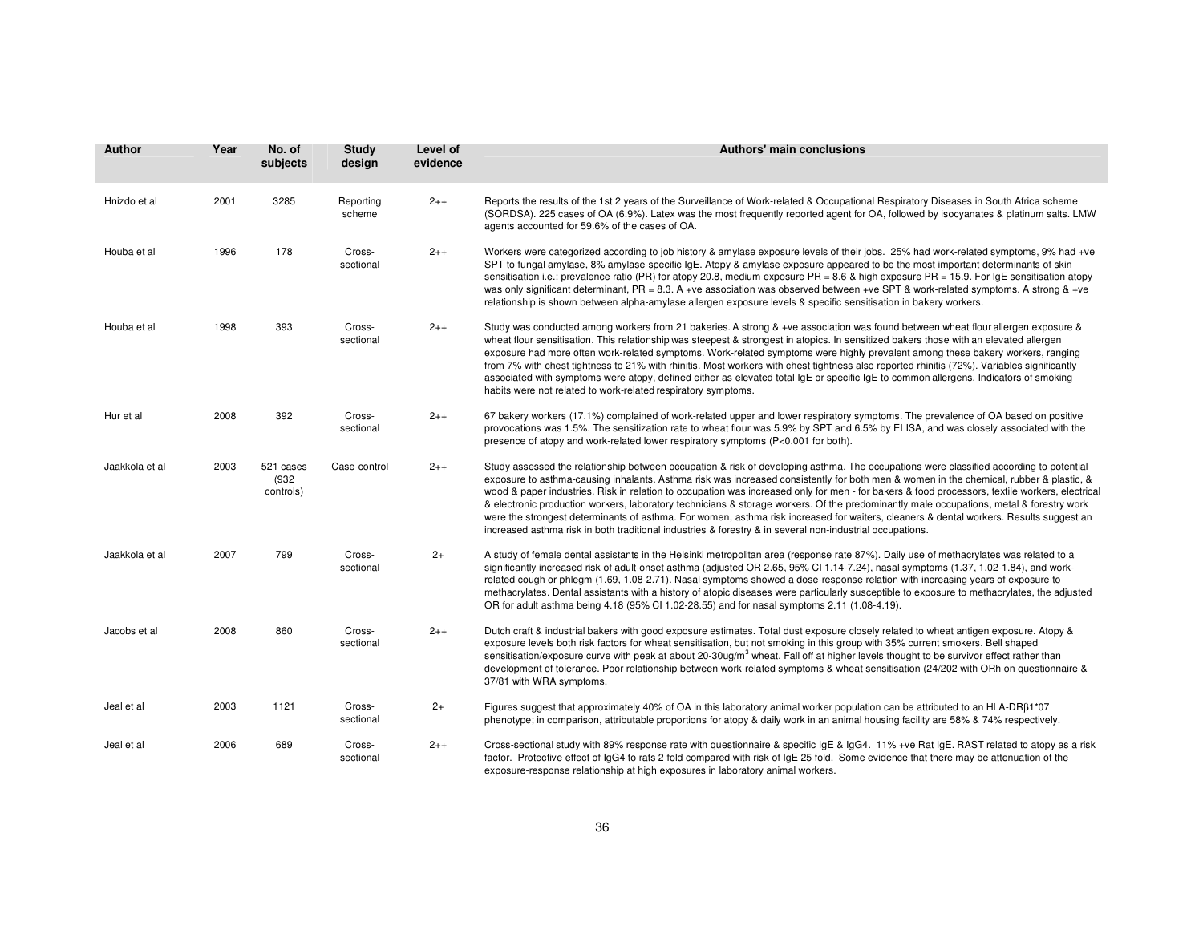| Author | Year | No. of subjects | Study design | Level of evidence | Authors' main conclusions |
|---|---|---|---|---|---|
| Hnizdo et al | 2001 | 3285 | Reporting scheme | 2++ | Reports the results of the 1st 2 years of the Surveillance of Work-related & Occupational Respiratory Diseases in South Africa scheme (SORDSA). 225 cases of OA (6.9%). Latex was the most frequently reported agent for OA, followed by isocyanates & platinum salts. LMW agents accounted for 59.6% of the cases of OA. |
| Houba et al | 1996 | 178 | Cross-sectional | 2++ | Workers were categorized according to job history & amylase exposure levels of their jobs. 25% had work-related symptoms, 9% had +ve SPT to fungal amylase, 8% amylase-specific IgE. Atopy & amylase exposure appeared to be the most important determinants of skin sensitisation i.e.: prevalence ratio (PR) for atopy 20.8, medium exposure PR = 8.6 & high exposure PR = 15.9. For IgE sensitisation atopy was only significant determinant, PR = 8.3. A +ve association was observed between +ve SPT & work-related symptoms. A strong & +ve relationship is shown between alpha-amylase allergen exposure levels & specific sensitisation in bakery workers. |
| Houba et al | 1998 | 393 | Cross-sectional | 2++ | Study was conducted among workers from 21 bakeries. A strong & +ve association was found between wheat flour allergen exposure & wheat flour sensitisation. This relationship was steepest & strongest in atopics. In sensitized bakers those with an elevated allergen exposure had more often work-related symptoms. Work-related symptoms were highly prevalent among these bakery workers, ranging from 7% with chest tightness to 21% with rhinitis. Most workers with chest tightness also reported rhinitis (72%). Variables significantly associated with symptoms were atopy, defined either as elevated total IgE or specific IgE to common allergens. Indicators of smoking habits were not related to work-related respiratory symptoms. |
| Hur et al | 2008 | 392 | Cross-sectional | 2++ | 67 bakery workers (17.1%) complained of work-related upper and lower respiratory symptoms. The prevalence of OA based on positive provocations was 1.5%. The sensitization rate to wheat flour was 5.9% by SPT and 6.5% by ELISA, and was closely associated with the presence of atopy and work-related lower respiratory symptoms (P<0.001 for both). |
| Jaakkola et al | 2003 | 521 cases (932 controls) | Case-control | 2++ | Study assessed the relationship between occupation & risk of developing asthma. The occupations were classified according to potential exposure to asthma-causing inhalants. Asthma risk was increased consistently for both men & women in the chemical, rubber & plastic, & wood & paper industries. Risk in relation to occupation was increased only for men - for bakers & food processors, textile workers, electrical & electronic production workers, laboratory technicians & storage workers. Of the predominantly male occupations, metal & forestry work were the strongest determinants of asthma. For women, asthma risk increased for waiters, cleaners & dental workers. Results suggest an increased asthma risk in both traditional industries & forestry & in several non-industrial occupations. |
| Jaakkola et al | 2007 | 799 | Cross-sectional | 2+ | A study of female dental assistants in the Helsinki metropolitan area (response rate 87%). Daily use of methacrylates was related to a significantly increased risk of adult-onset asthma (adjusted OR 2.65, 95% CI 1.14-7.24), nasal symptoms (1.37, 1.02-1.84), and work-related cough or phlegm (1.69, 1.08-2.71). Nasal symptoms showed a dose-response relation with increasing years of exposure to methacrylates. Dental assistants with a history of atopic diseases were particularly susceptible to exposure to methacrylates, the adjusted OR for adult asthma being 4.18 (95% CI 1.02-28.55) and for nasal symptoms 2.11 (1.08-4.19). |
| Jacobs et al | 2008 | 860 | Cross-sectional | 2++ | Dutch craft & industrial bakers with good exposure estimates. Total dust exposure closely related to wheat antigen exposure. Atopy & exposure levels both risk factors for wheat sensitisation, but not smoking in this group with 35% current smokers. Bell shaped sensitisation/exposure curve with peak at about 20-30ug/m$^3$ wheat. Fall off at higher levels thought to be survivor effect rather than development of tolerance. Poor relationship between work-related symptoms & wheat sensitisation (24/202 with ORh on questionnaire & 37/81 with WRA symptoms. |
| Jeal et al | 2003 | 1121 | Cross-sectional | 2+ | Figures suggest that approximately 40% of OA in this laboratory animal worker population can be attributed to an HLA-DRβ1*07 phenotype; in comparison, attributable proportions for atopy & daily work in an animal housing facility are 58% & 74% respectively. |
| Jeal et al | 2006 | 689 | Cross-sectional | 2++ | Cross-sectional study with 89% response rate with questionnaire & specific IgE & IgG4. 11% +ve Rat IgE. RAST related to atopy as a risk factor. Protective effect of IgG4 to rats 2 fold compared with risk of IgE 25 fold. Some evidence that there may be attenuation of the exposure-response relationship at high exposures in laboratory animal workers. |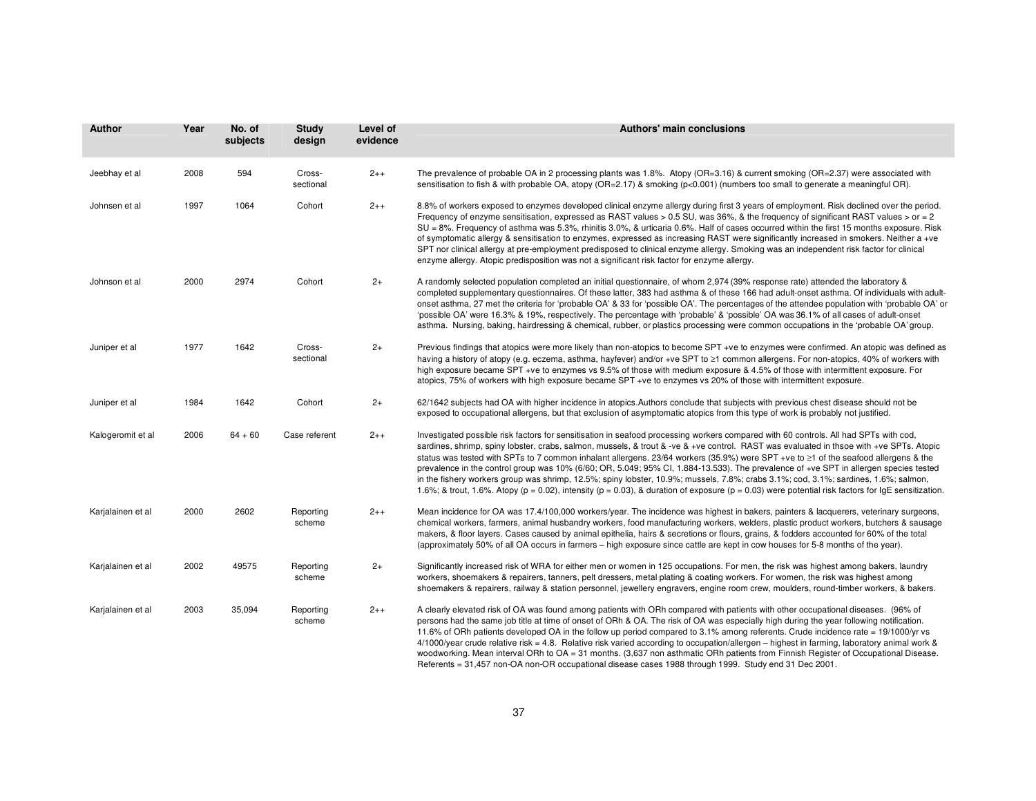| Author | Year | No. of subjects | Study design | Level of evidence | Authors' main conclusions |
|---|---|---|---|---|---|
| Jeebhay et al | 2008 | 594 | Cross-sectional | 2++ | The prevalence of probable OA in 2 processing plants was 1.8%. Atopy (OR=3.16) & current smoking (OR=2.37) were associated with sensitisation to fish & with probable OA, atopy (OR=2.17) & smoking (p<0.001) (numbers too small to generate a meaningful OR). |
| Johnsen et al | 1997 | 1064 | Cohort | 2++ | 8.8% of workers exposed to enzymes developed clinical enzyme allergy during first 3 years of employment. Risk declined over the period. Frequency of enzyme sensitisation, expressed as RAST values > 0.5 SU, was 36%, & the frequency of significant RAST values > or = 2 SU = 8%. Frequency of asthma was 5.3%, rhinitis 3.0%, & urticaria 0.6%. Half of cases occurred within the first 15 months exposure. Risk of symptomatic allergy & sensitisation to enzymes, expressed as increasing RAST were significantly increased in smokers. Neither a +ve SPT nor clinical allergy at pre-employment predisposed to clinical enzyme allergy. Smoking was an independent risk factor for clinical enzyme allergy. Atopic predisposition was not a significant risk factor for enzyme allergy. |
| Johnson et al | 2000 | 2974 | Cohort | 2+ | A randomly selected population completed an initial questionnaire, of whom 2,974 (39% response rate) attended the laboratory & completed supplementary questionnaires. Of these latter, 383 had asthma & of these 166 had adult-onset asthma. Of individuals with adult-onset asthma, 27 met the criteria for 'probable OA' & 33 for 'possible OA'. The percentages of the attendee population with 'probable OA' or 'possible OA' were 16.3% & 19%, respectively. The percentage with 'probable' & 'possible' OA was 36.1% of all cases of adult-onset asthma. Nursing, baking, hairdressing & chemical, rubber, or plastics processing were common occupations in the 'probable OA' group. |
| Juniper et al | 1977 | 1642 | Cross-sectional | 2+ | Previous findings that atopics were more likely than non-atopics to become SPT +ve to enzymes were confirmed. An atopic was defined as having a history of atopy (e.g. eczema, asthma, hayfever) and/or +ve SPT to ≥1 common allergens. For non-atopics, 40% of workers with high exposure became SPT +ve to enzymes vs 9.5% of those with medium exposure & 4.5% of those with intermittent exposure. For atopics, 75% of workers with high exposure became SPT +ve to enzymes vs 20% of those with intermittent exposure. |
| Juniper et al | 1984 | 1642 | Cohort | 2+ | 62/1642 subjects had OA with higher incidence in atopics.Authors conclude that subjects with previous chest disease should not be exposed to occupational allergens, but that exclusion of asymptomatic atopics from this type of work is probably not justified. |
| Kalogeromit et al | 2006 | 64 + 60 | Case referent | 2++ | Investigated possible risk factors for sensitisation in seafood processing workers compared with 60 controls. All had SPTs with cod, sardines, shrimp, spiny lobster, crabs, salmon, mussels, & trout & -ve & +ve control. RAST was evaluated in thsoe with +ve SPTs. Atopic status was tested with SPTs to 7 common inhalant allergens. 23/64 workers (35.9%) were SPT +ve to ≥1 of the seafood allergens & the prevalence in the control group was 10% (6/60; OR, 5.049; 95% CI, 1.884-13.533). The prevalence of +ve SPT in allergen species tested in the fishery workers group was shrimp, 12.5%; spiny lobster, 10.9%; mussels, 7.8%; crabs 3.1%; cod, 3.1%; sardines, 1.6%; salmon, 1.6%; & trout, 1.6%. Atopy (p = 0.02), intensity (p = 0.03), & duration of exposure (p = 0.03) were potential risk factors for IgE sensitization. |
| Karjalainen et al | 2000 | 2602 | Reporting scheme | 2++ | Mean incidence for OA was 17.4/100,000 workers/year. The incidence was highest in bakers, painters & lacquerers, veterinary surgeons, chemical workers, farmers, animal husbandry workers, food manufacturing workers, welders, plastic product workers, butchers & sausage makers, & floor layers. Cases caused by animal epithelia, hairs & secretions or flours, grains, & fodders accounted for 60% of the total (approximately 50% of all OA occurs in farmers – high exposure since cattle are kept in cow houses for 5-8 months of the year). |
| Karjalainen et al | 2002 | 49575 | Reporting scheme | 2+ | Significantly increased risk of WRA for either men or women in 125 occupations. For men, the risk was highest among bakers, laundry workers, shoemakers & repairers, tanners, pelt dressers, metal plating & coating workers. For women, the risk was highest among shoemakers & repairers, railway & station personnel, jewellery engravers, engine room crew, moulders, round-timber workers, & bakers. |
| Karjalainen et al | 2003 | 35,094 | Reporting scheme | 2++ | A clearly elevated risk of OA was found among patients with ORh compared with patients with other occupational diseases. (96% of persons had the same job title at time of onset of ORh & OA. The risk of OA was especially high during the year following notification. 11.6% of ORh patients developed OA in the follow up period compared to 3.1% among referents. Crude incidence rate = 19/1000/yr vs 4/1000/year crude relative risk = 4.8. Relative risk varied according to occupation/allergen – highest in farming, laboratory animal work & woodworking. Mean interval ORh to OA = 31 months. (3,637 non asthmatic ORh patients from Finnish Register of Occupational Disease. Referents = 31,457 non-OA non-OR occupational disease cases 1988 through 1999. Study end 31 Dec 2001. |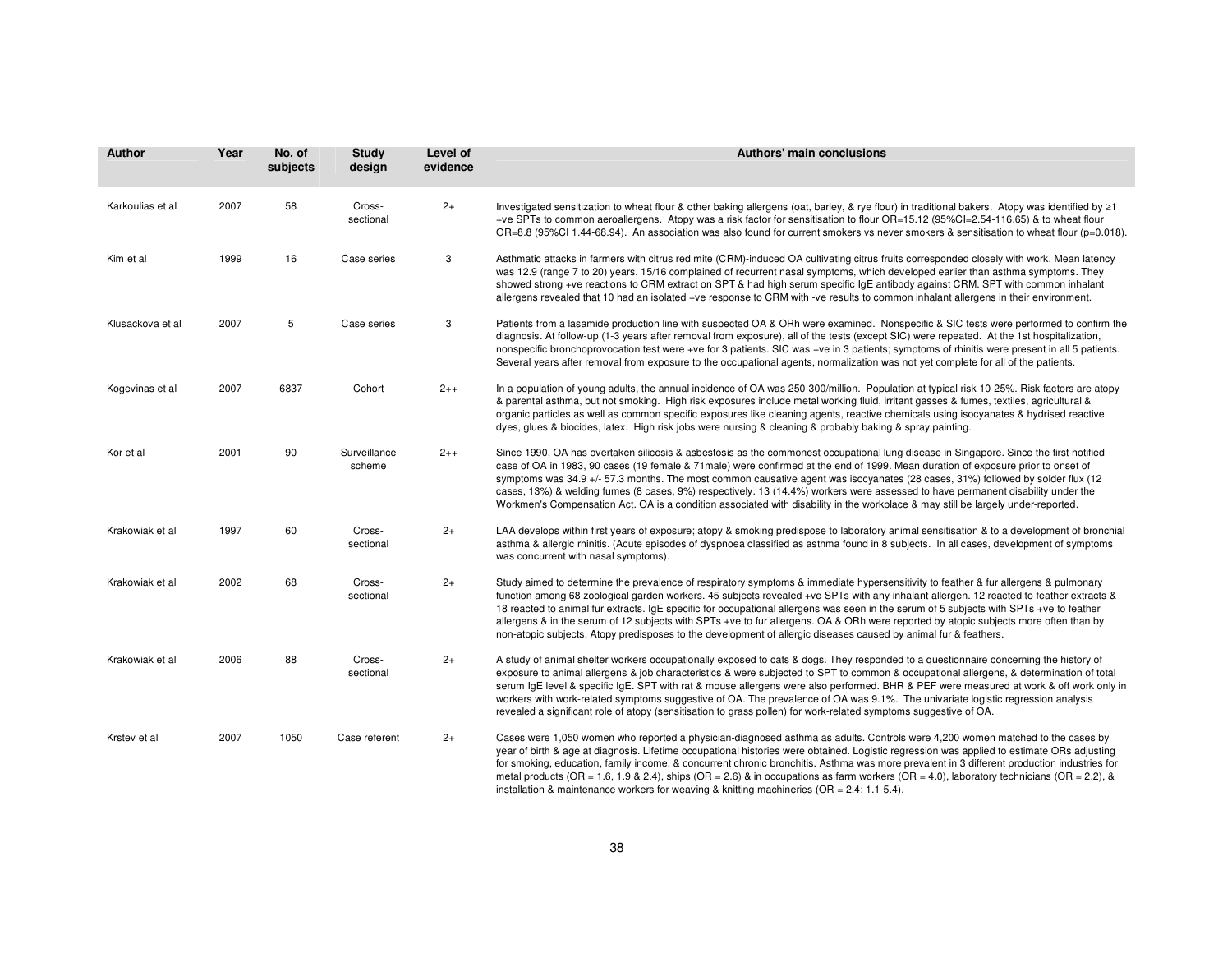| Author | Year | No. of subjects | Study design | Level of evidence | Authors' main conclusions |
|---|---|---|---|---|---|
| Karkoulias et al | 2007 | 58 | Cross-sectional | 2+ | Investigated sensitization to wheat flour & other baking allergens (oat, barley, & rye flour) in traditional bakers. Atopy was identified by ≥1 +ve SPTs to common aeroallergens. Atopy was a risk factor for sensitisation to flour OR=15.12 (95%CI=2.54-116.65) & to wheat flour OR=8.8 (95%CI 1.44-68.94). An association was also found for current smokers vs never smokers & sensitisation to wheat flour (p=0.018). |
| Kim et al | 1999 | 16 | Case series | 3 | Asthmatic attacks in farmers with citrus red mite (CRM)-induced OA cultivating citrus fruits corresponded closely with work. Mean latency was 12.9 (range 7 to 20) years. 15/16 complained of recurrent nasal symptoms, which developed earlier than asthma symptoms. They showed strong +ve reactions to CRM extract on SPT & had high serum specific IgE antibody against CRM. SPT with common inhalant allergens revealed that 10 had an isolated +ve response to CRM with -ve results to common inhalant allergens in their environment. |
| Klusackova et al | 2007 | 5 | Case series | 3 | Patients from a lasamide production line with suspected OA & ORh were examined. Nonspecific & SIC tests were performed to confirm the diagnosis. At follow-up (1-3 years after removal from exposure), all of the tests (except SIC) were repeated. At the 1st hospitalization, nonspecific bronchoprovocation test were +ve for 3 patients. SIC was +ve in 3 patients; symptoms of rhinitis were present in all 5 patients. Several years after removal from exposure to the occupational agents, normalization was not yet complete for all of the patients. |
| Kogevinas et al | 2007 | 6837 | Cohort | 2++ | In a population of young adults, the annual incidence of OA was 250-300/million. Population at typical risk 10-25%. Risk factors are atopy & parental asthma, but not smoking. High risk exposures include metal working fluid, irritant gasses & fumes, textiles, agricultural & organic particles as well as common specific exposures like cleaning agents, reactive chemicals using isocyanates & hydrised reactive dyes, glues & biocides, latex. High risk jobs were nursing & cleaning & probably baking & spray painting. |
| Kor et al | 2001 | 90 | Surveillance scheme | 2++ | Since 1990, OA has overtaken silicosis & asbestosis as the commonest occupational lung disease in Singapore. Since the first notified case of OA in 1983, 90 cases (19 female & 71male) were confirmed at the end of 1999. Mean duration of exposure prior to onset of symptoms was 34.9 +/- 57.3 months. The most common causative agent was isocyanates (28 cases, 31%) followed by solder flux (12 cases, 13%) & welding fumes (8 cases, 9%) respectively. 13 (14.4%) workers were assessed to have permanent disability under the Workmen's Compensation Act. OA is a condition associated with disability in the workplace & may still be largely under-reported. |
| Krakowiak et al | 1997 | 60 | Cross-sectional | 2+ | LAA develops within first years of exposure; atopy & smoking predispose to laboratory animal sensitisation & to a development of bronchial asthma & allergic rhinitis. (Acute episodes of dyspnoea classified as asthma found in 8 subjects. In all cases, development of symptoms was concurrent with nasal symptoms). |
| Krakowiak et al | 2002 | 68 | Cross-sectional | 2+ | Study aimed to determine the prevalence of respiratory symptoms & immediate hypersensitivity to feather & fur allergens & pulmonary function among 68 zoological garden workers. 45 subjects revealed +ve SPTs with any inhalant allergen. 12 reacted to feather extracts & 18 reacted to animal fur extracts. IgE specific for occupational allergens was seen in the serum of 5 subjects with SPTs +ve to feather allergens & in the serum of 12 subjects with SPTs +ve to fur allergens. OA & ORh were reported by atopic subjects more often than by non-atopic subjects. Atopy predisposes to the development of allergic diseases caused by animal fur & feathers. |
| Krakowiak et al | 2006 | 88 | Cross-sectional | 2+ | A study of animal shelter workers occupationally exposed to cats & dogs. They responded to a questionnaire concerning the history of exposure to animal allergens & job characteristics & were subjected to SPT to common & occupational allergens, & determination of total serum IgE level & specific IgE. SPT with rat & mouse allergens were also performed. BHR & PEF were measured at work & off work only in workers with work-related symptoms suggestive of OA. The prevalence of OA was 9.1%. The univariate logistic regression analysis revealed a significant role of atopy (sensitisation to grass pollen) for work-related symptoms suggestive of OA. |
| Krstev et al | 2007 | 1050 | Case referent | 2+ | Cases were 1,050 women who reported a physician-diagnosed asthma as adults. Controls were 4,200 women matched to the cases by year of birth & age at diagnosis. Lifetime occupational histories were obtained. Logistic regression was applied to estimate ORs adjusting for smoking, education, family income, & concurrent chronic bronchitis. Asthma was more prevalent in 3 different production industries for metal products (OR = 1.6, 1.9 & 2.4), ships (OR = 2.6) & in occupations as farm workers (OR = 4.0), laboratory technicians (OR = 2.2), & installation & maintenance workers for weaving & knitting machineries (OR = 2.4; 1.1-5.4). |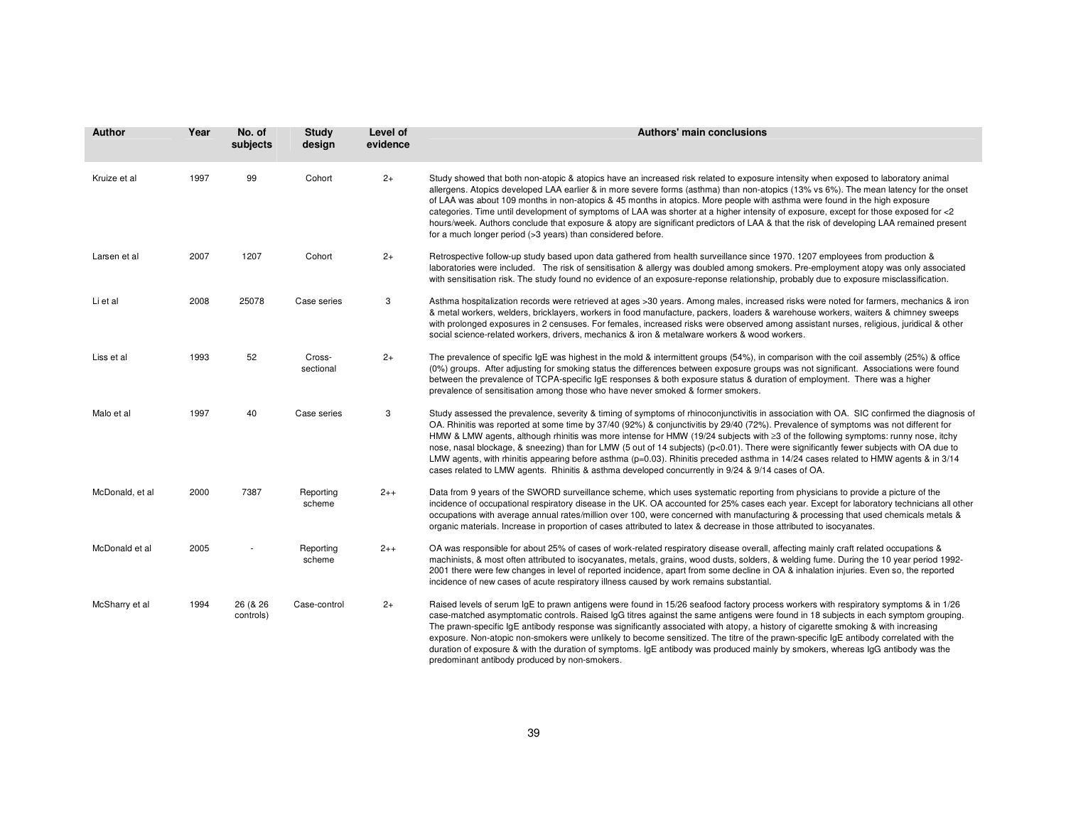| Author | Year | No. of subjects | Study design | Level of evidence | Authors' main conclusions |
|---|---|---|---|---|---|
| Kruize et al | 1997 | 99 | Cohort | 2+ | Study showed that both non-atopic & atopics have an increased risk related to exposure intensity when exposed to laboratory animal allergens. Atopics developed LAA earlier & in more severe forms (asthma) than non-atopics (13% vs 6%). The mean latency for the onset of LAA was about 109 months in non-atopics & 45 months in atopics. More people with asthma were found in the high exposure categories. Time until development of symptoms of LAA was shorter at a higher intensity of exposure, except for those exposed for <2 hours/week. Authors conclude that exposure & atopy are significant predictors of LAA & that the risk of developing LAA remained present for a much longer period (>3 years) than considered before. |
| Larsen et al | 2007 | 1207 | Cohort | 2+ | Retrospective follow-up study based upon data gathered from health surveillance since 1970. 1207 employees from production & laboratories were included. The risk of sensitisation & allergy was doubled among smokers. Pre-employment atopy was only associated with sensitisation risk. The study found no evidence of an exposure-reponse relationship, probably due to exposure misclassification. |
| Li et al | 2008 | 25078 | Case series | 3 | Asthma hospitalization records were retrieved at ages >30 years. Among males, increased risks were noted for farmers, mechanics & iron & metal workers, welders, bricklayers, workers in food manufacture, packers, loaders & warehouse workers, waiters & chimney sweeps with prolonged exposures in 2 censuses. For females, increased risks were observed among assistant nurses, religious, juridical & other social science-related workers, drivers, mechanics & iron & metalware workers & wood workers. |
| Liss et al | 1993 | 52 | Cross-sectional | 2+ | The prevalence of specific IgE was highest in the mold & intermittent groups (54%), in comparison with the coil assembly (25%) & office (0%) groups. After adjusting for smoking status the differences between exposure groups was not significant. Associations were found between the prevalence of TCPA-specific IgE responses & both exposure status & duration of employment. There was a higher prevalence of sensitisation among those who have never smoked & former smokers. |
| Malo et al | 1997 | 40 | Case series | 3 | Study assessed the prevalence, severity & timing of symptoms of rhinoconjunctivitis in association with OA. SIC confirmed the diagnosis of OA. Rhinitis was reported at some time by 37/40 (92%) & conjunctivitis by 29/40 (72%). Prevalence of symptoms was not different for HMW & LMW agents, although rhinitis was more intense for HMW (19/24 subjects with ≥3 of the following symptoms: runny nose, itchy nose, nasal blockage, & sneezing) than for LMW (5 out of 14 subjects) ($p<0.01$). There were significantly fewer subjects with OA due to LMW agents, with rhinitis appearing before asthma ($p=0.03$). Rhinitis preceded asthma in 14/24 cases related to HMW agents & in 3/14 cases related to LMW agents. Rhinitis & asthma developed concurrently in 9/24 & 9/14 cases of OA. |
| McDonald, et al | 2000 | 7387 | Reporting scheme | 2++ | Data from 9 years of the SWORD surveillance scheme, which uses systematic reporting from physicians to provide a picture of the incidence of occupational respiratory disease in the UK. OA accounted for 25% cases each year. Except for laboratory technicians all other occupations with average annual rates/million over 100, were concerned with manufacturing & processing that used chemicals metals & organic materials. Increase in proportion of cases attributed to latex & decrease in those attributed to isocyanates. |
| McDonald et al | 2005 | - | Reporting scheme | 2++ | OA was responsible for about 25% of cases of work-related respiratory disease overall, affecting mainly craft related occupations & machinists, & most often attributed to isocyanates, metals, grains, wood dusts, solders, & welding fume. During the 10 year period 1992-2001 there were few changes in level of reported incidence, apart from some decline in OA & inhalation injuries. Even so, the reported incidence of new cases of acute respiratory illness caused by work remains substantial. |
| McSharry et al | 1994 | 26 (& 26 controls) | Case-control | 2+ | Raised levels of serum IgE to prawn antigens were found in 15/26 seafood factory process workers with respiratory symptoms & in 1/26 case-matched asymptomatic controls. Raised IgG titres against the same antigens were found in 18 subjects in each symptom grouping. The prawn-specific IgE antibody response was significantly associated with atopy, a history of cigarette smoking & with increasing exposure. Non-atopic non-smokers were unlikely to become sensitized. The titre of the prawn-specific IgE antibody correlated with the duration of exposure & with the duration of symptoms. IgE antibody was produced mainly by smokers, whereas IgG antibody was the predominant antibody produced by non-smokers. |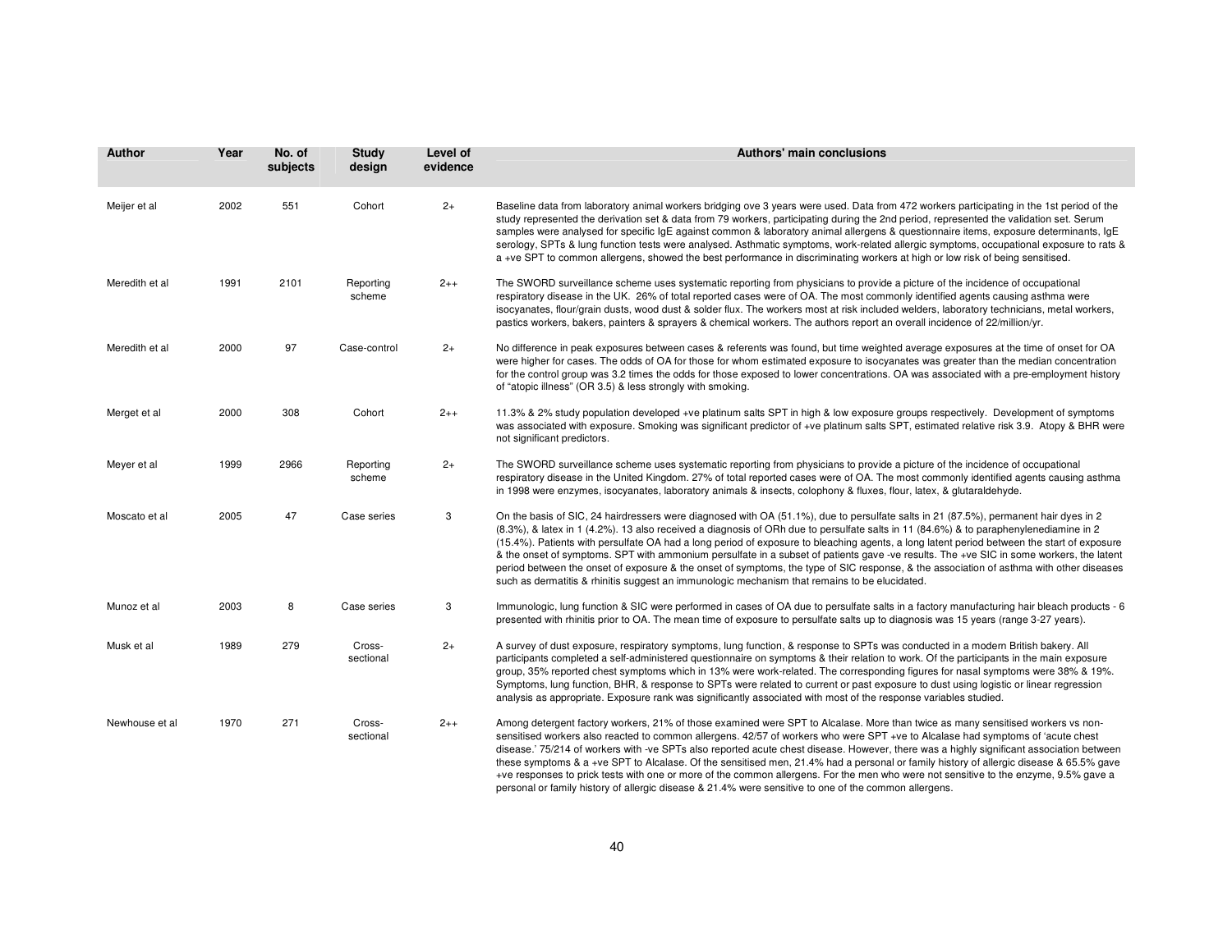| Author | Year | No. of subjects | Study design | Level of evidence | Authors' main conclusions |
|---|---|---|---|---|---|
| Meijer et al | 2002 | 551 | Cohort | 2+ | Baseline data from laboratory animal workers bridging ove 3 years were used. Data from 472 workers participating in the 1st period of the study represented the derivation set & data from 79 workers, participating during the 2nd period, represented the validation set. Serum samples were analysed for specific IgE against common & laboratory animal allergens & questionnaire items, exposure determinants, IgE serology, SPTs & lung function tests were analysed. Asthmatic symptoms, work-related allergic symptoms, occupational exposure to rats & a +ve SPT to common allergens, showed the best performance in discriminating workers at high or low risk of being sensitised. |
| Meredith et al | 1991 | 2101 | Reporting scheme | 2++ | The SWORD surveillance scheme uses systematic reporting from physicians to provide a picture of the incidence of occupational respiratory disease in the UK. 26% of total reported cases were of OA. The most commonly identified agents causing asthma were isocyanates, flour/grain dusts, wood dust & solder flux. The workers most at risk included welders, laboratory technicians, metal workers, pastics workers, bakers, painters & sprayers & chemical workers. The authors report an overall incidence of 22/million/yr. |
| Meredith et al | 2000 | 97 | Case-control | 2+ | No difference in peak exposures between cases & referents was found, but time weighted average exposures at the time of onset for OA were higher for cases. The odds of OA for those for whom estimated exposure to isocyanates was greater than the median concentration for the control group was 3.2 times the odds for those exposed to lower concentrations. OA was associated with a pre-employment history of "atopic illness" (OR 3.5) & less strongly with smoking. |
| Merget et al | 2000 | 308 | Cohort | 2++ | 11.3% & 2% study population developed +ve platinum salts SPT in high & low exposure groups respectively. Development of symptoms was associated with exposure. Smoking was significant predictor of +ve platinum salts SPT, estimated relative risk 3.9. Atopy & BHR were not significant predictors. |
| Meyer et al | 1999 | 2966 | Reporting scheme | 2+ | The SWORD surveillance scheme uses systematic reporting from physicians to provide a picture of the incidence of occupational respiratory disease in the United Kingdom. 27% of total reported cases were of OA. The most commonly identified agents causing asthma in 1998 were enzymes, isocyanates, laboratory animals & insects, colophony & fluxes, flour, latex, & glutaraldehyde. |
| Moscato et al | 2005 | 47 | Case series | 3 | On the basis of SIC, 24 hairdressers were diagnosed with OA (51.1%), due to persulfate salts in 21 (87.5%), permanent hair dyes in 2 (8.3%), & latex in 1 (4.2%). 13 also received a diagnosis of ORh due to persulfate salts in 11 (84.6%) & to paraphenylenediamine in 2 (15.4%). Patients with persulfate OA had a long period of exposure to bleaching agents, a long latent period between the start of exposure & the onset of symptoms. SPT with ammonium persulfate in a subset of patients gave -ve results. The +ve SIC in some workers, the latent period between the onset of exposure & the onset of symptoms, the type of SIC response, & the association of asthma with other diseases such as dermatitis & rhinitis suggest an immunologic mechanism that remains to be elucidated. |
| Munoz et al | 2003 | 8 | Case series | 3 | Immunologic, lung function & SIC were performed in cases of OA due to persulfate salts in a factory manufacturing hair bleach products - 6 presented with rhinitis prior to OA. The mean time of exposure to persulfate salts up to diagnosis was 15 years (range 3-27 years). |
| Musk et al | 1989 | 279 | Cross-sectional | 2+ | A survey of dust exposure, respiratory symptoms, lung function, & response to SPTs was conducted in a modern British bakery. All participants completed a self-administered questionnaire on symptoms & their relation to work. Of the participants in the main exposure group, 35% reported chest symptoms which in 13% were work-related. The corresponding figures for nasal symptoms were 38% & 19%. Symptoms, lung function, BHR, & response to SPTs were related to current or past exposure to dust using logistic or linear regression analysis as appropriate. Exposure rank was significantly associated with most of the response variables studied. |
| Newhouse et al | 1970 | 271 | Cross-sectional | 2++ | Among detergent factory workers, 21% of those examined were SPT to Alcalase. More than twice as many sensitised workers vs non-sensitised workers also reacted to common allergens. 42/57 of workers who were SPT +ve to Alcalase had symptoms of 'acute chest disease.' 75/214 of workers with -ve SPTs also reported acute chest disease. However, there was a highly significant association between these symptoms & a +ve SPT to Alcalase. Of the sensitised men, 21.4% had a personal or family history of allergic disease & 65.5% gave +ve responses to prick tests with one or more of the common allergens. For the men who were not sensitive to the enzyme, 9.5% gave a personal or family history of allergic disease & 21.4% were sensitive to one of the common allergens. |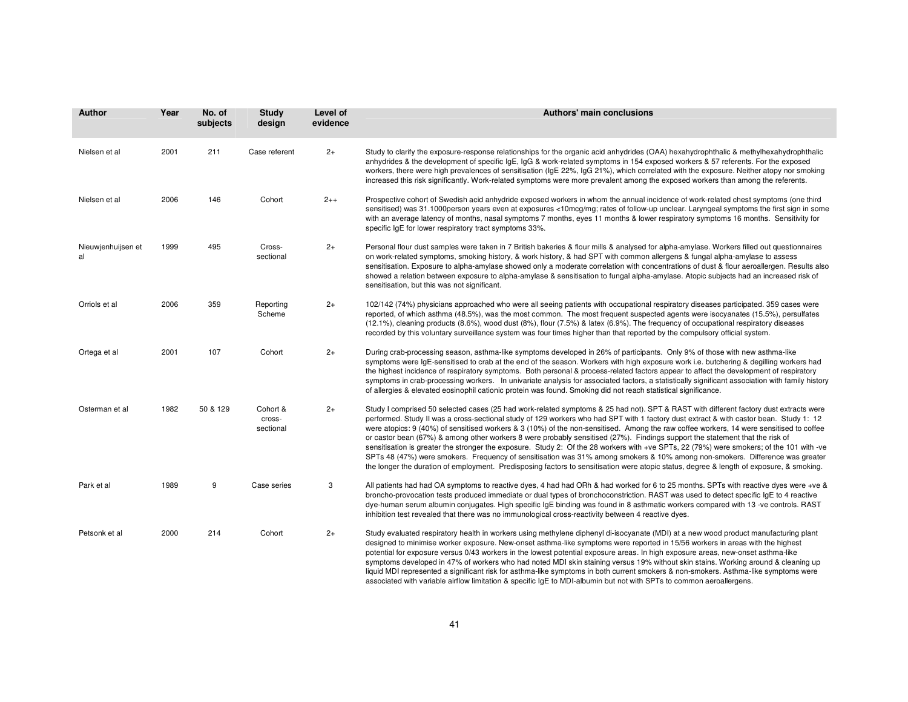| Author | Year | No. of subjects | Study design | Level of evidence | Authors' main conclusions |
|---|---|---|---|---|---|
| Nielsen et al | 2001 | 211 | Case referent | 2+ | Study to clarify the exposure-response relationships for the organic acid anhydrides (OAA) hexahydrophthalic & methylhexahydrophthalic anhydrides & the development of specific IgE, IgG & work-related symptoms in 154 exposed workers & 57 referents. For the exposed workers, there were high prevalences of sensitisation (IgE 22%, IgG 21%), which correlated with the exposure. Neither atopy nor smoking increased this risk significantly. Work-related symptoms were more prevalent among the exposed workers than among the referents. |
| Nielsen et al | 2006 | 146 | Cohort | 2++ | Prospective cohort of Swedish acid anhydride exposed workers in whom the annual incidence of work-related chest symptoms (one third sensitised) was 31.1000person years even at exposures <10mcg/mg; rates of follow-up unclear. Laryngeal symptoms the first sign in some with an average latency of months, nasal symptoms 7 months, eyes 11 months & lower respiratory symptoms 16 months. Sensitivity for specific IgE for lower respiratory tract symptoms 33%. |
| Nieuwjenhuijsen et al | 1999 | 495 | Cross-sectional | 2+ | Personal flour dust samples were taken in 7 British bakeries & flour mills & analysed for alpha-amylase. Workers filled out questionnaires on work-related symptoms, smoking history, & work history, & had SPT with common allergens & fungal alpha-amylase to assess sensitisation. Exposure to alpha-amylase showed only a moderate correlation with concentrations of dust & flour aeroallergen. Results also showed a relation between exposure to alpha-amylase & sensitisation to fungal alpha-amylase. Atopic subjects had an increased risk of sensitisation, but this was not significant. |
| Orriols et al | 2006 | 359 | Reporting Scheme | 2+ | 102/142 (74%) physicians approached who were all seeing patients with occupational respiratory diseases participated. 359 cases were reported, of which asthma (48.5%), was the most common. The most frequent suspected agents were isocyanates (15.5%), persulfates (12.1%), cleaning products (8.6%), wood dust (8%), flour (7.5%) & latex (6.9%). The frequency of occupational respiratory diseases recorded by this voluntary surveillance system was four times higher than that reported by the compulsory official system. |
| Ortega et al | 2001 | 107 | Cohort | 2+ | During crab-processing season, asthma-like symptoms developed in 26% of participants. Only 9% of those with new asthma-like symptoms were IgE-sensitised to crab at the end of the season. Workers with high exposure work i.e. butchering & degilling workers had the highest incidence of respiratory symptoms. Both personal & process-related factors appear to affect the development of respiratory symptoms in crab-processing workers. In univariate analysis for associated factors, a statistically significant association with family history of allergies & elevated eosinophil cationic protein was found. Smoking did not reach statistical significance. |
| Osterman et al | 1982 | 50 & 129 | Cohort & cross-sectional | 2+ | Study I comprised 50 selected cases (25 had work-related symptoms & 25 had not). SPT & RAST with different factory dust extracts were performed. Study II was a cross-sectional study of 129 workers who had SPT with 1 factory dust extract & with castor bean. Study 1: 12 were atopics: 9 (40%) of sensitised workers & 3 (10%) of the non-sensitised. Among the raw coffee workers, 14 were sensitised to coffee or castor bean (67%) & among other workers 8 were probably sensitised (27%). Findings support the statement that the risk of sensitisation is greater the stronger the exposure. Study 2: Of the 28 workers with +ve SPTs, 22 (79%) were smokers; of the 101 with -ve SPTs 48 (47%) were smokers. Frequency of sensitisation was 31% among smokers & 10% among non-smokers. Difference was greater the longer the duration of employment. Predisposing factors to sensitisation were atopic status, degree & length of exposure, & smoking. |
| Park et al | 1989 | 9 | Case series | 3 | All patients had had OA symptoms to reactive dyes, 4 had had ORh & had worked for 6 to 25 months. SPTs with reactive dyes were +ve & broncho-provocation tests produced immediate or dual types of bronchoconstriction. RAST was used to detect specific IgE to 4 reactive dye-human serum albumin conjugates. High specific IgE binding was found in 8 asthmatic workers compared with 13 -ve controls. RAST inhibition test revealed that there was no immunological cross-reactivity between 4 reactive dyes. |
| Petsonk et al | 2000 | 214 | Cohort | 2+ | Study evaluated respiratory health in workers using methylene diphenyl di-isocyanate (MDI) at a new wood product manufacturing plant designed to minimise worker exposure. New-onset asthma-like symptoms were reported in 15/56 workers in areas with the highest potential for exposure versus 0/43 workers in the lowest potential exposure areas. In high exposure areas, new-onset asthma-like symptoms developed in 47% of workers who had noted MDI skin staining versus 19% without skin stains. Working around & cleaning up liquid MDI represented a significant risk for asthma-like symptoms in both current smokers & non-smokers. Asthma-like symptoms were associated with variable airflow limitation & specific IgE to MDI-albumin but not with SPTs to common aeroallergens. |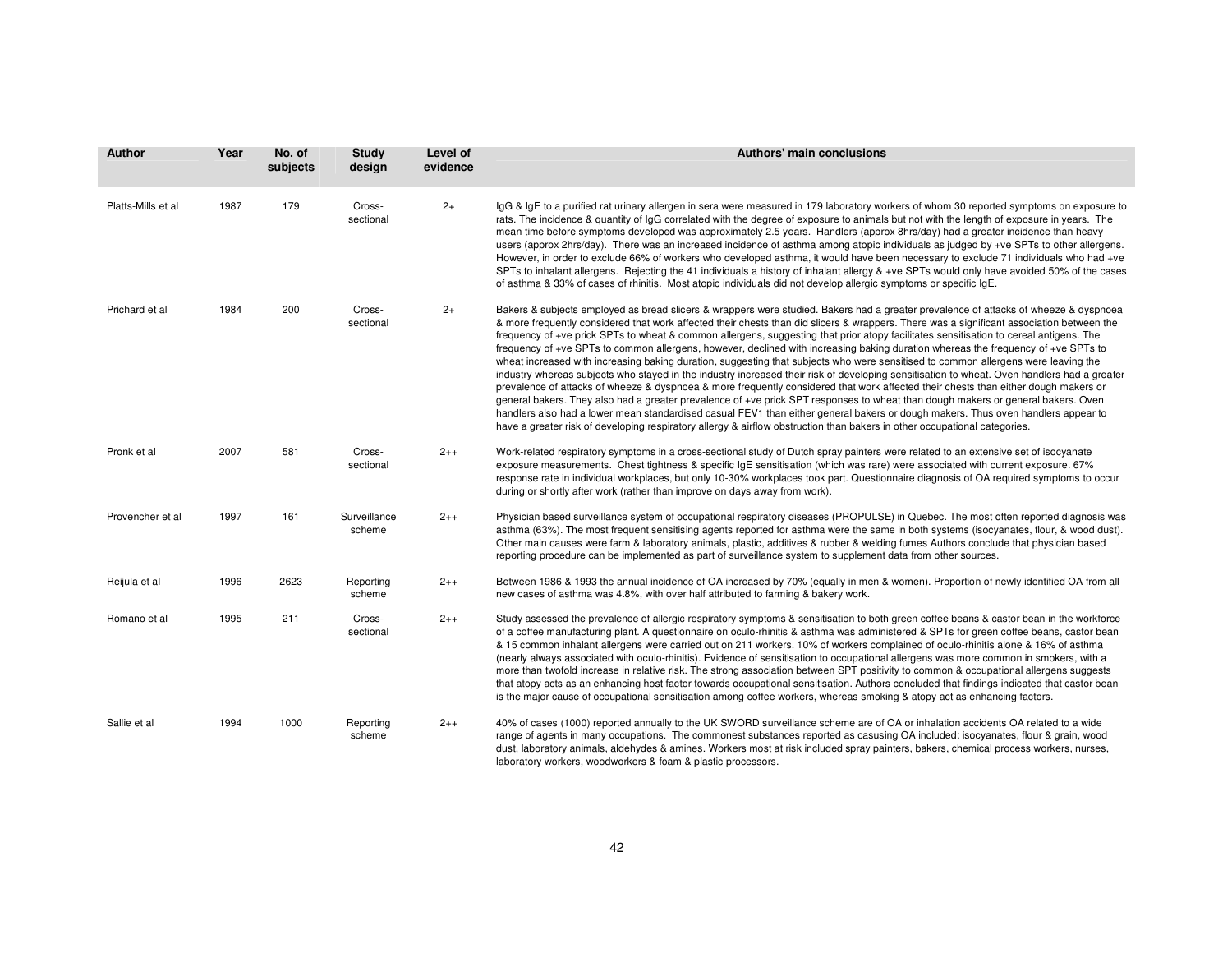| Author | Year | No. of subjects | Study design | Level of evidence | Authors' main conclusions |
|---|---|---|---|---|---|
| Platts-Mills et al | 1987 | 179 | Cross-sectional | 2+ | IgG & IgE to a purified rat urinary allergen in sera were measured in 179 laboratory workers of whom 30 reported symptoms on exposure to rats. The incidence & quantity of IgG correlated with the degree of exposure to animals but not with the length of exposure in years. The mean time before symptoms developed was approximately 2.5 years. Handlers (approx 8hrs/day) had a greater incidence than heavy users (approx 2hrs/day). There was an increased incidence of asthma among atopic individuals as judged by +ve SPTs to other allergens. However, in order to exclude 66% of workers who developed asthma, it would have been necessary to exclude 71 individuals who had +ve SPTs to inhalant allergens. Rejecting the 41 individuals a history of inhalant allergy & +ve SPTs would only have avoided 50% of the cases of asthma & 33% of cases of rhinitis. Most atopic individuals did not develop allergic symptoms or specific IgE. |
| Prichard et al | 1984 | 200 | Cross-sectional | 2+ | Bakers & subjects employed as bread slicers & wrappers were studied. Bakers had a greater prevalence of attacks of wheeze & dyspnoea & more frequently considered that work affected their chests than did slicers & wrappers. There was a significant association between the frequency of +ve prick SPTs to wheat & common allergens, suggesting that prior atopy facilitates sensitisation to cereal antigens. The frequency of +ve SPTs to common allergens, however, declined with increasing baking duration whereas the frequency of +ve SPTs to wheat increased with increasing baking duration, suggesting that subjects who were sensitised to common allergens were leaving the industry whereas subjects who stayed in the industry increased their risk of developing sensitisation to wheat. Oven handlers had a greater prevalence of attacks of wheeze & dyspnoea & more frequently considered that work affected their chests than either dough makers or general bakers. They also had a greater prevalence of +ve prick SPT responses to wheat than dough makers or general bakers. Oven handlers also had a lower mean standardised casual FEV1 than either general bakers or dough makers. Thus oven handlers appear to have a greater risk of developing respiratory allergy & airflow obstruction than bakers in other occupational categories. |
| Pronk et al | 2007 | 581 | Cross-sectional | 2++ | Work-related respiratory symptoms in a cross-sectional study of Dutch spray painters were related to an extensive set of isocyanate exposure measurements. Chest tightness & specific IgE sensitisation (which was rare) were associated with current exposure. 67% response rate in individual workplaces, but only 10-30% workplaces took part. Questionnaire diagnosis of OA required symptoms to occur during or shortly after work (rather than improve on days away from work). |
| Provencher et al | 1997 | 161 | Surveillance scheme | 2++ | Physician based surveillance system of occupational respiratory diseases (PROPULSE) in Quebec. The most often reported diagnosis was asthma (63%). The most frequent sensitising agents reported for asthma were the same in both systems (isocyanates, flour, & wood dust). Other main causes were farm & laboratory animals, plastic, additives & rubber & welding fumes Authors conclude that physician based reporting procedure can be implemented as part of surveillance system to supplement data from other sources. |
| Reijula et al | 1996 | 2623 | Reporting scheme | 2++ | Between 1986 & 1993 the annual incidence of OA increased by 70% (equally in men & women). Proportion of newly identified OA from all new cases of asthma was 4.8%, with over half attributed to farming & bakery work. |
| Romano et al | 1995 | 211 | Cross-sectional | 2++ | Study assessed the prevalence of allergic respiratory symptoms & sensitisation to both green coffee beans & castor bean in the workforce of a coffee manufacturing plant. A questionnaire on oculo-rhinitis & asthma was administered & SPTs for green coffee beans, castor bean & 15 common inhalant allergens were carried out on 211 workers. 10% of workers complained of oculo-rhinitis alone & 16% of asthma (nearly always associated with oculo-rhinitis). Evidence of sensitisation to occupational allergens was more common in smokers, with a more than twofold increase in relative risk. The strong association between SPT positivity to common & occupational allergens suggests that atopy acts as an enhancing host factor towards occupational sensitisation. Authors concluded that findings indicated that castor bean is the major cause of occupational sensitisation among coffee workers, whereas smoking & atopy act as enhancing factors. |
| Sallie et al | 1994 | 1000 | Reporting scheme | 2++ | 40% of cases (1000) reported annually to the UK SWORD surveillance scheme are of OA or inhalation accidents OA related to a wide range of agents in many occupations. The commonest substances reported as casusing OA included: isocyanates, flour & grain, wood dust, laboratory animals, aldehydes & amines. Workers most at risk included spray painters, bakers, chemical process workers, nurses, laboratory workers, woodworkers & foam & plastic processors. |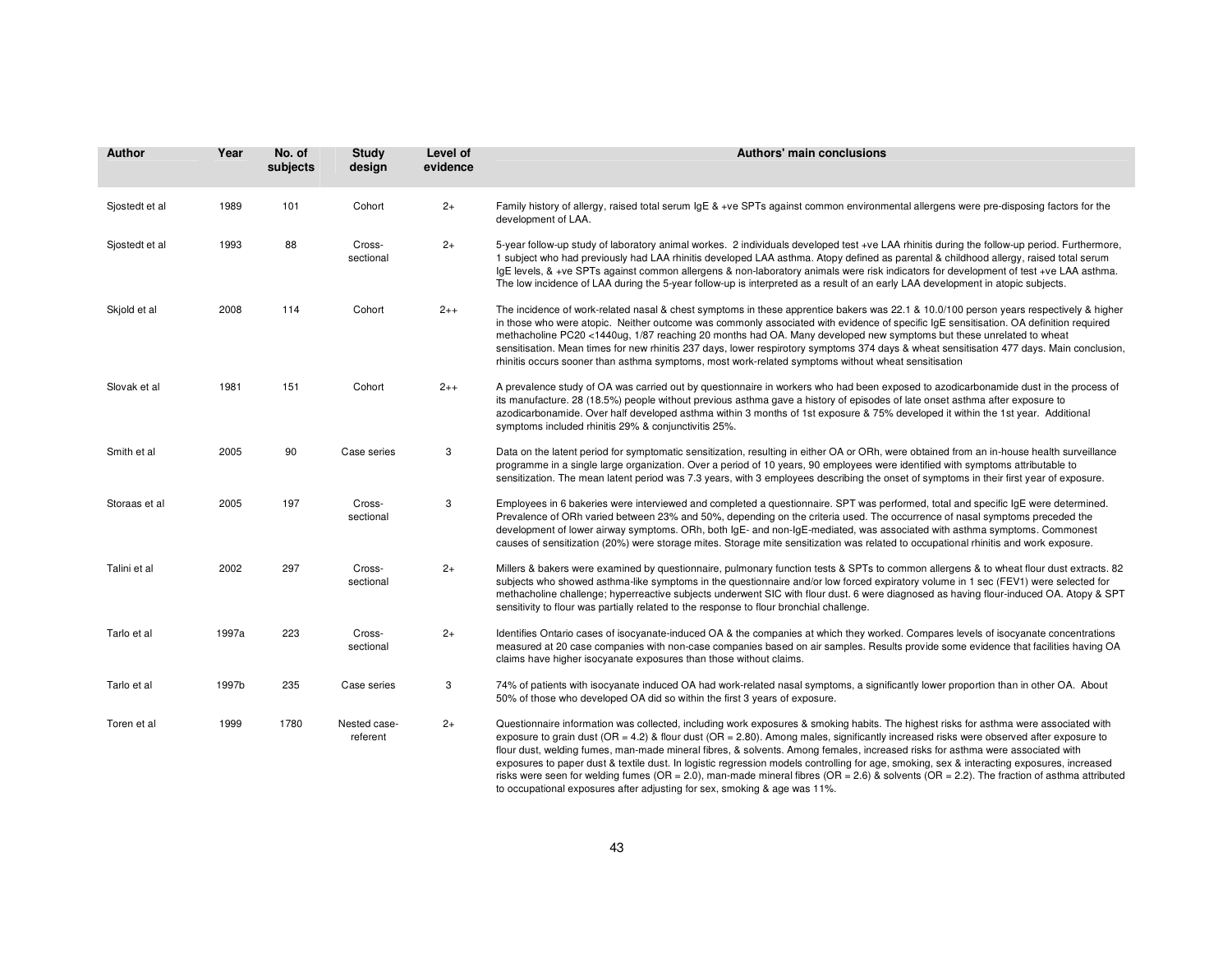| Author | Year | No. of subjects | Study design | Level of evidence | Authors' main conclusions |
|---|---|---|---|---|---|
| Sjostedt et al | 1989 | 101 | Cohort | 2+ | Family history of allergy, raised total serum IgE & +ve SPTs against common environmental allergens were pre-disposing factors for the development of LAA. |
| Sjostedt et al | 1993 | 88 | Cross-sectional | 2+ | 5-year follow-up study of laboratory animal workes. 2 individuals developed test +ve LAA rhinitis during the follow-up period. Furthermore, 1 subject who had previously had LAA rhinitis developed LAA asthma. Atopy defined as parental & childhood allergy, raised total serum IgE levels, & +ve SPTs against common allergens & non-laboratory animals were risk indicators for development of test +ve LAA asthma. The low incidence of LAA during the 5-year follow-up is interpreted as a result of an early LAA development in atopic subjects. |
| Skjold et al | 2008 | 114 | Cohort | 2++ | The incidence of work-related nasal & chest symptoms in these apprentice bakers was 22.1 & 10.0/100 person years respectively & higher in those who were atopic. Neither outcome was commonly associated with evidence of specific IgE sensitisation. OA definition required methacholine PC20 <1440ug, 1/87 reaching 20 months had OA. Many developed new symptoms but these unrelated to wheat sensitisation. Mean times for new rhinitis 237 days, lower respirotory symptoms 374 days & wheat sensitisation 477 days. Main conclusion, rhinitis occurs sooner than asthma symptoms, most work-related symptoms without wheat sensitisation |
| Slovak et al | 1981 | 151 | Cohort | 2++ | A prevalence study of OA was carried out by questionnaire in workers who had been exposed to azodicarbonamide dust in the process of its manufacture. 28 (18.5%) people without previous asthma gave a history of episodes of late onset asthma after exposure to azodicarbonamide. Over half developed asthma within 3 months of 1st exposure & 75% developed it within the 1st year. Additional symptoms included rhinitis 29% & conjunctivitis 25%. |
| Smith et al | 2005 | 90 | Case series | 3 | Data on the latent period for symptomatic sensitization, resulting in either OA or ORh, were obtained from an in-house health surveillance programme in a single large organization. Over a period of 10 years, 90 employees were identified with symptoms attributable to sensitization. The mean latent period was 7.3 years, with 3 employees describing the onset of symptoms in their first year of exposure. |
| Storaas et al | 2005 | 197 | Cross-sectional | 3 | Employees in 6 bakeries were interviewed and completed a questionnaire. SPT was performed, total and specific IgE were determined. Prevalence of ORh varied between 23% and 50%, depending on the criteria used. The occurrence of nasal symptoms preceded the development of lower airway symptoms. ORh, both IgE- and non-IgE-mediated, was associated with asthma symptoms. Commonest causes of sensitization (20%) were storage mites. Storage mite sensitization was related to occupational rhinitis and work exposure. |
| Talini et al | 2002 | 297 | Cross-sectional | 2+ | Millers & bakers were examined by questionnaire, pulmonary function tests & SPTs to common allergens & to wheat flour dust extracts. 82 subjects who showed asthma-like symptoms in the questionnaire and/or low forced expiratory volume in 1 sec (FEV1) were selected for methacholine challenge; hyperreactive subjects underwent SIC with flour dust. 6 were diagnosed as having flour-induced OA. Atopy & SPT sensitivity to flour was partially related to the response to flour bronchial challenge. |
| Tarlo et al | 1997a | 223 | Cross-sectional | 2+ | Identifies Ontario cases of isocyanate-induced OA & the companies at which they worked. Compares levels of isocyanate concentrations measured at 20 case companies with non-case companies based on air samples. Results provide some evidence that facilities having OA claims have higher isocyanate exposures than those without claims. |
| Tarlo et al | 1997b | 235 | Case series | 3 | 74% of patients with isocyanate induced OA had work-related nasal symptoms, a significantly lower proportion than in other OA. About 50% of those who developed OA did so within the first 3 years of exposure. |
| Toren et al | 1999 | 1780 | Nested case-referent | 2+ | Questionnaire information was collected, including work exposures & smoking habits. The highest risks for asthma were associated with exposure to grain dust (OR = 4.2) & flour dust (OR = 2.80). Among males, significantly increased risks were observed after exposure to flour dust, welding fumes, man-made mineral fibres, & solvents. Among females, increased risks for asthma were associated with exposures to paper dust & textile dust. In logistic regression models controlling for age, smoking, sex & interacting exposures, increased risks were seen for welding fumes (OR = 2.0), man-made mineral fibres (OR = 2.6) & solvents (OR = 2.2). The fraction of asthma attributed to occupational exposures after adjusting for sex, smoking & age was 11%. |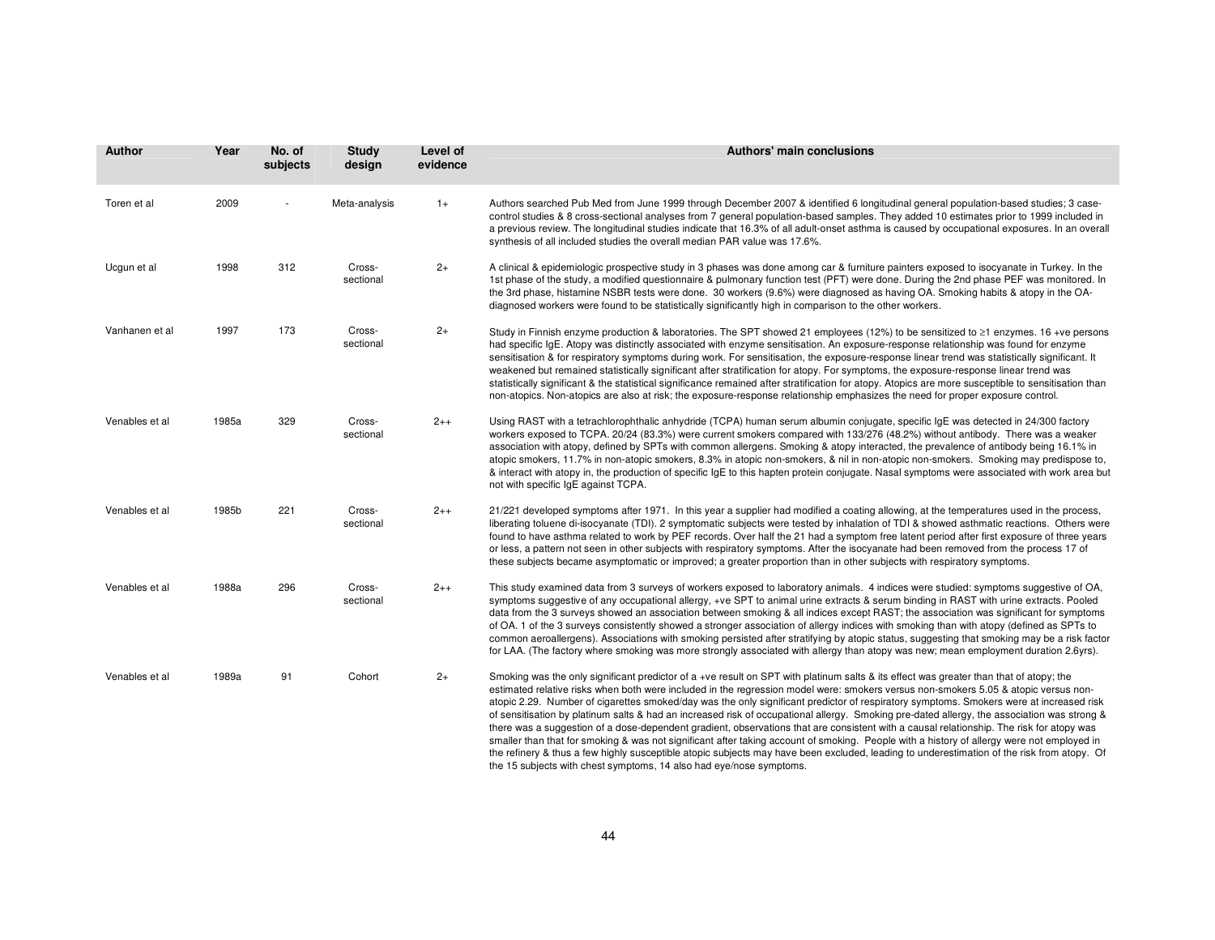| Author | Year | No. of subjects | Study design | Level of evidence | Authors' main conclusions |
|---|---|---|---|---|---|
| Toren et al | 2009 | - | Meta-analysis | 1+ | Authors searched Pub Med from June 1999 through December 2007 & identified 6 longitudinal general population-based studies; 3 case-control studies & 8 cross-sectional analyses from 7 general population-based samples. They added 10 estimates prior to 1999 included in a previous review. The longitudinal studies indicate that 16.3% of all adult-onset asthma is caused by occupational exposures. In an overall synthesis of all included studies the overall median PAR value was 17.6%. |
| Ucgun et al | 1998 | 312 | Cross-sectional | 2+ | A clinical & epidemiologic prospective study in 3 phases was done among car & furniture painters exposed to isocyanate in Turkey. In the 1st phase of the study, a modified questionnaire & pulmonary function test (PFT) were done. During the 2nd phase PEF was monitored. In the 3rd phase, histamine NSBR tests were done. 30 workers (9.6%) were diagnosed as having OA. Smoking habits & atopy in the OA-diagnosed workers were found to be statistically significantly high in comparison to the other workers. |
| Vanhanen et al | 1997 | 173 | Cross-sectional | 2+ | Study in Finnish enzyme production & laboratories. The SPT showed 21 employees (12%) to be sensitized to ≥1 enzymes. 16 +ve persons had specific IgE. Atopy was distinctly associated with enzyme sensitisation. An exposure-response relationship was found for enzyme sensitisation & for respiratory symptoms during work. For sensitisation, the exposure-response linear trend was statistically significant. It weakened but remained statistically significant after stratification for atopy. For symptoms, the exposure-response linear trend was statistically significant & the statistical significance remained after stratification for atopy. Atopics are more susceptible to sensitisation than non-atopics. Non-atopics are also at risk; the exposure-response relationship emphasizes the need for proper exposure control. |
| Venables et al | 1985a | 329 | Cross-sectional | 2++ | Using RAST with a tetrachlorophthalic anhydride (TCPA) human serum albumin conjugate, specific IgE was detected in 24/300 factory workers exposed to TCPA. 20/24 (83.3%) were current smokers compared with 133/276 (48.2%) without antibody. There was a weaker association with atopy, defined by SPTs with common allergens. Smoking & atopy interacted, the prevalence of antibody being 16.1% in atopic smokers, 11.7% in non-atopic smokers, 8.3% in atopic non-smokers, & nil in non-atopic non-smokers. Smoking may predispose to, & interact with atopy in, the production of specific IgE to this hapten protein conjugate. Nasal symptoms were associated with work area but not with specific IgE against TCPA. |
| Venables et al | 1985b | 221 | Cross-sectional | 2++ | 21/221 developed symptoms after 1971. In this year a supplier had modified a coating allowing, at the temperatures used in the process, liberating toluene di-isocyanate (TDI). 2 symptomatic subjects were tested by inhalation of TDI & showed asthmatic reactions. Others were found to have asthma related to work by PEF records. Over half the 21 had a symptom free latent period after first exposure of three years or less, a pattern not seen in other subjects with respiratory symptoms. After the isocyanate had been removed from the process 17 of these subjects became asymptomatic or improved; a greater proportion than in other subjects with respiratory symptoms. |
| Venables et al | 1988a | 296 | Cross-sectional | 2++ | This study examined data from 3 surveys of workers exposed to laboratory animals. 4 indices were studied: symptoms suggestive of OA, symptoms suggestive of any occupational allergy, +ve SPT to animal urine extracts & serum binding in RAST with urine extracts. Pooled data from the 3 surveys showed an association between smoking & all indices except RAST; the association was significant for symptoms of OA. 1 of the 3 surveys consistently showed a stronger association of allergy indices with smoking than with atopy (defined as SPTs to common aeroallergens). Associations with smoking persisted after stratifying by atopic status, suggesting that smoking may be a risk factor for LAA. (The factory where smoking was more strongly associated with allergy than atopy was new; mean employment duration 2.6yrs). |
| Venables et al | 1989a | 91 | Cohort | 2+ | Smoking was the only significant predictor of a +ve result on SPT with platinum salts & its effect was greater than that of atopy; the estimated relative risks when both were included in the regression model were: smokers versus non-smokers 5.05 & atopic versus non-atopic 2.29. Number of cigarettes smoked/day was the only significant predictor of respiratory symptoms. Smokers were at increased risk of sensitisation by platinum salts & had an increased risk of occupational allergy. Smoking pre-dated allergy, the association was strong & there was a suggestion of a dose-dependent gradient, observations that are consistent with a causal relationship. The risk for atopy was smaller than that for smoking & was not significant after taking account of smoking. People with a history of allergy were not employed in the refinery & thus a few highly susceptible atopic subjects may have been excluded, leading to underestimation of the risk from atopy. Of the 15 subjects with chest symptoms, 14 also had eye/nose symptoms. |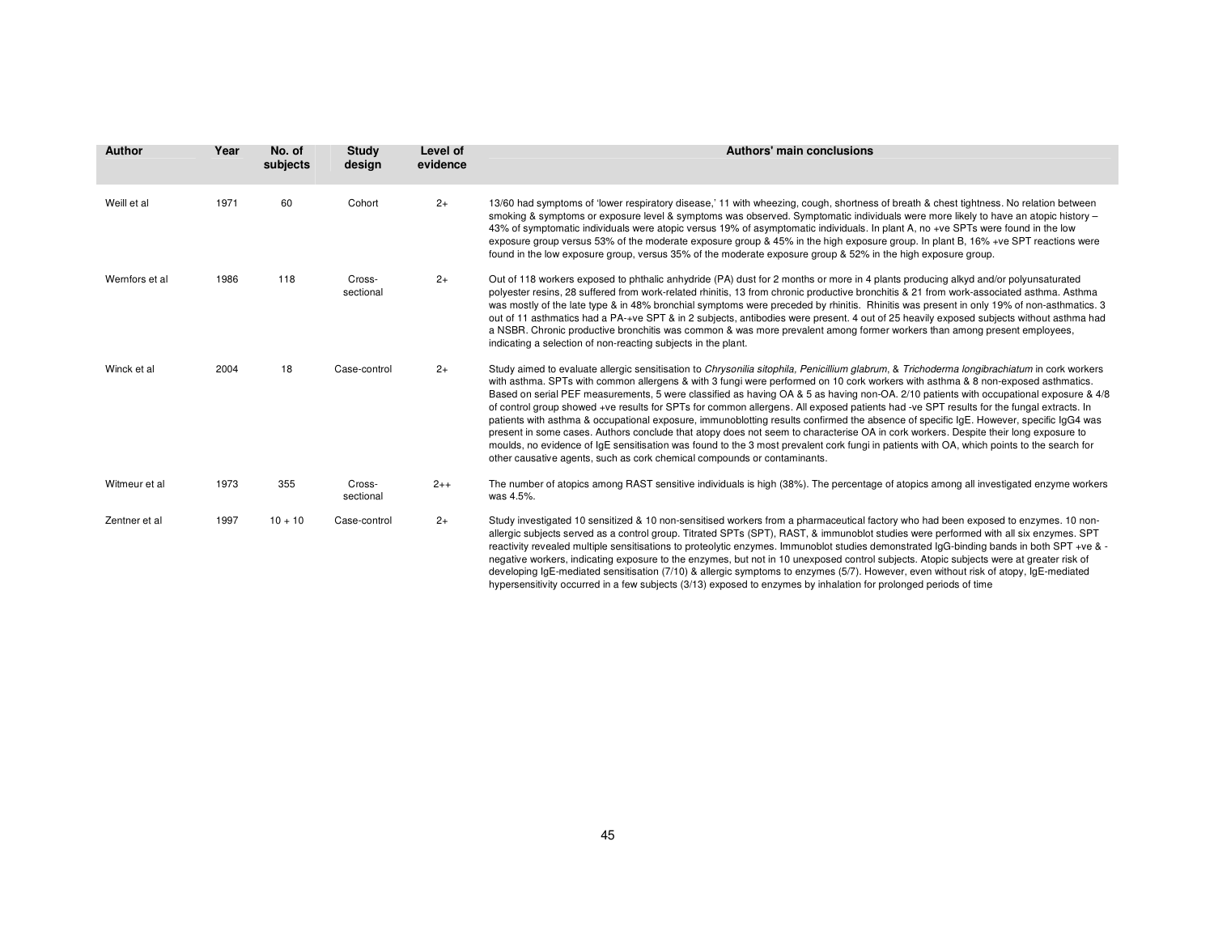| Author | Year | No. of subjects | Study design | Level of evidence | Authors' main conclusions |
|---|---|---|---|---|---|
| Weill et al | 1971 | 60 | Cohort | 2+ | 13/60 had symptoms of 'lower respiratory disease,' 11 with wheezing, cough, shortness of breath & chest tightness. No relation between smoking & symptoms or exposure level & symptoms was observed. Symptomatic individuals were more likely to have an atopic history – 43% of symptomatic individuals were atopic versus 19% of asymptomatic individuals. In plant A, no +ve SPTs were found in the low exposure group versus 53% of the moderate exposure group & 45% in the high exposure group. In plant B, 16% +ve SPT reactions were found in the low exposure group, versus 35% of the moderate exposure group & 52% in the high exposure group. |
| Wernfors et al | 1986 | 118 | Cross-sectional | 2+ | Out of 118 workers exposed to phthalic anhydride (PA) dust for 2 months or more in 4 plants producing alkyd and/or polyunsaturated polyester resins, 28 suffered from work-related rhinitis, 13 from chronic productive bronchitis & 21 from work-associated asthma. Asthma was mostly of the late type & in 48% bronchial symptoms were preceded by rhinitis. Rhinitis was present in only 19% of non-asthmatics. 3 out of 11 asthmatics had a PA-+ve SPT & in 2 subjects, antibodies were present. 4 out of 25 heavily exposed subjects without asthma had a NSBR. Chronic productive bronchitis was common & was more prevalent among former workers than among present employees, indicating a selection of non-reacting subjects in the plant. |
| Winck et al | 2004 | 18 | Case-control | 2+ | Study aimed to evaluate allergic sensitisation to *Chrysonilia sitophila, Penicillium glabrum*, & *Trichoderma longibrachiatum* in cork workers with asthma. SPTs with common allergens & with 3 fungi were performed on 10 cork workers with asthma & 8 non-exposed asthmatics. Based on serial PEF measurements, 5 were classified as having OA & 5 as having non-OA. 2/10 patients with occupational exposure & 4/8 of control group showed +ve results for SPTs for common allergens. All exposed patients had -ve SPT results for the fungal extracts. In patients with asthma & occupational exposure, immunoblotting results confirmed the absence of specific IgE. However, specific IgG4 was present in some cases. Authors conclude that atopy does not seem to characterise OA in cork workers. Despite their long exposure to moulds, no evidence of IgE sensitisation was found to the 3 most prevalent cork fungi in patients with OA, which points to the search for other causative agents, such as cork chemical compounds or contaminants. |
| Witmeur et al | 1973 | 355 | Cross-sectional | 2++ | The number of atopics among RAST sensitive individuals is high (38%). The percentage of atopics among all investigated enzyme workers was 4.5%. |
| Zentner et al | 1997 | 10 + 10 | Case-control | 2+ | Study investigated 10 sensitized & 10 non-sensitised workers from a pharmaceutical factory who had been exposed to enzymes. 10 non-allergic subjects served as a control group. Titrated SPTs (SPT), RAST, & immunoblot studies were performed with all six enzymes. SPT reactivity revealed multiple sensitisations to proteolytic enzymes. Immunoblot studies demonstrated IgG-binding bands in both SPT +ve & -negative workers, indicating exposure to the enzymes, but not in 10 unexposed control subjects. Atopic subjects were at greater risk of developing IgE-mediated sensitisation (7/10) & allergic symptoms to enzymes (5/7). However, even without risk of atopy, IgE-mediated hypersensitivity occurred in a few subjects (3/13) exposed to enzymes by inhalation for prolonged periods of time |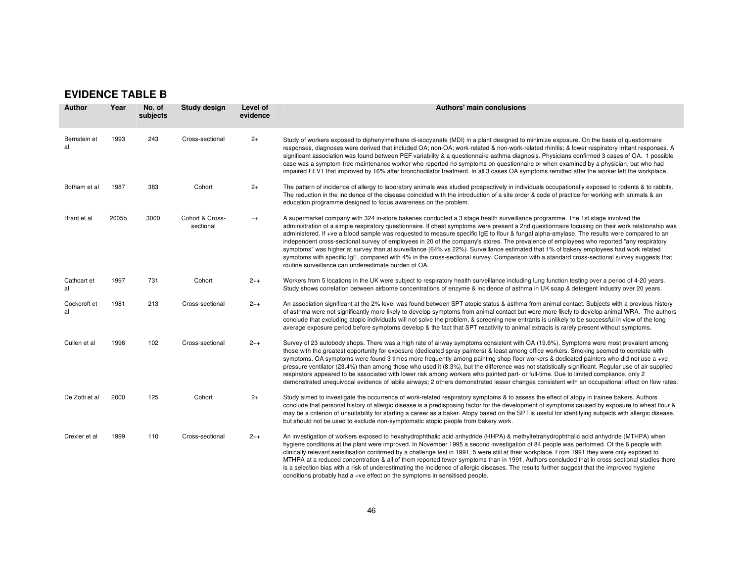## EVIDENCE TABLE B

| Author | Year | No. of subjects | Study design | Level of evidence | Authors' main conclusions |
|---|---|---|---|---|---|
| Bernstein et al | 1993 | 243 | Cross-sectional | 2+ | Study of workers exposed to diphenylmethane di-isocyanate (MDI) in a plant designed to minimize exposure. On the basis of questionnaire responses, diagnoses were derived that included OA; non-OA; work-related & non-work-related rhinitis; & lower respiratory irritant responses. A significant association was found between PEF variability & a questionnaire asthma diagnosis. Physicians confirmed 3 cases of OA. 1 possible case was a symptom-free maintenance worker who reported no symptoms on questionnaire or when examined by a physician, but who had impaired FEV1 that improved by 16% after bronchodilator treatment. In all 3 cases OA symptoms remitted after the worker left the workplace. |
| Botham et al | 1987 | 383 | Cohort | 2+ | The pattern of incidence of allergy to laboratory animals was studied prospectively in individuals occupationally exposed to rodents & to rabbits. The reduction in the incidence of the disease coincided with the introduction of a site order & code of practice for working with animals & an education programme designed to focus awareness on the problem. |
| Brant et al | 2005b | 3000 | Cohort & Cross-sectional | ++ | A supermarket company with 324 in-store bakeries conducted a 3 stage health surveillance programme. The 1st stage involved the administration of a simple respiratory questionnaire. If chest symptoms were present a 2nd questionnaire focusing on their work relationship was administered. If +ve a blood sample was requested to measure specific IgE to flour & fungal alpha-amylase. The results were compared to an independent cross-sectional survey of employees in 20 of the company's stores. The prevalence of employees who reported "any respiratory symptoms" was higher at survey than at surveillance (64% vs 22%). Surveillance estimated that 1% of bakery employees had work related symptoms with specific IgE, compared with 4% in the cross-sectional survey. Comparison with a standard cross-sectional survey suggests that routine surveillance can underestimate burden of OA. |
| Cathcart et al | 1997 | 731 | Cohort | 2++ | Workers from 5 locations in the UK were subject to respiratory health surveillance including lung function testing over a period of 4-20 years. Study shows correlation between airborne concentrations of enzyme & incidence of asthma in UK soap & detergent industry over 20 years. |
| Cockcroft et al | 1981 | 213 | Cross-sectional | 2++ | An association significant at the 2% level was found between SPT atopic status & asthma from animal contact. Subjects with a previous history of asthma were not significantly more likely to develop symptoms from animal contact but were more likely to develop animal WRA. The authors conclude that excluding atopic individuals will not solve the problem, & screening new entrants is unlikely to be successful in view of the long average exposure period before symptoms develop & the fact that SPT reactivity to animal extracts is rarely present without symptoms. |
| Cullen et al | 1996 | 102 | Cross-sectional | 2++ | Survey of 23 autobody shops. There was a high rate of airway symptoms consistent with OA (19.6%). Symptoms were most prevalent among those with the greatest opportunity for exposure (dedicated spray painters) & least among office workers. Smoking seemed to correlate with symptoms. OA symptoms were found 3 times more frequently among painting shop-floor workers & dedicated painters who did not use a +ve pressure ventilator (23.4%) than among those who used it (8.3%), but the difference was not statistically significant. Regular use of air-supplied respirators appeared to be associated with lower risk among workers who painted part- or full-time. Due to limited compliance, only 2 demonstrated unequivocal evidence of labile airways; 2 others demonstrated lesser changes consistent with an occupational effect on flow rates. |
| De Zotti et al | 2000 | 125 | Cohort | 2+ | Study aimed to investigate the occurrence of work-related respiratory symptoms & to assess the effect of atopy in trainee bakers. Authors conclude that personal history of allergic disease is a predisposing factor for the development of symptoms caused by exposure to wheat flour & may be a criterion of unsuitability for starting a career as a baker. Atopy based on the SPT is useful for identifying subjects with allergic disease, but should not be used to exclude non-symptomatic atopic people from bakery work. |
| Drexler et al | 1999 | 110 | Cross-sectional | 2++ | An investigation of workers exposed to hexahydrophthalic acid anhydride (HHPA) & methyltetrahydrophthalic acid anhydride (MTHPA) when hygiene conditions at the plant were improved. In November 1995 a second investigation of 84 people was performed. Of the 6 people with clinically relevant sensitisation confirmed by a challenge test in 1991, 5 were still at their workplace. From 1991 they were only exposed to MTHPA at a reduced concentration & all of them reported fewer symptoms than in 1991. Authors concluded that in cross-sectional studies there is a selection bias with a risk of underestimating the incidence of allergic diseases. The results further suggest that the improved hygiene conditions probably had a +ve effect on the symptoms in sensitised people. |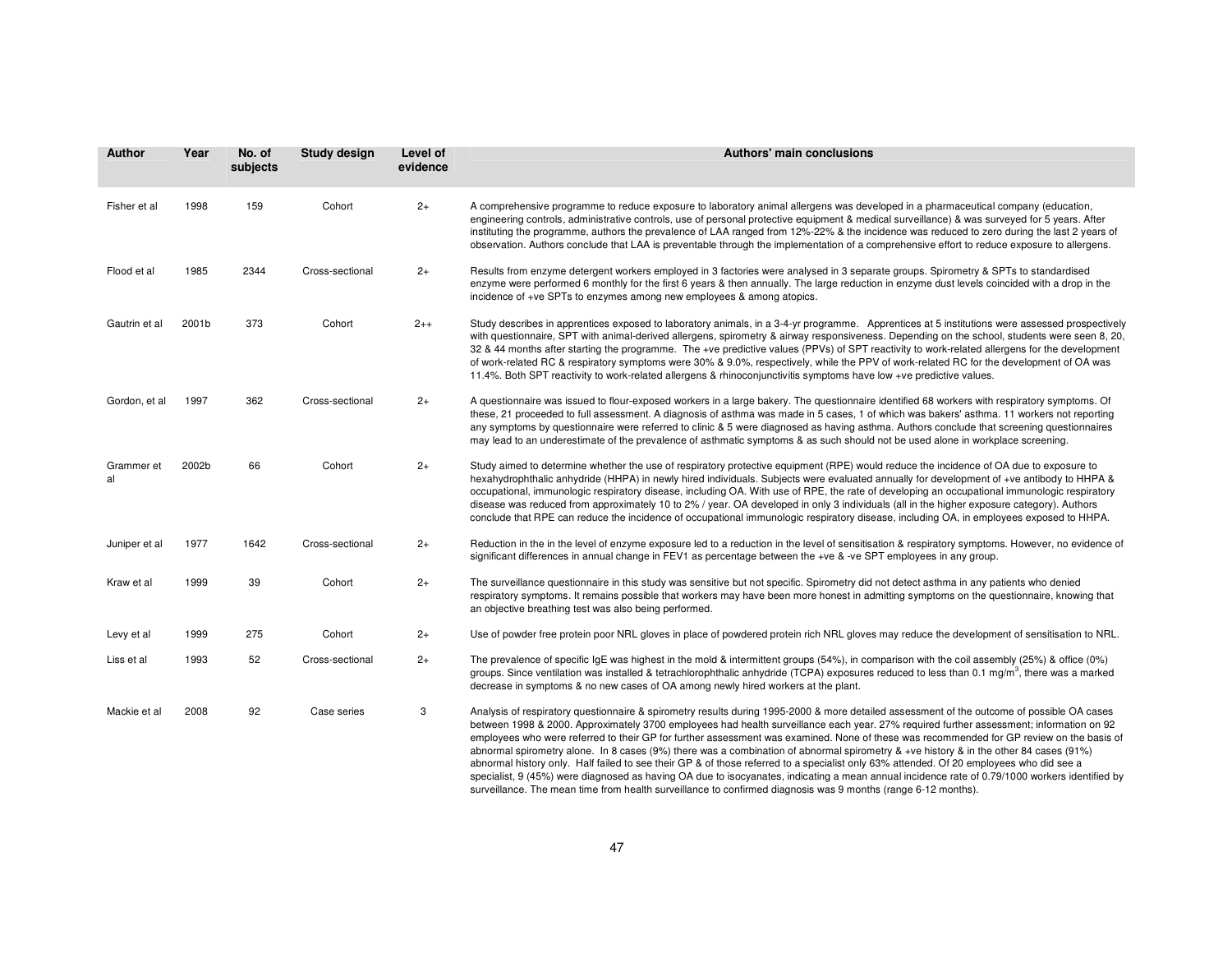| Author | Year | No. of subjects | Study design | Level of evidence | Authors' main conclusions |
|---|---|---|---|---|---|
| Fisher et al | 1998 | 159 | Cohort | 2+ | A comprehensive programme to reduce exposure to laboratory animal allergens was developed in a pharmaceutical company (education, engineering controls, administrative controls, use of personal protective equipment & medical surveillance) & was surveyed for 5 years. After instituting the programme, authors the prevalence of LAA ranged from 12%-22% & the incidence was reduced to zero during the last 2 years of observation. Authors conclude that LAA is preventable through the implementation of a comprehensive effort to reduce exposure to allergens. |
| Flood et al | 1985 | 2344 | Cross-sectional | 2+ | Results from enzyme detergent workers employed in 3 factories were analysed in 3 separate groups. Spirometry & SPTs to standardised enzyme were performed 6 monthly for the first 6 years & then annually. The large reduction in enzyme dust levels coincided with a drop in the incidence of +ve SPTs to enzymes among new employees & among atopics. |
| Gautrin et al | 2001b | 373 | Cohort | 2++ | Study describes in apprentices exposed to laboratory animals, in a 3-4-yr programme. Apprentices at 5 institutions were assessed prospectively with questionnaire, SPT with animal-derived allergens, spirometry & airway responsiveness. Depending on the school, students were seen 8, 20, 32 & 44 months after starting the programme. The +ve predictive values (PPVs) of SPT reactivity to work-related allergens for the development of work-related RC & respiratory symptoms were 30% & 9.0%, respectively, while the PPV of work-related RC for the development of OA was 11.4%. Both SPT reactivity to work-related allergens & rhinoconjunctivitis symptoms have low +ve predictive values. |
| Gordon, et al | 1997 | 362 | Cross-sectional | 2+ | A questionnaire was issued to flour-exposed workers in a large bakery. The questionnaire identified 68 workers with respiratory symptoms. Of these, 21 proceeded to full assessment. A diagnosis of asthma was made in 5 cases, 1 of which was bakers' asthma. 11 workers not reporting any symptoms by questionnaire were referred to clinic & 5 were diagnosed as having asthma. Authors conclude that screening questionnaires may lead to an underestimate of the prevalence of asthmatic symptoms & as such should not be used alone in workplace screening. |
| Grammer et al | 2002b | 66 | Cohort | 2+ | Study aimed to determine whether the use of respiratory protective equipment (RPE) would reduce the incidence of OA due to exposure to hexahydrophthalic anhydride (HHPA) in newly hired individuals. Subjects were evaluated annually for development of +ve antibody to HHPA & occupational, immunologic respiratory disease, including OA. With use of RPE, the rate of developing an occupational immunologic respiratory disease was reduced from approximately 10 to 2% / year. OA developed in only 3 individuals (all in the higher exposure category). Authors conclude that RPE can reduce the incidence of occupational immunologic respiratory disease, including OA, in employees exposed to HHPA. |
| Juniper et al | 1977 | 1642 | Cross-sectional | 2+ | Reduction in the in the level of enzyme exposure led to a reduction in the level of sensitisation & respiratory symptoms. However, no evidence of significant differences in annual change in FEV1 as percentage between the +ve & -ve SPT employees in any group. |
| Kraw et al | 1999 | 39 | Cohort | 2+ | The surveillance questionnaire in this study was sensitive but not specific. Spirometry did not detect asthma in any patients who denied respiratory symptoms. It remains possible that workers may have been more honest in admitting symptoms on the questionnaire, knowing that an objective breathing test was also being performed. |
| Levy et al | 1999 | 275 | Cohort | 2+ | Use of powder free protein poor NRL gloves in place of powdered protein rich NRL gloves may reduce the development of sensitisation to NRL. |
| Liss et al | 1993 | 52 | Cross-sectional | 2+ | The prevalence of specific IgE was highest in the mold & intermittent groups (54%), in comparison with the coil assembly (25%) & office (0%) groups. Since ventilation was installed & tetrachlorophthalic anhydride (TCPA) exposures reduced to less than 0.1 mg/m$^3$, there was a marked decrease in symptoms & no new cases of OA among newly hired workers at the plant. |
| Mackie et al | 2008 | 92 | Case series | 3 | Analysis of respiratory questionnaire & spirometry results during 1995-2000 & more detailed assessment of the outcome of possible OA cases between 1998 & 2000. Approximately 3700 employees had health surveillance each year. 27% required further assessment; information on 92 employees who were referred to their GP for further assessment was examined. None of these was recommended for GP review on the basis of abnormal spirometry alone. In 8 cases (9%) there was a combination of abnormal spirometry & +ve history & in the other 84 cases (91%) abnormal history only. Half failed to see their GP & of those referred to a specialist only 63% attended. Of 20 employees who did see a specialist, 9 (45%) were diagnosed as having OA due to isocyanates, indicating a mean annual incidence rate of 0.79/1000 workers identified by surveillance. The mean time from health surveillance to confirmed diagnosis was 9 months (range 6-12 months). |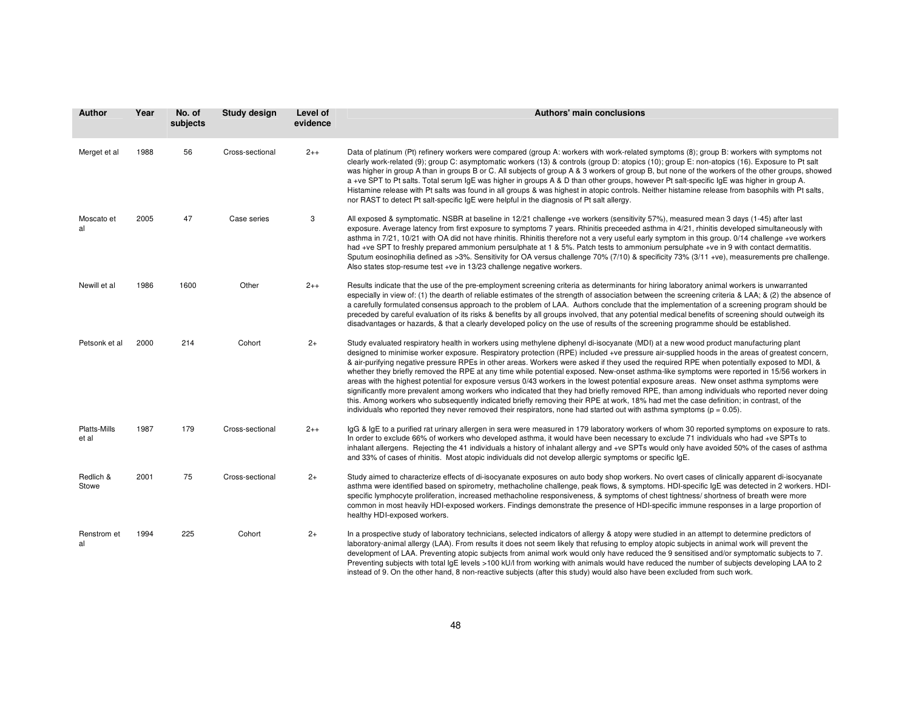| Author | Year | No. of subjects | Study design | Level of evidence | Authors' main conclusions |
|---|---|---|---|---|---|
| Merget et al | 1988 | 56 | Cross-sectional | 2++ | Data of platinum (Pt) refinery workers were compared (group A: workers with work-related symptoms (8); group B: workers with symptoms not clearly work-related (9); group C: asymptomatic workers (13) & controls (group D: atopics (10); group E: non-atopics (16). Exposure to Pt salt was higher in group A than in groups B or C. All subjects of group A & 3 workers of group B, but none of the workers of the other groups, showed a +ve SPT to Pt salts. Total serum IgE was higher in groups A & D than other groups, however Pt salt-specific IgE was higher in group A. Histamine release with Pt salts was found in all groups & was highest in atopic controls. Neither histamine release from basophils with Pt salts, nor RAST to detect Pt salt-specific IgE were helpful in the diagnosis of Pt salt allergy. |
| Moscato et al | 2005 | 47 | Case series | 3 | All exposed & symptomatic. NSBR at baseline in 12/21 challenge +ve workers (sensitivity 57%), measured mean 3 days (1-45) after last exposure. Average latency from first exposure to symptoms 7 years. Rhinitis preceeded asthma in 4/21, rhinitis developed simultaneously with asthma in 7/21, 10/21 with OA did not have rhinitis. Rhinitis therefore not a very useful early symptom in this group. 0/14 challenge +ve workers had +ve SPT to freshly prepared ammonium persulphate at 1 & 5%. Patch tests to ammonium persulphate +ve in 9 with contact dermatitis. Sputum eosinophilia defined as >3%. Sensitivity for OA versus challenge 70% (7/10) & specificity 73% (3/11 +ve), measurements pre challenge. Also states stop-resume test +ve in 13/23 challenge negative workers. |
| Newill et al | 1986 | 1600 | Other | 2++ | Results indicate that the use of the pre-employment screening criteria as determinants for hiring laboratory animal workers is unwarranted especially in view of: (1) the dearth of reliable estimates of the strength of association between the screening criteria & LAA; & (2) the absence of a carefully formulated consensus approach to the problem of LAA. Authors conclude that the implementation of a screening program should be preceded by careful evaluation of its risks & benefits by all groups involved, that any potential medical benefits of screening should outweigh its disadvantages or hazards, & that a clearly developed policy on the use of results of the screening programme should be established. |
| Petsonk et al | 2000 | 214 | Cohort | 2+ | Study evaluated respiratory health in workers using methylene diphenyl di-isocyanate (MDI) at a new wood product manufacturing plant designed to minimise worker exposure. Respiratory protection (RPE) included +ve pressure air-supplied hoods in the areas of greatest concern, & air-purifying negative pressure RPEs in other areas. Workers were asked if they used the required RPE when potentially exposed to MDI, & whether they briefly removed the RPE at any time while potential exposed. New-onset asthma-like symptoms were reported in 15/56 workers in areas with the highest potential for exposure versus 0/43 workers in the lowest potential exposure areas. New onset asthma symptoms were significantly more prevalent among workers who indicated that they had briefly removed RPE, than among individuals who reported never doing this. Among workers who subsequently indicated briefly removing their RPE at work, 18% had met the case definition; in contrast, of the individuals who reported they never removed their respirators, none had started out with asthma symptoms ($p = 0.05$). |
| Platts-Mills et al | 1987 | 179 | Cross-sectional | 2++ | IgG & IgE to a purified rat urinary allergen in sera were measured in 179 laboratory workers of whom 30 reported symptoms on exposure to rats. In order to exclude 66% of workers who developed asthma, it would have been necessary to exclude 71 individuals who had +ve SPTs to inhalant allergens. Rejecting the 41 individuals a history of inhalant allergy and +ve SPTs would only have avoided 50% of the cases of asthma and 33% of cases of rhinitis. Most atopic individuals did not develop allergic symptoms or specific IgE. |
| Redlich & Stowe | 2001 | 75 | Cross-sectional | 2+ | Study aimed to characterize effects of di-isocyanate exposures on auto body shop workers. No overt cases of clinically apparent di-isocyanate asthma were identified based on spirometry, methacholine challenge, peak flows, & symptoms. HDI-specific IgE was detected in 2 workers. HDI-specific lymphocyte proliferation, increased methacholine responsiveness, & symptoms of chest tightness/ shortness of breath were more common in most heavily HDI-exposed workers. Findings demonstrate the presence of HDI-specific immune responses in a large proportion of healthy HDI-exposed workers. |
| Renstrom et al | 1994 | 225 | Cohort | 2+ | In a prospective study of laboratory technicians, selected indicators of allergy & atopy were studied in an attempt to determine predictors of laboratory-animal allergy (LAA). From results it does not seem likely that refusing to employ atopic subjects in animal work will prevent the development of LAA. Preventing atopic subjects from animal work would only have reduced the 9 sensitised and/or symptomatic subjects to 7. Preventing subjects with total IgE levels >100 kU/l from working with animals would have reduced the number of subjects developing LAA to 2 instead of 9. On the other hand, 8 non-reactive subjects (after this study) would also have been excluded from such work. |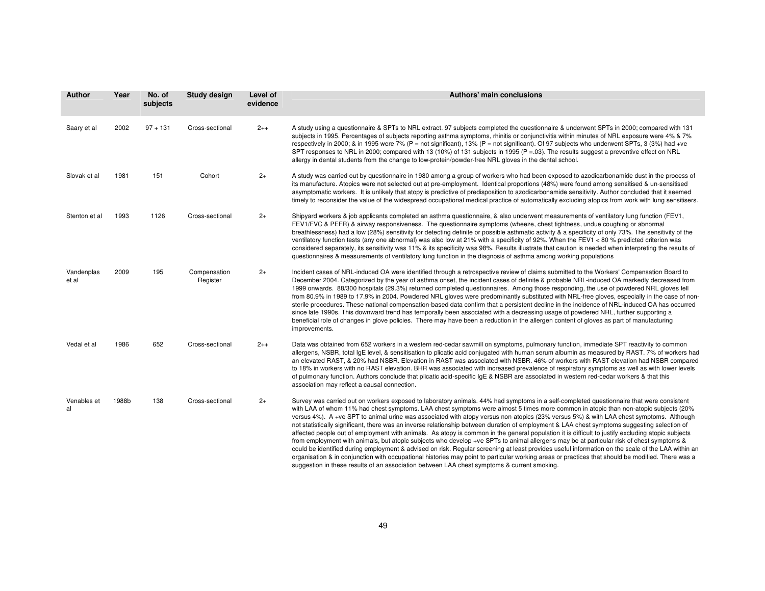| Author | Year | No. of subjects | Study design | Level of evidence | Authors' main conclusions |
|---|---|---|---|---|---|
| Saary et al | 2002 | 97 + 131 | Cross-sectional | 2++ | A study using a questionnaire & SPTs to NRL extract. 97 subjects completed the questionnaire & underwent SPTs in 2000; compared with 131 subjects in 1995. Percentages of subjects reporting asthma symptoms, rhinitis or conjunctivitis within minutes of NRL exposure were 4% & 7% respectively in 2000; & in 1995 were 7% (P = not significant), 13% (P = not significant). Of 97 subjects who underwent SPTs, 3 (3%) had +ve SPT responses to NRL in 2000; compared with 13 (10%) of 131 subjects in 1995 (P =.03). The results suggest a preventive effect on NRL allergy in dental students from the change to low-protein/powder-free NRL gloves in the dental school. |
| Slovak et al | 1981 | 151 | Cohort | 2+ | A study was carried out by questionnaire in 1980 among a group of workers who had been exposed to azodicarbonamide dust in the process of its manufacture. Atopics were not selected out at pre-employment. Identical proportions (48%) were found among sensitised & un-sensitised asymptomatic workers. It is unlikely that atopy is predictive of predisposition to azodicarbonamide sensitivity. Author concluded that it seemed timely to reconsider the value of the widespread occupational medical practice of automatically excluding atopics from work with lung sensitisers. |
| Stenton et al | 1993 | 1126 | Cross-sectional | 2+ | Shipyard workers & job applicants completed an asthma questionnaire, & also underwent measurements of ventilatory lung function (FEV1, FEV1/FVC & PEFR) & airway responsiveness. The questionnaire symptoms (wheeze, chest tightness, undue coughing or abnormal breathlessness) had a low (28%) sensitivity for detecting definite or possible asthmatic activity & a specificity of only 73%. The sensitivity of the ventilatory function tests (any one abnormal) was also low at 21% with a specificity of 92%. When the FEV1 < 80 % predicted criterion was considered separately, its sensitivity was 11% & its specificity was 98%. Results illustrate that caution is needed when interpreting the results of questionnaires & measurements of ventilatory lung function in the diagnosis of asthma among working populations |
| Vandenplas et al | 2009 | 195 | Compensation Register | 2+ | Incident cases of NRL-induced OA were identified through a retrospective review of claims submitted to the Workers' Compensation Board to December 2004. Categorized by the year of asthma onset, the incident cases of definite & probable NRL-induced OA markedly decreased from 1999 onwards. 88/300 hospitals (29.3%) returned completed questionnaires. Among those responding, the use of powdered NRL gloves fell from 80.9% in 1989 to 17.9% in 2004. Powdered NRL gloves were predominantly substituted with NRL-free gloves, especially in the case of non-sterile procedures. These national compensation-based data confirm that a persistent decline in the incidence of NRL-induced OA has occurred since late 1990s. This downward trend has temporally been associated with a decreasing usage of powdered NRL, further supporting a beneficial role of changes in glove policies. There may have been a reduction in the allergen content of gloves as part of manufacturing improvements. |
| Vedal et al | 1986 | 652 | Cross-sectional | 2++ | Data was obtained from 652 workers in a western red-cedar sawmill on symptoms, pulmonary function, immediate SPT reactivity to common allergens, NSBR, total IgE level, & sensitisation to plicatic acid conjugated with human serum albumin as measured by RAST. 7% of workers had an elevated RAST, & 20% had NSBR. Elevation in RAST was associated with NSBR. 46% of workers with RAST elevation had NSBR compared to 18% in workers with no RAST elevation. BHR was associated with increased prevalence of respiratory symptoms as well as with lower levels of pulmonary function. Authors conclude that plicatic acid-specific IgE & NSBR are associated in western red-cedar workers & that this association may reflect a causal connection. |
| Venables et al | 1988b | 138 | Cross-sectional | 2+ | Survey was carried out on workers exposed to laboratory animals. 44% had symptoms in a self-completed questionnaire that were consistent with LAA of whom 11% had chest symptoms. LAA chest symptoms were almost 5 times more common in atopic than non-atopic subjects (20% versus 4%). A +ve SPT to animal urine was associated with atopy versus non-atopics (23% versus 5%) & with LAA chest symptoms. Although not statistically significant, there was an inverse relationship between duration of employment & LAA chest symptoms suggesting selection of affected people out of employment with animals. As atopy is common in the general population it is difficult to justify excluding atopic subjects from employment with animals, but atopic subjects who develop +ve SPTs to animal allergens may be at particular risk of chest symptoms & could be identified during employment & advised on risk. Regular screening at least provides useful information on the scale of the LAA within an organisation & in conjunction with occupational histories may point to particular working areas or practices that should be modified. There was a suggestion in these results of an association between LAA chest symptoms & current smoking. |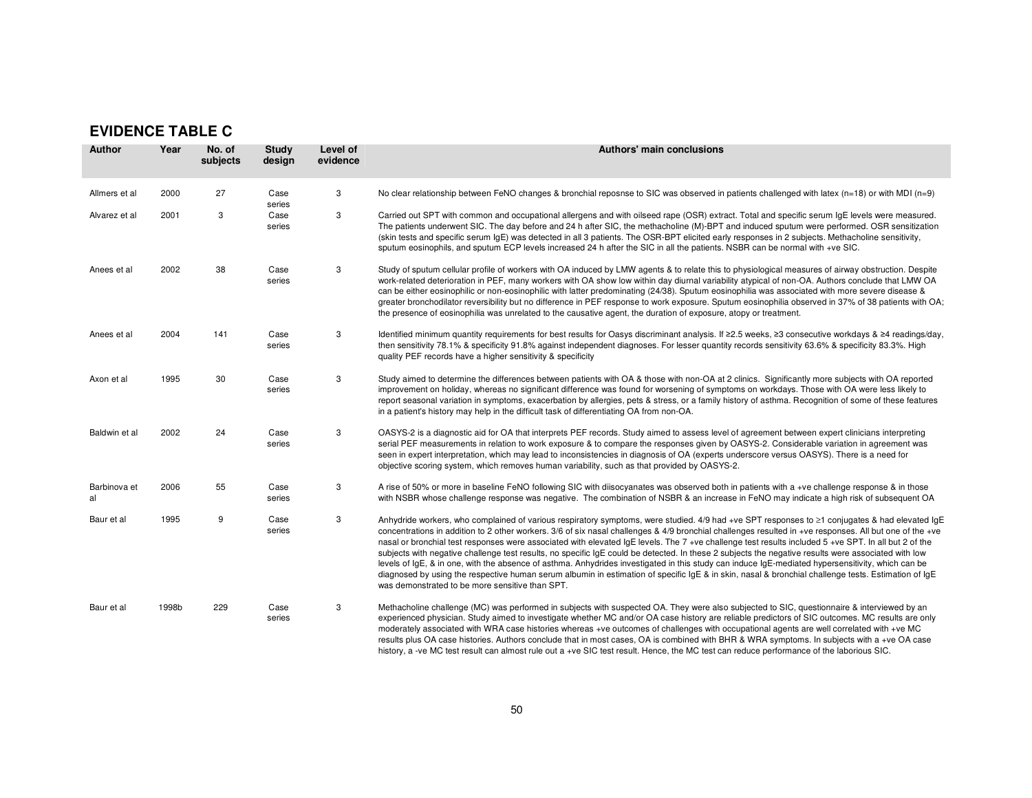## EVIDENCE TABLE C

| Author | Year | No. of subjects | Study design | Level of evidence | Authors' main conclusions |
|---|---|---|---|---|---|
| Allmers et al | 2000 | 27 | Case series | 3 | No clear relationship between FeNO changes & bronchial reposnse to SIC was observed in patients challenged with latex (n=18) or with MDI (n=9) |
| Alvarez et al | 2001 | 3 | Case series | 3 | Carried out SPT with common and occupational allergens and with oilseed rape (OSR) extract. Total and specific serum IgE levels were measured. The patients underwent SIC. The day before and 24 h after SIC, the methacholine (M)-BPT and induced sputum were performed. OSR sensitization (skin tests and specific serum IgE) was detected in all 3 patients. The OSR-BPT elicited early responses in 2 subjects. Methacholine sensitivity, sputum eosinophils, and sputum ECP levels increased 24 h after the SIC in all the patients. NSBR can be normal with +ve SIC. |
| Anees et al | 2002 | 38 | Case series | 3 | Study of sputum cellular profile of workers with OA induced by LMW agents & to relate this to physiological measures of airway obstruction. Despite work-related deterioration in PEF, many workers with OA show low within day diurnal variability atypical of non-OA. Authors conclude that LMW OA can be either eosinophilic or non-eosinophilic with latter predominating (24/38). Sputum eosinophilia was associated with more severe disease & greater bronchodilator reversibility but no difference in PEF response to work exposure. Sputum eosinophilia observed in 37% of 38 patients with OA; the presence of eosinophilia was unrelated to the causative agent, the duration of exposure, atopy or treatment. |
| Anees et al | 2004 | 141 | Case series | 3 | Identified minimum quantity requirements for best results for Oasys discriminant analysis. If ≥2.5 weeks, ≥3 consecutive workdays & ≥4 readings/day, then sensitivity 78.1% & specificity 91.8% against independent diagnoses. For lesser quantity records sensitivity 63.6% & specificity 83.3%. High quality PEF records have a higher sensitivity & specificity |
| Axon et al | 1995 | 30 | Case series | 3 | Study aimed to determine the differences between patients with OA & those with non-OA at 2 clinics. Significantly more subjects with OA reported improvement on holiday, whereas no significant difference was found for worsening of symptoms on workdays. Those with OA were less likely to report seasonal variation in symptoms, exacerbation by allergies, pets & stress, or a family history of asthma. Recognition of some of these features in a patient's history may help in the difficult task of differentiating OA from non-OA. |
| Baldwin et al | 2002 | 24 | Case series | 3 | OASYS-2 is a diagnostic aid for OA that interprets PEF records. Study aimed to assess level of agreement between expert clinicians interpreting serial PEF measurements in relation to work exposure & to compare the responses given by OASYS-2. Considerable variation in agreement was seen in expert interpretation, which may lead to inconsistencies in diagnosis of OA (experts underscore versus OASYS). There is a need for objective scoring system, which removes human variability, such as that provided by OASYS-2. |
| Barbinova et al | 2006 | 55 | Case series | 3 | A rise of 50% or more in baseline FeNO following SIC with diisocyanates was observed both in patients with a +ve challenge response & in those with NSBR whose challenge response was negative. The combination of NSBR & an increase in FeNO may indicate a high risk of subsequent OA |
| Baur et al | 1995 | 9 | Case series | 3 | Anhydride workers, who complained of various respiratory symptoms, were studied. 4/9 had +ve SPT responses to ≥1 conjugates & had elevated IgE concentrations in addition to 2 other workers. 3/6 of six nasal challenges & 4/9 bronchial challenges resulted in +ve responses. All but one of the +ve nasal or bronchial test responses were associated with elevated IgE levels. The 7 +ve challenge test results included 5 +ve SPT. In all but 2 of the subjects with negative challenge test results, no specific IgE could be detected. In these 2 subjects the negative results were associated with low levels of IgE, & in one, with the absence of asthma. Anhydrides investigated in this study can induce IgE-mediated hypersensitivity, which can be diagnosed by using the respective human serum albumin in estimation of specific IgE & in skin, nasal & bronchial challenge tests. Estimation of IgE was demonstrated to be more sensitive than SPT. |
| Baur et al | 1998b | 229 | Case series | 3 | Methacholine challenge (MC) was performed in subjects with suspected OA. They were also subjected to SIC, questionnaire & interviewed by an experienced physician. Study aimed to investigate whether MC and/or OA case history are reliable predictors of SIC outcomes. MC results are only moderately associated with WRA case histories whereas +ve outcomes of challenges with occupational agents are well correlated with +ve MC results plus OA case histories. Authors conclude that in most cases, OA is combined with BHR & WRA symptoms. In subjects with a +ve OA case history, a -ve MC test result can almost rule out a +ve SIC test result. Hence, the MC test can reduce performance of the laborious SIC. |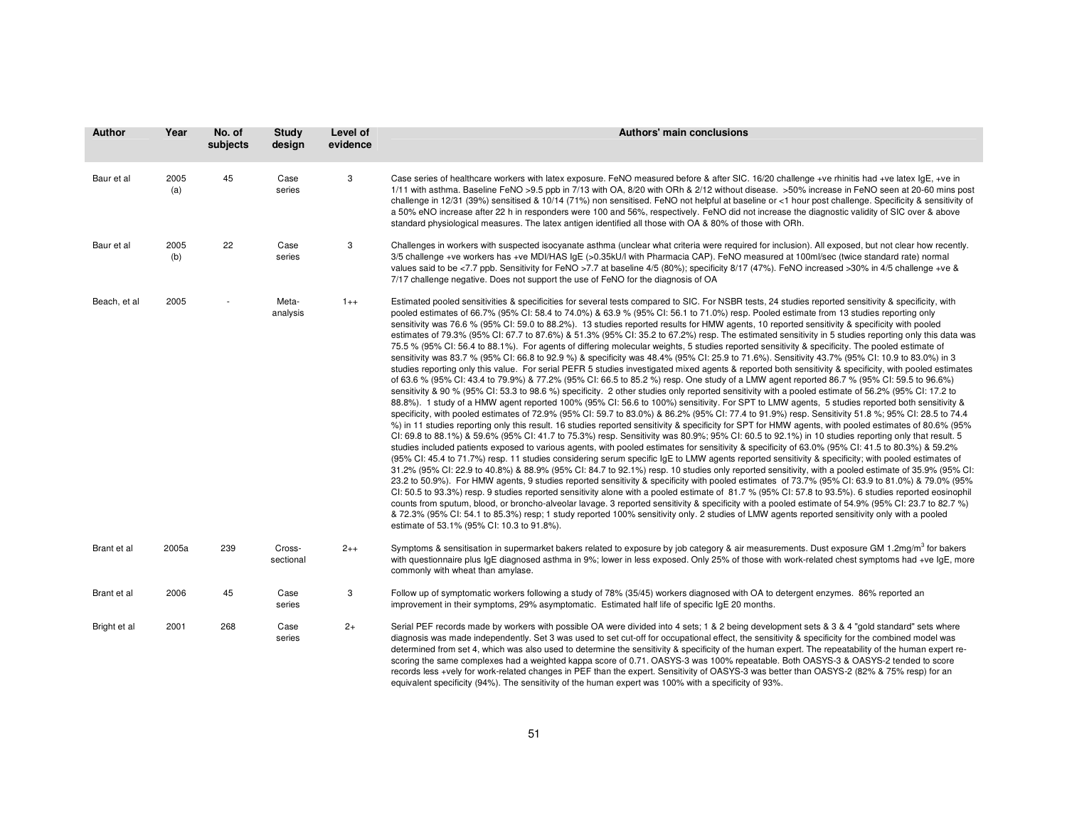| Author | Year | No. of subjects | Study design | Level of evidence | Authors' main conclusions |
|---|---|---|---|---|---|
| Baur et al | 2005 (a) | 45 | Case series | 3 | Case series of healthcare workers with latex exposure. FeNO measured before & after SIC. 16/20 challenge +ve rhinitis had +ve latex IgE, +ve in 1/11 with asthma. Baseline FeNO >9.5 ppb in 7/13 with OA, 8/20 with ORh & 2/12 without disease. >50% increase in FeNO seen at 20-60 mins post challenge in 12/31 (39%) sensitised & 10/14 (71%) non sensitised. FeNO not helpful at baseline or <1 hour post challenge. Specificity & sensitivity of a 50% eNO increase after 22 h in responders were 100 and 56%, respectively. FeNO did not increase the diagnostic validity of SIC over & above standard physiological measures. The latex antigen identified all those with OA & 80% of those with ORh. |
| Baur et al | 2005 (b) | 22 | Case series | 3 | Challenges in workers with suspected isocyanate asthma (unclear what criteria were required for inclusion). All exposed, but not clear how recently. 3/5 challenge +ve workers has +ve MDI/HAS IgE (>0.35kU/l with Pharmacia CAP). FeNO measured at 100ml/sec (twice standard rate) normal values said to be <7.7 ppb. Sensitivity for FeNO >7.7 at baseline 4/5 (80%); specificity 8/17 (47%). FeNO increased >30% in 4/5 challenge +ve & 7/17 challenge negative. Does not support the use of FeNO for the diagnosis of OA |
| Beach, et al | 2005 | - | Meta-analysis | 1++ | Estimated pooled sensitivities & specificities for several tests compared to SIC. For NSBR tests, 24 studies reported sensitivity & specificity, with pooled estimates of 66.7% (95% CI: 58.4 to 74.0%) & 63.9 % (95% CI: 56.1 to 71.0%) resp. Pooled estimate from 13 studies reporting only sensitivity was 76.6 % (95% CI: 59.0 to 88.2%). 13 studies reported results for HMW agents, 10 reported sensitivity & specificity with pooled estimates of 79.3% (95% CI: 67.7 to 87.6%) & 51.3% (95% CI: 35.2 to 67.2%) resp. The estimated sensitivity in 5 studies reporting only this data was 75.5 % (95% CI: 56.4 to 88.1%). For agents of differing molecular weights, 5 studies reported sensitivity & specificity. The pooled estimate of sensitivity was 83.7 % (95% CI: 66.8 to 92.9 %) & specificity was 48.4% (95% CI: 25.9 to 71.6%). Sensitivity 43.7% (95% CI: 10.9 to 83.0%) in 3 studies reporting only this value. For serial PEFR 5 studies investigated mixed agents & reported both sensitivity & specificity, with pooled estimates of 63.6 % (95% CI: 43.4 to 79.9%) & 77.2% (95% CI: 66.5 to 85.2 %) resp. One study of a LMW agent reported 86.7 % (95% CI: 59.5 to 96.6%) sensitivity & 90 % (95% CI: 53.3 to 98.6 %) specificity. 2 other studies only reported sensitivity with a pooled estimate of 56.2% (95% CI: 17.2 to 88.8%). 1 study of a HMW agent reported 100% (95% CI: 56.6 to 100%) sensitivity. For SPT to LMW agents, 5 studies reported both sensitivity & specificity, with pooled estimates of 72.9% (95% CI: 59.7 to 83.0%) & 86.2% (95% CI: 77.4 to 91.9%) resp. Sensitivity 51.8 %; 95% CI: 28.5 to 74.4 %) in 11 studies reporting only this result. 16 studies reported sensitivity & specificity for SPT for HMW agents, with pooled estimates of 80.6% (95% CI: 69.8 to 88.1%) & 59.6% (95% CI: 41.7 to 75.3%) resp. Sensitivity was 80.9%; 95% CI: 60.5 to 92.1%) in 10 studies reporting only that result. 5 studies included patients exposed to various agents, with pooled estimates for sensitivity & specificity of 63.0% (95% CI: 41.5 to 80.3%) & 59.2% (95% CI: 45.4 to 71.7%) resp. 11 studies considering serum specific IgE to LMW agents reported sensitivity & specificity; with pooled estimates of 31.2% (95% CI: 22.9 to 40.8%) & 88.9% (95% CI: 84.7 to 92.1%) resp. 10 studies only reported sensitivity, with a pooled estimate of 35.9% (95% CI: 23.2 to 50.9%). For HMW agents, 9 studies reported sensitivity & specificity with pooled estimates of 73.7% (95% CI: 63.9 to 81.0%) & 79.0% (95% CI: 50.5 to 93.3%) resp. 9 studies reported sensitivity alone with a pooled estimate of 81.7 % (95% CI: 57.8 to 93.5%). 6 studies reported eosinophil counts from sputum, blood, or broncho-alveolar lavage. 3 reported sensitivity & specificity with a pooled estimate of 54.9% (95% CI: 23.7 to 82.7 %) & 72.3% (95% CI: 54.1 to 85.3%) resp; 1 study reported 100% sensitivity only. 2 studies of LMW agents reported sensitivity only with a pooled estimate of 53.1% (95% CI: 10.3 to 91.8%). |
| Brant et al | 2005a | 239 | Cross-sectional | 2++ | Symptoms & sensitisation in supermarket bakers related to exposure by job category & air measurements. Dust exposure GM 1.2mg/m$^3$ for bakers with questionnaire plus IgE diagnosed asthma in 9%; lower in less exposed. Only 25% of those with work-related chest symptoms had +ve IgE, more commonly with wheat than amylase. |
| Brant et al | 2006 | 45 | Case series | 3 | Follow up of symptomatic workers following a study of 78% (35/45) workers diagnosed with OA to detergent enzymes. 86% reported an improvement in their symptoms, 29% asymptomatic. Estimated half life of specific IgE 20 months. |
| Bright et al | 2001 | 268 | Case series | 2+ | Serial PEF records made by workers with possible OA were divided into 4 sets; 1 & 2 being development sets & 3 & 4 "gold standard" sets where diagnosis was made independently. Set 3 was used to set cut-off for occupational effect, the sensitivity & specificity for the combined model was determined from set 4, which was also used to determine the sensitivity & specificity of the human expert. The repeatability of the human expert re-scoring the same complexes had a weighted kappa score of 0.71. OASYS-3 was 100% repeatable. Both OASYS-3 & OASYS-2 tended to score records less +vely for work-related changes in PEF than the expert. Sensitivity of OASYS-3 was better than OASYS-2 (82% & 75% resp) for an equivalent specificity (94%). The sensitivity of the human expert was 100% with a specificity of 93%. |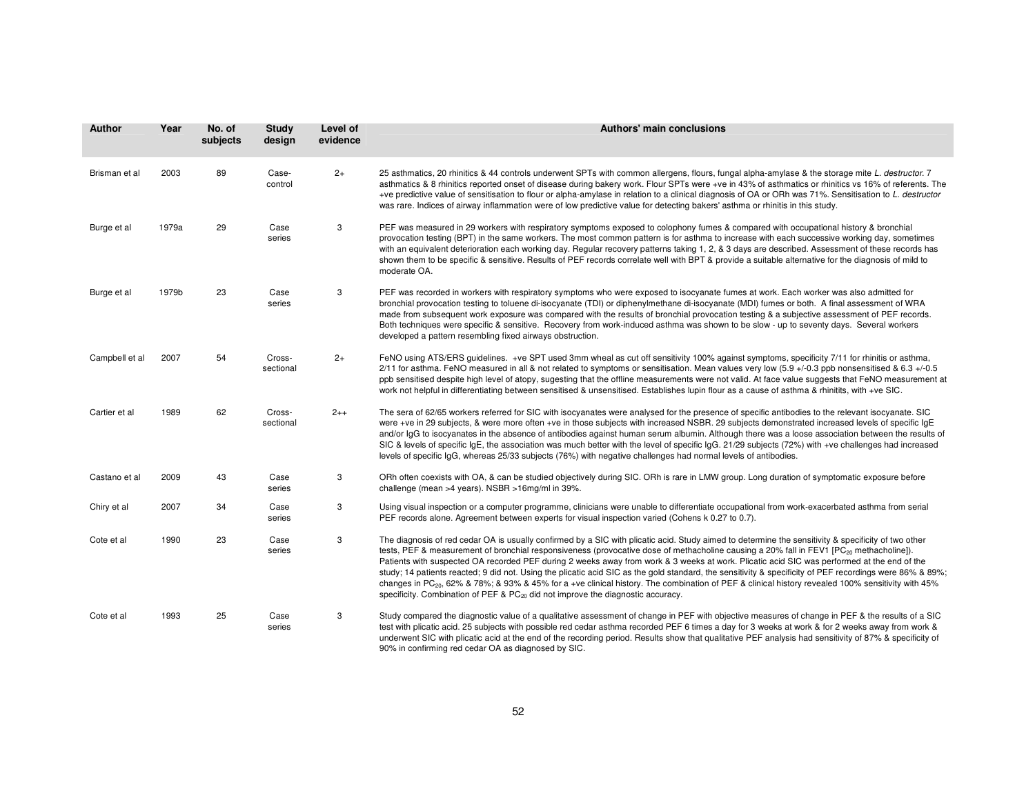| Author | Year | No. of subjects | Study design | Level of evidence | Authors' main conclusions |
|---|---|---|---|---|---|
| Brisman et al | 2003 | 89 | Case-control | 2+ | 25 asthmatics, 20 rhinitics & 44 controls underwent SPTs with common allergens, flours, fungal alpha-amylase & the storage mite *L. destructor.* 7 asthmatics & 8 rhinitics reported onset of disease during bakery work. Flour SPTs were +ve in 43% of asthmatics or rhinitics vs 16% of referents. The +ve predictive value of sensitisation to flour or alpha-amylase in relation to a clinical diagnosis of OA or ORh was 71%. Sensitisation to *L. destructor* was rare. Indices of airway inflammation were of low predictive value for detecting bakers' asthma or rhinitis in this study. |
| Burge et al | 1979a | 29 | Case series | 3 | PEF was measured in 29 workers with respiratory symptoms exposed to colophony fumes & compared with occupational history & bronchial provocation testing (BPT) in the same workers. The most common pattern is for asthma to increase with each successive working day, sometimes with an equivalent deterioration each working day. Regular recovery patterns taking 1, 2, & 3 days are described. Assessment of these records has shown them to be specific & sensitive. Results of PEF records correlate well with BPT & provide a suitable alternative for the diagnosis of mild to moderate OA. |
| Burge et al | 1979b | 23 | Case series | 3 | PEF was recorded in workers with respiratory symptoms who were exposed to isocyanate fumes at work. Each worker was also admitted for bronchial provocation testing to toluene di-isocyanate (TDI) or diphenylmethane di-isocyanate (MDI) fumes or both. A final assessment of WRA made from subsequent work exposure was compared with the results of bronchial provocation testing & a subjective assessment of PEF records. Both techniques were specific & sensitive. Recovery from work-induced asthma was shown to be slow - up to seventy days. Several workers developed a pattern resembling fixed airways obstruction. |
| Campbell et al | 2007 | 54 | Cross-sectional | 2+ | FeNO using ATS/ERS guidelines. +ve SPT used 3mm wheal as cut off sensitivity 100% against symptoms, specificity 7/11 for rhinitis or asthma, 2/11 for asthma. FeNO measured in all & not related to symptoms or sensitisation. Mean values very low (5.9 +/-0.3 ppb nonsensitised & 6.3 +/-0.5 ppb sensitised despite high level of atopy, sugesting that the offline measurements were not valid. At face value suggests that FeNO measurement at work not helpful in differentiating between sensitised & unsensitised. Establishes lupin flour as a cause of asthma & rhinitits, with +ve SIC. |
| Cartier et al | 1989 | 62 | Cross-sectional | 2++ | The sera of 62/65 workers referred for SIC with isocyanates were analysed for the presence of specific antibodies to the relevant isocyanate. SIC were +ve in 29 subjects, & were more often +ve in those subjects with increased NSBR. 29 subjects demonstrated increased levels of specific IgE and/or IgG to isocyanates in the absence of antibodies against human serum albumin. Although there was a loose association between the results of SIC & levels of specific IgE, the association was much better with the level of specific IgG. 21/29 subjects (72%) with +ve challenges had increased levels of specific IgG, whereas 25/33 subjects (76%) with negative challenges had normal levels of antibodies. |
| Castano et al | 2009 | 43 | Case series | 3 | ORh often coexists with OA, & can be studied objectively during SIC. ORh is rare in LMW group. Long duration of symptomatic exposure before challenge (mean >4 years). NSBR >16mg/ml in 39%. |
| Chiry et al | 2007 | 34 | Case series | 3 | Using visual inspection or a computer programme, clinicians were unable to differentiate occupational from work-exacerbated asthma from serial PEF records alone. Agreement between experts for visual inspection varied (Cohens k 0.27 to 0.7). |
| Cote et al | 1990 | 23 | Case series | 3 | The diagnosis of red cedar OA is usually confirmed by a SIC with plicatic acid. Study aimed to determine the sensitivity & specificity of two other tests, PEF & measurement of bronchial responsiveness (provocative dose of methacholine causing a 20% fall in FEV1 [$PC_{20}$ methacholine]). Patients with suspected OA recorded PEF during 2 weeks away from work & 3 weeks at work. Plicatic acid SIC was performed at the end of the study; 14 patients reacted; 9 did not. Using the plicatic acid SIC as the gold standard, the sensitivity & specificity of PEF recordings were 86% & 89%; changes in $PC_{20}$, 62% & 78%; & 93% & 45% for a +ve clinical history. The combination of PEF & clinical history revealed 100% sensitivity with 45% specificity. Combination of PEF & $PC_{20}$ did not improve the diagnostic accuracy. |
| Cote et al | 1993 | 25 | Case series | 3 | Study compared the diagnostic value of a qualitative assessment of change in PEF with objective measures of change in PEF & the results of a SIC test with plicatic acid. 25 subjects with possible red cedar asthma recorded PEF 6 times a day for 3 weeks at work & for 2 weeks away from work & underwent SIC with plicatic acid at the end of the recording period. Results show that qualitative PEF analysis had sensitivity of 87% & specificity of 90% in confirming red cedar OA as diagnosed by SIC. |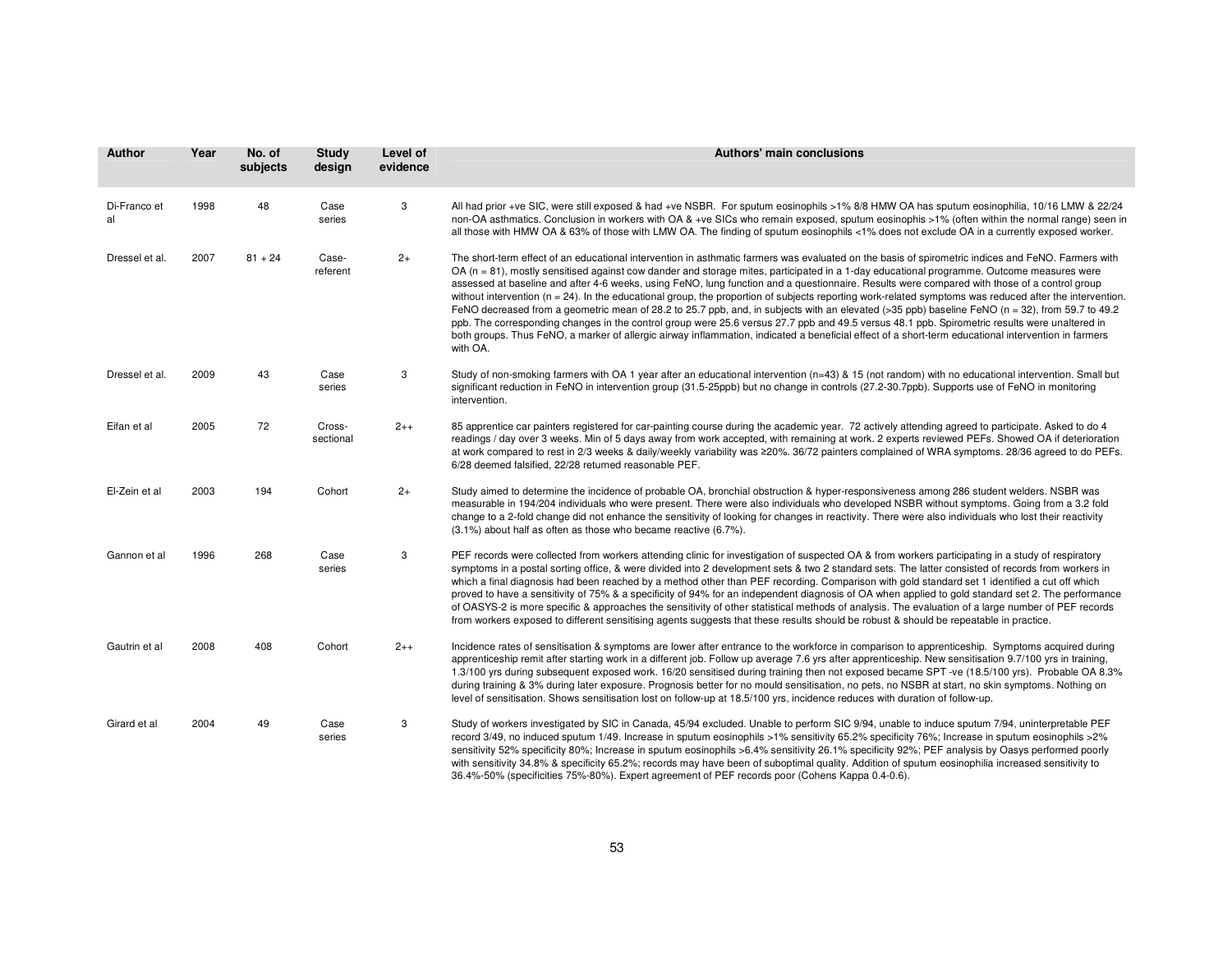| Author | Year | No. of subjects | Study design | Level of evidence | Authors' main conclusions |
|---|---|---|---|---|---|
| Di-Franco et al | 1998 | 48 | Case series | 3 | All had prior +ve SIC, were still exposed & had +ve NSBR. For sputum eosinophils >1% 8/8 HMW OA has sputum eosinophilia, 10/16 LMW & 22/24 non-OA asthmatics. Conclusion in workers with OA & +ve SICs who remain exposed, sputum eosinophis >1% (often within the normal range) seen in all those with HMW OA & 63% of those with LMW OA. The finding of sputum eosinophils <1% does not exclude OA in a currently exposed worker. |
| Dressel et al. | 2007 | 81 + 24 | Case-referent | 2+ | The short-term effect of an educational intervention in asthmatic farmers was evaluated on the basis of spirometric indices and FeNO. Farmers with OA (n = 81), mostly sensitised against cow dander and storage mites, participated in a 1-day educational programme. Outcome measures were assessed at baseline and after 4-6 weeks, using FeNO, lung function and a questionnaire. Results were compared with those of a control group without intervention (n = 24). In the educational group, the proportion of subjects reporting work-related symptoms was reduced after the intervention. FeNO decreased from a geometric mean of 28.2 to 25.7 ppb, and, in subjects with an elevated (>35 ppb) baseline FeNO (n = 32), from 59.7 to 49.2 ppb. The corresponding changes in the control group were 25.6 versus 27.7 ppb and 49.5 versus 48.1 ppb. Spirometric results were unaltered in both groups. Thus FeNO, a marker of allergic airway inflammation, indicated a beneficial effect of a short-term educational intervention in farmers with OA. |
| Dressel et al. | 2009 | 43 | Case series | 3 | Study of non-smoking farmers with OA 1 year after an educational intervention (n=43) & 15 (not random) with no educational intervention. Small but significant reduction in FeNO in intervention group (31.5-25ppb) but no change in controls (27.2-30.7ppb). Supports use of FeNO in monitoring intervention. |
| Eifan et al | 2005 | 72 | Cross-sectional | 2++ | 85 apprentice car painters registered for car-painting course during the academic year. 72 actively attending agreed to participate. Asked to do 4 readings / day over 3 weeks. Min of 5 days away from work accepted, with remaining at work. 2 experts reviewed PEFs. Showed OA if deterioration at work compared to rest in 2/3 weeks & daily/weekly variability was ≥20%. 36/72 painters complained of WRA symptoms. 28/36 agreed to do PEFs. 6/28 deemed falsified, 22/28 returned reasonable PEF. |
| El-Zein et al | 2003 | 194 | Cohort | 2+ | Study aimed to determine the incidence of probable OA, bronchial obstruction & hyper-responsiveness among 286 student welders. NSBR was measurable in 194/204 individuals who were present. There were also individuals who developed NSBR without symptoms. Going from a 3.2 fold change to a 2-fold change did not enhance the sensitivity of looking for changes in reactivity. There were also individuals who lost their reactivity (3.1%) about half as often as those who became reactive (6.7%). |
| Gannon et al | 1996 | 268 | Case series | 3 | PEF records were collected from workers attending clinic for investigation of suspected OA & from workers participating in a study of respiratory symptoms in a postal sorting office, & were divided into 2 development sets & two 2 standard sets. The latter consisted of records from workers in which a final diagnosis had been reached by a method other than PEF recording. Comparison with gold standard set 1 identified a cut off which proved to have a sensitivity of 75% & a specificity of 94% for an independent diagnosis of OA when applied to gold standard set 2. The performance of OASYS-2 is more specific & approaches the sensitivity of other statistical methods of analysis. The evaluation of a large number of PEF records from workers exposed to different sensitising agents suggests that these results should be robust & should be repeatable in practice. |
| Gautrin et al | 2008 | 408 | Cohort | 2++ | Incidence rates of sensitisation & symptoms are lower after entrance to the workforce in comparison to apprenticeship. Symptoms acquired during apprenticeship remit after starting work in a different job. Follow up average 7.6 yrs after apprenticeship. New sensitisation 9.7/100 yrs in training, 1.3/100 yrs during subsequent exposed work. 16/20 sensitised during training then not exposed became SPT -ve (18.5/100 yrs). Probable OA 8.3% during training & 3% during later exposure. Prognosis better for no mould sensitisation, no pets, no NSBR at start, no skin symptoms. Nothing on level of sensitisation. Shows sensitisation lost on follow-up at 18.5/100 yrs, incidence reduces with duration of follow-up. |
| Girard et al | 2004 | 49 | Case series | 3 | Study of workers investigated by SIC in Canada, 45/94 excluded. Unable to perform SIC 9/94, unable to induce sputum 7/94, uninterpretable PEF record 3/49, no induced sputum 1/49. Increase in sputum eosinophils >1% sensitivity 65.2% specificity 76%; Increase in sputum eosinophils >2% sensitivity 52% specificity 80%; Increase in sputum eosinophils >6.4% sensitivity 26.1% specificity 92%; PEF analysis by Oasys performed poorly with sensitivity 34.8% & specificity 65.2%; records may have been of suboptimal quality. Addition of sputum eosinophilia increased sensitivity to 36.4%-50% (specificities 75%-80%). Expert agreement of PEF records poor (Cohens Kappa 0.4-0.6). |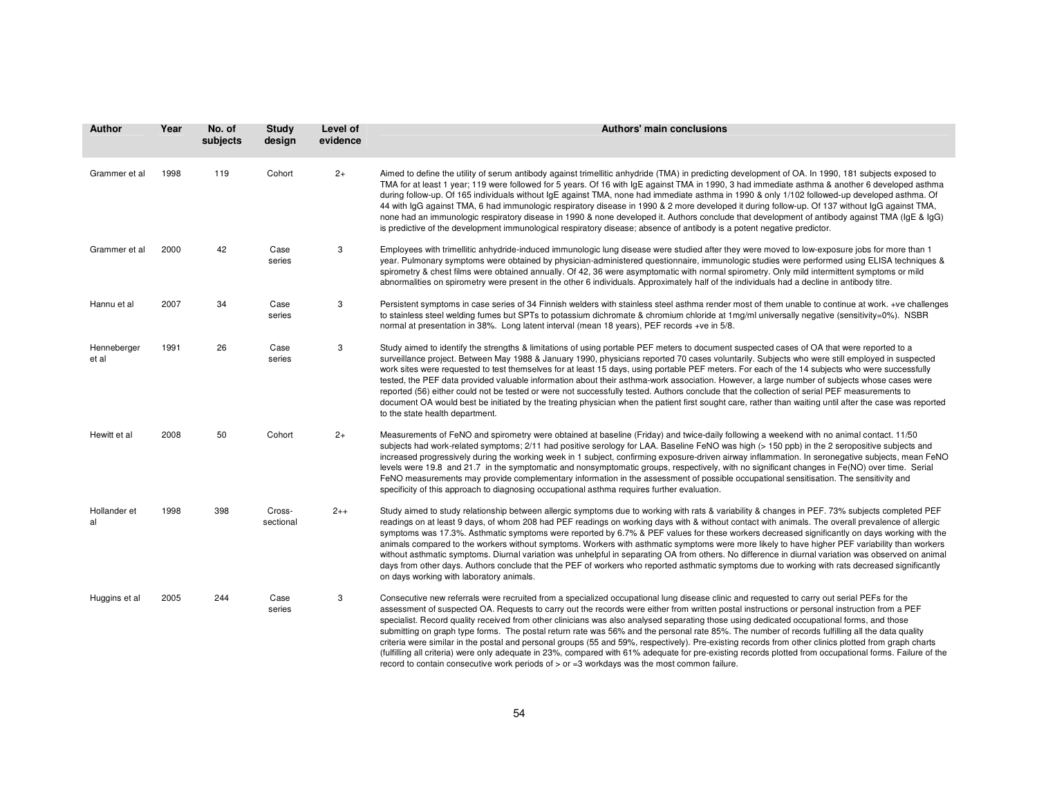| Author | Year | No. of subjects | Study design | Level of evidence | Authors' main conclusions |
|---|---|---|---|---|---|
| Grammer et al | 1998 | 119 | Cohort | 2+ | Aimed to define the utility of serum antibody against trimellitic anhydride (TMA) in predicting development of OA. In 1990, 181 subjects exposed to TMA for at least 1 year; 119 were followed for 5 years. Of 16 with IgE against TMA in 1990, 3 had immediate asthma & another 6 developed asthma during follow-up. Of 165 individuals without IgE against TMA, none had immediate asthma in 1990 & only 1/102 followed-up developed asthma. Of 44 with IgG against TMA, 6 had immunologic respiratory disease in 1990 & 2 more developed it during follow-up. Of 137 without IgG against TMA, none had an immunologic respiratory disease in 1990 & none developed it. Authors conclude that development of antibody against TMA (IgE & IgG) is predictive of the development immunological respiratory disease; absence of antibody is a potent negative predictor. |
| Grammer et al | 2000 | 42 | Case series | 3 | Employees with trimellitic anhydride-induced immunologic lung disease were studied after they were moved to low-exposure jobs for more than 1 year. Pulmonary symptoms were obtained by physician-administered questionnaire, immunologic studies were performed using ELISA techniques & spirometry & chest films were obtained annually. Of 42, 36 were asymptomatic with normal spirometry. Only mild intermittent symptoms or mild abnormalities on spirometry were present in the other 6 individuals. Approximately half of the individuals had a decline in antibody titre. |
| Hannu et al | 2007 | 34 | Case series | 3 | Persistent symptoms in case series of 34 Finnish welders with stainless steel asthma render most of them unable to continue at work. +ve challenges to stainless steel welding fumes but SPTs to potassium dichromate & chromium chloride at 1mg/ml universally negative (sensitivity=0%). NSBR normal at presentation in 38%. Long latent interval (mean 18 years), PEF records +ve in 5/8. |
| Henneberger et al | 1991 | 26 | Case series | 3 | Study aimed to identify the strengths & limitations of using portable PEF meters to document suspected cases of OA that were reported to a surveillance project. Between May 1988 & January 1990, physicians reported 70 cases voluntarily. Subjects who were still employed in suspected work sites were requested to test themselves for at least 15 days, using portable PEF meters. For each of the 14 subjects who were successfully tested, the PEF data provided valuable information about their asthma-work association. However, a large number of subjects whose cases were reported (56) either could not be tested or were not successfully tested. Authors conclude that the collection of serial PEF measurements to document OA would best be initiated by the treating physician when the patient first sought care, rather than waiting until after the case was reported to the state health department. |
| Hewitt et al | 2008 | 50 | Cohort | 2+ | Measurements of FeNO and spirometry were obtained at baseline (Friday) and twice-daily following a weekend with no animal contact. 11/50 subjects had work-related symptoms; 2/11 had positive serology for LAA. Baseline FeNO was high (> 150 ppb) in the 2 seropositive subjects and increased progressively during the working week in 1 subject, confirming exposure-driven airway inflammation. In seronegative subjects, mean FeNO levels were 19.8 and 21.7 in the symptomatic and nonsymptomatic groups, respectively, with no significant changes in Fe(NO) over time. Serial FeNO measurements may provide complementary information in the assessment of possible occupational sensitisation. The sensitivity and specificity of this approach to diagnosing occupational asthma requires further evaluation. |
| Hollander et al | 1998 | 398 | Cross-sectional | 2++ | Study aimed to study relationship between allergic symptoms due to working with rats & variability & changes in PEF. 73% subjects completed PEF readings on at least 9 days, of whom 208 had PEF readings on working days with & without contact with animals. The overall prevalence of allergic symptoms was 17.3%. Asthmatic symptoms were reported by 6.7% & PEF values for these workers decreased significantly on days working with the animals compared to the workers without symptoms. Workers with asthmatic symptoms were more likely to have higher PEF variability than workers without asthmatic symptoms. Diurnal variation was unhelpful in separating OA from others. No difference in diurnal variation was observed on animal days from other days. Authors conclude that the PEF of workers who reported asthmatic symptoms due to working with rats decreased significantly on days working with laboratory animals. |
| Huggins et al | 2005 | 244 | Case series | 3 | Consecutive new referrals were recruited from a specialized occupational lung disease clinic and requested to carry out serial PEFs for the assessment of suspected OA. Requests to carry out the records were either from written postal instructions or personal instruction from a PEF specialist. Record quality received from other clinicians was also analysed separating those using dedicated occupational forms, and those submitting on graph type forms. The postal return rate was 56% and the personal rate 85%. The number of records fulfilling all the data quality criteria were similar in the postal and personal groups (55 and 59%, respectively). Pre-existing records from other clinics plotted from graph charts (fulfilling all criteria) were only adequate in 23%, compared with 61% adequate for pre-existing records plotted from occupational forms. Failure of the record to contain consecutive work periods of > or =3 workdays was the most common failure. |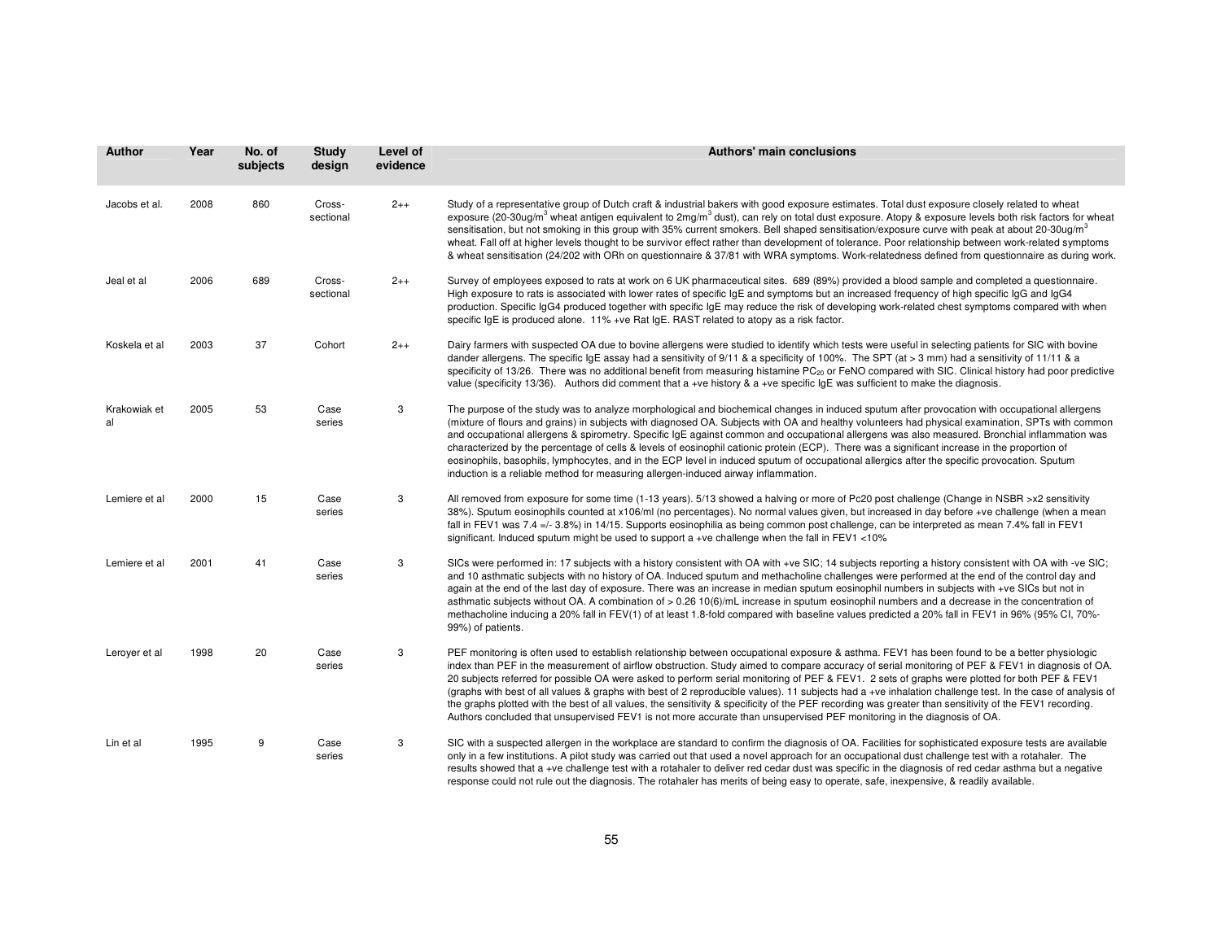| Author | Year | No. of subjects | Study design | Level of evidence | Authors' main conclusions |
|---|---|---|---|---|---|
| Jacobs et al. | 2008 | 860 | Cross-sectional | 2++ | Study of a representative group of Dutch craft & industrial bakers with good exposure estimates. Total dust exposure closely related to wheat exposure (20-30ug/m$^3$ wheat antigen equivalent to 2mg/m$^3$ dust), can rely on total dust exposure. Atopy & exposure levels both risk factors for wheat sensitisation, but not smoking in this group with 35% current smokers. Bell shaped sensitisation/exposure curve with peak at about 20-30ug/m$^3$ wheat. Fall off at higher levels thought to be survivor effect rather than development of tolerance. Poor relationship between work-related symptoms & wheat sensitisation (24/202 with ORh on questionnaire & 37/81 with WRA symptoms. Work-relatedness defined from questionnaire as during work. |
| Jeal et al | 2006 | 689 | Cross-sectional | 2++ | Survey of employees exposed to rats at work on 6 UK pharmaceutical sites. 689 (89%) provided a blood sample and completed a questionnaire. High exposure to rats is associated with lower rates of specific IgE and symptoms but an increased frequency of high specific IgG and IgG4 production. Specific IgG4 produced together with specific IgE may reduce the risk of developing work-related chest symptoms compared with when specific IgE is produced alone. 11% +ve Rat IgE. RAST related to atopy as a risk factor. |
| Koskela et al | 2003 | 37 | Cohort | 2++ | Dairy farmers with suspected OA due to bovine allergens were studied to identify which tests were useful in selecting patients for SIC with bovine dander allergens. The specific IgE assay had a sensitivity of 9/11 & a specificity of 100%. The SPT (at > 3 mm) had a sensitivity of 11/11 & a specificity of 13/26. There was no additional benefit from measuring histamine $PC_{20}$ or FeNO compared with SIC. Clinical history had poor predictive value (specificity 13/36). Authors did comment that a +ve history & a +ve specific IgE was sufficient to make the diagnosis. |
| Krakowiak et al | 2005 | 53 | Case series | 3 | The purpose of the study was to analyze morphological and biochemical changes in induced sputum after provocation with occupational allergens (mixture of flours and grains) in subjects with diagnosed OA. Subjects with OA and healthy volunteers had physical examination, SPTs with common and occupational allergens & spirometry. Specific IgE against common and occupational allergens was also measured. Bronchial inflammation was characterized by the percentage of cells & levels of eosinophil cationic protein (ECP). There was a significant increase in the proportion of eosinophils, basophils, lymphocytes, and in the ECP level in induced sputum of occupational allergics after the specific provocation. Sputum induction is a reliable method for measuring allergen-induced airway inflammation. |
| Lemiere et al | 2000 | 15 | Case series | 3 | All removed from exposure for some time (1-13 years). 5/13 showed a halving or more of Pc20 post challenge (Change in NSBR >x2 sensitivity 38%). Sputum eosinophils counted at x106/ml (no percentages). No normal values given, but increased in day before +ve challenge (when a mean fall in FEV1 was 7.4 =/- 3.8%) in 14/15. Supports eosinophilia as being common post challenge, can be interpreted as mean 7.4% fall in FEV1 significant. Induced sputum might be used to support a +ve challenge when the fall in FEV1 <10% |
| Lemiere et al | 2001 | 41 | Case series | 3 | SICs were performed in: 17 subjects with a history consistent with OA with +ve SIC; 14 subjects reporting a history consistent with OA with -ve SIC; and 10 asthmatic subjects with no history of OA. Induced sputum and methacholine challenges were performed at the end of the control day and again at the end of the last day of exposure. There was an increase in median sputum eosinophil numbers in subjects with +ve SICs but not in asthmatic subjects without OA. A combination of > 0.26 10(6)/mL increase in sputum eosinophil numbers and a decrease in the concentration of methacholine inducing a 20% fall in FEV(1) of at least 1.8-fold compared with baseline values predicted a 20% fall in FEV1 in 96% (95% CI, 70%-99%) of patients. |
| Leroyer et al | 1998 | 20 | Case series | 3 | PEF monitoring is often used to establish relationship between occupational exposure & asthma. FEV1 has been found to be a better physiologic index than PEF in the measurement of airflow obstruction. Study aimed to compare accuracy of serial monitoring of PEF & FEV1 in diagnosis of OA. 20 subjects referred for possible OA were asked to perform serial monitoring of PEF & FEV1. 2 sets of graphs were plotted for both PEF & FEV1 (graphs with best of all values & graphs with best of 2 reproducible values). 11 subjects had a +ve inhalation challenge test. In the case of analysis of the graphs plotted with the best of all values, the sensitivity & specificity of the PEF recording was greater than sensitivity of the FEV1 recording. Authors concluded that unsupervised FEV1 is not more accurate than unsupervised PEF monitoring in the diagnosis of OA. |
| Lin et al | 1995 | 9 | Case series | 3 | SIC with a suspected allergen in the workplace are standard to confirm the diagnosis of OA. Facilities for sophisticated exposure tests are available only in a few institutions. A pilot study was carried out that used a novel approach for an occupational dust challenge test with a rotahaler. The results showed that a +ve challenge test with a rotahaler to deliver red cedar dust was specific in the diagnosis of red cedar asthma but a negative response could not rule out the diagnosis. The rotahaler has merits of being easy to operate, safe, inexpensive, & readily available. |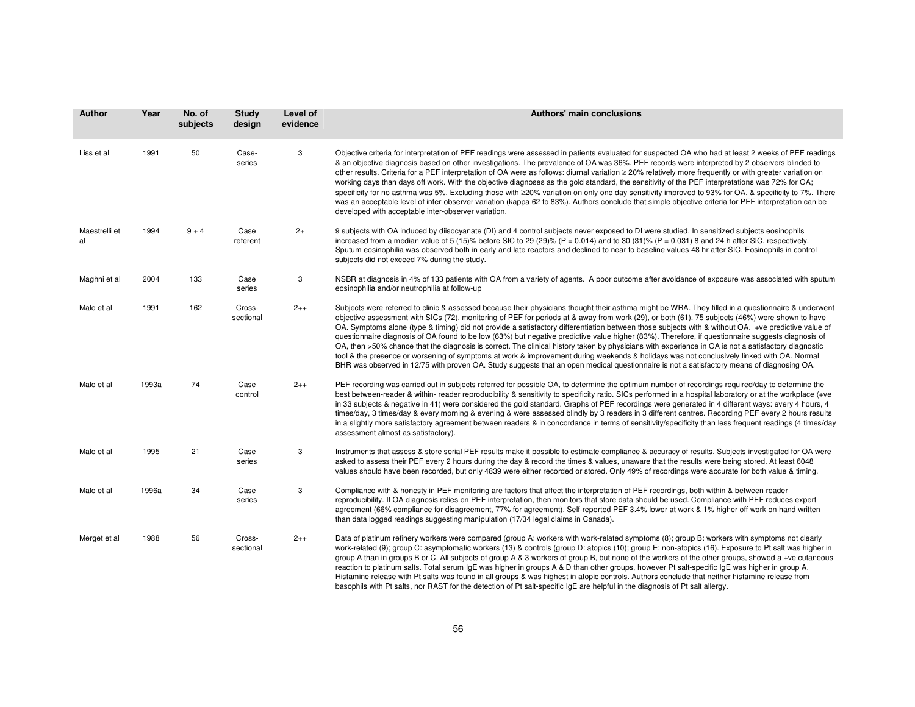| Author | Year | No. of subjects | Study design | Level of evidence | Authors' main conclusions |
|---|---|---|---|---|---|
| Liss et al | 1991 | 50 | Case-series | 3 | Objective criteria for interpretation of PEF readings were assessed in patients evaluated for suspected OA who had at least 2 weeks of PEF readings & an objective diagnosis based on other investigations. The prevalence of OA was 36%. PEF records were interpreted by 2 observers blinded to other results. Criteria for a PEF interpretation of OA were as follows: diurnal variation ≥ 20% relatively more frequently or with greater variation on working days than days off work. With the objective diagnoses as the gold standard, the sensitivity of the PEF interpretations was 72% for OA; specificity for no asthma was 5%. Excluding those with ≥20% variation on only one day sensitivity improved to 93% for OA, & specificity to 7%. There was an acceptable level of inter-observer variation (kappa 62 to 83%). Authors conclude that simple objective criteria for PEF interpretation can be developed with acceptable inter-observer variation. |
| Maestrelli et al | 1994 | 9 + 4 | Case referent | 2+ | 9 subjects with OA induced by diisocyanate (DI) and 4 control subjects never exposed to DI were studied. In sensitized subjects eosinophils increased from a median value of 5 (15)% before SIC to 29 (29)% (P = 0.014) and to 30 (31)% (P = 0.031) 8 and 24 h after SIC, respectively. Sputum eosinophilia was observed both in early and late reactors and declined to near to baseline values 48 hr after SIC. Eosinophils in control subjects did not exceed 7% during the study. |
| Maghni et al | 2004 | 133 | Case series | 3 | NSBR at diagnosis in 4% of 133 patients with OA from a variety of agents. A poor outcome after avoidance of exposure was associated with sputum eosinophilia and/or neutrophilia at follow-up |
| Malo et al | 1991 | 162 | Cross-sectional | 2++ | Subjects were referred to clinic & assessed because their physicians thought their asthma might be WRA. They filled in a questionnaire & underwent objective assessment with SICs (72), monitoring of PEF for periods at & away from work (29), or both (61). 75 subjects (46%) were shown to have OA. Symptoms alone (type & timing) did not provide a satisfactory differentiation between those subjects with & without OA. +ve predictive value of questionnaire diagnosis of OA found to be low (63%) but negative predictive value higher (83%). Therefore, if questionnaire suggests diagnosis of OA, then >50% chance that the diagnosis is correct. The clinical history taken by physicians with experience in OA is not a satisfactory diagnostic tool & the presence or worsening of symptoms at work & improvement during weekends & holidays was not conclusively linked with OA. Normal BHR was observed in 12/75 with proven OA. Study suggests that an open medical questionnaire is not a satisfactory means of diagnosing OA. |
| Malo et al | 1993a | 74 | Case control | 2++ | PEF recording was carried out in subjects referred for possible OA, to determine the optimum number of recordings required/day to determine the best between-reader & within- reader reproducibility & sensitivity to specificity ratio. SICs performed in a hospital laboratory or at the workplace (+ve in 33 subjects & negative in 41) were considered the gold standard. Graphs of PEF recordings were generated in 4 different ways: every 4 hours, 4 times/day, 3 times/day & every morning & evening & were assessed blindly by 3 readers in 3 different centres. Recording PEF every 2 hours results in a slightly more satisfactory agreement between readers & in concordance in terms of sensitivity/specificity than less frequent readings (4 times/day assessment almost as satisfactory). |
| Malo et al | 1995 | 21 | Case series | 3 | Instruments that assess & store serial PEF results make it possible to estimate compliance & accuracy of results. Subjects investigated for OA were asked to assess their PEF every 2 hours during the day & record the times & values, unaware that the results were being stored. At least 6048 values should have been recorded, but only 4839 were either recorded or stored. Only 49% of recordings were accurate for both value & timing. |
| Malo et al | 1996a | 34 | Case series | 3 | Compliance with & honesty in PEF monitoring are factors that affect the interpretation of PEF recordings, both within & between reader reproducibility. If OA diagnosis relies on PEF interpretation, then monitors that store data should be used. Compliance with PEF reduces expert agreement (66% compliance for disagreement, 77% for agreement). Self-reported PEF 3.4% lower at work & 1% higher off work on hand written than data logged readings suggesting manipulation (17/34 legal claims in Canada). |
| Merget et al | 1988 | 56 | Cross-sectional | 2++ | Data of platinum refinery workers were compared (group A: workers with work-related symptoms (8); group B: workers with symptoms not clearly work-related (9); group C: asymptomatic workers (13) & controls (group D: atopics (10); group E: non-atopics (16). Exposure to Pt salt was higher in group A than in groups B or C. All subjects of group A & 3 workers of group B, but none of the workers of the other groups, showed a +ve cutaneous reaction to platinum salts. Total serum IgE was higher in groups A & D than other groups, however Pt salt-specific IgE was higher in group A. Histamine release with Pt salts was found in all groups & was highest in atopic controls. Authors conclude that neither histamine release from basophils with Pt salts, nor RAST for the detection of Pt salt-specific IgE are helpful in the diagnosis of Pt salt allergy. |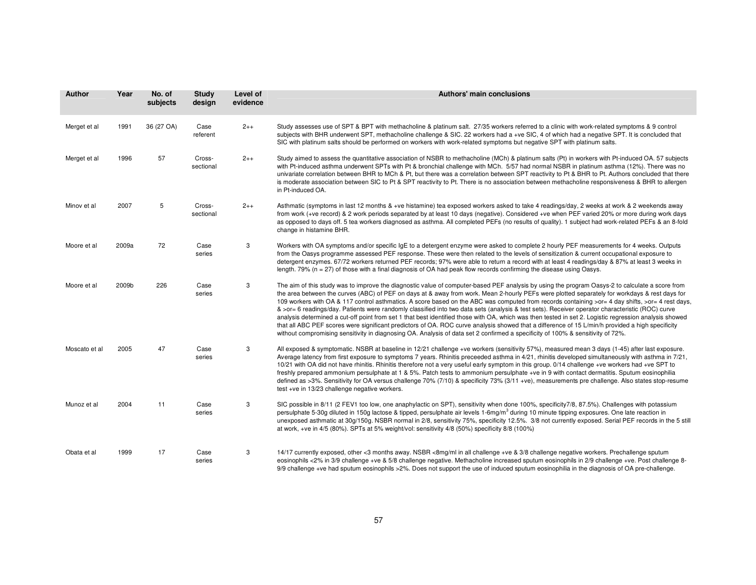| Author | Year | No. of subjects | Study design | Level of evidence | Authors' main conclusions |
|---|---|---|---|---|---|
| Merget et al | 1991 | 36 (27 OA) | Case referent | 2++ | Study assesses use of SPT & BPT with methacholine & platinum salt. 27/35 workers referred to a clinic with work-related symptoms & 9 control subjects with BHR underwent SPT, methacholine challenge & SIC. 22 workers had a +ve SIC, 4 of which had a negative SPT. It is concluded that SIC with platinum salts should be performed on workers with work-related symptoms but negative SPT with platinum salts. |
| Merget et al | 1996 | 57 | Cross-sectional | 2++ | Study aimed to assess the quantitative association of NSBR to methacholine (MCh) & platinum salts (Pt) in workers with Pt-induced OA. 57 subjects with Pt-induced asthma underwent SPTs with Pt & bronchial challenge with MCh. 5/57 had normal NSBR in platinum asthma (12%). There was no univariate correlation between BHR to MCh & Pt, but there was a correlation between SPT reactivity to Pt & BHR to Pt. Authors concluded that there is moderate association between SIC to Pt & SPT reactivity to Pt. There is no association between methacholine responsiveness & BHR to allergen in Pt-induced OA. |
| Minov et al | 2007 | 5 | Cross-sectional | 2++ | Asthmatic (symptoms in last 12 months & +ve histamine) tea exposed workers asked to take 4 readings/day, 2 weeks at work & 2 weekends away from work (+ve record) & 2 work periods separated by at least 10 days (negative). Considered +ve when PEF varied 20% or more during work days as opposed to days off. 5 tea workers diagnosed as asthma. All completed PEFs (no results of quality). 1 subject had work-related PEFs & an 8-fold change in histamine BHR. |
| Moore et al | 2009a | 72 | Case series | 3 | Workers with OA symptoms and/or specific IgE to a detergent enzyme were asked to complete 2 hourly PEF measurements for 4 weeks. Outputs from the Oasys programme assessed PEF response. These were then related to the levels of sensitization & current occupational exposure to detergent enzymes. 67/72 workers returned PEF records; 97% were able to return a record with at least 4 readings/day & 87% at least 3 weeks in length. 79% (n = 27) of those with a final diagnosis of OA had peak flow records confirming the disease using Oasys. |
| Moore et al | 2009b | 226 | Case series | 3 | The aim of this study was to improve the diagnostic value of computer-based PEF analysis by using the program Oasys-2 to calculate a score from the area between the curves (ABC) of PEF on days at & away from work. Mean 2-hourly PEFs were plotted separately for workdays & rest days for 109 workers with OA & 117 control asthmatics. A score based on the ABC was computed from records containing >or= 4 day shifts, >or= 4 rest days, & >or= 6 readings/day. Patients were randomly classified into two data sets (analysis & test sets). Receiver operator characteristic (ROC) curve analysis determined a cut-off point from set 1 that best identified those with OA, which was then tested in set 2. Logistic regression analysis showed that all ABC PEF scores were significant predictors of OA. ROC curve analysis showed that a difference of 15 L/min/h provided a high specificity without compromising sensitivity in diagnosing OA. Analysis of data set 2 confirmed a specificity of 100% & sensitivity of 72%. |
| Moscato et al | 2005 | 47 | Case series | 3 | All exposed & symptomatic. NSBR at baseline in 12/21 challenge +ve workers (sensitivity 57%), measured mean 3 days (1-45) after last exposure. Average latency from first exposure to symptoms 7 years. Rhinitis preceeded asthma in 4/21, rhinitis developed simultaneously with asthma in 7/21, 10/21 with OA did not have rhinitis. Rhinitis therefore not a very useful early symptom in this group. 0/14 challenge +ve workers had +ve SPT to freshly prepared ammonium persulphate at 1 & 5%. Patch tests to ammonium persulphate +ve in 9 with contact dermatitis. Sputum eosinophilia defined as >3%. Sensitivity for OA versus challenge 70% (7/10) & specificity 73% (3/11 +ve), measurements pre challenge. Also states stop-resume test +ve in 13/23 challenge negative workers. |
| Munoz et al | 2004 | 11 | Case series | 3 | SIC possible in 8/11 (2 FEV1 too low, one anaphylactic on SPT), sensitivity when done 100%, specificity7/8, 87.5%). Challenges with potassium persulphate 5-30g diluted in 150g lactose & tipped, persulphate air levels 1-6mg/m$^3$ during 10 minute tipping exposures. One late reaction in unexposed asthmatic at 30g/150g. NSBR normal in 2/8, sensitivity 75%, specificity 12.5%. 3/8 not currently exposed. Serial PEF records in the 5 still at work, +ve in 4/5 (80%). SPTs at 5% weight/vol: sensitivity 4/8 (50%) specificity 8/8 (100%) |
| Obata et al | 1999 | 17 | Case series | 3 | 14/17 currently exposed, other <3 months away. NSBR <8mg/ml in all challenge +ve & 3/8 challenge negative workers. Prechallenge sputum eosinophils <2% in 3/9 challenge +ve & 5/8 challenge negative. Methacholine increased sputum eosinophils in 2/9 challenge +ve. Post challenge 8-9/9 challenge +ve had sputum eosinophils >2%. Does not support the use of induced sputum eosinophilia in the diagnosis of OA pre-challenge. |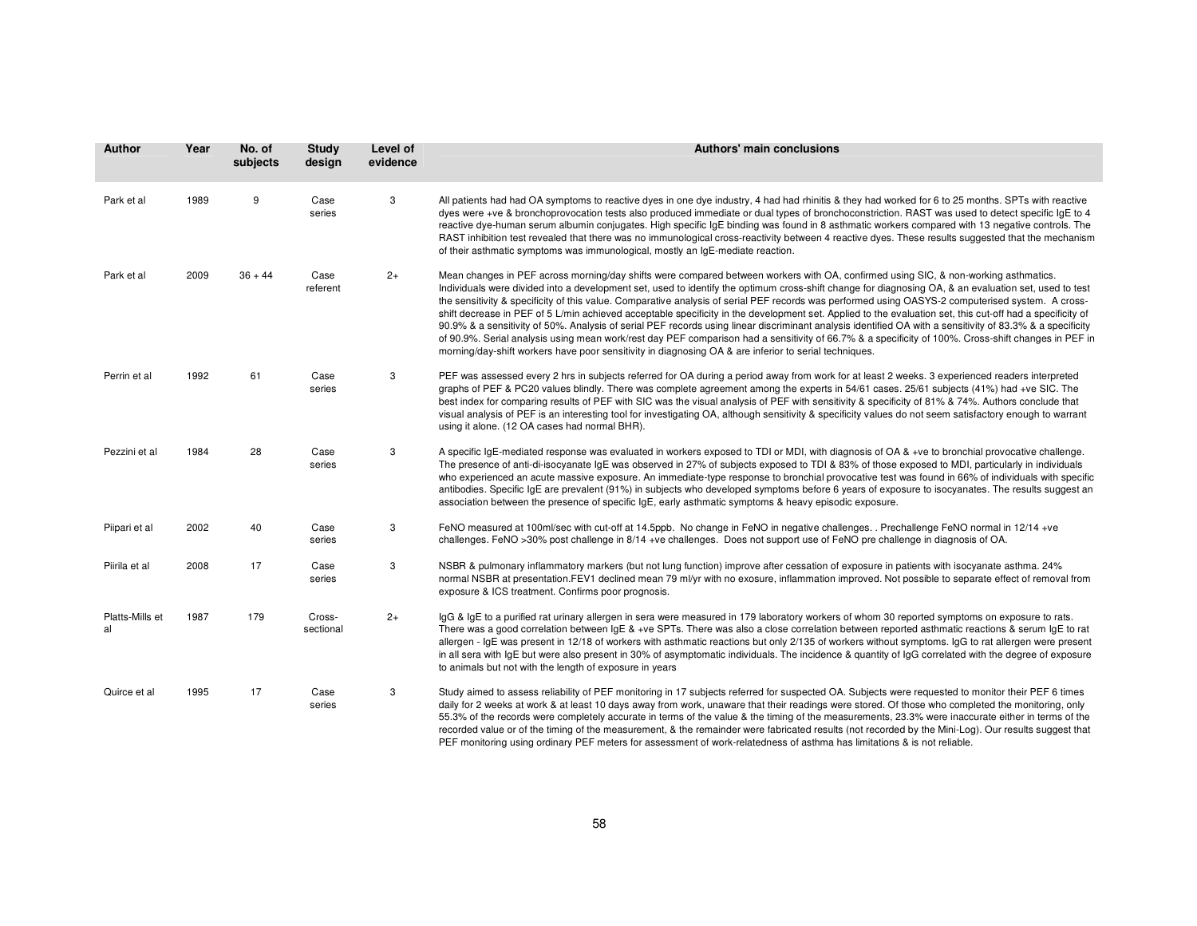| Author | Year | No. of subjects | Study design | Level of evidence | Authors' main conclusions |
|---|---|---|---|---|---|
| Park et al | 1989 | 9 | Case series | 3 | All patients had had OA symptoms to reactive dyes in one dye industry, 4 had had rhinitis & they had worked for 6 to 25 months. SPTs with reactive dyes were +ve & bronchoprovocation tests also produced immediate or dual types of bronchoconstriction. RAST was used to detect specific IgE to 4 reactive dye-human serum albumin conjugates. High specific IgE binding was found in 8 asthmatic workers compared with 13 negative controls. The RAST inhibition test revealed that there was no immunological cross-reactivity between 4 reactive dyes. These results suggested that the mechanism of their asthmatic symptoms was immunological, mostly an IgE-mediate reaction. |
| Park et al | 2009 | 36 + 44 | Case referent | 2+ | Mean changes in PEF across morning/day shifts were compared between workers with OA, confirmed using SIC, & non-working asthmatics. Individuals were divided into a development set, used to identify the optimum cross-shift change for diagnosing OA, & an evaluation set, used to test the sensitivity & specificity of this value. Comparative analysis of serial PEF records was performed using OASYS-2 computerised system. A cross-shift decrease in PEF of 5 L/min achieved acceptable specificity in the development set. Applied to the evaluation set, this cut-off had a specificity of 90.9% & a sensitivity of 50%. Analysis of serial PEF records using linear discriminant analysis identified OA with a sensitivity of 83.3% & a specificity of 90.9%. Serial analysis using mean work/rest day PEF comparison had a sensitivity of 66.7% & a specificity of 100%. Cross-shift changes in PEF in morning/day-shift workers have poor sensitivity in diagnosing OA & are inferior to serial techniques. |
| Perrin et al | 1992 | 61 | Case series | 3 | PEF was assessed every 2 hrs in subjects referred for OA during a period away from work for at least 2 weeks. 3 experienced readers interpreted graphs of PEF & PC20 values blindly. There was complete agreement among the experts in 54/61 cases. 25/61 subjects (41%) had +ve SIC. The best index for comparing results of PEF with SIC was the visual analysis of PEF with sensitivity & specificity of 81% & 74%. Authors conclude that visual analysis of PEF is an interesting tool for investigating OA, although sensitivity & specificity values do not seem satisfactory enough to warrant using it alone. (12 OA cases had normal BHR). |
| Pezzini et al | 1984 | 28 | Case series | 3 | A specific IgE-mediated response was evaluated in workers exposed to TDI or MDI, with diagnosis of OA & +ve to bronchial provocative challenge. The presence of anti-di-isocyanate IgE was observed in 27% of subjects exposed to TDI & 83% of those exposed to MDI, particularly in individuals who experienced an acute massive exposure. An immediate-type response to bronchial provocative test was found in 66% of individuals with specific antibodies. Specific IgE are prevalent (91%) in subjects who developed symptoms before 6 years of exposure to isocyanates. The results suggest an association between the presence of specific IgE, early asthmatic symptoms & heavy episodic exposure. |
| Piipari et al | 2002 | 40 | Case series | 3 | FeNO measured at 100ml/sec with cut-off at 14.5ppb. No change in FeNO in negative challenges. . Prechallenge FeNO normal in 12/14 +ve challenges. FeNO >30% post challenge in 8/14 +ve challenges. Does not support use of FeNO pre challenge in diagnosis of OA. |
| Piirila et al | 2008 | 17 | Case series | 3 | NSBR & pulmonary inflammatory markers (but not lung function) improve after cessation of exposure in patients with isocyanate asthma. 24% normal NSBR at presentation.FEV1 declined mean 79 ml/yr with no exosure, inflammation improved. Not possible to separate effect of removal from exposure & ICS treatment. Confirms poor prognosis. |
| Platts-Mills et al | 1987 | 179 | Cross-sectional | 2+ | IgG & IgE to a purified rat urinary allergen in sera were measured in 179 laboratory workers of whom 30 reported symptoms on exposure to rats. There was a good correlation between IgE & +ve SPTs. There was also a close correlation between reported asthmatic reactions & serum IgE to rat allergen - IgE was present in 12/18 of workers with asthmatic reactions but only 2/135 of workers without symptoms. IgG to rat allergen were present in all sera with IgE but were also present in 30% of asymptomatic individuals. The incidence & quantity of IgG correlated with the degree of exposure to animals but not with the length of exposure in years |
| Quirce et al | 1995 | 17 | Case series | 3 | Study aimed to assess reliability of PEF monitoring in 17 subjects referred for suspected OA. Subjects were requested to monitor their PEF 6 times daily for 2 weeks at work & at least 10 days away from work, unaware that their readings were stored. Of those who completed the monitoring, only 55.3% of the records were completely accurate in terms of the value & the timing of the measurements, 23.3% were inaccurate either in terms of the recorded value or of the timing of the measurement, & the remainder were fabricated results (not recorded by the Mini-Log). Our results suggest that PEF monitoring using ordinary PEF meters for assessment of work-relatedness of asthma has limitations & is not reliable. |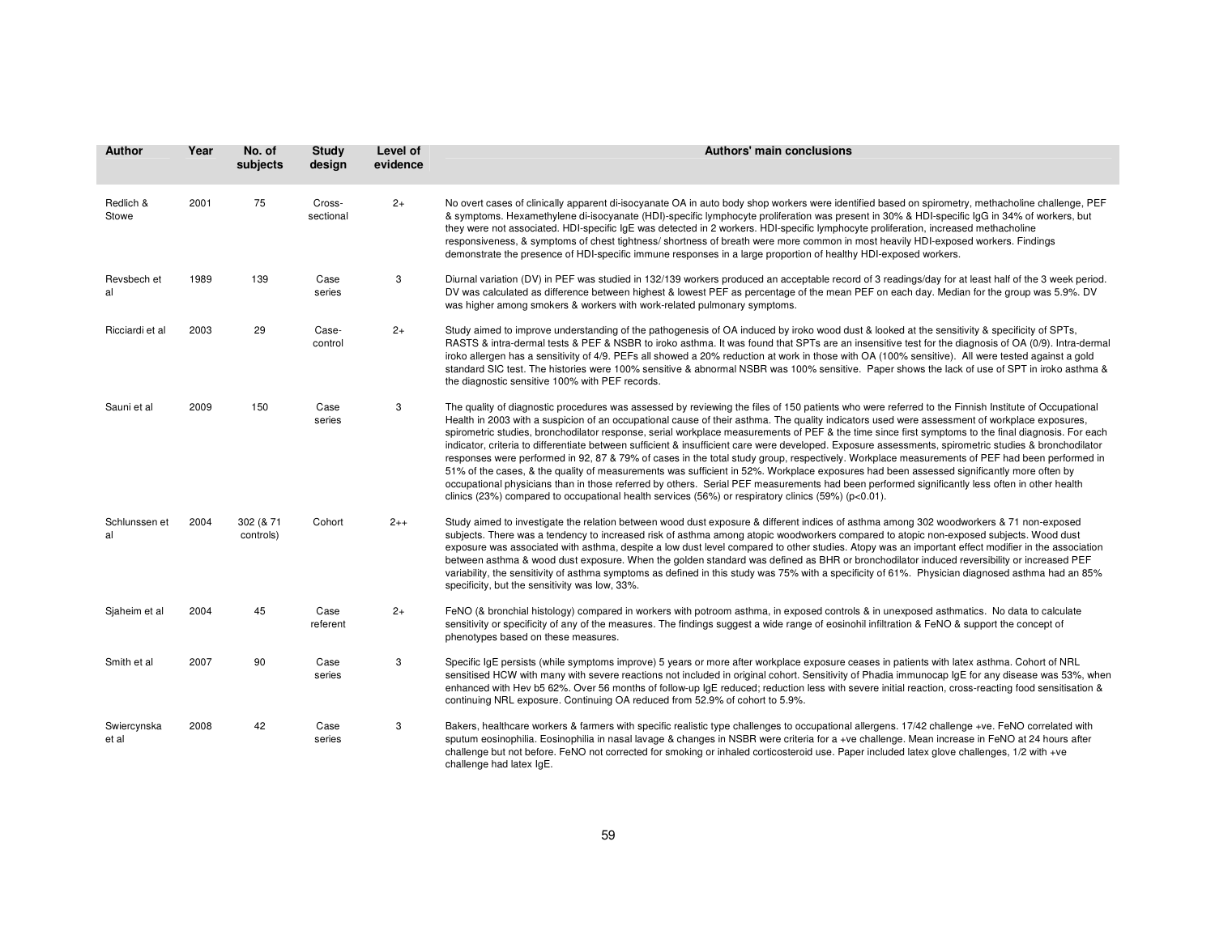| Author | Year | No. of subjects | Study design | Level of evidence | Authors' main conclusions |
|---|---|---|---|---|---|
| Redlich & Stowe | 2001 | 75 | Cross-sectional | 2+ | No overt cases of clinically apparent di-isocyanate OA in auto body shop workers were identified based on spirometry, methacholine challenge, PEF & symptoms. Hexamethylene di-isocyanate (HDI)-specific lymphocyte proliferation was present in 30% & HDI-specific IgG in 34% of workers, but they were not associated. HDI-specific IgE was detected in 2 workers. HDI-specific lymphocyte proliferation, increased methacholine responsiveness, & symptoms of chest tightness/ shortness of breath were more common in most heavily HDI-exposed workers. Findings demonstrate the presence of HDI-specific immune responses in a large proportion of healthy HDI-exposed workers. |
| Revsbech et al | 1989 | 139 | Case series | 3 | Diurnal variation (DV) in PEF was studied in 132/139 workers produced an acceptable record of 3 readings/day for at least half of the 3 week period. DV was calculated as difference between highest & lowest PEF as percentage of the mean PEF on each day. Median for the group was 5.9%. DV was higher among smokers & workers with work-related pulmonary symptoms. |
| Ricciardi et al | 2003 | 29 | Case-control | 2+ | Study aimed to improve understanding of the pathogenesis of OA induced by iroko wood dust & looked at the sensitivity & specificity of SPTs, RASTS & intra-dermal tests & PEF & NSBR to iroko asthma. It was found that SPTs are an insensitive test for the diagnosis of OA (0/9). Intra-dermal iroko allergen has a sensitivity of 4/9. PEFs all showed a 20% reduction at work in those with OA (100% sensitive). All were tested against a gold standard SIC test. The histories were 100% sensitive & abnormal NSBR was 100% sensitive. Paper shows the lack of use of SPT in iroko asthma & the diagnostic sensitive 100% with PEF records. |
| Sauni et al | 2009 | 150 | Case series | 3 | The quality of diagnostic procedures was assessed by reviewing the files of 150 patients who were referred to the Finnish Institute of Occupational Health in 2003 with a suspicion of an occupational cause of their asthma. The quality indicators used were assessment of workplace exposures, spirometric studies, bronchodilator response, serial workplace measurements of PEF & the time since first symptoms to the final diagnosis. For each indicator, criteria to differentiate between sufficient & insufficient care were developed. Exposure assessments, spirometric studies & bronchodilator responses were performed in 92, 87 & 79% of cases in the total study group, respectively. Workplace measurements of PEF had been performed in 51% of the cases, & the quality of measurements was sufficient in 52%. Workplace exposures had been assessed significantly more often by occupational physicians than in those referred by others. Serial PEF measurements had been performed significantly less often in other health clinics (23%) compared to occupational health services (56%) or respiratory clinics (59%) (p<0.01). |
| Schlunssen et al | 2004 | 302 (& 71 controls) | Cohort | 2++ | Study aimed to investigate the relation between wood dust exposure & different indices of asthma among 302 woodworkers & 71 non-exposed subjects. There was a tendency to increased risk of asthma among atopic woodworkers compared to atopic non-exposed subjects. Wood dust exposure was associated with asthma, despite a low dust level compared to other studies. Atopy was an important effect modifier in the association between asthma & wood dust exposure. When the golden standard was defined as BHR or bronchodilator induced reversibility or increased PEF variability, the sensitivity of asthma symptoms as defined in this study was 75% with a specificity of 61%. Physician diagnosed asthma had an 85% specificity, but the sensitivity was low, 33%. |
| Sjaheim et al | 2004 | 45 | Case referent | 2+ | FeNO (& bronchial histology) compared in workers with potroom asthma, in exposed controls & in unexposed asthmatics. No data to calculate sensitivity or specificity of any of the measures. The findings suggest a wide range of eosinohil infiltration & FeNO & support the concept of phenotypes based on these measures. |
| Smith et al | 2007 | 90 | Case series | 3 | Specific IgE persists (while symptoms improve) 5 years or more after workplace exposure ceases in patients with latex asthma. Cohort of NRL sensitised HCW with many with severe reactions not included in original cohort. Sensitivity of Phadia immunocap IgE for any disease was 53%, when enhanced with Hev b5 62%. Over 56 months of follow-up IgE reduced; reduction less with severe initial reaction, cross-reacting food sensitisation & continuing NRL exposure. Continuing OA reduced from 52.9% of cohort to 5.9%. |
| Swiercynska et al | 2008 | 42 | Case series | 3 | Bakers, healthcare workers & farmers with specific realistic type challenges to occupational allergens. 17/42 challenge +ve. FeNO correlated with sputum eosinophilia. Eosinophilia in nasal lavage & changes in NSBR were criteria for a +ve challenge. Mean increase in FeNO at 24 hours after challenge but not before. FeNO not corrected for smoking or inhaled corticosteroid use. Paper included latex glove challenges, 1/2 with +ve challenge had latex IgE. |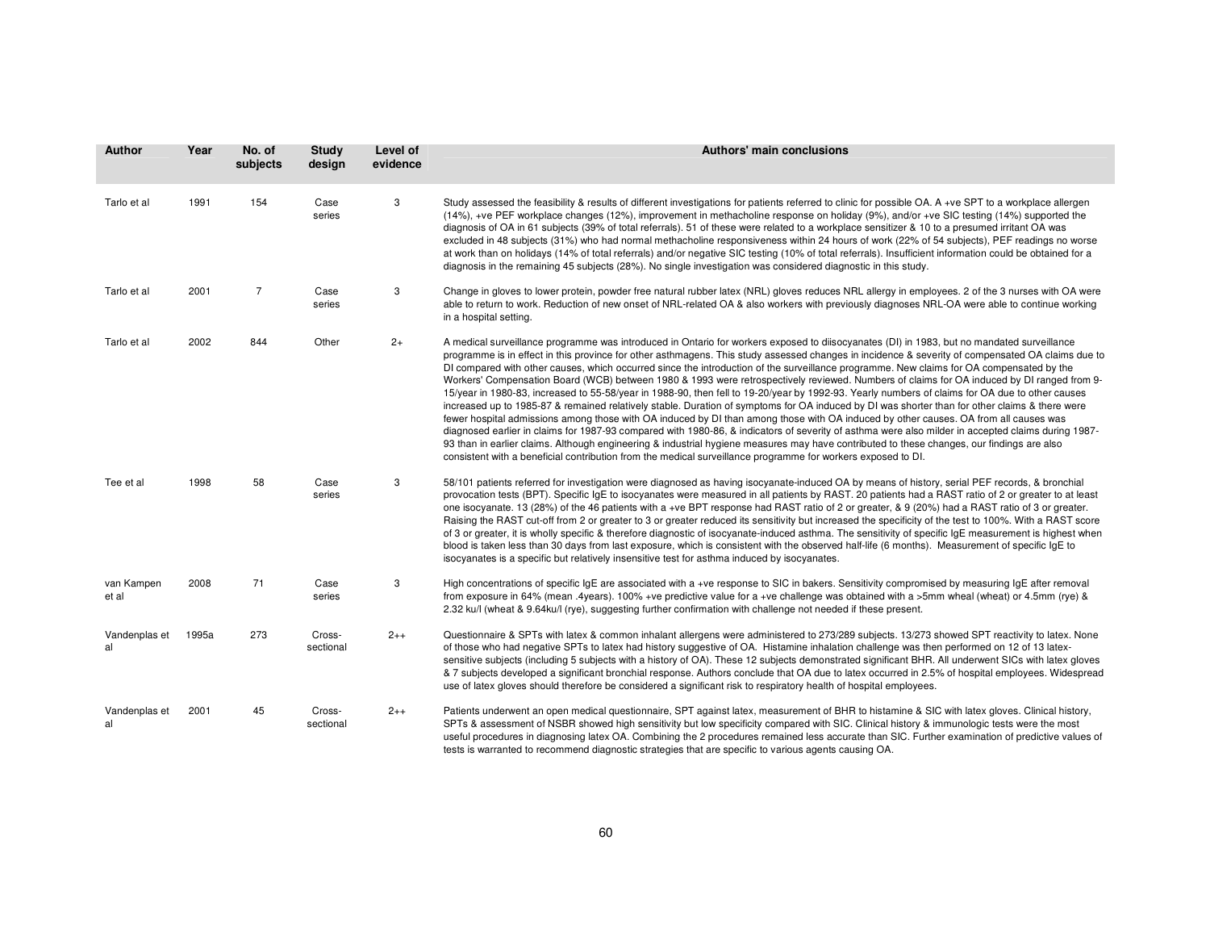| Author | Year | No. of subjects | Study design | Level of evidence | Authors' main conclusions |
|---|---|---|---|---|---|
| Tarlo et al | 1991 | 154 | Case series | 3 | Study assessed the feasibility & results of different investigations for patients referred to clinic for possible OA. A +ve SPT to a workplace allergen (14%), +ve PEF workplace changes (12%), improvement in methacholine response on holiday (9%), and/or +ve SIC testing (14%) supported the diagnosis of OA in 61 subjects (39% of total referrals). 51 of these were related to a workplace sensitizer & 10 to a presumed irritant OA was excluded in 48 subjects (31%) who had normal methacholine responsiveness within 24 hours of work (22% of 54 subjects), PEF readings no worse at work than on holidays (14% of total referrals) and/or negative SIC testing (10% of total referrals). Insufficient information could be obtained for a diagnosis in the remaining 45 subjects (28%). No single investigation was considered diagnostic in this study. |
| Tarlo et al | 2001 | 7 | Case series | 3 | Change in gloves to lower protein, powder free natural rubber latex (NRL) gloves reduces NRL allergy in employees. 2 of the 3 nurses with OA were able to return to work. Reduction of new onset of NRL-related OA & also workers with previously diagnoses NRL-OA were able to continue working in a hospital setting. |
| Tarlo et al | 2002 | 844 | Other | 2+ | A medical surveillance programme was introduced in Ontario for workers exposed to diisocyanates (DI) in 1983, but no mandated surveillance programme is in effect in this province for other asthmagens. This study assessed changes in incidence & severity of compensated OA claims due to DI compared with other causes, which occurred since the introduction of the surveillance programme. New claims for OA compensated by the Workers' Compensation Board (WCB) between 1980 & 1993 were retrospectively reviewed. Numbers of claims for OA induced by DI ranged from 9-15/year in 1980-83, increased to 55-58/year in 1988-90, then fell to 19-20/year by 1992-93. Yearly numbers of claims for OA due to other causes increased up to 1985-87 & remained relatively stable. Duration of symptoms for OA induced by DI was shorter than for other claims & there were fewer hospital admissions among those with OA induced by DI than among those with OA induced by other causes. OA from all causes was diagnosed earlier in claims for 1987-93 compared with 1980-86, & indicators of severity of asthma were also milder in accepted claims during 1987-93 than in earlier claims. Although engineering & industrial hygiene measures may have contributed to these changes, our findings are also consistent with a beneficial contribution from the medical surveillance programme for workers exposed to DI. |
| Tee et al | 1998 | 58 | Case series | 3 | 58/101 patients referred for investigation were diagnosed as having isocyanate-induced OA by means of history, serial PEF records, & bronchial provocation tests (BPT). Specific IgE to isocyanates were measured in all patients by RAST. 20 patients had a RAST ratio of 2 or greater to at least one isocyanate. 13 (28%) of the 46 patients with a +ve BPT response had RAST ratio of 2 or greater, & 9 (20%) had a RAST ratio of 3 or greater. Raising the RAST cut-off from 2 or greater to 3 or greater reduced its sensitivity but increased the specificity of the test to 100%. With a RAST score of 3 or greater, it is wholly specific & therefore diagnostic of isocyanate-induced asthma. The sensitivity of specific IgE measurement is highest when blood is taken less than 30 days from last exposure, which is consistent with the observed half-life (6 months). Measurement of specific IgE to isocyanates is a specific but relatively insensitive test for asthma induced by isocyanates. |
| van Kampen et al | 2008 | 71 | Case series | 3 | High concentrations of specific IgE are associated with a +ve response to SIC in bakers. Sensitivity compromised by measuring IgE after removal from exposure in 64% (mean .4years). 100% +ve predictive value for a +ve challenge was obtained with a >5mm wheal (wheat) or 4.5mm (rye) & 2.32 ku/l (wheat & 9.64ku/l (rye), suggesting further confirmation with challenge not needed if these present. |
| Vandenplas et al | 1995a | 273 | Cross-sectional | 2++ | Questionnaire & SPTs with latex & common inhalant allergens were administered to 273/289 subjects. 13/273 showed SPT reactivity to latex. None of those who had negative SPTs to latex had history suggestive of OA. Histamine inhalation challenge was then performed on 12 of 13 latex-sensitive subjects (including 5 subjects with a history of OA). These 12 subjects demonstrated significant BHR. All underwent SICs with latex gloves & 7 subjects developed a significant bronchial response. Authors conclude that OA due to latex occurred in 2.5% of hospital employees. Widespread use of latex gloves should therefore be considered a significant risk to respiratory health of hospital employees. |
| Vandenplas et al | 2001 | 45 | Cross-sectional | 2++ | Patients underwent an open medical questionnaire, SPT against latex, measurement of BHR to histamine & SIC with latex gloves. Clinical history, SPTs & assessment of NSBR showed high sensitivity but low specificity compared with SIC. Clinical history & immunologic tests were the most useful procedures in diagnosing latex OA. Combining the 2 procedures remained less accurate than SIC. Further examination of predictive values of tests is warranted to recommend diagnostic strategies that are specific to various agents causing OA. |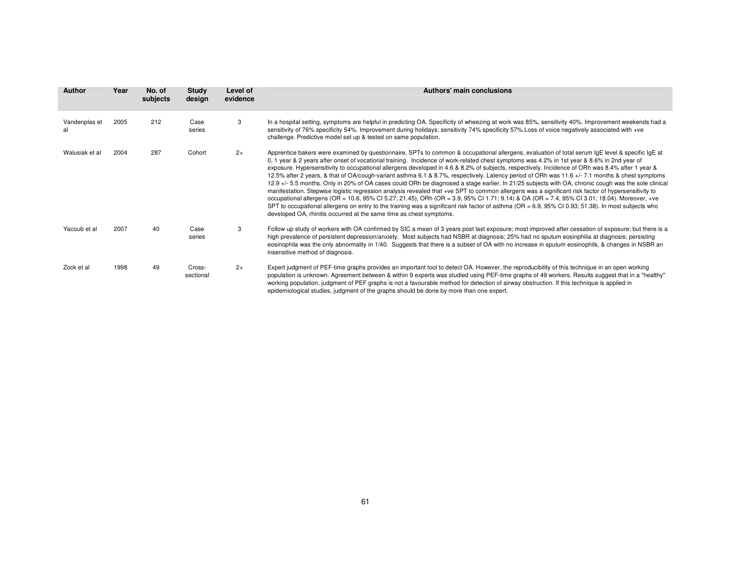| Author | Year | No. of subjects | Study design | Level of evidence | Authors' main conclusions |
|---|---|---|---|---|---|
| Vandenplas et al | 2005 | 212 | Case series | 3 | In a hospital setting, symptoms are helpful in predicting OA. Specificity of wheezing at work was 85%, sensitivity 40%. Improvement weekends had a sensitivity of 76% specificity 54%. Improvement during holidays: sensitivity 74% specificity 57%.Loss of voice negatively associated with +ve challenge. Predictive model set up & tested on same population. |
| Walusiak et al | 2004 | 287 | Cohort | 2+ | Apprentice bakers were examined by questionnaire, SPTs to common & occupational allergens, evaluation of total serum IgE level & specific IgE at 0, 1 year & 2 years after onset of vocational training. Incidence of work-related chest symptoms was 4.2% in 1st year & 8.6% in 2nd year of exposure. Hypersensitivity to occupational allergens developed in 4.6 & 8.2% of subjects, respectively. Incidence of ORh was 8.4% after 1 year & 12.5% after 2 years, & that of OA/cough-variant asthma 6.1 & 8.7%, respectively. Latency period of ORh was 11.6 +/- 7.1 months & chest symptoms 12.9 +/- 5.5 months. Only in 20% of OA cases could ORh be diagnosed a stage earlier. In 21/25 subjects with OA, chronic cough was the sole clinical manifestation. Stepwise logistic regression analysis revealed that +ve SPT to common allergens was a significant risk factor of hypersensitivity to occupational allergens (OR = 10.6, 95% CI 5.27; 21.45), ORh (OR = 3.9, 95% CI 1.71; 9.14) & OA (OR = 7.4, 95% CI 3.01; 18.04). Moreover, +ve SPT to occupational allergens on entry to the training was a significant risk factor of asthma (OR = 6.9, 95% CI 0.93; 51.38). In most subjects who developed OA, rhinitis occurred at the same time as chest symptoms. |
| Yacoub et al | 2007 | 40 | Case series | 3 | Follow up study of workers with OA confirmed by SIC a mean of 3 years post last exposure; most improved after cessation of exposure; but there is a high prevalence of persistent depression/anxiety. Most subjects had NSBR at diagnosis; 25% had no sputum eosinphilia at diagnosis; persisting eosinophila was the only abnormality in 1/40. Suggests that there is a subset of OA with no increase in sputum eosinophils, & changes in NSBR an insensitive method of diagnosis. |
| Zock et al | 1998 | 49 | Cross-sectional | 2+ | Expert judgment of PEF-time graphs provides an important tool to detect OA. However, the reproducibility of this technique in an open working population is unknown. Agreement between & within 9 experts was studied using PEF-time graphs of 49 workers. Results suggest that in a "healthy" working population, judgment of PEF graphs is not a favourable method for detection of airway obstruction. If this technique is applied in epidemiological studies, judgment of the graphs should be done by more than one expert. |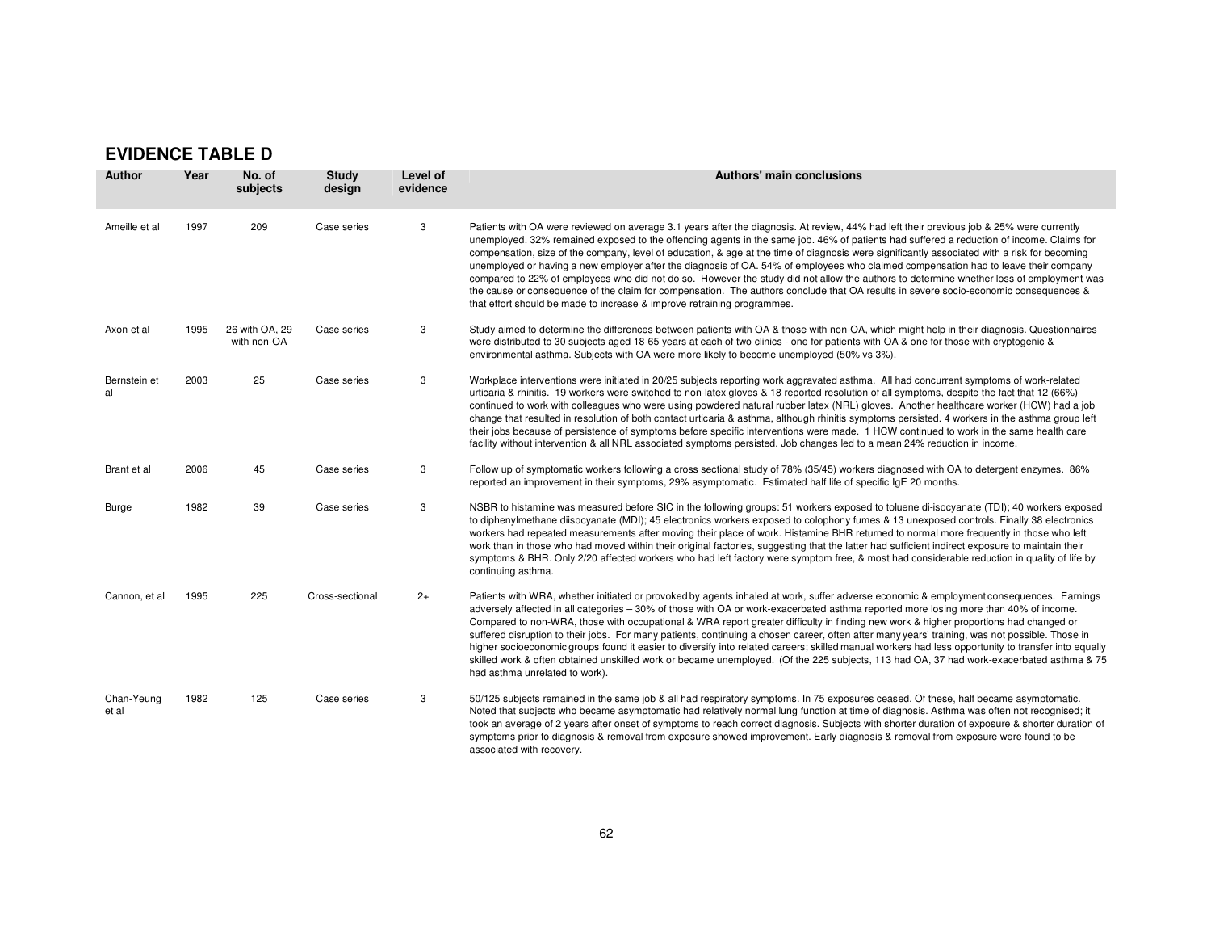## EVIDENCE TABLE D

| Author | Year | No. of subjects | Study design | Level of evidence | Authors' main conclusions |
|---|---|---|---|---|---|
| Ameille et al | 1997 | 209 | Case series | 3 | Patients with OA were reviewed on average 3.1 years after the diagnosis. At review, 44% had left their previous job & 25% were currently unemployed. 32% remained exposed to the offending agents in the same job. 46% of patients had suffered a reduction of income. Claims for compensation, size of the company, level of education, & age at the time of diagnosis were significantly associated with a risk for becoming unemployed or having a new employer after the diagnosis of OA. 54% of employees who claimed compensation had to leave their company compared to 22% of employees who did not do so. However the study did not allow the authors to determine whether loss of employment was the cause or consequence of the claim for compensation. The authors conclude that OA results in severe socio-economic consequences & that effort should be made to increase & improve retraining programmes. |
| Axon et al | 1995 | 26 with OA, 29 with non-OA | Case series | 3 | Study aimed to determine the differences between patients with OA & those with non-OA, which might help in their diagnosis. Questionnaires were distributed to 30 subjects aged 18-65 years at each of two clinics - one for patients with OA & one for those with cryptogenic & environmental asthma. Subjects with OA were more likely to become unemployed (50% vs 3%). |
| Bernstein et al | 2003 | 25 | Case series | 3 | Workplace interventions were initiated in 20/25 subjects reporting work aggravated asthma. All had concurrent symptoms of work-related urticaria & rhinitis. 19 workers were switched to non-latex gloves & 18 reported resolution of all symptoms, despite the fact that 12 (66%) continued to work with colleagues who were using powdered natural rubber latex (NRL) gloves. Another healthcare worker (HCW) had a job change that resulted in resolution of both contact urticaria & asthma, although rhinitis symptoms persisted. 4 workers in the asthma group left their jobs because of persistence of symptoms before specific interventions were made. 1 HCW continued to work in the same health care facility without intervention & all NRL associated symptoms persisted. Job changes led to a mean 24% reduction in income. |
| Brant et al | 2006 | 45 | Case series | 3 | Follow up of symptomatic workers following a cross sectional study of 78% (35/45) workers diagnosed with OA to detergent enzymes. 86% reported an improvement in their symptoms, 29% asymptomatic. Estimated half life of specific IgE 20 months. |
| Burge | 1982 | 39 | Case series | 3 | NSBR to histamine was measured before SIC in the following groups: 51 workers exposed to toluene di-isocyanate (TDI); 40 workers exposed to diphenylmethane diisocyanate (MDI); 45 electronics workers exposed to colophony fumes & 13 unexposed controls. Finally 38 electronics workers had repeated measurements after moving their place of work. Histamine BHR returned to normal more frequently in those who left work than in those who had moved within their original factories, suggesting that the latter had sufficient indirect exposure to maintain their symptoms & BHR. Only 2/20 affected workers who had left factory were symptom free, & most had considerable reduction in quality of life by continuing asthma. |
| Cannon, et al | 1995 | 225 | Cross-sectional | 2+ | Patients with WRA, whether initiated or provoked by agents inhaled at work, suffer adverse economic & employment consequences. Earnings adversely affected in all categories – 30% of those with OA or work-exacerbated asthma reported more losing more than 40% of income. Compared to non-WRA, those with occupational & WRA report greater difficulty in finding new work & higher proportions had changed or suffered disruption to their jobs. For many patients, continuing a chosen career, often after many years' training, was not possible. Those in higher socioeconomic groups found it easier to diversify into related careers; skilled manual workers had less opportunity to transfer into equally skilled work & often obtained unskilled work or became unemployed. (Of the 225 subjects, 113 had OA, 37 had work-exacerbated asthma & 75 had asthma unrelated to work). |
| Chan-Yeung et al | 1982 | 125 | Case series | 3 | 50/125 subjects remained in the same job & all had respiratory symptoms. In 75 exposures ceased. Of these, half became asymptomatic. Noted that subjects who became asymptomatic had relatively normal lung function at time of diagnosis. Asthma was often not recognised; it took an average of 2 years after onset of symptoms to reach correct diagnosis. Subjects with shorter duration of exposure & shorter duration of symptoms prior to diagnosis & removal from exposure showed improvement. Early diagnosis & removal from exposure were found to be associated with recovery. |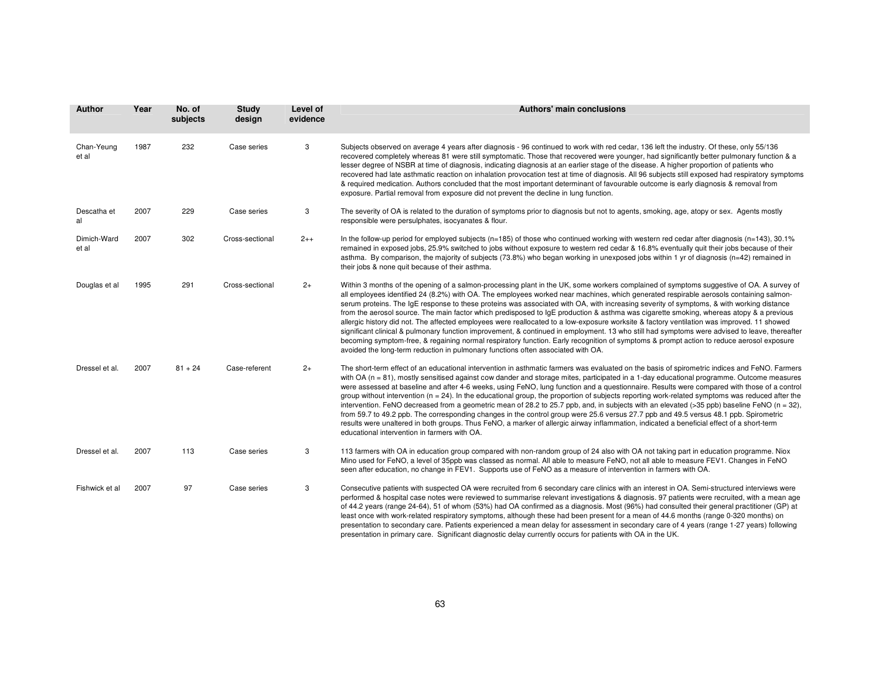| Author | Year | No. of subjects | Study design | Level of evidence | Authors' main conclusions |
|---|---|---|---|---|---|
| Chan-Yeung et al | 1987 | 232 | Case series | 3 | Subjects observed on average 4 years after diagnosis - 96 continued to work with red cedar, 136 left the industry. Of these, only 55/136 recovered completely whereas 81 were still symptomatic. Those that recovered were younger, had significantly better pulmonary function & a lesser degree of NSBR at time of diagnosis, indicating diagnosis at an earlier stage of the disease. A higher proportion of patients who recovered had late asthmatic reaction on inhalation provocation test at time of diagnosis. All 96 subjects still exposed had respiratory symptoms & required medication. Authors concluded that the most important determinant of favourable outcome is early diagnosis & removal from exposure. Partial removal from exposure did not prevent the decline in lung function. |
| Descatha et al | 2007 | 229 | Case series | 3 | The severity of OA is related to the duration of symptoms prior to diagnosis but not to agents, smoking, age, atopy or sex. Agents mostly responsible were persulphates, isocyanates & flour. |
| Dimich-Ward et al | 2007 | 302 | Cross-sectional | 2++ | In the follow-up period for employed subjects (n=185) of those who continued working with western red cedar after diagnosis (n=143), 30.1% remained in exposed jobs, 25.9% switched to jobs without exposure to western red cedar & 16.8% eventually quit their jobs because of their asthma. By comparison, the majority of subjects (73.8%) who began working in unexposed jobs within 1 yr of diagnosis (n=42) remained in their jobs & none quit because of their asthma. |
| Douglas et al | 1995 | 291 | Cross-sectional | 2+ | Within 3 months of the opening of a salmon-processing plant in the UK, some workers complained of symptoms suggestive of OA. A survey of all employees identified 24 (8.2%) with OA. The employees worked near machines, which generated respirable aerosols containing salmon-serum proteins. The IgE response to these proteins was associated with OA, with increasing severity of symptoms, & with working distance from the aerosol source. The main factor which predisposed to IgE production & asthma was cigarette smoking, whereas atopy & a previous allergic history did not. The affected employees were reallocated to a low-exposure worksite & factory ventilation was improved. 11 showed significant clinical & pulmonary function improvement, & continued in employment. 13 who still had symptoms were advised to leave, thereafter becoming symptom-free, & regaining normal respiratory function. Early recognition of symptoms & prompt action to reduce aerosol exposure avoided the long-term reduction in pulmonary functions often associated with OA. |
| Dressel et al. | 2007 | 81 + 24 | Case-referent | 2+ | The short-term effect of an educational intervention in asthmatic farmers was evaluated on the basis of spirometric indices and FeNO. Farmers with OA (n = 81), mostly sensitised against cow dander and storage mites, participated in a 1-day educational programme. Outcome measures were assessed at baseline and after 4-6 weeks, using FeNO, lung function and a questionnaire. Results were compared with those of a control group without intervention (n = 24). In the educational group, the proportion of subjects reporting work-related symptoms was reduced after the intervention. FeNO decreased from a geometric mean of 28.2 to 25.7 ppb, and, in subjects with an elevated (>35 ppb) baseline FeNO (n = 32), from 59.7 to 49.2 ppb. The corresponding changes in the control group were 25.6 versus 27.7 ppb and 49.5 versus 48.1 ppb. Spirometric results were unaltered in both groups. Thus FeNO, a marker of allergic airway inflammation, indicated a beneficial effect of a short-term educational intervention in farmers with OA. |
| Dressel et al. | 2007 | 113 | Case series | 3 | 113 farmers with OA in education group compared with non-random group of 24 also with OA not taking part in education programme. Niox Mino used for FeNO, a level of 35ppb was classed as normal. All able to measure FeNO, not all able to measure FEV1. Changes in FeNO seen after education, no change in FEV1. Supports use of FeNO as a measure of intervention in farmers with OA. |
| Fishwick et al | 2007 | 97 | Case series | 3 | Consecutive patients with suspected OA were recruited from 6 secondary care clinics with an interest in OA. Semi-structured interviews were performed & hospital case notes were reviewed to summarise relevant investigations & diagnosis. 97 patients were recruited, with a mean age of 44.2 years (range 24-64), 51 of whom (53%) had OA confirmed as a diagnosis. Most (96%) had consulted their general practitioner (GP) at least once with work-related respiratory symptoms, although these had been present for a mean of 44.6 months (range 0-320 months) on presentation to secondary care. Patients experienced a mean delay for assessment in secondary care of 4 years (range 1-27 years) following presentation in primary care. Significant diagnostic delay currently occurs for patients with OA in the UK. |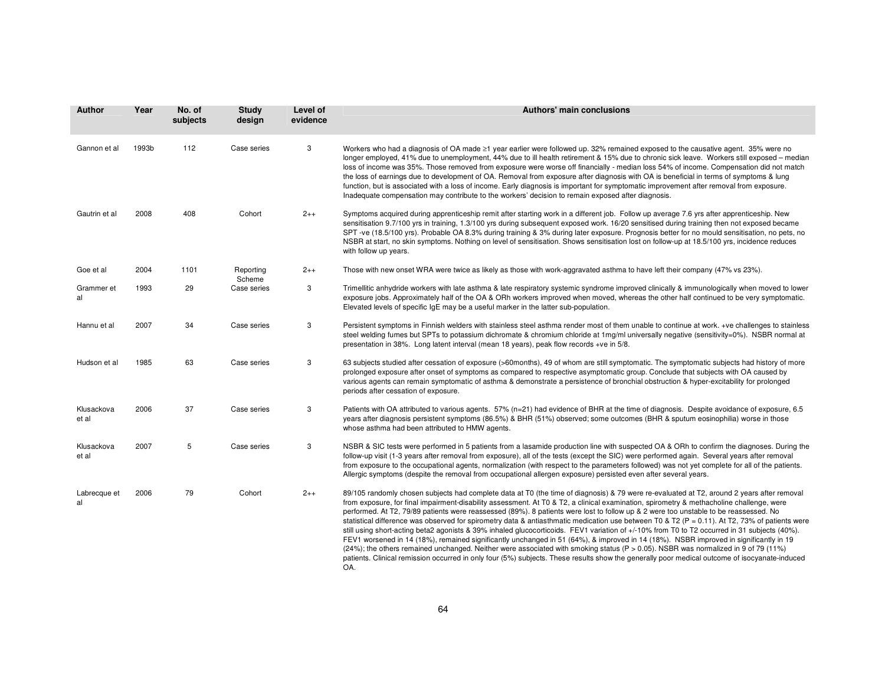| Author | Year | No. of subjects | Study design | Level of evidence | Authors' main conclusions |
|---|---|---|---|---|---|
| Gannon et al | 1993b | 112 | Case series | 3 | Workers who had a diagnosis of OA made ≥1 year earlier were followed up. 32% remained exposed to the causative agent. 35% were no longer employed, 41% due to unemployment, 44% due to ill health retirement & 15% due to chronic sick leave. Workers still exposed – median loss of income was 35%. Those removed from exposure were worse off financially - median loss 54% of income. Compensation did not match the loss of earnings due to development of OA. Removal from exposure after diagnosis with OA is beneficial in terms of symptoms & lung function, but is associated with a loss of income. Early diagnosis is important for symptomatic improvement after removal from exposure. Inadequate compensation may contribute to the workers' decision to remain exposed after diagnosis. |
| Gautrin et al | 2008 | 408 | Cohort | 2++ | Symptoms acquired during apprenticeship remit after starting work in a different job. Follow up average 7.6 yrs after apprenticeship. New sensitisation 9.7/100 yrs in training, 1.3/100 yrs during subsequent exposed work. 16/20 sensitised during training then not exposed became SPT -ve (18.5/100 yrs). Probable OA 8.3% during training & 3% during later exposure. Prognosis better for no mould sensitisation, no pets, no NSBR at start, no skin symptoms. Nothing on level of sensitisation. Shows sensitisation lost on follow-up at 18.5/100 yrs, incidence reduces with follow up years. |
| Goe et al | 2004 | 1101 | Reporting Scheme | 2++ | Those with new onset WRA were twice as likely as those with work-aggravated asthma to have left their company (47% vs 23%). |
| Grammer et al | 1993 | 29 | Case series | 3 | Trimellitic anhydride workers with late asthma & late respiratory systemic syndrome improved clinically & immunologically when moved to lower exposure jobs. Approximately half of the OA & ORh workers improved when moved, whereas the other half continued to be very symptomatic. Elevated levels of specific IgE may be a useful marker in the latter sub-population. |
| Hannu et al | 2007 | 34 | Case series | 3 | Persistent symptoms in Finnish welders with stainless steel asthma render most of them unable to continue at work. +ve challenges to stainless steel welding fumes but SPTs to potassium dichromate & chromium chloride at 1mg/ml universally negative (sensitivity=0%). NSBR normal at presentation in 38%. Long latent interval (mean 18 years), peak flow records +ve in 5/8. |
| Hudson et al | 1985 | 63 | Case series | 3 | 63 subjects studied after cessation of exposure (>60months), 49 of whom are still symptomatic. The symptomatic subjects had history of more prolonged exposure after onset of symptoms as compared to respective asymptomatic group. Conclude that subjects with OA caused by various agents can remain symptomatic of asthma & demonstrate a persistence of bronchial obstruction & hyper-excitability for prolonged periods after cessation of exposure. |
| Klusackova et al | 2006 | 37 | Case series | 3 | Patients with OA attributed to various agents. 57% (n=21) had evidence of BHR at the time of diagnosis. Despite avoidance of exposure, 6.5 years after diagnosis persistent symptoms (86.5%) & BHR (51%) observed; some outcomes (BHR & sputum eosinophilia) worse in those whose asthma had been attributed to HMW agents. |
| Klusackova et al | 2007 | 5 | Case series | 3 | NSBR & SIC tests were performed in 5 patients from a lasamide production line with suspected OA & ORh to confirm the diagnoses. During the follow-up visit (1-3 years after removal from exposure), all of the tests (except the SIC) were performed again. Several years after removal from exposure to the occupational agents, normalization (with respect to the parameters followed) was not yet complete for all of the patients. Allergic symptoms (despite the removal from occupational allergen exposure) persisted even after several years. |
| Labrecque et al | 2006 | 79 | Cohort | 2++ | 89/105 randomly chosen subjects had complete data at T0 (the time of diagnosis) & 79 were re-evaluated at T2, around 2 years after removal from exposure, for final impairment-disability assessment. At T0 & T2, a clinical examination, spirometry & methacholine challenge, were performed. At T2, 79/89 patients were reassessed (89%). 8 patients were lost to follow up & 2 were too unstable to be reassessed. No statistical difference was observed for spirometry data & antiasthmatic medication use between T0 & T2 ($P = 0.11$). At T2, 73% of patients were still using short-acting beta2 agonists & 39% inhaled glucocorticoids. FEV1 variation of +/-10% from T0 to T2 occurred in 31 subjects (40%). FEV1 worsened in 14 (18%), remained significantly unchanged in 51 (64%), & improved in 14 (18%). NSBR improved in significantly in 19 (24%); the others remained unchanged. Neither were associated with smoking status ($P > 0.05$). NSBR was normalized in 9 of 79 (11%) patients. Clinical remission occurred in only four (5%) subjects. These results show the generally poor medical outcome of isocyanate-induced OA. |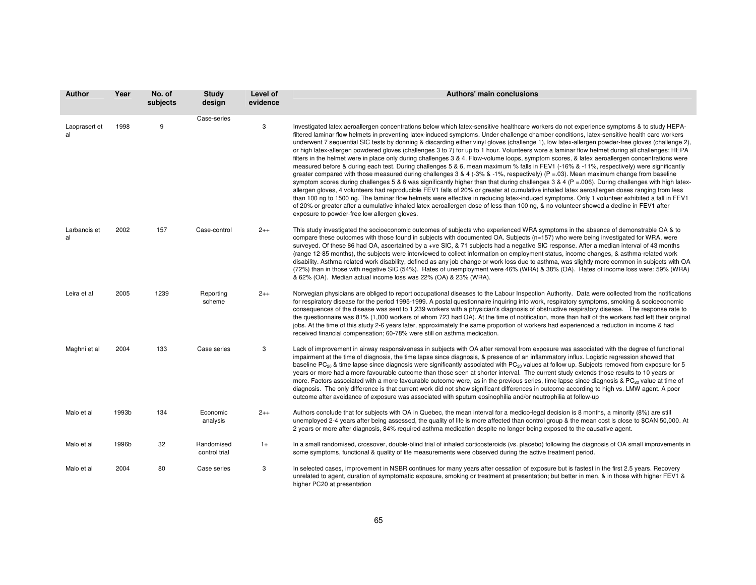| Author | Year | No. of subjects | Study design | Level of evidence | Authors' main conclusions |
|---|---|---|---|---|---|
| Laoprasert et al | 1998 | 9 | Case-series | 3 | Investigated latex aeroallergen concentrations below which latex-sensitive healthcare workers do not experience symptoms & to study HEPA-filtered laminar flow helmets in preventing latex-induced symptoms. Under challenge chamber conditions, latex-sensitive health care workers underwent 7 sequential SIC tests by donning & discarding either vinyl gloves (challenge 1), low latex-allergen powder-free gloves (challenge 2), or high latex-allergen powdered gloves (challenges 3 to 7) for up to 1 hour. Volunteers wore a laminar flow helmet during all challenges; HEPA filters in the helmet were in place only during challenges 3 & 4. Flow-volume loops, symptom scores, & latex aeroallergen concentrations were measured before & during each test. During challenges 5 & 6, mean maximum % falls in FEV1 (-16% & -11%, respectively) were significantly greater compared with those measured during challenges 3 & 4 (-3% & -1%, respectively) (P =.03). Mean maximum change from baseline symptom scores during challenges 5 & 6 was significantly higher than that during challenges 3 & 4 (P =.006). During challenges with high latex-allergen gloves, 4 volunteers had reproducible FEV1 falls of 20% or greater at cumulative inhaled latex aeroallergen doses ranging from less than 100 ng to 1500 ng. The laminar flow helmets were effective in reducing latex-induced symptoms. Only 1 volunteer exhibited a fall in FEV1 of 20% or greater after a cumulative inhaled latex aeroallergen dose of less than 100 ng, & no volunteer showed a decline in FEV1 after exposure to powder-free low allergen gloves. |
| Larbanois et al | 2002 | 157 | Case-control | 2++ | This study investigated the socioeconomic outcomes of subjects who experienced WRA symptoms in the absence of demonstrable OA & to compare these outcomes with those found in subjects with documented OA. Subjects (n=157) who were being investigated for WRA, were surveyed. Of these 86 had OA, ascertained by a +ve SIC, & 71 subjects had a negative SIC response. After a median interval of 43 months (range 12-85 months), the subjects were interviewed to collect information on employment status, income changes, & asthma-related work disability. Asthma-related work disability, defined as any job change or work loss due to asthma, was slightly more common in subjects with OA (72%) than in those with negative SIC (54%). Rates of unemployment were 46% (WRA) & 38% (OA). Rates of income loss were: 59% (WRA) & 62% (OA). Median actual income loss was 22% (OA) & 23% (WRA). |
| Leira et al | 2005 | 1239 | Reporting scheme | 2++ | Norwegian physicians are obliged to report occupational diseases to the Labour Inspection Authority. Data were collected from the notifications for respiratory disease for the period 1995-1999. A postal questionnaire inquiring into work, respiratory symptoms, smoking & socioeconomic consequences of the disease was sent to 1,239 workers with a physician's diagnosis of obstructive respiratory disease. The response rate to the questionnaire was 81% (1,000 workers of whom 723 had OA). At the time of notification, more than half of the workers had left their original jobs. At the time of this study 2-6 years later, approximately the same proportion of workers had experienced a reduction in income & had received financial compensation; 60-78% were still on asthma medication. |
| Maghni et al | 2004 | 133 | Case series | 3 | Lack of improvement in airway responsiveness in subjects with OA after removal from exposure was associated with the degree of functional impairment at the time of diagnosis, the time lapse since diagnosis, & presence of an inflammatory influx. Logistic regression showed that baseline $PC_{20}$ & time lapse since diagnosis were significantly associated with $PC_{20}$ values at follow up. Subjects removed from exposure for 5 years or more had a more favourable outcome than those seen at shorter interval. The current study extends those results to 10 years or more. Factors associated with a more favourable outcome were, as in the previous series, time lapse since diagnosis & $PC_{20}$ value at time of diagnosis. The only difference is that current work did not show significant differences in outcome according to high vs. LMW agent. A poor outcome after avoidance of exposure was associated with sputum eosinophilia and/or neutrophilia at follow-up |
| Malo et al | 1993b | 134 | Economic analysis | 2++ | Authors conclude that for subjects with OA in Quebec, the mean interval for a medico-legal decision is 8 months, a minority (8%) are still unemployed 2-4 years after being assessed, the quality of life is more affected than control group & the mean cost is close to $CAN 50,000. At 2 years or more after diagnosis, 84% required asthma medication despite no longer being exposed to the causative agent. |
| Malo et al | 1996b | 32 | Randomised control trial | 1+ | In a small randomised, crossover, double-blind trial of inhaled corticosteroids (vs. placebo) following the diagnosis of OA small improvements in some symptoms, functional & quality of life measurements were observed during the active treatment period. |
| Malo et al | 2004 | 80 | Case series | 3 | In selected cases, improvement in NSBR continues for many years after cessation of exposure but is fastest in the first 2.5 years. Recovery unrelated to agent, duration of symptomatic exposure, smoking or treatment at presentation; but better in men, & in those with higher FEV1 & higher PC20 at presentation |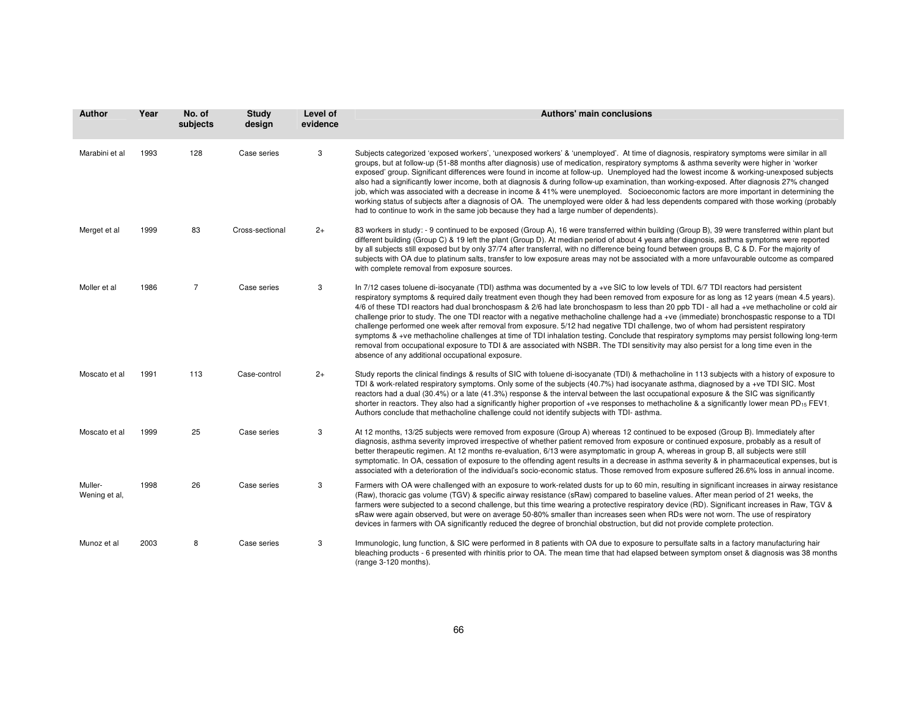| Author | Year | No. of subjects | Study design | Level of evidence | Authors' main conclusions |
|---|---|---|---|---|---|
| Marabini et al | 1993 | 128 | Case series | 3 | Subjects categorized 'exposed workers', 'unexposed workers' & 'unemployed'. At time of diagnosis, respiratory symptoms were similar in all groups, but at follow-up (51-88 months after diagnosis) use of medication, respiratory symptoms & asthma severity were higher in 'worker exposed' group. Significant differences were found in income at follow-up. Unemployed had the lowest income & working-unexposed subjects also had a significantly lower income, both at diagnosis & during follow-up examination, than working-exposed. After diagnosis 27% changed job, which was associated with a decrease in income & 41% were unemployed. Socioeconomic factors are more important in determining the working status of subjects after a diagnosis of OA. The unemployed were older & had less dependents compared with those working (probably had to continue to work in the same job because they had a large number of dependents). |
| Merget et al | 1999 | 83 | Cross-sectional | 2+ | 83 workers in study: - 9 continued to be exposed (Group A), 16 were transferred within building (Group B), 39 were transferred within plant but different building (Group C) & 19 left the plant (Group D). At median period of about 4 years after diagnosis, asthma symptoms were reported by all subjects still exposed but by only 37/74 after transferral, with no difference being found between groups B, C & D. For the majority of subjects with OA due to platinum salts, transfer to low exposure areas may not be associated with a more unfavourable outcome as compared with complete removal from exposure sources. |
| Moller et al | 1986 | 7 | Case series | 3 | In 7/12 cases toluene di-isocyanate (TDI) asthma was documented by a +ve SIC to low levels of TDI. 6/7 TDI reactors had persistent respiratory symptoms & required daily treatment even though they had been removed from exposure for as long as 12 years (mean 4.5 years). 4/6 of these TDI reactors had dual bronchospasm & 2/6 had late bronchospasm to less than 20 ppb TDI - all had a +ve methacholine or cold air challenge prior to study. The one TDI reactor with a negative methacholine challenge had a +ve (immediate) bronchospastic response to a TDI challenge performed one week after removal from exposure. 5/12 had negative TDI challenge, two of whom had persistent respiratory symptoms & +ve methacholine challenges at time of TDI inhalation testing. Conclude that respiratory symptoms may persist following long-term removal from occupational exposure to TDI & are associated with NSBR. The TDI sensitivity may also persist for a long time even in the absence of any additional occupational exposure. |
| Moscato et al | 1991 | 113 | Case-control | 2+ | Study reports the clinical findings & results of SIC with toluene di-isocyanate (TDI) & methacholine in 113 subjects with a history of exposure to TDI & work-related respiratory symptoms. Only some of the subjects (40.7%) had isocyanate asthma, diagnosed by a +ve TDI SIC. Most reactors had a dual (30.4%) or a late (41.3%) response & the interval between the last occupational exposure & the SIC was significantly shorter in reactors. They also had a significantly higher proportion of +ve responses to methacholine & a significantly lower mean $PD_{15}$ $FEV_1$. Authors conclude that methacholine challenge could not identify subjects with TDI- asthma. |
| Moscato et al | 1999 | 25 | Case series | 3 | At 12 months, 13/25 subjects were removed from exposure (Group A) whereas 12 continued to be exposed (Group B). Immediately after diagnosis, asthma severity improved irrespective of whether patient removed from exposure or continued exposure, probably as a result of better therapeutic regimen. At 12 months re-evaluation, 6/13 were asymptomatic in group A, whereas in group B, all subjects were still symptomatic. In OA, cessation of exposure to the offending agent results in a decrease in asthma severity & in pharmaceutical expenses, but is associated with a deterioration of the individual's socio-economic status. Those removed from exposure suffered 26.6% loss in annual income. |
| Muller-Wening et al, | 1998 | 26 | Case series | 3 | Farmers with OA were challenged with an exposure to work-related dusts for up to 60 min, resulting in significant increases in airway resistance (Raw), thoracic gas volume (TGV) & specific airway resistance (sRaw) compared to baseline values. After mean period of 21 weeks, the farmers were subjected to a second challenge, but this time wearing a protective respiratory device (RD). Significant increases in Raw, TGV & sRaw were again observed, but were on average 50-80% smaller than increases seen when RDs were not worn. The use of respiratory devices in farmers with OA significantly reduced the degree of bronchial obstruction, but did not provide complete protection. |
| Munoz et al | 2003 | 8 | Case series | 3 | Immunologic, lung function, & SIC were performed in 8 patients with OA due to exposure to persulfate salts in a factory manufacturing hair bleaching products - 6 presented with rhinitis prior to OA. The mean time that had elapsed between symptom onset & diagnosis was 38 months (range 3-120 months). |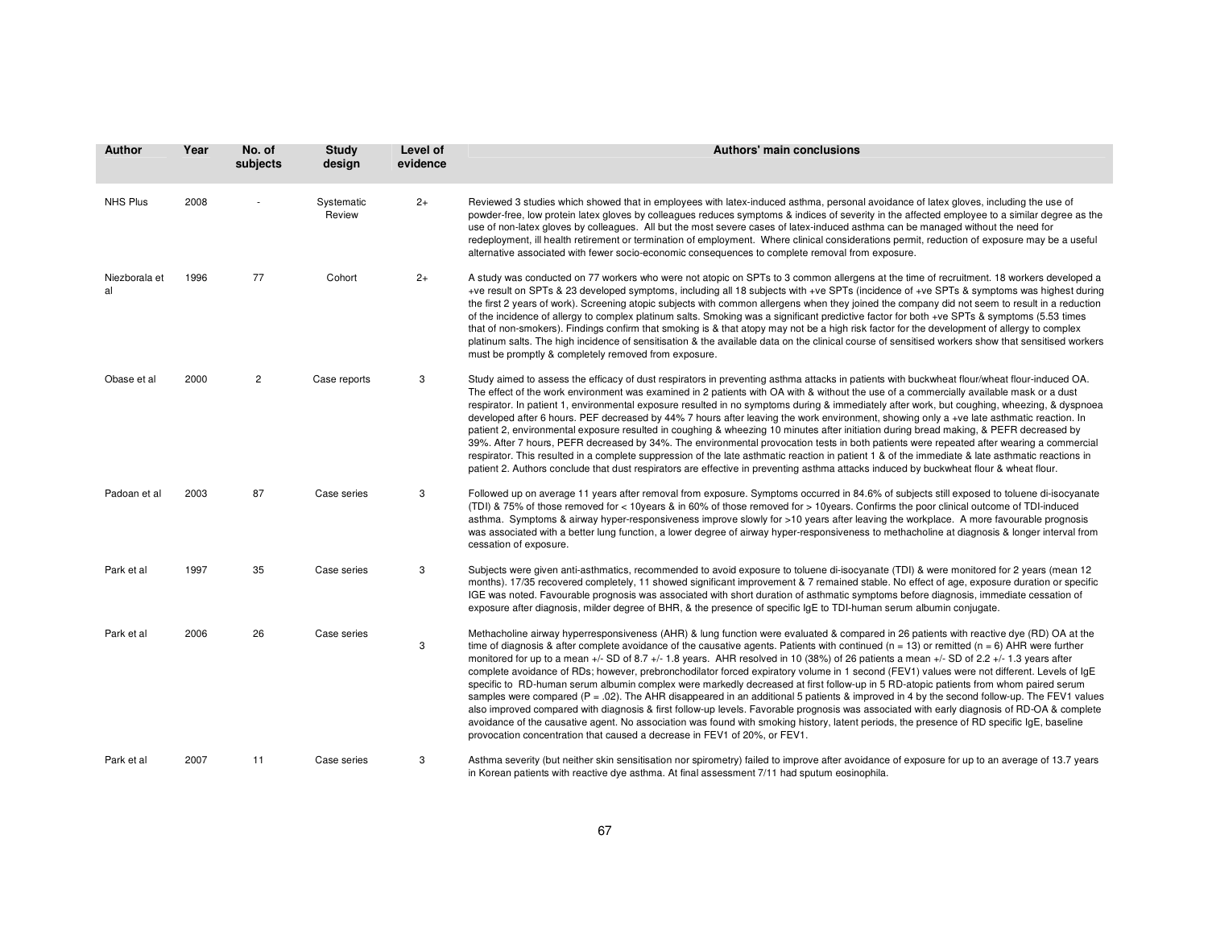| Author | Year | No. of subjects | Study design | Level of evidence | Authors' main conclusions |
|---|---|---|---|---|---|
| NHS Plus | 2008 | - | Systematic Review | 2+ | Reviewed 3 studies which showed that in employees with latex-induced asthma, personal avoidance of latex gloves, including the use of powder-free, low protein latex gloves by colleagues reduces symptoms & indices of severity in the affected employee to a similar degree as the use of non-latex gloves by colleagues. All but the most severe cases of latex-induced asthma can be managed without the need for redeployment, ill health retirement or termination of employment. Where clinical considerations permit, reduction of exposure may be a useful alternative associated with fewer socio-economic consequences to complete removal from exposure. |
| Niezborala et al | 1996 | 77 | Cohort | 2+ | A study was conducted on 77 workers who were not atopic on SPTs to 3 common allergens at the time of recruitment. 18 workers developed a +ve result on SPTs & 23 developed symptoms, including all 18 subjects with +ve SPTs (incidence of +ve SPTs & symptoms was highest during the first 2 years of work). Screening atopic subjects with common allergens when they joined the company did not seem to result in a reduction of the incidence of allergy to complex platinum salts. Smoking was a significant predictive factor for both +ve SPTs & symptoms (5.53 times that of non-smokers). Findings confirm that smoking is & that atopy may not be a high risk factor for the development of allergy to complex platinum salts. The high incidence of sensitisation & the available data on the clinical course of sensitised workers show that sensitised workers must be promptly & completely removed from exposure. |
| Obase et al | 2000 | 2 | Case reports | 3 | Study aimed to assess the efficacy of dust respirators in preventing asthma attacks in patients with buckwheat flour/wheat flour-induced OA. The effect of the work environment was examined in 2 patients with OA with & without the use of a commercially available mask or a dust respirator. In patient 1, environmental exposure resulted in no symptoms during & immediately after work, but coughing, wheezing, & dyspnoea developed after 6 hours. PEF decreased by 44% 7 hours after leaving the work environment, showing only a +ve late asthmatic reaction. In patient 2, environmental exposure resulted in coughing & wheezing 10 minutes after initiation during bread making, & PEFR decreased by 39%. After 7 hours, PEFR decreased by 34%. The environmental provocation tests in both patients were repeated after wearing a commercial respirator. This resulted in a complete suppression of the late asthmatic reaction in patient 1 & of the immediate & late asthmatic reactions in patient 2. Authors conclude that dust respirators are effective in preventing asthma attacks induced by buckwheat flour & wheat flour. |
| Padoan et al | 2003 | 87 | Case series | 3 | Followed up on average 11 years after removal from exposure. Symptoms occurred in 84.6% of subjects still exposed to toluene di-isocyanate (TDI) & 75% of those removed for < 10years & in 60% of those removed for > 10years. Confirms the poor clinical outcome of TDI-induced asthma. Symptoms & airway hyper-responsiveness improve slowly for >10 years after leaving the workplace. A more favourable prognosis was associated with a better lung function, a lower degree of airway hyper-responsiveness to methacholine at diagnosis & longer interval from cessation of exposure. |
| Park et al | 1997 | 35 | Case series | 3 | Subjects were given anti-asthmatics, recommended to avoid exposure to toluene di-isocyanate (TDI) & were monitored for 2 years (mean 12 months). 17/35 recovered completely, 11 showed significant improvement & 7 remained stable. No effect of age, exposure duration or specific IGE was noted. Favourable prognosis was associated with short duration of asthmatic symptoms before diagnosis, immediate cessation of exposure after diagnosis, milder degree of BHR, & the presence of specific IgE to TDI-human serum albumin conjugate. |
| Park et al | 2006 | 26 | Case series | 3 | Methacholine airway hyperresponsiveness (AHR) & lung function were evaluated & compared in 26 patients with reactive dye (RD) OA at the time of diagnosis & after complete avoidance of the causative agents. Patients with continued (n = 13) or remitted (n = 6) AHR were further monitored for up to a mean +/- SD of 8.7 +/- 1.8 years. AHR resolved in 10 (38%) of 26 patients a mean +/- SD of 2.2 +/- 1.3 years after complete avoidance of RDs; however, prebronchodilator forced expiratory volume in 1 second (FEV1) values were not different. Levels of IgE specific to RD-human serum albumin complex were markedly decreased at first follow-up in 5 RD-atopic patients from whom paired serum samples were compared (P = .02). The AHR disappeared in an additional 5 patients & improved in 4 by the second follow-up. The FEV1 values also improved compared with diagnosis & first follow-up levels. Favorable prognosis was associated with early diagnosis of RD-OA & complete avoidance of the causative agent. No association was found with smoking history, latent periods, the presence of RD specific IgE, baseline provocation concentration that caused a decrease in FEV1 of 20%, or FEV1. |
| Park et al | 2007 | 11 | Case series | 3 | Asthma severity (but neither skin sensitisation nor spirometry) failed to improve after avoidance of exposure for up to an average of 13.7 years in Korean patients with reactive dye asthma. At final assessment 7/11 had sputum eosinophila. |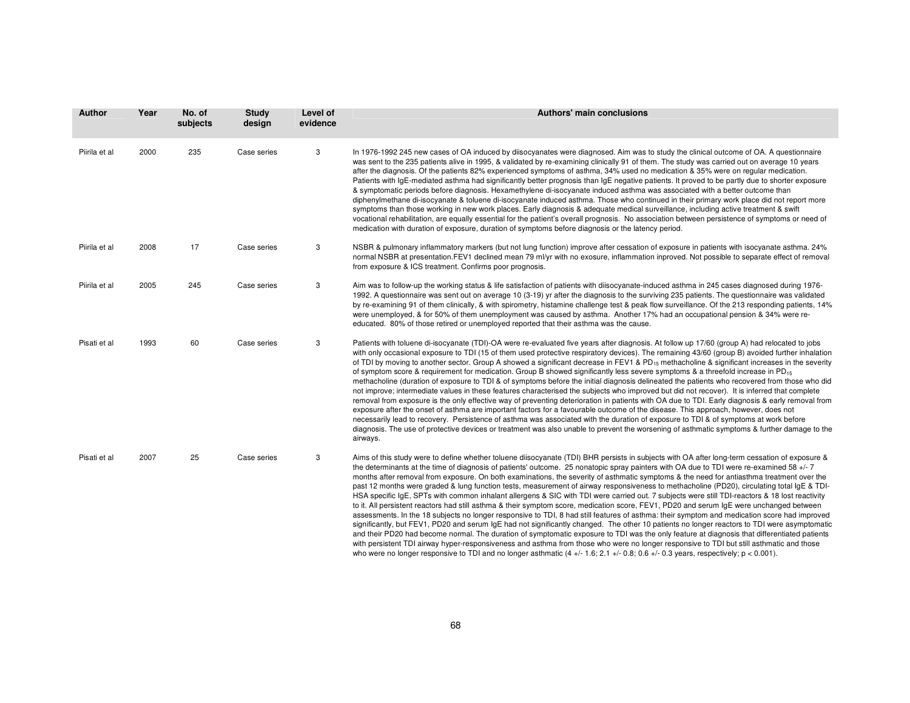| Author | Year | No. of subjects | Study design | Level of evidence | Authors' main conclusions |
|---|---|---|---|---|---|
| Piirila et al | 2000 | 235 | Case series | 3 | In 1976-1992 245 new cases of OA induced by diisocyanates were diagnosed. Aim was to study the clinical outcome of OA. A questionnaire was sent to the 235 patients alive in 1995, & validated by re-examining clinically 91 of them. The study was carried out on average 10 years after the diagnosis. Of the patients 82% experienced symptoms of asthma, 34% used no medication & 35% were on regular medication. Patients with IgE-mediated asthma had significantly better prognosis than IgE negative patients. It proved to be partly due to shorter exposure & symptomatic periods before diagnosis. Hexamethylene di-isocyanate induced asthma was associated with a better outcome than diphenylmethane di-isocyanate & toluene di-isocyanate induced asthma. Those who continued in their primary work place did not report more symptoms than those working in new work places. Early diagnosis & adequate medical surveillance, including active treatment & swift vocational rehabilitation, are equally essential for the patient's overall prognosis. No association between persistence of symptoms or need of medication with duration of exposure, duration of symptoms before diagnosis or the latency period. |
| Piirila et al | 2008 | 17 | Case series | 3 | NSBR & pulmonary inflammatory markers (but not lung function) improve after cessation of exposure in patients with isocyanate asthma. 24% normal NSBR at presentation.FEV1 declined mean 79 ml/yr with no exosure, inflammation inproved. Not possible to separate effect of removal from exposure & ICS treatment. Confirms poor prognosis. |
| Piirila et al | 2005 | 245 | Case series | 3 | Aim was to follow-up the working status & life satisfaction of patients with diisocyanate-induced asthma in 245 cases diagnosed during 1976-1992. A questionnaire was sent out on average 10 (3-19) yr after the diagnosis to the surviving 235 patients. The questionnaire was validated by re-examining 91 of them clinically, & with spirometry, histamine challenge test & peak flow surveillance. Of the 213 responding patients, 14% were unemployed, & for 50% of them unemployment was caused by asthma. Another 17% had an occupational pension & 34% were re-educated. 80% of those retired or unemployed reported that their asthma was the cause. |
| Pisati et al | 1993 | 60 | Case series | 3 | Patients with toluene di-isocyanate (TDI)-OA were re-evaluated five years after diagnosis. At follow up 17/60 (group A) had relocated to jobs with only occasional exposure to TDI (15 of them used protective respiratory devices). The remaining 43/60 (group B) avoided further inhalation of TDI by moving to another sector. Group A showed a significant decrease in FEV1 & $PD_{15}$ methacholine & significant increases in the severity of symptom score & requirement for medication. Group B showed significantly less severe symptoms & a threefold increase in $PD_{15}$ methacholine (duration of exposure to TDI & of symptoms before the initial diagnosis delineated the patients who recovered from those who did not improve; intermediate values in these features characterised the subjects who improved but did not recover). It is inferred that complete removal from exposure is the only effective way of preventing deterioration in patients with OA due to TDI. Early diagnosis & early removal from exposure after the onset of asthma are important factors for a favourable outcome of the disease. This approach, however, does not necessarily lead to recovery. Persistence of asthma was associated with the duration of exposure to TDI & of symptoms at work before diagnosis. The use of protective devices or treatment was also unable to prevent the worsening of asthmatic symptoms & further damage to the airways. |
| Pisati et al | 2007 | 25 | Case series | 3 | Aims of this study were to define whether toluene diisocyanate (TDI) BHR persists in subjects with OA after long-term cessation of exposure & the determinants at the time of diagnosis of patients' outcome. 25 nonatopic spray painters with OA due to TDI were re-examined 58 +/- 7 months after removal from exposure. On both examinations, the severity of asthmatic symptoms & the need for antiasthma treatment over the past 12 months were graded & lung function tests, measurement of airway responsiveness to methacholine (PD20), circulating total IgE & TDI-HSA specific IgE, SPTs with common inhalant allergens & SIC with TDI were carried out. 7 subjects were still TDI-reactors & 18 lost reactivity to it. All persistent reactors had still asthma & their symptom score, medication score, FEV1, PD20 and serum IgE were unchanged between assessments. In the 18 subjects no longer responsive to TDI, 8 had still features of asthma: their symptom and medication score had improved significantly, but FEV1, PD20 and serum IgE had not significantly changed. The other 10 patients no longer reactors to TDI were asymptomatic and their PD20 had become normal. The duration of symptomatic exposure to TDI was the only feature at diagnosis that differentiated patients with persistent TDI airway hyper-responsiveness and asthma from those who were no longer responsive to TDI but still asthmatic and those who were no longer responsive to TDI and no longer asthmatic (4 +/- 1.6; 2.1 +/- 0.8; 0.6 +/- 0.3 years, respectively; $p < 0.001$). |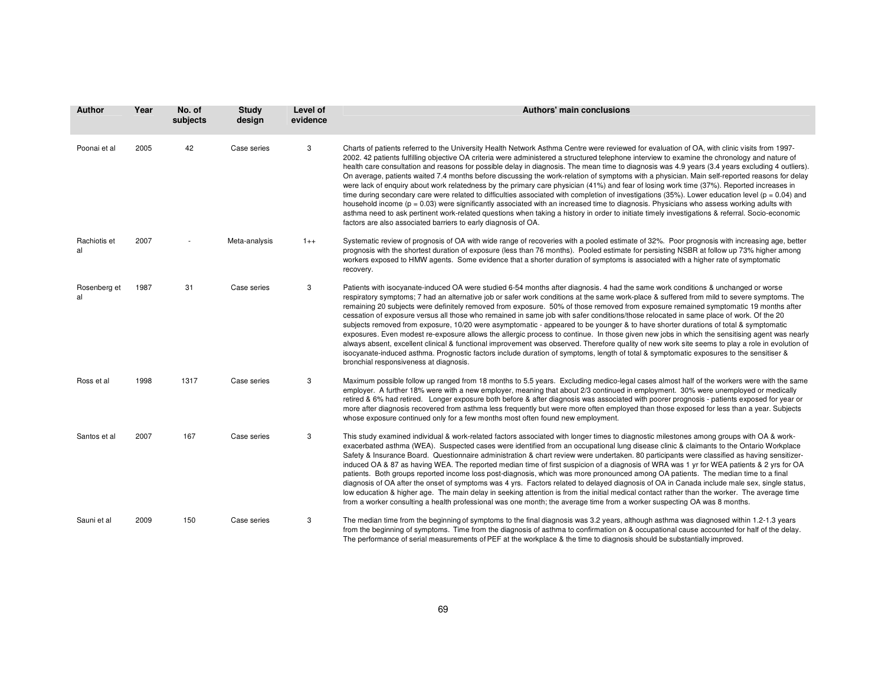| Author | Year | No. of subjects | Study design | Level of evidence | Authors' main conclusions |
|---|---|---|---|---|---|
| Poonai et al | 2005 | 42 | Case series | 3 | Charts of patients referred to the University Health Network Asthma Centre were reviewed for evaluation of OA, with clinic visits from 1997-2002. 42 patients fulfilling objective OA criteria were administered a structured telephone interview to examine the chronology and nature of health care consultation and reasons for possible delay in diagnosis. The mean time to diagnosis was 4.9 years (3.4 years excluding 4 outliers). On average, patients waited 7.4 months before discussing the work-relation of symptoms with a physician. Main self-reported reasons for delay were lack of enquiry about work relatedness by the primary care physician (41%) and fear of losing work time (37%). Reported increases in time during secondary care were related to difficulties associated with completion of investigations (35%). Lower education level ($p = 0.04$) and household income ($p = 0.03$) were significantly associated with an increased time to diagnosis. Physicians who assess working adults with asthma need to ask pertinent work-related questions when taking a history in order to initiate timely investigations & referral. Socio-economic factors are also associated barriers to early diagnosis of OA. |
| Rachiotis et al | 2007 | - | Meta-analysis | 1++ | Systematic review of prognosis of OA with wide range of recoveries with a pooled estimate of 32%. Poor prognosis with increasing age, better prognosis with the shortest duration of exposure (less than 76 months). Pooled estimate for persisting NSBR at follow up 73% higher among workers exposed to HMW agents. Some evidence that a shorter duration of symptoms is associated with a higher rate of symptomatic recovery. |
| Rosenberg et al | 1987 | 31 | Case series | 3 | Patients with isocyanate-induced OA were studied 6-54 months after diagnosis. 4 had the same work conditions & unchanged or worse respiratory symptoms; 7 had an alternative job or safer work conditions at the same work-place & suffered from mild to severe symptoms. The remaining 20 subjects were definitely removed from exposure. 50% of those removed from exposure remained symptomatic 19 months after cessation of exposure versus all those who remained in same job with safer conditions/those relocated in same place of work. Of the 20 subjects removed from exposure, 10/20 were asymptomatic - appeared to be younger & to have shorter durations of total & symptomatic exposures. Even modest re-exposure allows the allergic process to continue. In those given new jobs in which the sensitising agent was nearly always absent, excellent clinical & functional improvement was observed. Therefore quality of new work site seems to play a role in evolution of isocyanate-induced asthma. Prognostic factors include duration of symptoms, length of total & symptomatic exposures to the sensitiser & bronchial responsiveness at diagnosis. |
| Ross et al | 1998 | 1317 | Case series | 3 | Maximum possible follow up ranged from 18 months to 5.5 years. Excluding medico-legal cases almost half of the workers were with the same employer. A further 18% were with a new employer, meaning that about 2/3 continued in employment. 30% were unemployed or medically retired & 6% had retired. Longer exposure both before & after diagnosis was associated with poorer prognosis - patients exposed for year or more after diagnosis recovered from asthma less frequently but were more often employed than those exposed for less than a year. Subjects whose exposure continued only for a few months most often found new employment. |
| Santos et al | 2007 | 167 | Case series | 3 | This study examined individual & work-related factors associated with longer times to diagnostic milestones among groups with OA & work-exacerbated asthma (WEA). Suspected cases were identified from an occupational lung disease clinic & claimants to the Ontario Workplace Safety & Insurance Board. Questionnaire administration & chart review were undertaken. 80 participants were classified as having sensitizer-induced OA & 87 as having WEA. The reported median time of first suspicion of a diagnosis of WRA was 1 yr for WEA patients & 2 yrs for OA patients. Both groups reported income loss post-diagnosis, which was more pronounced among OA patients. The median time to a final diagnosis of OA after the onset of symptoms was 4 yrs. Factors related to delayed diagnosis of OA in Canada include male sex, single status, low education & higher age. The main delay in seeking attention is from the initial medical contact rather than the worker. The average time from a worker consulting a health professional was one month; the average time from a worker suspecting OA was 8 months. |
| Sauni et al | 2009 | 150 | Case series | 3 | The median time from the beginning of symptoms to the final diagnosis was 3.2 years, although asthma was diagnosed within 1.2-1.3 years from the beginning of symptoms. Time from the diagnosis of asthma to confirmation on & occupational cause accounted for half of the delay. The performance of serial measurements of PEF at the workplace & the time to diagnosis should be substantially improved. |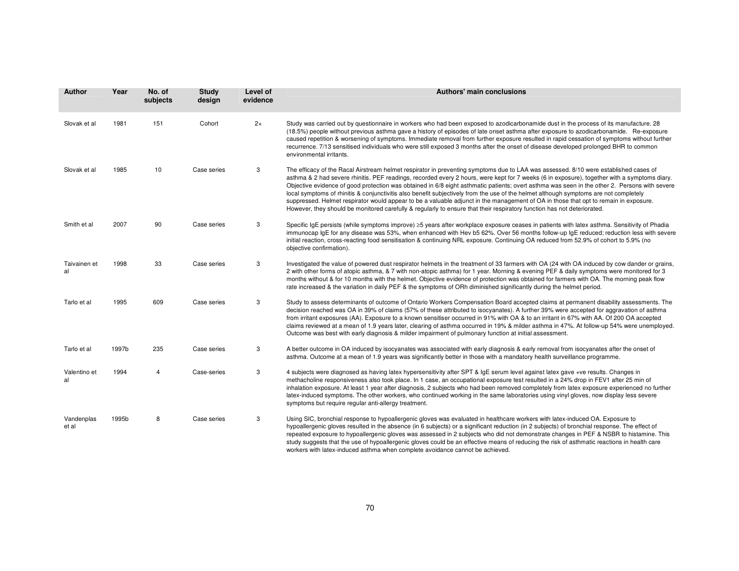| Author | Year | No. of subjects | Study design | Level of evidence | Authors' main conclusions |
|---|---|---|---|---|---|
| Slovak et al | 1981 | 151 | Cohort | 2+ | Study was carried out by questionnaire in workers who had been exposed to azodicarbonamide dust in the process of its manufacture. 28 (18.5%) people without previous asthma gave a history of episodes of late onset asthma after exposure to azodicarbonamide. Re-exposure caused repetition & worsening of symptoms. Immediate removal from further exposure resulted in rapid cessation of symptoms without further recurrence. 7/13 sensitised individuals who were still exposed 3 months after the onset of disease developed prolonged BHR to common environmental irritants. |
| Slovak et al | 1985 | 10 | Case series | 3 | The efficacy of the Racal Airstream helmet respirator in preventing symptoms due to LAA was assessed. 8/10 were established cases of asthma & 2 had severe rhinitis. PEF readings, recorded every 2 hours, were kept for 7 weeks (6 in exposure), together with a symptoms diary. Objective evidence of good protection was obtained in 6/8 eight asthmatic patients; overt asthma was seen in the other 2. Persons with severe local symptoms of rhinitis & conjunctivitis also benefit subjectively from the use of the helmet although symptoms are not completely suppressed. Helmet respirator would appear to be a valuable adjunct in the management of OA in those that opt to remain in exposure. However, they should be monitored carefully & regularly to ensure that their respiratory function has not deteriorated. |
| Smith et al | 2007 | 90 | Case series | 3 | Specific IgE persists (while symptoms improve) ≥5 years after workplace exposure ceases in patients with latex asthma. Sensitivity of Phadia immunocap IgE for any disease was 53%, when enhanced with Hev b5 62%. Over 56 months follow-up IgE reduced; reduction less with severe initial reaction, cross-reacting food sensitisation & continuing NRL exposure. Continuing OA reduced from 52.9% of cohort to 5.9% (no objective confirmation). |
| Taivainen et al | 1998 | 33 | Case series | 3 | Investigated the value of powered dust respirator helmets in the treatment of 33 farmers with OA (24 with OA induced by cow dander or grains, 2 with other forms of atopic asthma, & 7 with non-atopic asthma) for 1 year. Morning & evening PEF & daily symptoms were monitored for 3 months without & for 10 months with the helmet. Objective evidence of protection was obtained for farmers with OA. The morning peak flow rate increased & the variation in daily PEF & the symptoms of ORh diminished significantly during the helmet period. |
| Tarlo et al | 1995 | 609 | Case series | 3 | Study to assess determinants of outcome of Ontario Workers Compensation Board accepted claims at permanent disability assessments. The decision reached was OA in 39% of claims (57% of these attributed to isocyanates). A further 39% were accepted for aggravation of asthma from irritant exposures (AA). Exposure to a known sensitiser occurred in 91% with OA & to an irritant in 67% with AA. Of 200 OA accepted claims reviewed at a mean of 1.9 years later, clearing of asthma occurred in 19% & milder asthma in 47%. At follow-up 54% were unemployed. Outcome was best with early diagnosis & milder impairment of pulmonary function at initial assessment. |
| Tarlo et al | 1997b | 235 | Case series | 3 | A better outcome in OA induced by isocyanates was associated with early diagnosis & early removal from isocyanates after the onset of asthma. Outcome at a mean of 1.9 years was significantly better in those with a mandatory health surveillance programme. |
| Valentino et al | 1994 | 4 | Case-series | 3 | 4 subjects were diagnosed as having latex hypersensitivity after SPT & IgE serum level against latex gave +ve results. Changes in methacholine responsiveness also took place. In 1 case, an occupational exposure test resulted in a 24% drop in FEV1 after 25 min of inhalation exposure. At least 1 year after diagnosis, 2 subjects who had been removed completely from latex exposure experienced no further latex-induced symptoms. The other workers, who continued working in the same laboratories using vinyl gloves, now display less severe symptoms but require regular anti-allergy treatment. |
| Vandenplas et al | 1995b | 8 | Case series | 3 | Using SIC, bronchial response to hypoallergenic gloves was evaluated in healthcare workers with latex-induced OA. Exposure to hypoallergenic gloves resulted in the absence (in 6 subjects) or a significant reduction (in 2 subjects) of bronchial response. The effect of repeated exposure to hypoallergenic gloves was assessed in 2 subjects who did not demonstrate changes in PEF & NSBR to histamine. This study suggests that the use of hypoallergenic gloves could be an effective means of reducing the risk of asthmatic reactions in health care workers with latex-induced asthma when complete avoidance cannot be achieved. |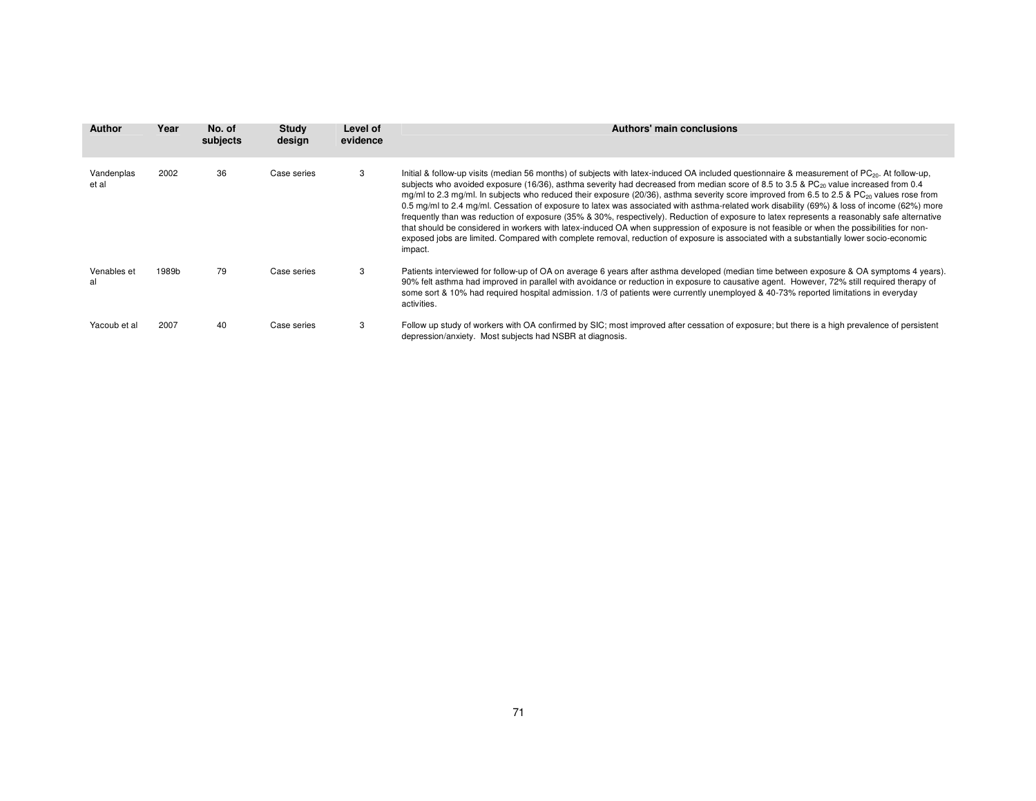| Author | Year | No. of subjects | Study design | Level of evidence | Authors' main conclusions |
|---|---|---|---|---|---|
| Vandenplas et al | 2002 | 36 | Case series | 3 | Initial & follow-up visits (median 56 months) of subjects with latex-induced OA included questionnaire & measurement of $PC_{20}$. At follow-up, subjects who avoided exposure (16/36), asthma severity had decreased from median score of 8.5 to 3.5 & $PC_{20}$ value increased from 0.4 mg/ml to 2.3 mg/ml. In subjects who reduced their exposure (20/36), asthma severity score improved from 6.5 to 2.5 & $PC_{20}$ values rose from 0.5 mg/ml to 2.4 mg/ml. Cessation of exposure to latex was associated with asthma-related work disability (69%) & loss of income (62%) more frequently than was reduction of exposure (35% & 30%, respectively). Reduction of exposure to latex represents a reasonably safe alternative that should be considered in workers with latex-induced OA when suppression of exposure is not feasible or when the possibilities for non-exposed jobs are limited. Compared with complete removal, reduction of exposure is associated with a substantially lower socio-economic impact. |
| Venables et al | 1989b | 79 | Case series | 3 | Patients interviewed for follow-up of OA on average 6 years after asthma developed (median time between exposure & OA symptoms 4 years). 90% felt asthma had improved in parallel with avoidance or reduction in exposure to causative agent. However, 72% still required therapy of some sort & 10% had required hospital admission. 1/3 of patients were currently unemployed & 40-73% reported limitations in everyday activities. |
| Yacoub et al | 2007 | 40 | Case series | 3 | Follow up study of workers with OA confirmed by SIC; most improved after cessation of exposure; but there is a high prevalence of persistent depression/anxiety. Most subjects had NSBR at diagnosis. |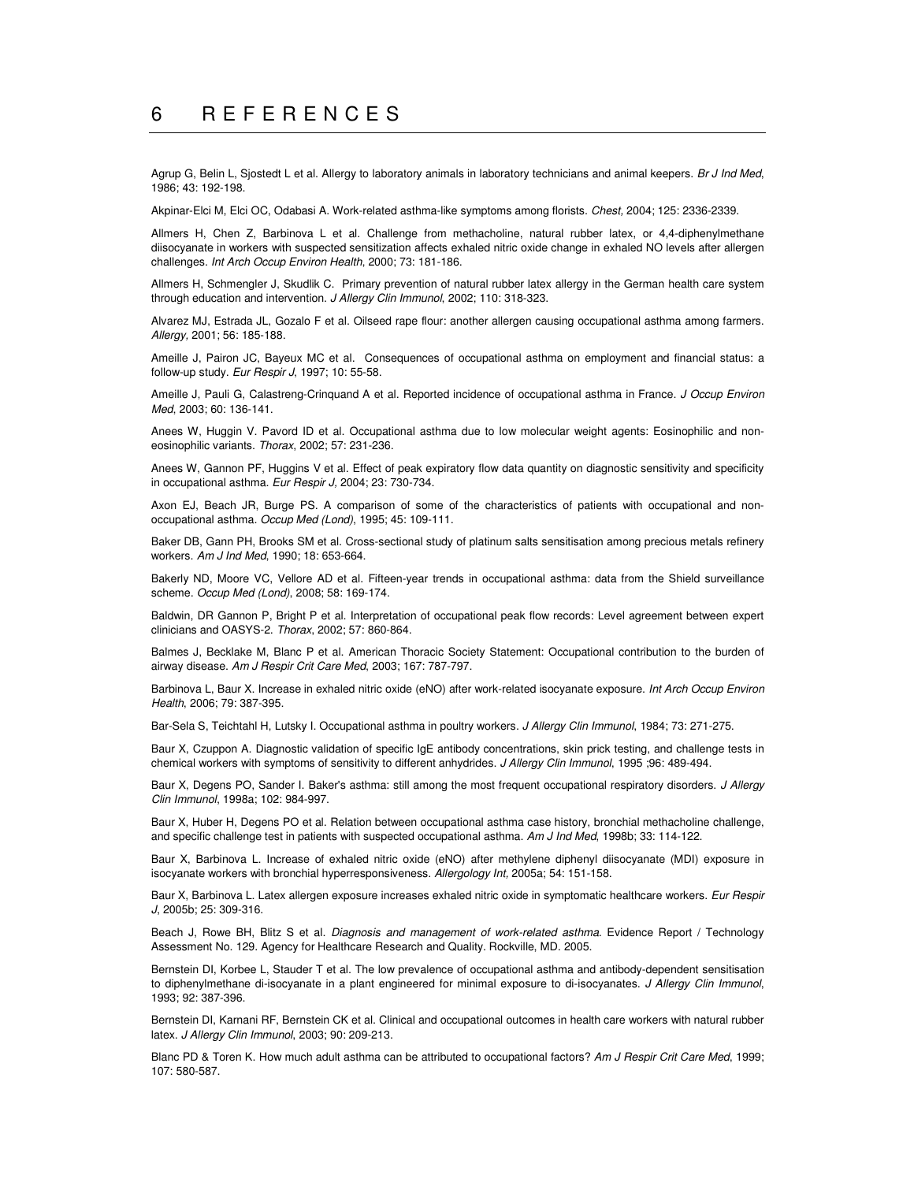# 6 REFERENCES

Agrup G, Belin L, Sjostedt L et al. Allergy to laboratory animals in laboratory technicians and animal keepers. *Br J Ind Med*, 1986; 43: 192-198.

Akpinar-Elci M, Elci OC, Odabasi A. Work-related asthma-like symptoms among florists. *Chest*, 2004; 125: 2336-2339.

Allmers H, Chen Z, Barbinova L et al. Challenge from methacholine, natural rubber latex, or 4,4-diphenylmethane diisocyanate in workers with suspected sensitization affects exhaled nitric oxide change in exhaled NO levels after allergen challenges. *Int Arch Occup Environ Health*, 2000; 73: 181-186.

Allmers H, Schmengler J, Skudlik C. Primary prevention of natural rubber latex allergy in the German health care system through education and intervention. *J Allergy Clin Immunol*, 2002; 110: 318-323.

Alvarez MJ, Estrada JL, Gozalo F et al. Oilseed rape flour: another allergen causing occupational asthma among farmers. *Allergy,* 2001; 56: 185-188.

Ameille J, Pairon JC, Bayeux MC et al. Consequences of occupational asthma on employment and financial status: a follow-up study. *Eur Respir J*, 1997; 10: 55-58.

Ameille J, Pauli G, Calastreng-Crinquand A et al. Reported incidence of occupational asthma in France. *J Occup Environ Med*, 2003; 60: 136-141.

Anees W, Huggin V. Pavord ID et al. Occupational asthma due to low molecular weight agents: Eosinophilic and non-eosinophilic variants. *Thorax*, 2002; 57: 231-236.

Anees W, Gannon PF, Huggins V et al. Effect of peak expiratory flow data quantity on diagnostic sensitivity and specificity in occupational asthma. *Eur Respir J,* 2004; 23: 730-734.

Axon EJ, Beach JR, Burge PS. A comparison of some of the characteristics of patients with occupational and non-occupational asthma. *Occup Med (Lond)*, 1995; 45: 109-111.

Baker DB, Gann PH, Brooks SM et al. Cross-sectional study of platinum salts sensitisation among precious metals refinery workers. *Am J Ind Med*, 1990; 18: 653-664.

Bakerly ND, Moore VC, Vellore AD et al. Fifteen-year trends in occupational asthma: data from the Shield surveillance scheme. *Occup Med (Lond)*, 2008; 58: 169-174.

Baldwin, DR Gannon P, Bright P et al. Interpretation of occupational peak flow records: Level agreement between expert clinicians and OASYS-2. *Thorax*, 2002; 57: 860-864.

Balmes J, Becklake M, Blanc P et al. American Thoracic Society Statement: Occupational contribution to the burden of airway disease. *Am J Respir Crit Care Med*, 2003; 167: 787-797.

Barbinova L, Baur X. Increase in exhaled nitric oxide (eNO) after work-related isocyanate exposure. *Int Arch Occup Environ Health*, 2006; 79: 387-395.

Bar-Sela S, Teichtahl H, Lutsky I. Occupational asthma in poultry workers. *J Allergy Clin Immunol*, 1984; 73: 271-275.

Baur X, Czuppon A. Diagnostic validation of specific IgE antibody concentrations, skin prick testing, and challenge tests in chemical workers with symptoms of sensitivity to different anhydrides. *J Allergy Clin Immunol*, 1995 ;96: 489-494.

Baur X, Degens PO, Sander I. Baker's asthma: still among the most frequent occupational respiratory disorders. *J Allergy Clin Immunol*, 1998a; 102: 984-997.

Baur X, Huber H, Degens PO et al. Relation between occupational asthma case history, bronchial methacholine challenge, and specific challenge test in patients with suspected occupational asthma. *Am J Ind Med*, 1998b; 33: 114-122.

Baur X, Barbinova L. Increase of exhaled nitric oxide (eNO) after methylene diphenyl diisocyanate (MDI) exposure in isocyanate workers with bronchial hyperresponsiveness. *Allergology Int,* 2005a; 54: 151-158.

Baur X, Barbinova L. Latex allergen exposure increases exhaled nitric oxide in symptomatic healthcare workers. *Eur Respir J*, 2005b; 25: 309-316.

Beach J, Rowe BH, Blitz S et al. *Diagnosis and management of work-related asthma*. Evidence Report / Technology Assessment No. 129. Agency for Healthcare Research and Quality. Rockville, MD. 2005.

Bernstein DI, Korbee L, Stauder T et al. The low prevalence of occupational asthma and antibody-dependent sensitisation to diphenylmethane di-isocyanate in a plant engineered for minimal exposure to di-isocyanates. *J Allergy Clin Immunol*, 1993; 92: 387-396.

Bernstein DI, Karnani RF, Bernstein CK et al. Clinical and occupational outcomes in health care workers with natural rubber latex. *J Allergy Clin Immunol*, 2003; 90: 209-213.

Blanc PD & Toren K. How much adult asthma can be attributed to occupational factors? *Am J Respir Crit Care Med*, 1999; 107: 580-587.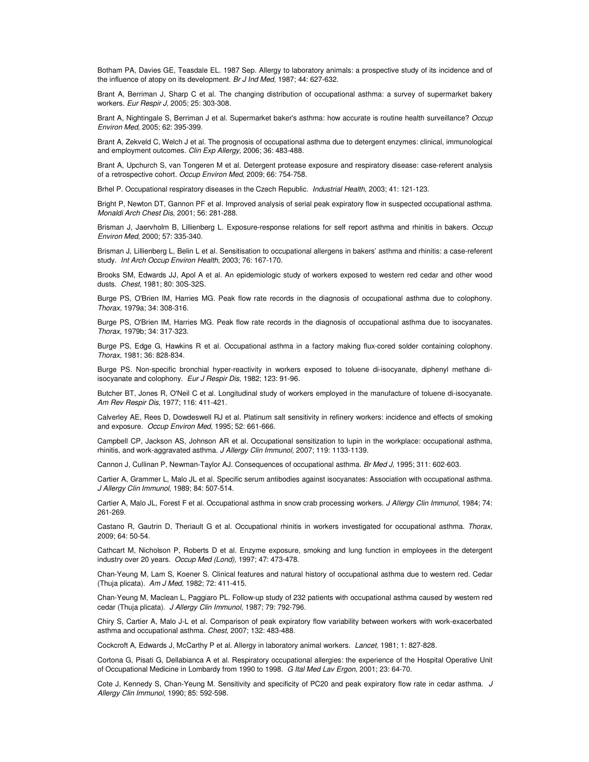Botham PA, Davies GE, Teasdale EL. 1987 Sep. Allergy to laboratory animals: a prospective study of its incidence and of the influence of atopy on its development. *Br J Ind Med*, 1987; 44: 627-632.

Brant A, Berriman J, Sharp C et al. The changing distribution of occupational asthma: a survey of supermarket bakery workers. *Eur Respir J*, 2005; 25: 303-308.

Brant A, Nightingale S, Berriman J et al. Supermarket baker's asthma: how accurate is routine health surveillance? *Occup Environ Med*, 2005; 62: 395-399.

Brant A, Zekveld C, Welch J et al. The prognosis of occupational asthma due to detergent enzymes: clinical, immunological and employment outcomes. *Clin Exp Allergy*, 2006; 36: 483-488.

Brant A, Upchurch S, van Tongeren M et al. Detergent protease exposure and respiratory disease: case-referent analysis of a retrospective cohort. *Occup Environ Med*, 2009; 66: 754-758.

Brhel P. Occupational respiratory diseases in the Czech Republic. *Industrial Health*, 2003; 41: 121-123.

Bright P, Newton DT, Gannon PF et al. Improved analysis of serial peak expiratory flow in suspected occupational asthma. *Monaldi Arch Chest Dis*, 2001; 56: 281-288.

Brisman J, Jaervholm B, Lillienberg L. Exposure-response relations for self report asthma and rhinitis in bakers. *Occup Environ Med*, 2000; 57: 335-340.

Brisman J, Lillienberg L, Belin L et al. Sensitisation to occupational allergens in bakers' asthma and rhinitis: a case-referent study. *Int Arch Occup Environ Health*, 2003; 76: 167-170.

Brooks SM, Edwards JJ, Apol A et al. An epidemiologic study of workers exposed to western red cedar and other wood dusts. *Chest*, 1981; 80: 30S-32S.

Burge PS, O'Brien IM, Harries MG. Peak flow rate records in the diagnosis of occupational asthma due to colophony. *Thorax*, 1979a; 34: 308-316.

Burge PS, O'Brien IM, Harries MG. Peak flow rate records in the diagnosis of occupational asthma due to isocyanates. *Thorax*, 1979b; 34: 317-323.

Burge PS, Edge G, Hawkins R et al. Occupational asthma in a factory making flux-cored solder containing colophony. *Thorax*, 1981; 36: 828-834.

Burge PS. Non-specific bronchial hyper-reactivity in workers exposed to toluene di-isocyanate, diphenyl methane di-isocyanate and colophony. *Eur J Respir Dis*, 1982; 123: 91-96.

Butcher BT, Jones R, O'Neil C et al. Longitudinal study of workers employed in the manufacture of toluene di-isocyanate. *Am Rev Respir Dis*, 1977; 116: 411-421.

Calverley AE, Rees D, Dowdeswell RJ et al. Platinum salt sensitivity in refinery workers: incidence and effects of smoking and exposure. *Occup Environ Med*, 1995; 52: 661-666.

Campbell CP, Jackson AS, Johnson AR et al. Occupational sensitization to lupin in the workplace: occupational asthma, rhinitis, and work-aggravated asthma. *J Allergy Clin Immunol,* 2007; 119: 1133-1139.

Cannon J, Cullinan P, Newman-Taylor AJ. Consequences of occupational asthma. *Br Med J*, 1995; 311: 602-603.

Cartier A, Grammer L, Malo JL et al. Specific serum antibodies against isocyanates: Association with occupational asthma. *J Allergy Clin Immunol*, 1989; 84: 507-514.

Cartier A, Malo JL, Forest F et al. Occupational asthma in snow crab processing workers. *J Allergy Clin Immunol*, 1984; 74: 261-269.

Castano R, Gautrin D, Theriault G et al. Occupational rhinitis in workers investigated for occupational asthma. *Thorax,* 2009; 64: 50-54.

Cathcart M, Nicholson P, Roberts D et al. Enzyme exposure, smoking and lung function in employees in the detergent industry over 20 years. *Occup Med (Lond),* 1997; 47: 473-478.

Chan-Yeung M, Lam S, Koener S. Clinical features and natural history of occupational asthma due to western red. Cedar (Thuja plicata). *Am J Med*, 1982; 72: 411-415.

Chan-Yeung M, Maclean L, Paggiaro PL. Follow-up study of 232 patients with occupational asthma caused by western red cedar (Thuja plicata). *J Allergy Clin Immunol*, 1987; 79: 792-796.

Chiry S, Cartier A, Malo J-L et al. Comparison of peak expiratory flow variability between workers with work-exacerbated asthma and occupational asthma. *Chest,* 2007; 132: 483-488.

Cockcroft A, Edwards J, McCarthy P et al. Allergy in laboratory animal workers. *Lancet*, 1981; 1: 827-828.

Cortona G, Pisati G, Dellabianca A et al. Respiratory occupational allergies: the experience of the Hospital Operative Unit of Occupational Medicine in Lombardy from 1990 to 1998. *G Ital Med Lav Ergon*, 2001; 23: 64-70.

Cote J, Kennedy S, Chan-Yeung M. Sensitivity and specificity of PC20 and peak expiratory flow rate in cedar asthma. *J Allergy Clin Immunol*, 1990; 85: 592-598.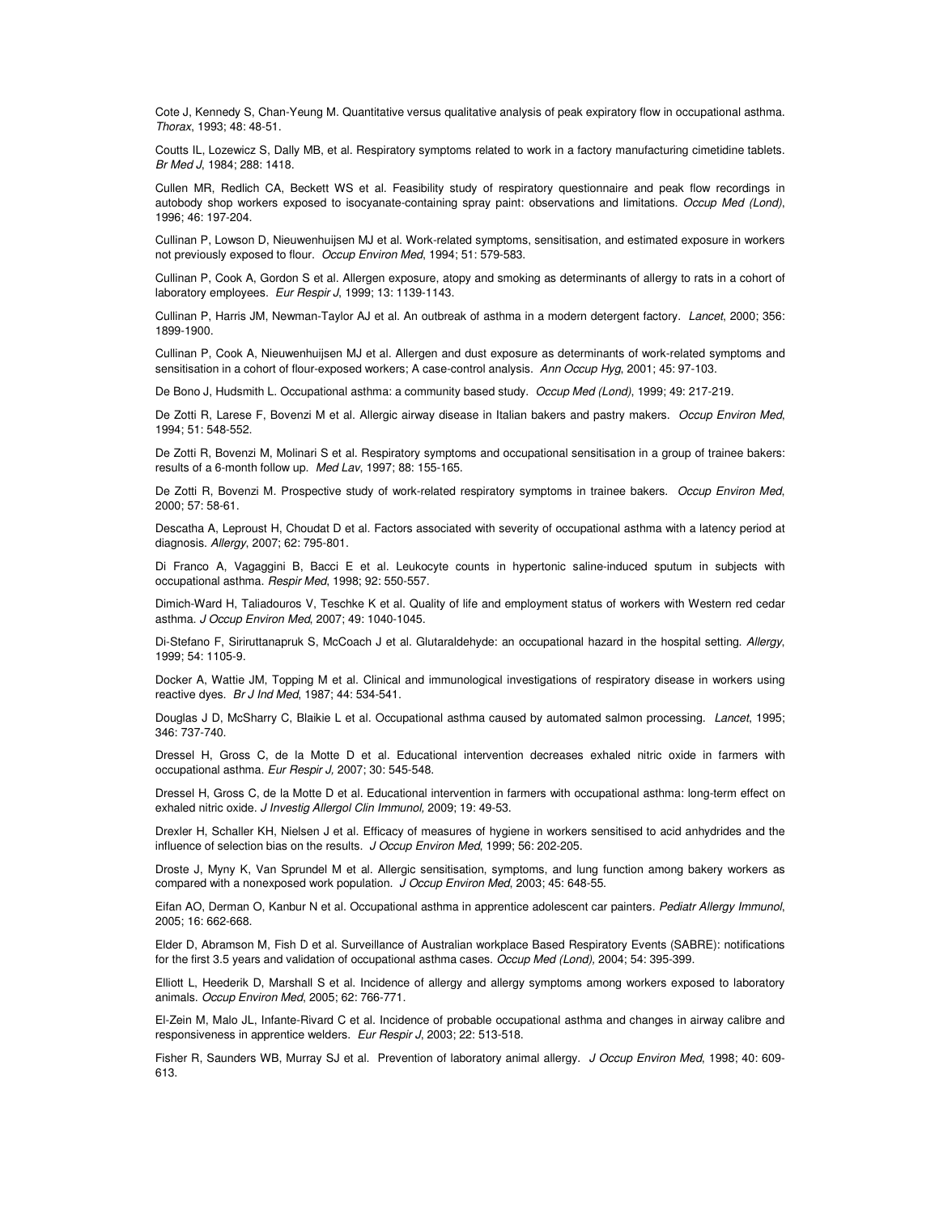Cote J, Kennedy S, Chan-Yeung M. Quantitative versus qualitative analysis of peak expiratory flow in occupational asthma. *Thorax*, 1993; 48: 48-51.

Coutts IL, Lozewicz S, Dally MB, et al. Respiratory symptoms related to work in a factory manufacturing cimetidine tablets. *Br Med J*, 1984; 288: 1418.

Cullen MR, Redlich CA, Beckett WS et al. Feasibility study of respiratory questionnaire and peak flow recordings in autobody shop workers exposed to isocyanate-containing spray paint: observations and limitations. *Occup Med (Lond)*, 1996; 46: 197-204.

Cullinan P, Lowson D, Nieuwenhuijsen MJ et al. Work-related symptoms, sensitisation, and estimated exposure in workers not previously exposed to flour. *Occup Environ Med*, 1994; 51: 579-583.

Cullinan P, Cook A, Gordon S et al. Allergen exposure, atopy and smoking as determinants of allergy to rats in a cohort of laboratory employees. *Eur Respir J*, 1999; 13: 1139-1143.

Cullinan P, Harris JM, Newman-Taylor AJ et al. An outbreak of asthma in a modern detergent factory. *Lancet*, 2000; 356: 1899-1900.

Cullinan P, Cook A, Nieuwenhuijsen MJ et al. Allergen and dust exposure as determinants of work-related symptoms and sensitisation in a cohort of flour-exposed workers; A case-control analysis. *Ann Occup Hyg*, 2001; 45: 97-103.

De Bono J, Hudsmith L. Occupational asthma: a community based study. *Occup Med (Lond)*, 1999; 49: 217-219.

De Zotti R, Larese F, Bovenzi M et al. Allergic airway disease in Italian bakers and pastry makers. *Occup Environ Med*, 1994; 51: 548-552.

De Zotti R, Bovenzi M, Molinari S et al. Respiratory symptoms and occupational sensitisation in a group of trainee bakers: results of a 6-month follow up. *Med Lav*, 1997; 88: 155-165.

De Zotti R, Bovenzi M. Prospective study of work-related respiratory symptoms in trainee bakers. *Occup Environ Med*, 2000; 57: 58-61.

Descatha A, Leproust H, Choudat D et al. Factors associated with severity of occupational asthma with a latency period at diagnosis. *Allergy*, 2007; 62: 795-801.

Di Franco A, Vagaggini B, Bacci E et al. Leukocyte counts in hypertonic saline-induced sputum in subjects with occupational asthma. *Respir Med*, 1998; 92: 550-557.

Dimich-Ward H, Taliadouros V, Teschke K et al. Quality of life and employment status of workers with Western red cedar asthma. *J Occup Environ Med*, 2007; 49: 1040-1045.

Di-Stefano F, Siriruttanapruk S, McCoach J et al. Glutaraldehyde: an occupational hazard in the hospital setting. *Allergy*, 1999; 54: 1105-9.

Docker A, Wattie JM, Topping M et al. Clinical and immunological investigations of respiratory disease in workers using reactive dyes. *Br J Ind Med*, 1987; 44: 534-541.

Douglas J D, McSharry C, Blaikie L et al. Occupational asthma caused by automated salmon processing. *Lancet*, 1995; 346: 737-740.

Dressel H, Gross C, de la Motte D et al. Educational intervention decreases exhaled nitric oxide in farmers with occupational asthma. *Eur Respir J,* 2007; 30: 545-548.

Dressel H, Gross C, de la Motte D et al. Educational intervention in farmers with occupational asthma: long-term effect on exhaled nitric oxide. *J Investig Allergol Clin Immunol,* 2009; 19: 49-53.

Drexler H, Schaller KH, Nielsen J et al. Efficacy of measures of hygiene in workers sensitised to acid anhydrides and the influence of selection bias on the results. *J Occup Environ Med*, 1999; 56: 202-205.

Droste J, Myny K, Van Sprundel M et al. Allergic sensitisation, symptoms, and lung function among bakery workers as compared with a nonexposed work population. *J Occup Environ Med*, 2003; 45: 648-55.

Eifan AO, Derman O, Kanbur N et al. Occupational asthma in apprentice adolescent car painters. *Pediatr Allergy Immunol*, 2005; 16: 662-668.

Elder D, Abramson M, Fish D et al. Surveillance of Australian workplace Based Respiratory Events (SABRE): notifications for the first 3.5 years and validation of occupational asthma cases. *Occup Med (Lond),* 2004; 54: 395-399.

Elliott L, Heederik D, Marshall S et al. Incidence of allergy and allergy symptoms among workers exposed to laboratory animals. *Occup Environ Med*, 2005; 62: 766-771.

El-Zein M, Malo JL, Infante-Rivard C et al. Incidence of probable occupational asthma and changes in airway calibre and responsiveness in apprentice welders. *Eur Respir J*, 2003; 22: 513-518.

Fisher R, Saunders WB, Murray SJ et al. Prevention of laboratory animal allergy. *J Occup Environ Med*, 1998; 40: 609-613.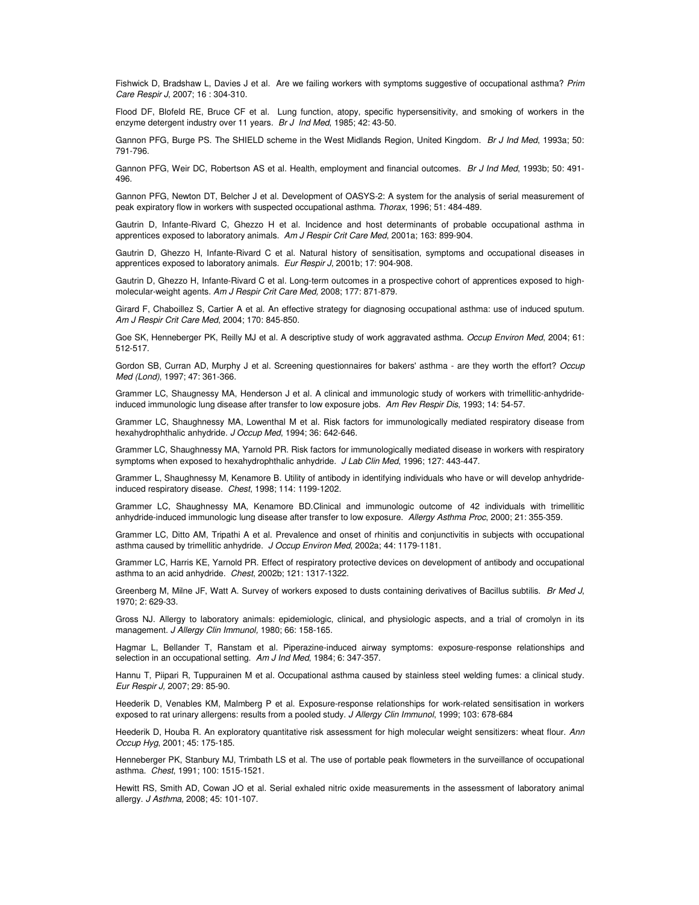Fishwick D, Bradshaw L, Davies J et al. Are we failing workers with symptoms suggestive of occupational asthma? *Prim Care Respir J*, 2007; 16 : 304-310.

Flood DF, Blofeld RE, Bruce CF et al. Lung function, atopy, specific hypersensitivity, and smoking of workers in the enzyme detergent industry over 11 years. *Br J Ind Med*, 1985; 42: 43-50.

Gannon PFG, Burge PS. The SHIELD scheme in the West Midlands Region, United Kingdom. *Br J Ind Med*, 1993a; 50: 791-796.

Gannon PFG, Weir DC, Robertson AS et al. Health, employment and financial outcomes. *Br J Ind Med*, 1993b; 50: 491-496.

Gannon PFG, Newton DT, Belcher J et al. Development of OASYS-2: A system for the analysis of serial measurement of peak expiratory flow in workers with suspected occupational asthma. *Thorax*, 1996; 51: 484-489.

Gautrin D, Infante-Rivard C, Ghezzo H et al. Incidence and host determinants of probable occupational asthma in apprentices exposed to laboratory animals. *Am J Respir Crit Care Med*, 2001a; 163: 899-904.

Gautrin D, Ghezzo H, Infante-Rivard C et al. Natural history of sensitisation, symptoms and occupational diseases in apprentices exposed to laboratory animals. *Eur Respir J*, 2001b; 17: 904-908.

Gautrin D, Ghezzo H, Infante-Rivard C et al. Long-term outcomes in a prospective cohort of apprentices exposed to high-molecular-weight agents. *Am J Respir Crit Care Med,* 2008; 177: 871-879.

Girard F, Chaboillez S, Cartier A et al. An effective strategy for diagnosing occupational asthma: use of induced sputum. *Am J Respir Crit Care Med*, 2004; 170: 845-850.

Goe SK, Henneberger PK, Reilly MJ et al. A descriptive study of work aggravated asthma. *Occup Environ Med*, 2004; 61: 512-517.

Gordon SB, Curran AD, Murphy J et al. Screening questionnaires for bakers' asthma - are they worth the effort? *Occup Med (Lond)*, 1997; 47: 361-366.

Grammer LC, Shaugnessy MA, Henderson J et al. A clinical and immunologic study of workers with trimellitic-anhydride-induced immunologic lung disease after transfer to low exposure jobs. *Am Rev Respir Dis*, 1993; 14: 54-57.

Grammer LC, Shaughnessy MA, Lowenthal M et al. Risk factors for immunologically mediated respiratory disease from hexahydrophthalic anhydride. *J Occup Med*, 1994; 36: 642-646.

Grammer LC, Shaughnessy MA, Yarnold PR. Risk factors for immunologically mediated disease in workers with respiratory symptoms when exposed to hexahydrophthalic anhydride. *J Lab Clin Med*, 1996; 127: 443-447.

Grammer L, Shaughnessy M, Kenamore B. Utility of antibody in identifying individuals who have or will develop anhydride-induced respiratory disease. *Chest*, 1998; 114: 1199-1202.

Grammer LC, Shaughnessy MA, Kenamore BD.Clinical and immunologic outcome of 42 individuals with trimellitic anhydride-induced immunologic lung disease after transfer to low exposure. *Allergy Asthma Proc*, 2000; 21: 355-359.

Grammer LC, Ditto AM, Tripathi A et al. Prevalence and onset of rhinitis and conjunctivitis in subjects with occupational asthma caused by trimellitic anhydride. *J Occup Environ Med*, 2002a; 44: 1179-1181.

Grammer LC, Harris KE, Yarnold PR. Effect of respiratory protective devices on development of antibody and occupational asthma to an acid anhydride. *Chest*, 2002b; 121: 1317-1322.

Greenberg M, Milne JF, Watt A. Survey of workers exposed to dusts containing derivatives of Bacillus subtilis. *Br Med J*, 1970; 2: 629-33.

Gross NJ. Allergy to laboratory animals: epidemiologic, clinical, and physiologic aspects, and a trial of cromolyn in its management. *J Allergy Clin Immunol,* 1980; 66: 158-165.

Hagmar L, Bellander T, Ranstam et al. Piperazine-induced airway symptoms: exposure-response relationships and selection in an occupational setting. *Am J Ind Med*, 1984; 6: 347-357.

Hannu T, Piipari R, Tuppurainen M et al. Occupational asthma caused by stainless steel welding fumes: a clinical study. *Eur Respir J*, 2007; 29: 85-90.

Heederik D, Venables KM, Malmberg P et al. Exposure-response relationships for work-related sensitisation in workers exposed to rat urinary allergens: results from a pooled study. *J Allergy Clin Immunol*, 1999; 103: 678-684

Heederik D, Houba R. An exploratory quantitative risk assessment for high molecular weight sensitizers: wheat flour. *Ann Occup Hyg*, 2001; 45: 175-185.

Henneberger PK, Stanbury MJ, Trimbath LS et al. The use of portable peak flowmeters in the surveillance of occupational asthma. *Chest*, 1991; 100: 1515-1521.

Hewitt RS, Smith AD, Cowan JO et al. Serial exhaled nitric oxide measurements in the assessment of laboratory animal allergy. *J Asthma,* 2008; 45: 101-107.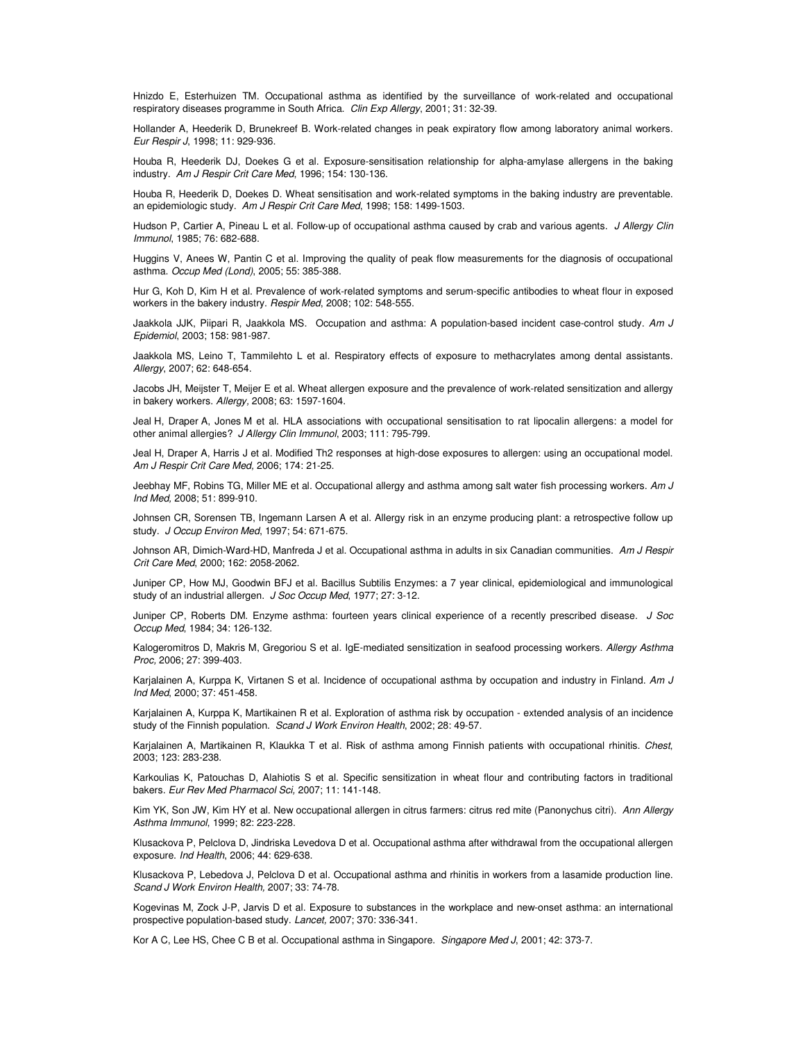Hnizdo E, Esterhuizen TM. Occupational asthma as identified by the surveillance of work-related and occupational respiratory diseases programme in South Africa. *Clin Exp Allergy*, 2001; 31: 32-39.

Hollander A, Heederik D, Brunekreef B. Work-related changes in peak expiratory flow among laboratory animal workers. *Eur Respir J*, 1998; 11: 929-936.

Houba R, Heederik DJ, Doekes G et al. Exposure-sensitisation relationship for alpha-amylase allergens in the baking industry. *Am J Respir Crit Care Med*, 1996; 154: 130-136.

Houba R, Heederik D, Doekes D. Wheat sensitisation and work-related symptoms in the baking industry are preventable. an epidemiologic study. *Am J Respir Crit Care Med*, 1998; 158: 1499-1503.

Hudson P, Cartier A, Pineau L et al. Follow-up of occupational asthma caused by crab and various agents. *J Allergy Clin Immunol*, 1985; 76: 682-688.

Huggins V, Anees W, Pantin C et al. Improving the quality of peak flow measurements for the diagnosis of occupational asthma. *Occup Med (Lond)*, 2005; 55: 385-388.

Hur G, Koh D, Kim H et al. Prevalence of work-related symptoms and serum-specific antibodies to wheat flour in exposed workers in the bakery industry. *Respir Med*, 2008; 102: 548-555.

Jaakkola JJK, Piipari R, Jaakkola MS. Occupation and asthma: A population-based incident case-control study. *Am J Epidemiol*, 2003; 158: 981-987.

Jaakkola MS, Leino T, Tammilehto L et al. Respiratory effects of exposure to methacrylates among dental assistants. *Allergy*, 2007; 62: 648-654.

Jacobs JH, Meijster T, Meijer E et al. Wheat allergen exposure and the prevalence of work-related sensitization and allergy in bakery workers. *Allergy*, 2008; 63: 1597-1604.

Jeal H, Draper A, Jones M et al. HLA associations with occupational sensitisation to rat lipocalin allergens: a model for other animal allergies? *J Allergy Clin Immunol*, 2003; 111: 795-799.

Jeal H, Draper A, Harris J et al. Modified Th2 responses at high-dose exposures to allergen: using an occupational model. *Am J Respir Crit Care Med,* 2006; 174: 21-25.

Jeebhay MF, Robins TG, Miller ME et al. Occupational allergy and asthma among salt water fish processing workers. *Am J Ind Med,* 2008; 51: 899-910.

Johnsen CR, Sorensen TB, Ingemann Larsen A et al. Allergy risk in an enzyme producing plant: a retrospective follow up study. *J Occup Environ Med*, 1997; 54: 671-675.

Johnson AR, Dimich-Ward-HD, Manfreda J et al. Occupational asthma in adults in six Canadian communities. *Am J Respir Crit Care Med*, 2000; 162: 2058-2062.

Juniper CP, How MJ, Goodwin BFJ et al. Bacillus Subtilis Enzymes: a 7 year clinical, epidemiological and immunological study of an industrial allergen. *J Soc Occup Med*, 1977; 27: 3-12.

Juniper CP, Roberts DM. Enzyme asthma: fourteen years clinical experience of a recently prescribed disease. *J Soc Occup Med*, 1984; 34: 126-132.

Kalogeromitros D, Makris M, Gregoriou S et al. IgE-mediated sensitization in seafood processing workers. *Allergy Asthma Proc,* 2006; 27: 399-403.

Karjalainen A, Kurppa K, Virtanen S et al. Incidence of occupational asthma by occupation and industry in Finland. *Am J Ind Med*, 2000; 37: 451-458.

Karjalainen A, Kurppa K, Martikainen R et al. Exploration of asthma risk by occupation - extended analysis of an incidence study of the Finnish population. *Scand J Work Environ Health*, 2002; 28: 49-57.

Karjalainen A, Martikainen R, Klaukka T et al. Risk of asthma among Finnish patients with occupational rhinitis. *Chest*, 2003; 123: 283-238.

Karkoulias K, Patouchas D, Alahiotis S et al. Specific sensitization in wheat flour and contributing factors in traditional bakers. *Eur Rev Med Pharmacol Sci,* 2007; 11: 141-148.

Kim YK, Son JW, Kim HY et al. New occupational allergen in citrus farmers: citrus red mite (Panonychus citri). *Ann Allergy Asthma Immunol*, 1999; 82: 223-228.

Klusackova P, Pelclova D, Jindriska Levedova D et al. Occupational asthma after withdrawal from the occupational allergen exposure. *Ind Health*, 2006; 44: 629-638.

Klusackova P, Lebedova J, Pelclova D et al. Occupational asthma and rhinitis in workers from a lasamide production line. *Scand J Work Environ Health,* 2007; 33: 74-78.

Kogevinas M, Zock J-P, Jarvis D et al. Exposure to substances in the workplace and new-onset asthma: an international prospective population-based study. *Lancet,* 2007; 370: 336-341.

Kor A C, Lee HS, Chee C B et al. Occupational asthma in Singapore. *Singapore Med J*, 2001; 42: 373-7.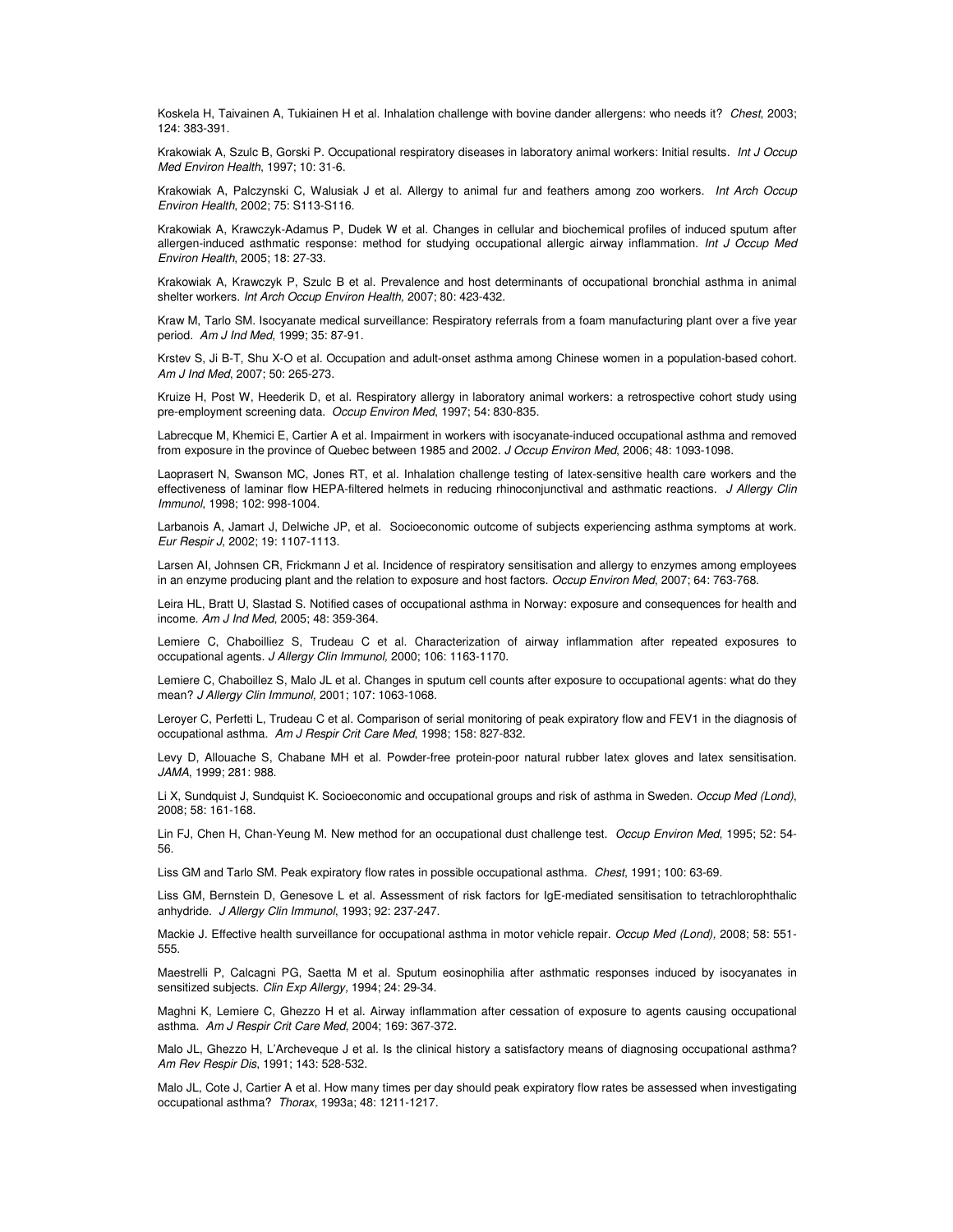Koskela H, Taivainen A, Tukiainen H et al. Inhalation challenge with bovine dander allergens: who needs it? *Chest*, 2003; 124: 383-391.

Krakowiak A, Szulc B, Gorski P. Occupational respiratory diseases in laboratory animal workers: Initial results. *Int J Occup Med Environ Health*, 1997; 10: 31-6.

Krakowiak A, Palczynski C, Walusiak J et al. Allergy to animal fur and feathers among zoo workers. *Int Arch Occup Environ Health*, 2002; 75: S113-S116.

Krakowiak A, Krawczyk-Adamus P, Dudek W et al. Changes in cellular and biochemical profiles of induced sputum after allergen-induced asthmatic response: method for studying occupational allergic airway inflammation. *Int J Occup Med Environ Health*, 2005; 18: 27-33.

Krakowiak A, Krawczyk P, Szulc B et al. Prevalence and host determinants of occupational bronchial asthma in animal shelter workers. *Int Arch Occup Environ Health,* 2007; 80: 423-432.

Kraw M, Tarlo SM. Isocyanate medical surveillance: Respiratory referrals from a foam manufacturing plant over a five year period. *Am J Ind Med*, 1999; 35: 87-91.

Krstev S, Ji B-T, Shu X-O et al. Occupation and adult-onset asthma among Chinese women in a population-based cohort. *Am J Ind Med*, 2007; 50: 265-273.

Kruize H, Post W, Heederik D, et al. Respiratory allergy in laboratory animal workers: a retrospective cohort study using pre-employment screening data. *Occup Environ Med*, 1997; 54: 830-835.

Labrecque M, Khemici E, Cartier A et al. Impairment in workers with isocyanate-induced occupational asthma and removed from exposure in the province of Quebec between 1985 and 2002. *J Occup Environ Med*, 2006; 48: 1093-1098.

Laoprasert N, Swanson MC, Jones RT, et al. Inhalation challenge testing of latex-sensitive health care workers and the effectiveness of laminar flow HEPA-filtered helmets in reducing rhinoconjunctival and asthmatic reactions. *J Allergy Clin Immunol*, 1998; 102: 998-1004.

Larbanois A, Jamart J, Delwiche JP, et al. Socioeconomic outcome of subjects experiencing asthma symptoms at work. *Eur Respir J*, 2002; 19: 1107-1113.

Larsen AI, Johnsen CR, Frickmann J et al. Incidence of respiratory sensitisation and allergy to enzymes among employees in an enzyme producing plant and the relation to exposure and host factors. *Occup Environ Med*, 2007; 64: 763-768.

Leira HL, Bratt U, Slastad S. Notified cases of occupational asthma in Norway: exposure and consequences for health and income. *Am J Ind Med*, 2005; 48: 359-364.

Lemiere C, Chaboilliez S, Trudeau C et al. Characterization of airway inflammation after repeated exposures to occupational agents. *J Allergy Clin Immunol,* 2000; 106: 1163-1170.

Lemiere C, Chaboillez S, Malo JL et al. Changes in sputum cell counts after exposure to occupational agents: what do they mean? *J Allergy Clin Immunol,* 2001; 107: 1063-1068.

Leroyer C, Perfetti L, Trudeau C et al. Comparison of serial monitoring of peak expiratory flow and FEV1 in the diagnosis of occupational asthma. *Am J Respir Crit Care Med*, 1998; 158: 827-832.

Levy D, Allouache S, Chabane MH et al. Powder-free protein-poor natural rubber latex gloves and latex sensitisation. *JAMA*, 1999; 281: 988.

Li X, Sundquist J, Sundquist K. Socioeconomic and occupational groups and risk of asthma in Sweden. *Occup Med (Lond)*, 2008; 58: 161-168.

Lin FJ, Chen H, Chan-Yeung M. New method for an occupational dust challenge test. *Occup Environ Med*, 1995; 52: 54-56.

Liss GM and Tarlo SM. Peak expiratory flow rates in possible occupational asthma. *Chest*, 1991; 100: 63-69.

Liss GM, Bernstein D, Genesove L et al. Assessment of risk factors for IgE-mediated sensitisation to tetrachlorophthalic anhydride. *J Allergy Clin Immunol*, 1993; 92: 237-247.

Mackie J. Effective health surveillance for occupational asthma in motor vehicle repair. *Occup Med (Lond),* 2008; 58: 551-555.

Maestrelli P, Calcagni PG, Saetta M et al. Sputum eosinophilia after asthmatic responses induced by isocyanates in sensitized subjects. *Clin Exp Allergy*, 1994; 24: 29-34.

Maghni K, Lemiere C, Ghezzo H et al. Airway inflammation after cessation of exposure to agents causing occupational asthma. *Am J Respir Crit Care Med*, 2004; 169: 367-372.

Malo JL, Ghezzo H, L'Archeveque J et al. Is the clinical history a satisfactory means of diagnosing occupational asthma? *Am Rev Respir Dis*, 1991; 143: 528-532.

Malo JL, Cote J, Cartier A et al. How many times per day should peak expiratory flow rates be assessed when investigating occupational asthma? *Thorax*, 1993a; 48: 1211-1217.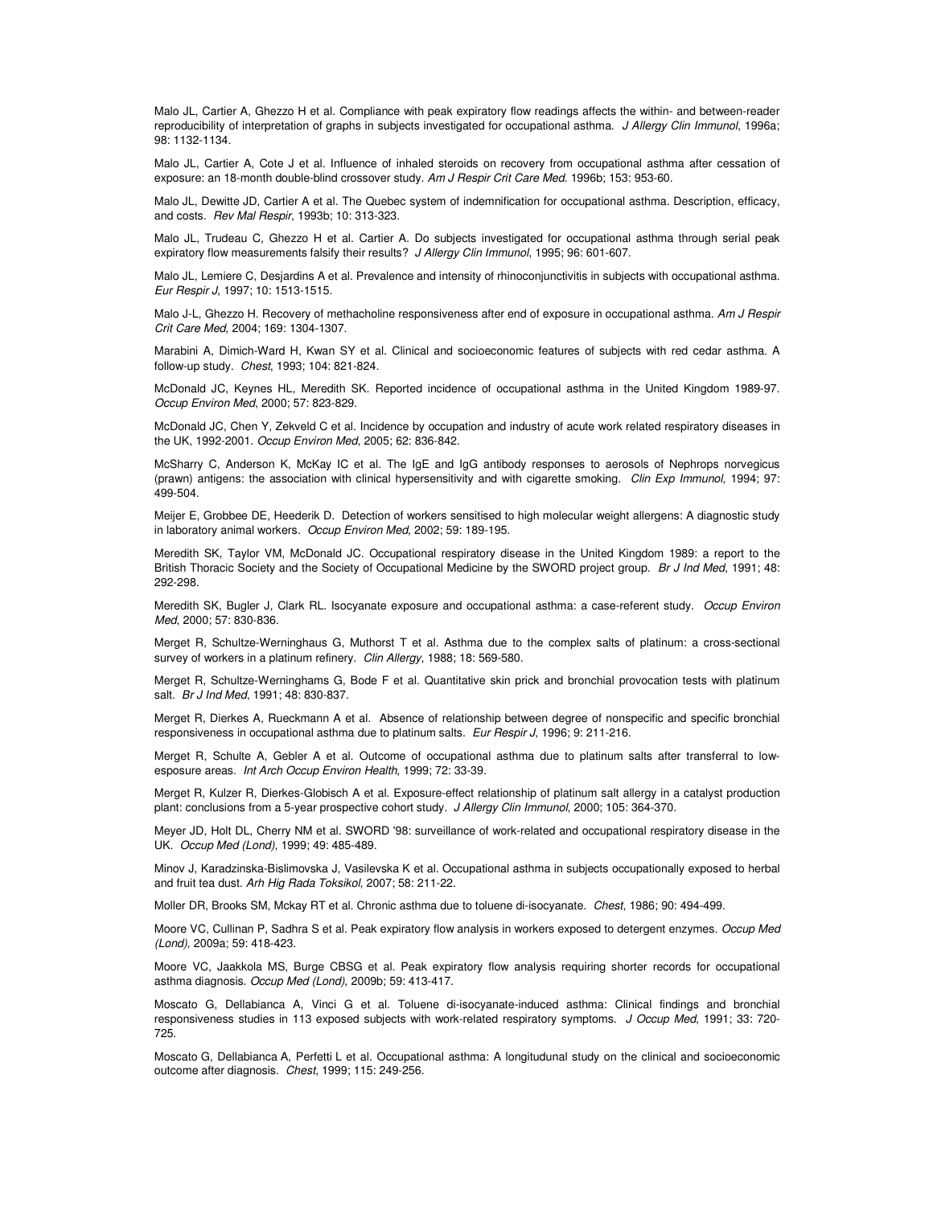Malo JL, Cartier A, Ghezzo H et al. Compliance with peak expiratory flow readings affects the within- and between-reader reproducibility of interpretation of graphs in subjects investigated for occupational asthma. *J Allergy Clin Immunol*, 1996a; 98: 1132-1134.

Malo JL, Cartier A, Cote J et al. Influence of inhaled steroids on recovery from occupational asthma after cessation of exposure: an 18-month double-blind crossover study. *Am J Respir Crit Care Med*. 1996b; 153: 953-60.

Malo JL, Dewitte JD, Cartier A et al. The Quebec system of indemnification for occupational asthma. Description, efficacy, and costs. *Rev Mal Respir*, 1993b; 10: 313-323.

Malo JL, Trudeau C, Ghezzo H et al. Cartier A. Do subjects investigated for occupational asthma through serial peak expiratory flow measurements falsify their results? *J Allergy Clin Immunol*, 1995; 96: 601-607.

Malo JL, Lemiere C, Desjardins A et al. Prevalence and intensity of rhinoconjunctivitis in subjects with occupational asthma. *Eur Respir J*, 1997; 10: 1513-1515.

Malo J-L, Ghezzo H. Recovery of methacholine responsiveness after end of exposure in occupational asthma. *Am J Respir Crit Care Med,* 2004; 169: 1304-1307.

Marabini A, Dimich-Ward H, Kwan SY et al. Clinical and socioeconomic features of subjects with red cedar asthma. A follow-up study. *Chest*, 1993; 104: 821-824.

McDonald JC, Keynes HL, Meredith SK. Reported incidence of occupational asthma in the United Kingdom 1989-97. *Occup Environ Med*, 2000; 57: 823-829.

McDonald JC, Chen Y, Zekveld C et al. Incidence by occupation and industry of acute work related respiratory diseases in the UK, 1992-2001. *Occup Environ Med*, 2005; 62: 836-842.

McSharry C, Anderson K, McKay IC et al. The IgE and IgG antibody responses to aerosols of Nephrops norvegicus (prawn) antigens: the association with clinical hypersensitivity and with cigarette smoking. *Clin Exp Immunol*, 1994; 97: 499-504.

Meijer E, Grobbee DE, Heederik D. Detection of workers sensitised to high molecular weight allergens: A diagnostic study in laboratory animal workers. *Occup Environ Med*, 2002; 59: 189-195.

Meredith SK, Taylor VM, McDonald JC. Occupational respiratory disease in the United Kingdom 1989: a report to the British Thoracic Society and the Society of Occupational Medicine by the SWORD project group. *Br J Ind Med*, 1991; 48: 292-298.

Meredith SK, Bugler J, Clark RL. Isocyanate exposure and occupational asthma: a case-referent study. *Occup Environ Med*, 2000; 57: 830-836.

Merget R, Schultze-Werninghaus G, Muthorst T et al. Asthma due to the complex salts of platinum: a cross-sectional survey of workers in a platinum refinery. *Clin Allergy*, 1988; 18: 569-580.

Merget R, Schultze-Werninghams G, Bode F et al. Quantitative skin prick and bronchial provocation tests with platinum salt. *Br J Ind Med*, 1991; 48: 830-837.

Merget R, Dierkes A, Rueckmann A et al. Absence of relationship between degree of nonspecific and specific bronchial responsiveness in occupational asthma due to platinum salts. *Eur Respir J*, 1996; 9: 211-216.

Merget R, Schulte A, Gebler A et al. Outcome of occupational asthma due to platinum salts after transferral to low-esposure areas. *Int Arch Occup Environ Health*, 1999; 72: 33-39.

Merget R, Kulzer R, Dierkes-Globisch A et al. Exposure-effect relationship of platinum salt allergy in a catalyst production plant: conclusions from a 5-year prospective cohort study. *J Allergy Clin Immunol*, 2000; 105: 364-370.

Meyer JD, Holt DL, Cherry NM et al. SWORD '98: surveillance of work-related and occupational respiratory disease in the UK. *Occup Med (Lond)*, 1999; 49: 485-489.

Minov J, Karadzinska-Bislimovska J, Vasilevska K et al. Occupational asthma in subjects occupationally exposed to herbal and fruit tea dust. *Arh Hig Rada Toksikol*, 2007; 58: 211-22.

Moller DR, Brooks SM, Mckay RT et al. Chronic asthma due to toluene di-isocyanate. *Chest*, 1986; 90: 494-499.

Moore VC, Cullinan P, Sadhra S et al. Peak expiratory flow analysis in workers exposed to detergent enzymes. *Occup Med (Lond),* 2009a; 59: 418-423.

Moore VC, Jaakkola MS, Burge CBSG et al. Peak expiratory flow analysis requiring shorter records for occupational asthma diagnosis. *Occup Med (Lond)*, 2009b; 59: 413-417.

Moscato G, Dellabianca A, Vinci G et al. Toluene di-isocyanate-induced asthma: Clinical findings and bronchial responsiveness studies in 113 exposed subjects with work-related respiratory symptoms. *J Occup Med*, 1991; 33: 720-725.

Moscato G, Dellabianca A, Perfetti L et al. Occupational asthma: A longitudunal study on the clinical and socioeconomic outcome after diagnosis. *Chest*, 1999; 115: 249-256.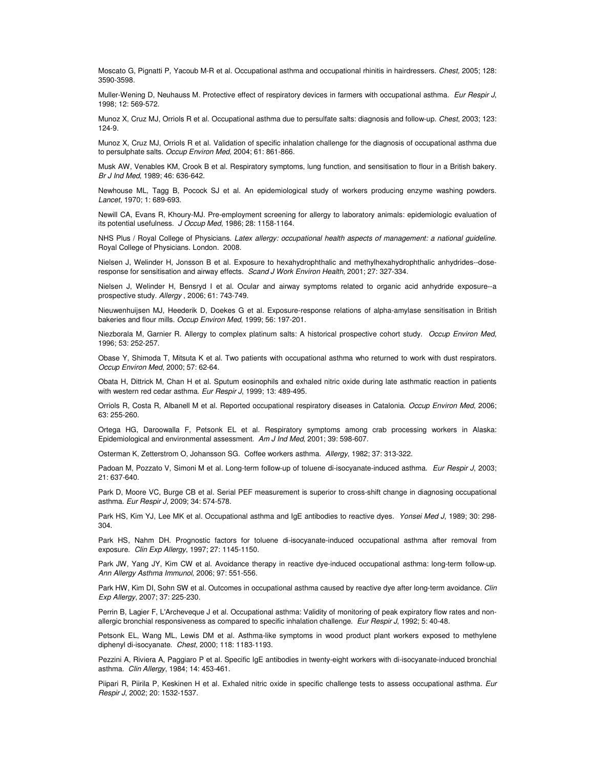Moscato G, Pignatti P, Yacoub M-R et al. Occupational asthma and occupational rhinitis in hairdressers. *Chest,* 2005; 128: 3590-3598.

Muller-Wening D, Neuhauss M. Protective effect of respiratory devices in farmers with occupational asthma. *Eur Respir J*, 1998; 12: 569-572.

Munoz X, Cruz MJ, Orriols R et al. Occupational asthma due to persulfate salts: diagnosis and follow-up. *Chest*, 2003; 123: 124-9.

Munoz X, Cruz MJ, Orriols R et al. Validation of specific inhalation challenge for the diagnosis of occupational asthma due to persulphate salts. *Occup Environ Med,* 2004; 61: 861-866.

Musk AW, Venables KM, Crook B et al. Respiratory symptoms, lung function, and sensitisation to flour in a British bakery. *Br J Ind Med*, 1989; 46: 636-642.

Newhouse ML, Tagg B, Pocock SJ et al. An epidemiological study of workers producing enzyme washing powders. *Lancet*, 1970; 1: 689-693.

Newill CA, Evans R, Khoury-MJ. Pre-employment screening for allergy to laboratory animals: epidemiologic evaluation of its potential usefulness. *J Occup Med*, 1986; 28: 1158-1164.

NHS Plus / Royal College of Physicians. *Latex allergy: occupational health aspects of management: a national guideline.* Royal College of Physicians. London. 2008.

Nielsen J, Welinder H, Jonsson B et al. Exposure to hexahydrophthalic and methylhexahydrophthalic anhydrides--dose-response for sensitisation and airway effects. *Scand J Work Environ Health*, 2001; 27: 327-334.

Nielsen J, Welinder H, Bensryd I et al. Ocular and airway symptoms related to organic acid anhydride exposure--a prospective study. *Allergy* , 2006; 61: 743-749.

Nieuwenhuijsen MJ, Heederik D, Doekes G et al. Exposure-response relations of alpha-amylase sensitisation in British bakeries and flour mills. *Occup Environ Med*, 1999; 56: 197-201.

Niezborala M, Garnier R. Allergy to complex platinum salts: A historical prospective cohort study. *Occup Environ Med*, 1996; 53: 252-257.

Obase Y, Shimoda T, Mitsuta K et al. Two patients with occupational asthma who returned to work with dust respirators. *Occup Environ Med*, 2000; 57: 62-64.

Obata H, Dittrick M, Chan H et al. Sputum eosinophils and exhaled nitric oxide during late asthmatic reaction in patients with western red cedar asthma. *Eur Respir J*, 1999; 13: 489-495.

Orriols R, Costa R, Albanell M et al. Reported occupational respiratory diseases in Catalonia. *Occup Environ Med*, 2006; 63: 255-260.

Ortega HG, Daroowalla F, Petsonk EL et al. Respiratory symptoms among crab processing workers in Alaska: Epidemiological and environmental assessment. *Am J Ind Med*, 2001; 39: 598-607.

Osterman K, Zetterstrom O, Johansson SG. Coffee workers asthma. *Allergy*, 1982; 37: 313-322.

Padoan M, Pozzato V, Simoni M et al. Long-term follow-up of toluene di-isocyanate-induced asthma. *Eur Respir J*, 2003; 21: 637-640.

Park D, Moore VC, Burge CB et al. Serial PEF measurement is superior to cross-shift change in diagnosing occupational asthma. *Eur Respir J*, 2009; 34: 574-578.

Park HS, Kim YJ, Lee MK et al. Occupational asthma and IgE antibodies to reactive dyes. *Yonsei Med J*, 1989; 30: 298-304.

Park HS, Nahm DH. Prognostic factors for toluene di-isocyanate-induced occupational asthma after removal from exposure. *Clin Exp Allergy*, 1997; 27: 1145-1150.

Park JW, Yang JY, Kim CW et al. Avoidance therapy in reactive dye-induced occupational asthma: long-term follow-up. *Ann Allergy Asthma Immunol*, 2006; 97: 551-556.

Park HW, Kim DI, Sohn SW et al. Outcomes in occupational asthma caused by reactive dye after long-term avoidance. *Clin Exp Allergy*, 2007; 37: 225-230.

Perrin B, Lagier F, L'Archeveque J et al. Occupational asthma: Validity of monitoring of peak expiratory flow rates and non-allergic bronchial responsiveness as compared to specific inhalation challenge. *Eur Respir J*, 1992; 5: 40-48.

Petsonk EL, Wang ML, Lewis DM et al. Asthma-like symptoms in wood product plant workers exposed to methylene diphenyl di-isocyanate. *Chest*, 2000; 118: 1183-1193.

Pezzini A, Riviera A, Paggiaro P et al. Specific IgE antibodies in twenty-eight workers with di-isocyanate-induced bronchial asthma. *Clin Allergy*, 1984; 14: 453-461.

Piipari R, Piirila P, Keskinen H et al. Exhaled nitric oxide in specific challenge tests to assess occupational asthma. *Eur Respir J*, 2002; 20: 1532-1537.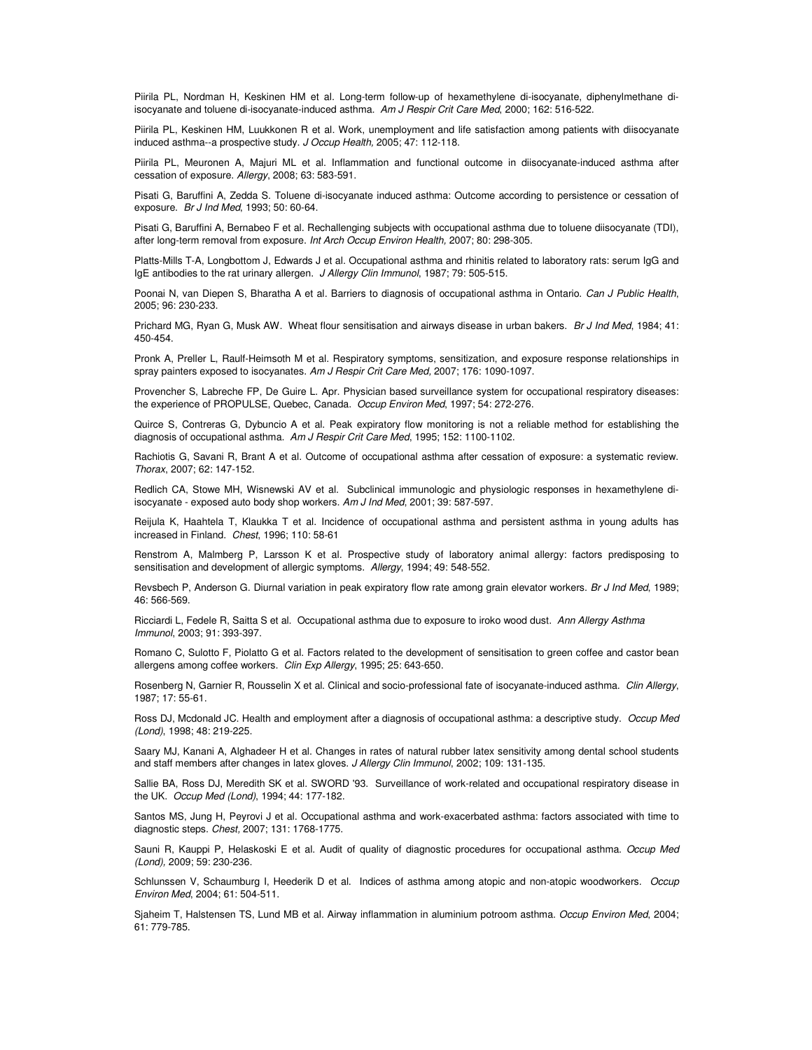Piirila PL, Nordman H, Keskinen HM et al. Long-term follow-up of hexamethylene di-isocyanate, diphenylmethane di-isocyanate and toluene di-isocyanate-induced asthma. *Am J Respir Crit Care Med*, 2000; 162: 516-522.

Piirila PL, Keskinen HM, Luukkonen R et al. Work, unemployment and life satisfaction among patients with diisocyanate induced asthma--a prospective study. *J Occup Health,* 2005; 47: 112-118.

Piirila PL, Meuronen A, Majuri ML et al. Inflammation and functional outcome in diisocyanate-induced asthma after cessation of exposure. *Allergy*, 2008; 63: 583-591.

Pisati G, Baruffini A, Zedda S. Toluene di-isocyanate induced asthma: Outcome according to persistence or cessation of exposure. *Br J Ind Med*, 1993; 50: 60-64.

Pisati G, Baruffini A, Bernabeo F et al. Rechallenging subjects with occupational asthma due to toluene diisocyanate (TDI), after long-term removal from exposure. *Int Arch Occup Environ Health,* 2007; 80: 298-305.

Platts-Mills T-A, Longbottom J, Edwards J et al. Occupational asthma and rhinitis related to laboratory rats: serum IgG and IgE antibodies to the rat urinary allergen. *J Allergy Clin Immunol*, 1987; 79: 505-515.

Poonai N, van Diepen S, Bharatha A et al. Barriers to diagnosis of occupational asthma in Ontario. *Can J Public Health*, 2005; 96: 230-233.

Prichard MG, Ryan G, Musk AW. Wheat flour sensitisation and airways disease in urban bakers. *Br J Ind Med*, 1984; 41: 450-454.

Pronk A, Preller L, Raulf-Heimsoth M et al. Respiratory symptoms, sensitization, and exposure response relationships in spray painters exposed to isocyanates. *Am J Respir Crit Care Med,* 2007; 176: 1090-1097.

Provencher S, Labreche FP, De Guire L. Apr. Physician based surveillance system for occupational respiratory diseases: the experience of PROPULSE, Quebec, Canada. *Occup Environ Med*, 1997; 54: 272-276.

Quirce S, Contreras G, Dybuncio A et al. Peak expiratory flow monitoring is not a reliable method for establishing the diagnosis of occupational asthma. *Am J Respir Crit Care Med*, 1995; 152: 1100-1102.

Rachiotis G, Savani R, Brant A et al. Outcome of occupational asthma after cessation of exposure: a systematic review. *Thorax*, 2007; 62: 147-152.

Redlich CA, Stowe MH, Wisnewski AV et al. Subclinical immunologic and physiologic responses in hexamethylene di-isocyanate - exposed auto body shop workers. *Am J Ind Med*, 2001; 39: 587-597.

Reijula K, Haahtela T, Klaukka T et al. Incidence of occupational asthma and persistent asthma in young adults has increased in Finland. *Chest*, 1996; 110: 58-61

Renstrom A, Malmberg P, Larsson K et al. Prospective study of laboratory animal allergy: factors predisposing to sensitisation and development of allergic symptoms. *Allergy*, 1994; 49: 548-552.

Revsbech P, Anderson G. Diurnal variation in peak expiratory flow rate among grain elevator workers. *Br J Ind Med*, 1989; 46: 566-569.

Ricciardi L, Fedele R, Saitta S et al. Occupational asthma due to exposure to iroko wood dust. *Ann Allergy Asthma Immunol*, 2003; 91: 393-397.

Romano C, Sulotto F, Piolatto G et al. Factors related to the development of sensitisation to green coffee and castor bean allergens among coffee workers. *Clin Exp Allergy*, 1995; 25: 643-650.

Rosenberg N, Garnier R, Rousselin X et al. Clinical and socio-professional fate of isocyanate-induced asthma. *Clin Allergy*, 1987; 17: 55-61.

Ross DJ, Mcdonald JC. Health and employment after a diagnosis of occupational asthma: a descriptive study. *Occup Med (Lond)*, 1998; 48: 219-225.

Saary MJ, Kanani A, Alghadeer H et al. Changes in rates of natural rubber latex sensitivity among dental school students and staff members after changes in latex gloves. *J Allergy Clin Immunol*, 2002; 109: 131-135.

Sallie BA, Ross DJ, Meredith SK et al. SWORD '93. Surveillance of work-related and occupational respiratory disease in the UK. *Occup Med (Lond)*, 1994; 44: 177-182.

Santos MS, Jung H, Peyrovi J et al. Occupational asthma and work-exacerbated asthma: factors associated with time to diagnostic steps. *Chest,* 2007; 131: 1768-1775.

Sauni R, Kauppi P, Helaskoski E et al. Audit of quality of diagnostic procedures for occupational asthma. *Occup Med (Lond),* 2009; 59: 230-236.

Schlunssen V, Schaumburg I, Heederik D et al. Indices of asthma among atopic and non-atopic woodworkers. *Occup Environ Med*, 2004; 61: 504-511.

Sjaheim T, Halstensen TS, Lund MB et al. Airway inflammation in aluminium potroom asthma. *Occup Environ Med*, 2004; 61: 779-785.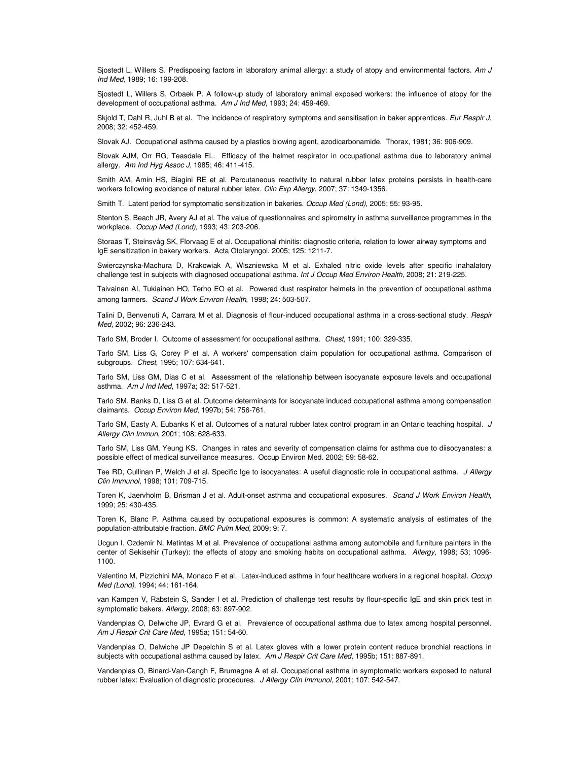Sjostedt L, Willers S. Predisposing factors in laboratory animal allergy: a study of atopy and environmental factors. *Am J Ind Med*, 1989; 16: 199-208.

Sjostedt L, Willers S, Orbaek P. A follow-up study of laboratory animal exposed workers: the influence of atopy for the development of occupational asthma. *Am J Ind Med*, 1993; 24: 459-469.

Skjold T, Dahl R, Juhl B et al. The incidence of respiratory symptoms and sensitisation in baker apprentices. *Eur Respir J*, 2008; 32: 452-459.

Slovak AJ. Occupational asthma caused by a plastics blowing agent, azodicarbonamide. Thorax, 1981; 36: 906-909.

Slovak AJM, Orr RG, Teasdale EL. Efficacy of the helmet respirator in occupational asthma due to laboratory animal allergy. *Am Ind Hyg Assoc J*, 1985; 46: 411-415.

Smith AM, Amin HS, Biagini RE et al. Percutaneous reactivity to natural rubber latex proteins persists in health-care workers following avoidance of natural rubber latex. *Clin Exp Allergy*, 2007; 37: 1349-1356.

Smith T. Latent period for symptomatic sensitization in bakeries. *Occup Med (Lond),* 2005; 55: 93-95.

Stenton S, Beach JR, Avery AJ et al. The value of questionnaires and spirometry in asthma surveillance programmes in the workplace. *Occup Med (Lond)*, 1993; 43: 203-206.

Storaas T, Steinsvåg SK, Florvaag E et al. Occupational rhinitis: diagnostic criteria, relation to lower airway symptoms and IgE sensitization in bakery workers. Acta Otolaryngol. 2005; 125: 1211-7.

Swierczynska-Machura D, Krakowiak A, Wiszniewska M et al. Exhaled nitric oxide levels after specific inahalatory challenge test in subjects with diagnosed occupational asthma. *Int J Occup Med Environ Health*, 2008; 21: 219-225.

Taivainen AI, Tukiainen HO, Terho EO et al. Powered dust respirator helmets in the prevention of occupational asthma among farmers. *Scand J Work Environ Health*, 1998; 24: 503-507.

Talini D, Benvenuti A, Carrara M et al. Diagnosis of flour-induced occupational asthma in a cross-sectional study. *Respir Med*, 2002; 96: 236-243.

Tarlo SM, Broder I. Outcome of assessment for occupational asthma. *Chest*, 1991; 100: 329-335.

Tarlo SM, Liss G, Corey P et al. A workers' compensation claim population for occupational asthma. Comparison of subgroups. *Chest*, 1995; 107: 634-641.

Tarlo SM, Liss GM, Dias C et al. Assessment of the relationship between isocyanate exposure levels and occupational asthma. *Am J Ind Med*, 1997a; 32: 517-521.

Tarlo SM, Banks D, Liss G et al. Outcome determinants for isocyanate induced occupational asthma among compensation claimants. *Occup Environ Med*, 1997b; 54: 756-761.

Tarlo SM, Easty A, Eubanks K et al. Outcomes of a natural rubber latex control program in an Ontario teaching hospital. *J Allergy Clin Immun*, 2001; 108: 628-633.

Tarlo SM, Liss GM, Yeung KS. Changes in rates and severity of compensation claims for asthma due to diisocyanates: a possible effect of medical surveillance measures. Occup Environ Med. 2002; 59: 58-62.

Tee RD, Cullinan P, Welch J et al. Specific Ige to isocyanates: A useful diagnostic role in occupational asthma. *J Allergy Clin Immunol*, 1998; 101: 709-715.

Toren K, Jaervholm B, Brisman J et al. Adult-onset asthma and occupational exposures. *Scand J Work Environ Health*, 1999; 25: 430-435.

Toren K, Blanc P. Asthma caused by occupational exposures is common: A systematic analysis of estimates of the population-attributable fraction. *BMC Pulm Med*, 2009; 9: 7.

Ucgun I, Ozdemir N, Metintas M et al. Prevalence of occupational asthma among automobile and furniture painters in the center of Sekisehir (Turkey): the effects of atopy and smoking habits on occupational asthma. *Allergy*, 1998; 53; 1096-1100.

Valentino M, Pizzichini MA, Monaco F et al. Latex-induced asthma in four healthcare workers in a regional hospital. *Occup Med (Lond)*, 1994; 44: 161-164.

van Kampen V, Rabstein S, Sander I et al. Prediction of challenge test results by flour-specific IgE and skin prick test in symptomatic bakers. *Allergy*, 2008; 63: 897-902.

Vandenplas O, Delwiche JP, Evrard G et al. Prevalence of occupational asthma due to latex among hospital personnel. *Am J Respir Crit Care Med*, 1995a; 151: 54-60.

Vandenplas O, Delwiche JP Depelchin S et al. Latex gloves with a lower protein content reduce bronchial reactions in subjects with occupational asthma caused by latex. *Am J Respir Crit Care Med*, 1995b; 151: 887-891.

Vandenplas O, Binard-Van-Cangh F, Brumagne A et al. Occupational asthma in symptomatic workers exposed to natural rubber latex: Evaluation of diagnostic procedures. *J Allergy Clin Immunol*, 2001; 107: 542-547.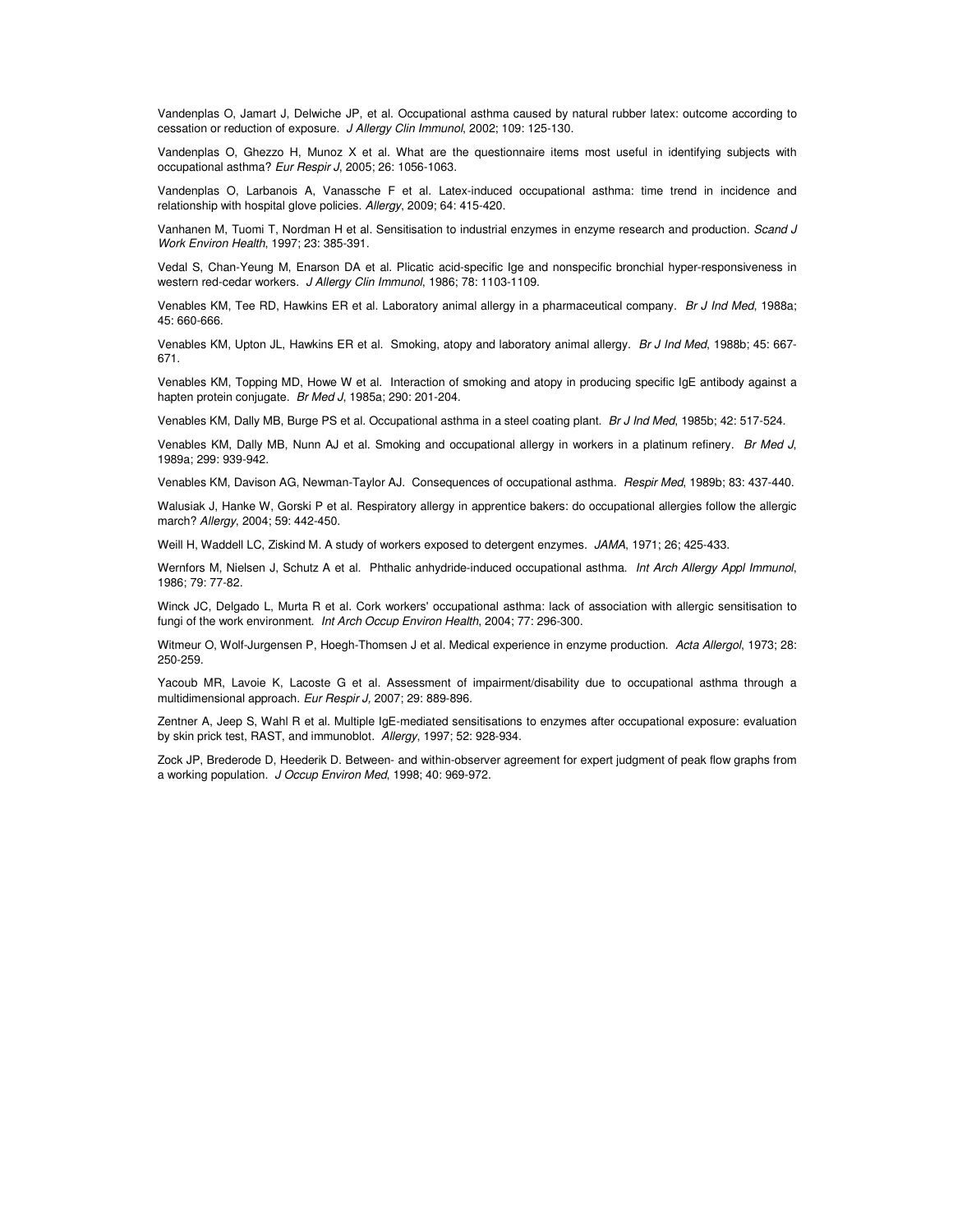Vandenplas O, Jamart J, Delwiche JP, et al. Occupational asthma caused by natural rubber latex: outcome according to cessation or reduction of exposure. *J Allergy Clin Immunol*, 2002; 109: 125-130.

Vandenplas O, Ghezzo H, Munoz X et al. What are the questionnaire items most useful in identifying subjects with occupational asthma? *Eur Respir J*, 2005; 26: 1056-1063.

Vandenplas O, Larbanois A, Vanassche F et al. Latex-induced occupational asthma: time trend in incidence and relationship with hospital glove policies. *Allergy*, 2009; 64: 415-420.

Vanhanen M, Tuomi T, Nordman H et al. Sensitisation to industrial enzymes in enzyme research and production. *Scand J Work Environ Health*, 1997; 23: 385-391.

Vedal S, Chan-Yeung M, Enarson DA et al. Plicatic acid-specific Ige and nonspecific bronchial hyper-responsiveness in western red-cedar workers. *J Allergy Clin Immunol*, 1986; 78: 1103-1109.

Venables KM, Tee RD, Hawkins ER et al. Laboratory animal allergy in a pharmaceutical company. *Br J Ind Med*, 1988a; 45: 660-666.

Venables KM, Upton JL, Hawkins ER et al. Smoking, atopy and laboratory animal allergy. *Br J Ind Med*, 1988b; 45: 667-671.

Venables KM, Topping MD, Howe W et al. Interaction of smoking and atopy in producing specific IgE antibody against a hapten protein conjugate. *Br Med J*, 1985a; 290: 201-204.

Venables KM, Dally MB, Burge PS et al. Occupational asthma in a steel coating plant. *Br J Ind Med*, 1985b; 42: 517-524.

Venables KM, Dally MB, Nunn AJ et al. Smoking and occupational allergy in workers in a platinum refinery. *Br Med J*, 1989a; 299: 939-942.

Venables KM, Davison AG, Newman-Taylor AJ. Consequences of occupational asthma. *Respir Med*, 1989b; 83: 437-440.

Walusiak J, Hanke W, Gorski P et al. Respiratory allergy in apprentice bakers: do occupational allergies follow the allergic march? *Allergy*, 2004; 59: 442-450.

Weill H, Waddell LC, Ziskind M. A study of workers exposed to detergent enzymes. *JAMA*, 1971; 26; 425-433.

Wernfors M, Nielsen J, Schutz A et al. Phthalic anhydride-induced occupational asthma. *Int Arch Allergy Appl Immunol*, 1986; 79: 77-82.

Winck JC, Delgado L, Murta R et al. Cork workers' occupational asthma: lack of association with allergic sensitisation to fungi of the work environment. *Int Arch Occup Environ Health*, 2004; 77: 296-300.

Witmeur O, Wolf-Jurgensen P, Hoegh-Thomsen J et al. Medical experience in enzyme production. *Acta Allergol*, 1973; 28: 250-259.

Yacoub MR, Lavoie K, Lacoste G et al. Assessment of impairment/disability due to occupational asthma through a multidimensional approach. *Eur Respir J,* 2007; 29: 889-896.

Zentner A, Jeep S, Wahl R et al. Multiple IgE-mediated sensitisations to enzymes after occupational exposure: evaluation by skin prick test, RAST, and immunoblot. *Allergy*, 1997; 52: 928-934.

Zock JP, Brederode D, Heederik D. Between- and within-observer agreement for expert judgment of peak flow graphs from a working population. *J Occup Environ Med*, 1998; 40: 969-972.